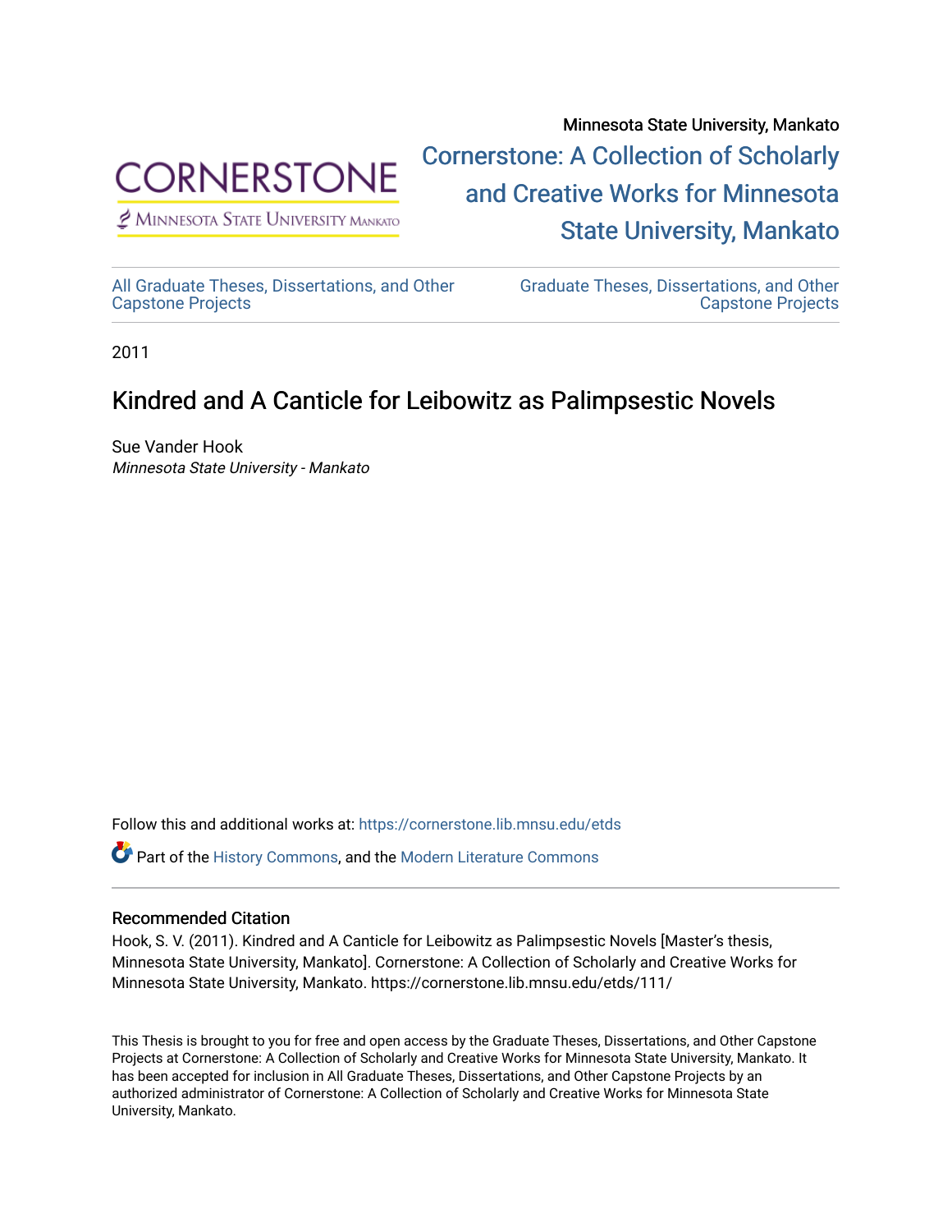Minnesota State University, Mankato

CORNERSTONE
Minnesota State University Mankato

Cornerstone: A Collection of Scholarly and Creative Works for Minnesota State University, Mankato

All Graduate Theses, Dissertations, and Other Capstone Projects

Graduate Theses, Dissertations, and Other Capstone Projects

2011

# Kindred and A Canticle for Leibowitz as Palimpsestic Novels

Sue Vander Hook
*Minnesota State University - Mankato*

Follow this and additional works at: https://cornerstone.lib.mnsu.edu/etds

Part of the History Commons, and the Modern Literature Commons

### Recommended Citation

Hook, S. V. (2011). Kindred and A Canticle for Leibowitz as Palimpsestic Novels [Master's thesis, Minnesota State University, Mankato]. Cornerstone: A Collection of Scholarly and Creative Works for Minnesota State University, Mankato. https://cornerstone.lib.mnsu.edu/etds/111/

This Thesis is brought to you for free and open access by the Graduate Theses, Dissertations, and Other Capstone Projects at Cornerstone: A Collection of Scholarly and Creative Works for Minnesota State University, Mankato. It has been accepted for inclusion in All Graduate Theses, Dissertations, and Other Capstone Projects by an authorized administrator of Cornerstone: A Collection of Scholarly and Creative Works for Minnesota State University, Mankato.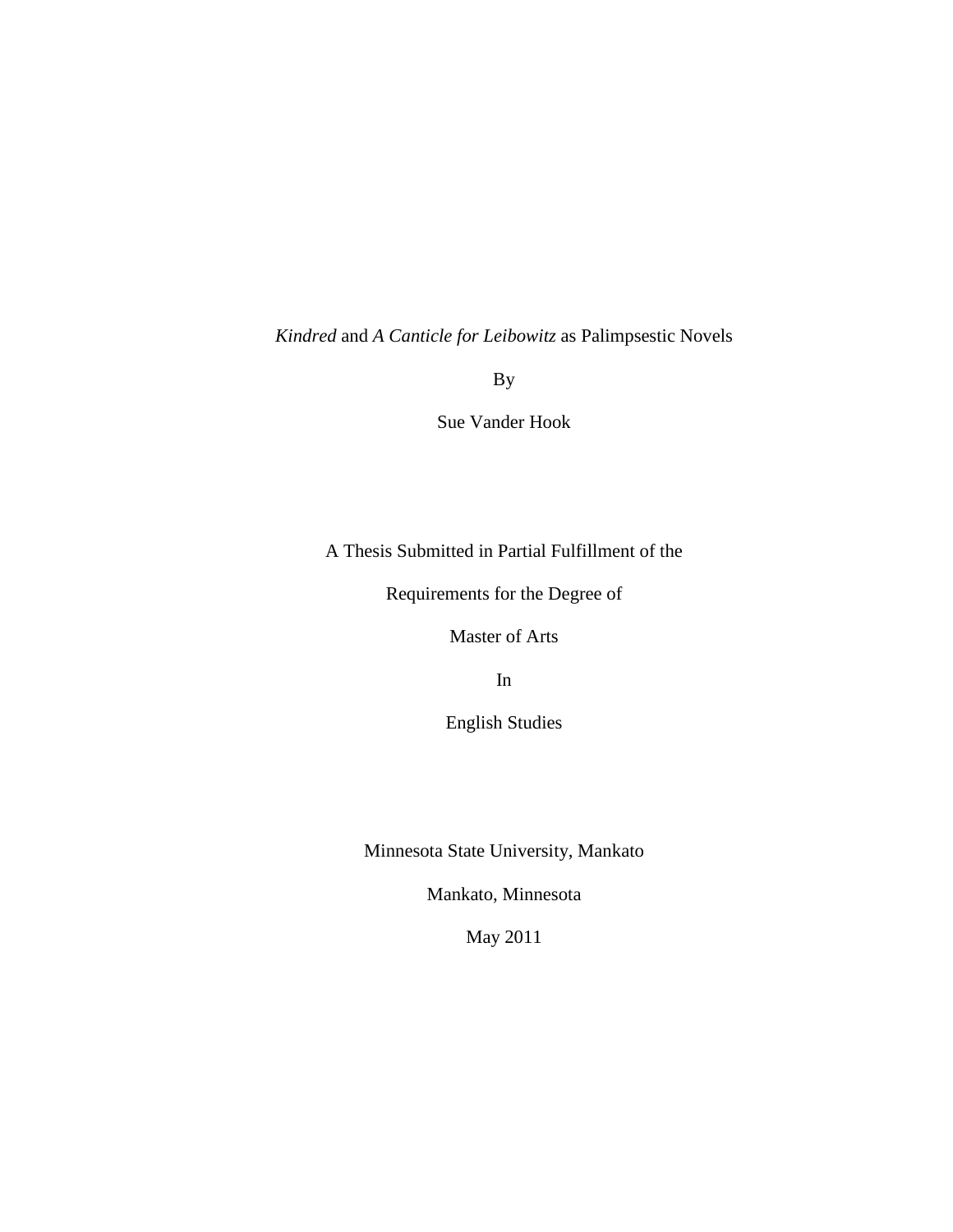*Kindred* and *A Canticle for Leibowitz* as Palimpsestic Novels

By

Sue Vander Hook

A Thesis Submitted in Partial Fulfillment of the

Requirements for the Degree of

Master of Arts

In

English Studies

Minnesota State University, Mankato

Mankato, Minnesota

May 2011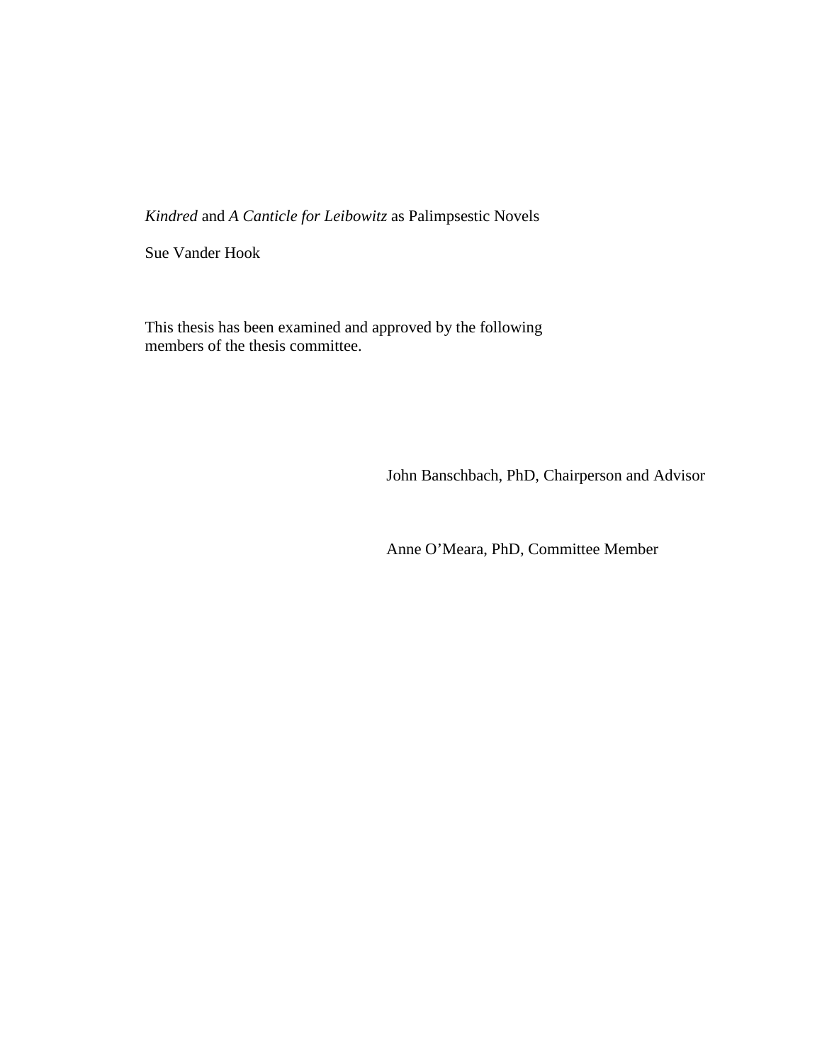*Kindred* and *A Canticle for Leibowitz* as Palimpsestic Novels

Sue Vander Hook

This thesis has been examined and approved by the following members of the thesis committee.

John Banschbach, PhD, Chairperson and Advisor

Anne O'Meara, PhD, Committee Member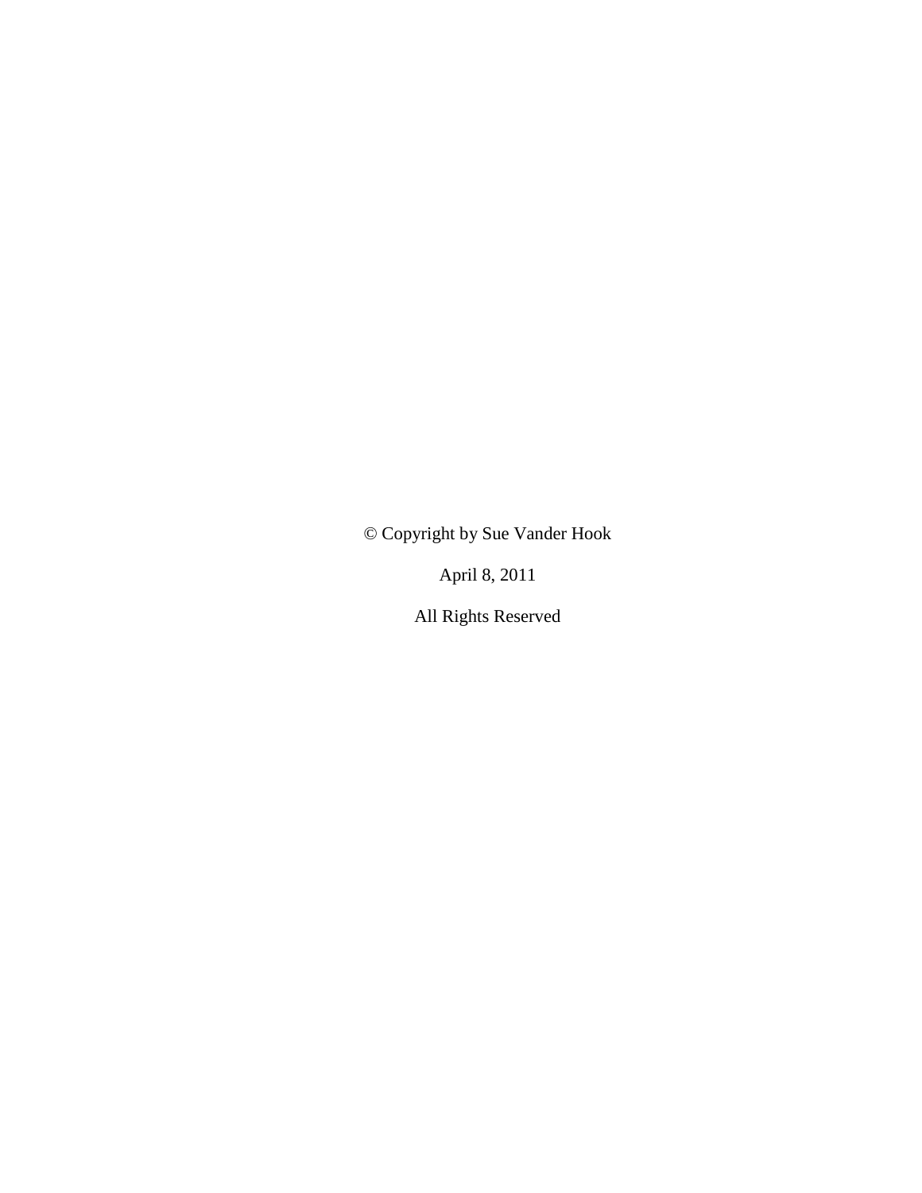© Copyright by Sue Vander Hook

April 8, 2011

All Rights Reserved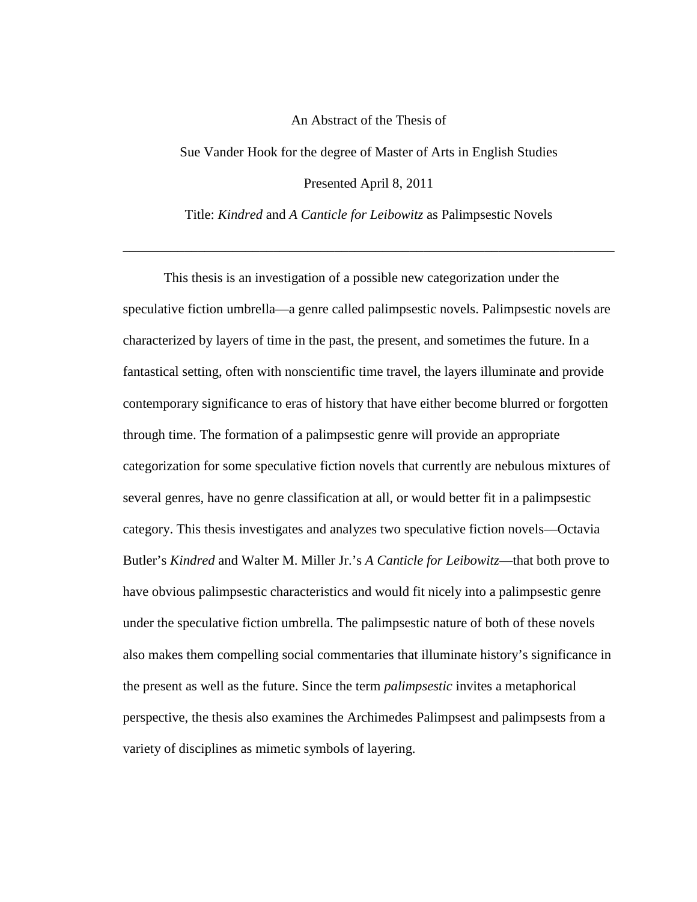An Abstract of the Thesis of

Sue Vander Hook for the degree of Master of Arts in English Studies

Presented April 8, 2011

Title: *Kindred* and *A Canticle for Leibowitz* as Palimpsestic Novels

---

This thesis is an investigation of a possible new categorization under the speculative fiction umbrella—a genre called palimpsestic novels. Palimpsestic novels are characterized by layers of time in the past, the present, and sometimes the future. In a fantastical setting, often with nonscientific time travel, the layers illuminate and provide contemporary significance to eras of history that have either become blurred or forgotten through time. The formation of a palimpsestic genre will provide an appropriate categorization for some speculative fiction novels that currently are nebulous mixtures of several genres, have no genre classification at all, or would better fit in a palimpsestic category. This thesis investigates and analyzes two speculative fiction novels—Octavia Butler's *Kindred* and Walter M. Miller Jr.'s *A Canticle for Leibowitz*—that both prove to have obvious palimpsestic characteristics and would fit nicely into a palimpsestic genre under the speculative fiction umbrella. The palimpsestic nature of both of these novels also makes them compelling social commentaries that illuminate history's significance in the present as well as the future. Since the term *palimpsestic* invites a metaphorical perspective, the thesis also examines the Archimedes Palimpsest and palimpsests from a variety of disciplines as mimetic symbols of layering.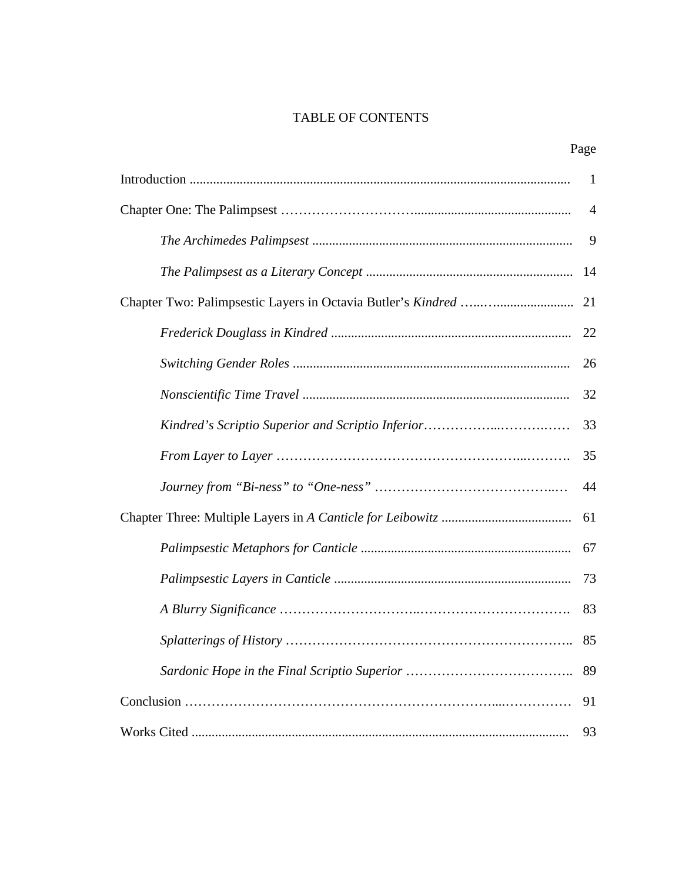# TABLE OF CONTENTS

| | Page |
|---|---|
| Introduction | 1 |
| Chapter One: The Palimpsest | 4 |
| *The Archimedes Palimpsest* | 9 |
| *The Palimpsest as a Literary Concept* | 14 |
| Chapter Two: Palimpsestic Layers in Octavia Butler's *Kindred* | 21 |
| *Frederick Douglass in Kindred* | 22 |
| *Switching Gender Roles* | 26 |
| *Nonscientific Time Travel* | 32 |
| *Kindred's Scriptio Superior and Scriptio Inferior* | 33 |
| *From Layer to Layer* | 35 |
| *Journey from "Bi-ness" to "One-ness"* | 44 |
| Chapter Three: Multiple Layers in *A Canticle for Leibowitz* | 61 |
| *Palimpsestic Metaphors for Canticle* | 67 |
| *Palimpsestic Layers in Canticle* | 73 |
| *A Blurry Significance* | 83 |
| *Splatterings of History* | 85 |
| *Sardonic Hope in the Final Scriptio Superior* | 89 |
| Conclusion | 91 |
| Works Cited | 93 |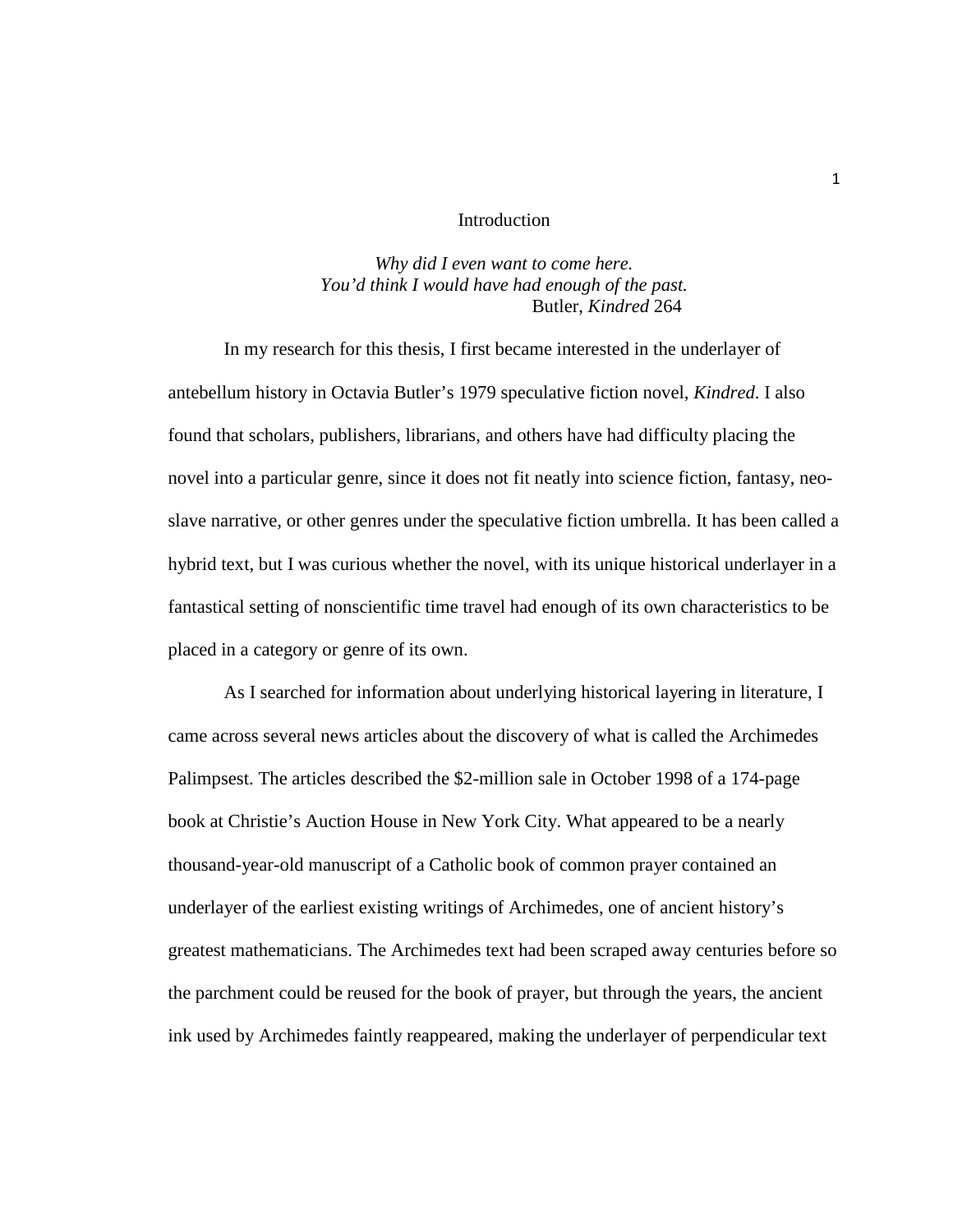# Introduction

*Why did I even want to come here.*
*You'd think I would have had enough of the past.*
Butler, *Kindred* 264

In my research for this thesis, I first became interested in the underlayer of antebellum history in Octavia Butler's 1979 speculative fiction novel, *Kindred*. I also found that scholars, publishers, librarians, and others have had difficulty placing the novel into a particular genre, since it does not fit neatly into science fiction, fantasy, neo-slave narrative, or other genres under the speculative fiction umbrella. It has been called a hybrid text, but I was curious whether the novel, with its unique historical underlayer in a fantastical setting of nonscientific time travel had enough of its own characteristics to be placed in a category or genre of its own.

As I searched for information about underlying historical layering in literature, I came across several news articles about the discovery of what is called the Archimedes Palimpsest. The articles described the $2-million sale in October 1998 of a 174-page book at Christie's Auction House in New York City. What appeared to be a nearly thousand-year-old manuscript of a Catholic book of common prayer contained an underlayer of the earliest existing writings of Archimedes, one of ancient history's greatest mathematicians. The Archimedes text had been scraped away centuries before so the parchment could be reused for the book of prayer, but through the years, the ancient ink used by Archimedes faintly reappeared, making the underlayer of perpendicular text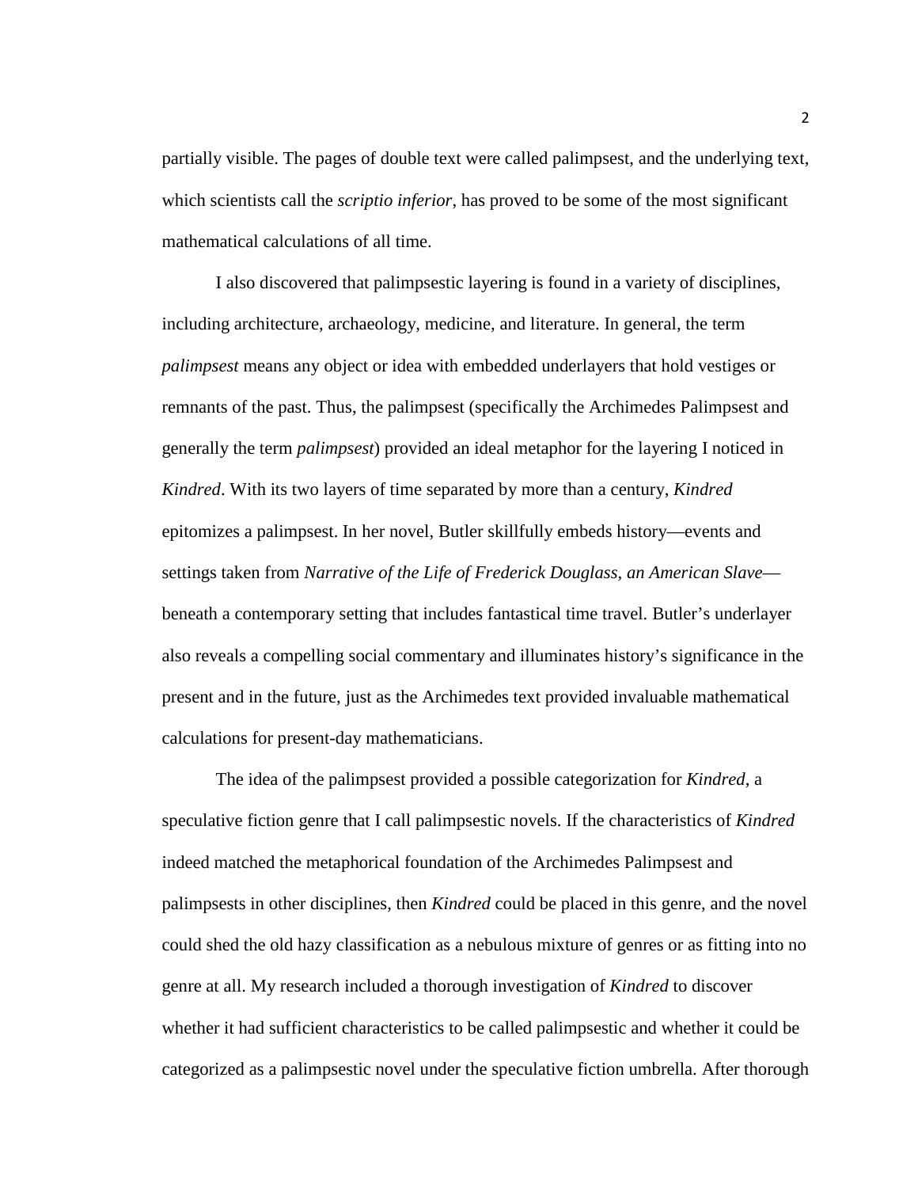partially visible. The pages of double text were called palimpsest, and the underlying text, which scientists call the *scriptio inferior*, has proved to be some of the most significant mathematical calculations of all time.

I also discovered that palimpsestic layering is found in a variety of disciplines, including architecture, archaeology, medicine, and literature. In general, the term *palimpsest* means any object or idea with embedded underlayers that hold vestiges or remnants of the past. Thus, the palimpsest (specifically the Archimedes Palimpsest and generally the term *palimpsest*) provided an ideal metaphor for the layering I noticed in *Kindred*. With its two layers of time separated by more than a century, *Kindred* epitomizes a palimpsest. In her novel, Butler skillfully embeds history—events and settings taken from *Narrative of the Life of Frederick Douglass, an American Slave*—beneath a contemporary setting that includes fantastical time travel. Butler's underlayer also reveals a compelling social commentary and illuminates history's significance in the present and in the future, just as the Archimedes text provided invaluable mathematical calculations for present-day mathematicians.

The idea of the palimpsest provided a possible categorization for *Kindred*, a speculative fiction genre that I call palimpsestic novels. If the characteristics of *Kindred* indeed matched the metaphorical foundation of the Archimedes Palimpsest and palimpsests in other disciplines, then *Kindred* could be placed in this genre, and the novel could shed the old hazy classification as a nebulous mixture of genres or as fitting into no genre at all. My research included a thorough investigation of *Kindred* to discover whether it had sufficient characteristics to be called palimpsestic and whether it could be categorized as a palimpsestic novel under the speculative fiction umbrella. After thorough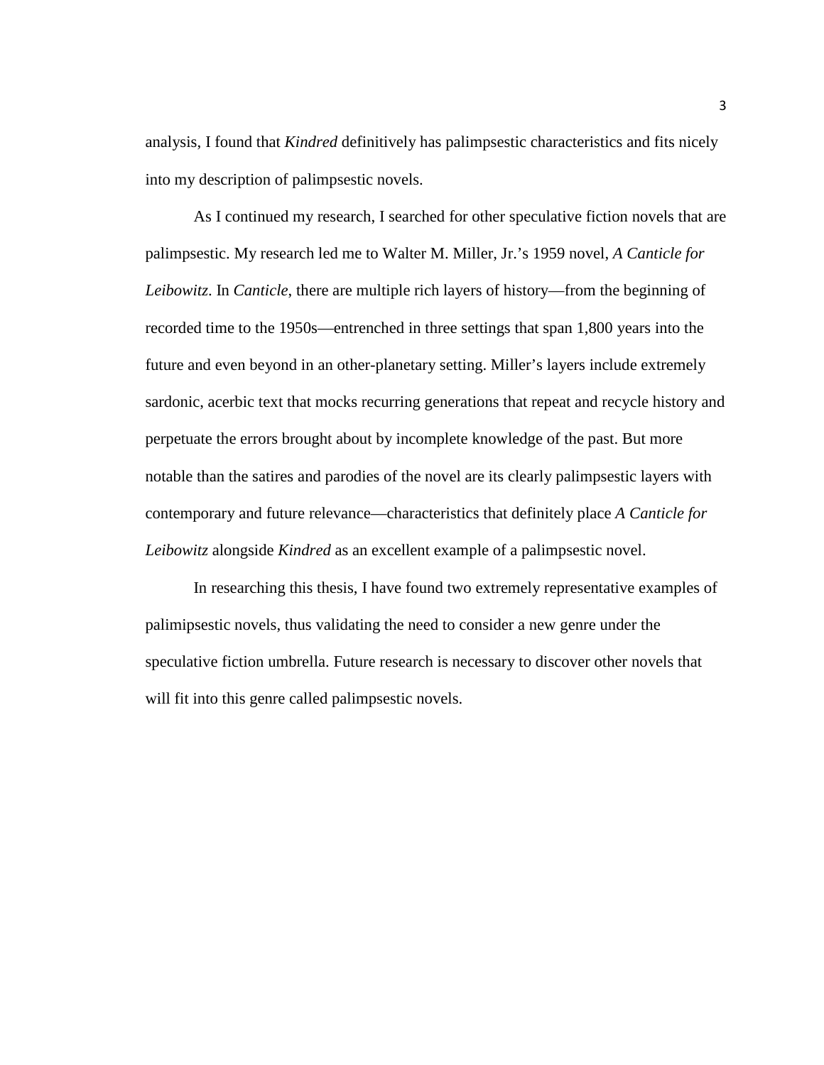analysis, I found that *Kindred* definitively has palimpsestic characteristics and fits nicely into my description of palimpsestic novels.

As I continued my research, I searched for other speculative fiction novels that are palimpsestic. My research led me to Walter M. Miller, Jr.'s 1959 novel, *A Canticle for Leibowitz*. In *Canticle*, there are multiple rich layers of history—from the beginning of recorded time to the 1950s—entrenched in three settings that span 1,800 years into the future and even beyond in an other-planetary setting. Miller's layers include extremely sardonic, acerbic text that mocks recurring generations that repeat and recycle history and perpetuate the errors brought about by incomplete knowledge of the past. But more notable than the satires and parodies of the novel are its clearly palimpsestic layers with contemporary and future relevance—characteristics that definitely place *A Canticle for Leibowitz* alongside *Kindred* as an excellent example of a palimpsestic novel.

In researching this thesis, I have found two extremely representative examples of palimipsestic novels, thus validating the need to consider a new genre under the speculative fiction umbrella. Future research is necessary to discover other novels that will fit into this genre called palimpsestic novels.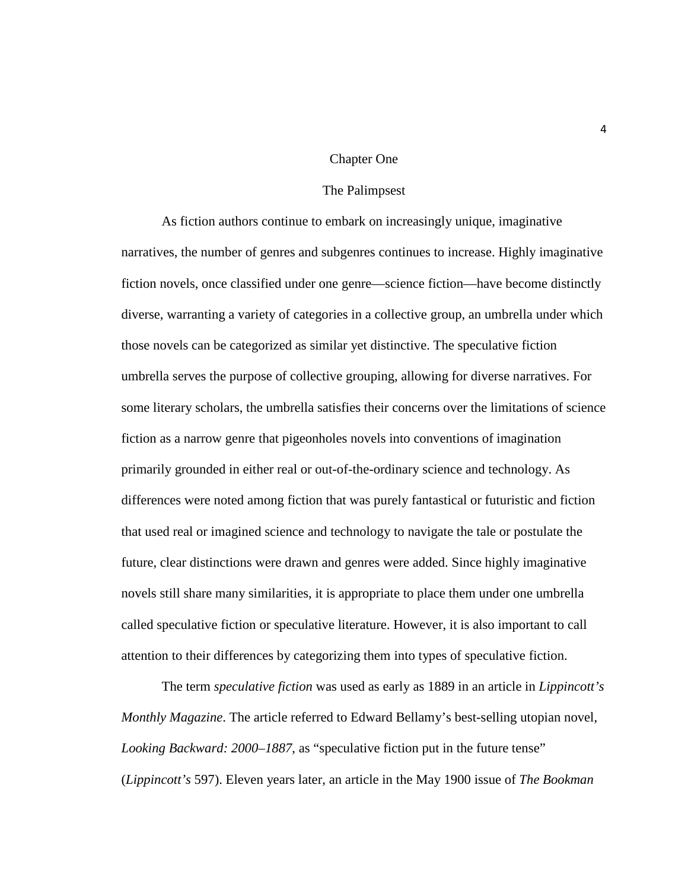# Chapter One

## The Palimpsest

As fiction authors continue to embark on increasingly unique, imaginative narratives, the number of genres and subgenres continues to increase. Highly imaginative fiction novels, once classified under one genre—science fiction—have become distinctly diverse, warranting a variety of categories in a collective group, an umbrella under which those novels can be categorized as similar yet distinctive. The speculative fiction umbrella serves the purpose of collective grouping, allowing for diverse narratives. For some literary scholars, the umbrella satisfies their concerns over the limitations of science fiction as a narrow genre that pigeonholes novels into conventions of imagination primarily grounded in either real or out-of-the-ordinary science and technology. As differences were noted among fiction that was purely fantastical or futuristic and fiction that used real or imagined science and technology to navigate the tale or postulate the future, clear distinctions were drawn and genres were added. Since highly imaginative novels still share many similarities, it is appropriate to place them under one umbrella called speculative fiction or speculative literature. However, it is also important to call attention to their differences by categorizing them into types of speculative fiction.

The term *speculative fiction* was used as early as 1889 in an article in *Lippincott's Monthly Magazine*. The article referred to Edward Bellamy's best-selling utopian novel, *Looking Backward: 2000–1887*, as "speculative fiction put in the future tense" (*Lippincott's* 597). Eleven years later, an article in the May 1900 issue of *The Bookman*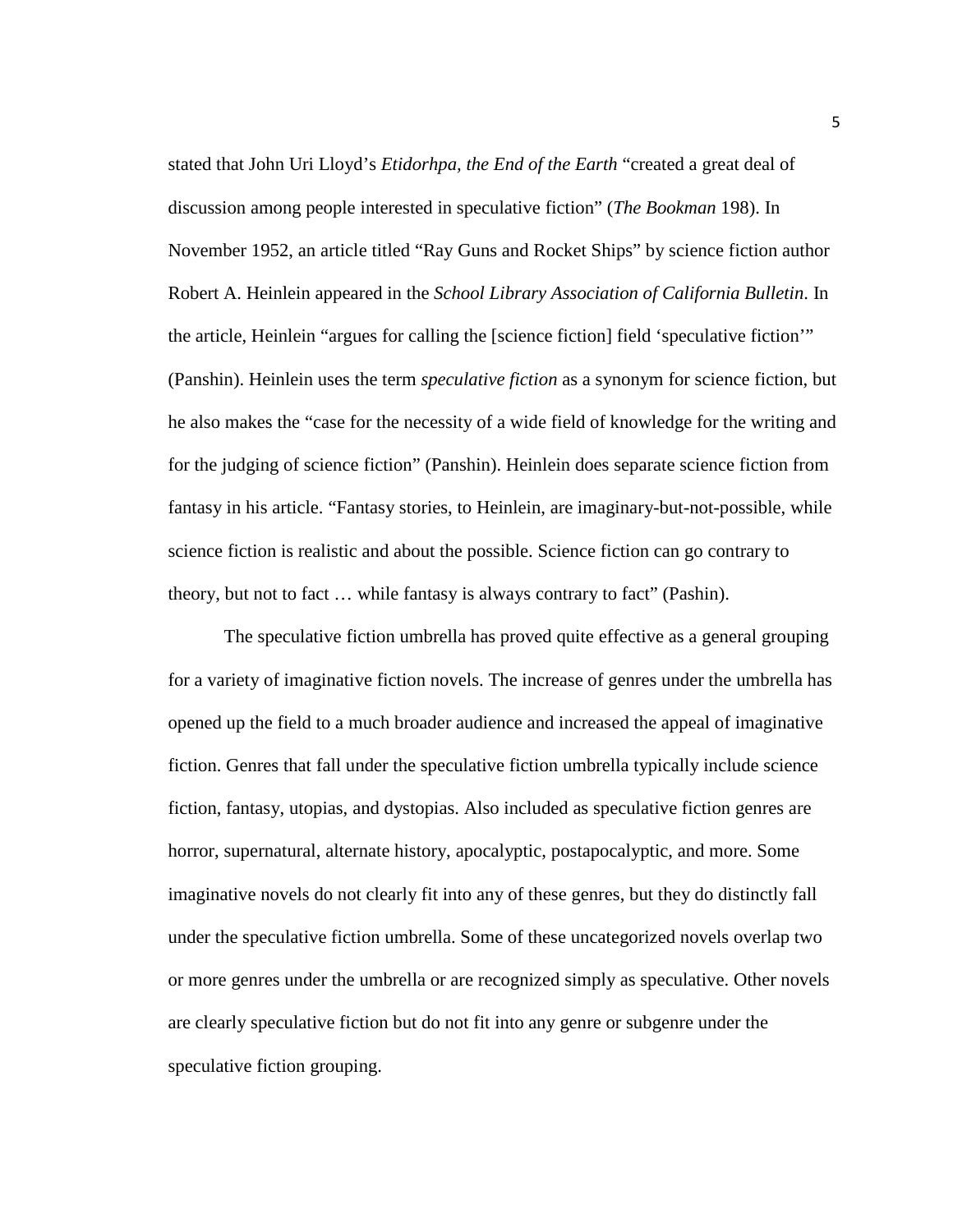stated that John Uri Lloyd's *Etidorhpa, the End of the Earth* "created a great deal of discussion among people interested in speculative fiction" (*The Bookman* 198). In November 1952, an article titled "Ray Guns and Rocket Ships" by science fiction author Robert A. Heinlein appeared in the *School Library Association of California Bulletin*. In the article, Heinlein "argues for calling the [science fiction] field 'speculative fiction'" (Panshin). Heinlein uses the term *speculative fiction* as a synonym for science fiction, but he also makes the "case for the necessity of a wide field of knowledge for the writing and for the judging of science fiction" (Panshin). Heinlein does separate science fiction from fantasy in his article. "Fantasy stories, to Heinlein, are imaginary-but-not-possible, while science fiction is realistic and about the possible. Science fiction can go contrary to theory, but not to fact … while fantasy is always contrary to fact" (Pashin).

The speculative fiction umbrella has proved quite effective as a general grouping for a variety of imaginative fiction novels. The increase of genres under the umbrella has opened up the field to a much broader audience and increased the appeal of imaginative fiction. Genres that fall under the speculative fiction umbrella typically include science fiction, fantasy, utopias, and dystopias. Also included as speculative fiction genres are horror, supernatural, alternate history, apocalyptic, postapocalyptic, and more. Some imaginative novels do not clearly fit into any of these genres, but they do distinctly fall under the speculative fiction umbrella. Some of these uncategorized novels overlap two or more genres under the umbrella or are recognized simply as speculative. Other novels are clearly speculative fiction but do not fit into any genre or subgenre under the speculative fiction grouping.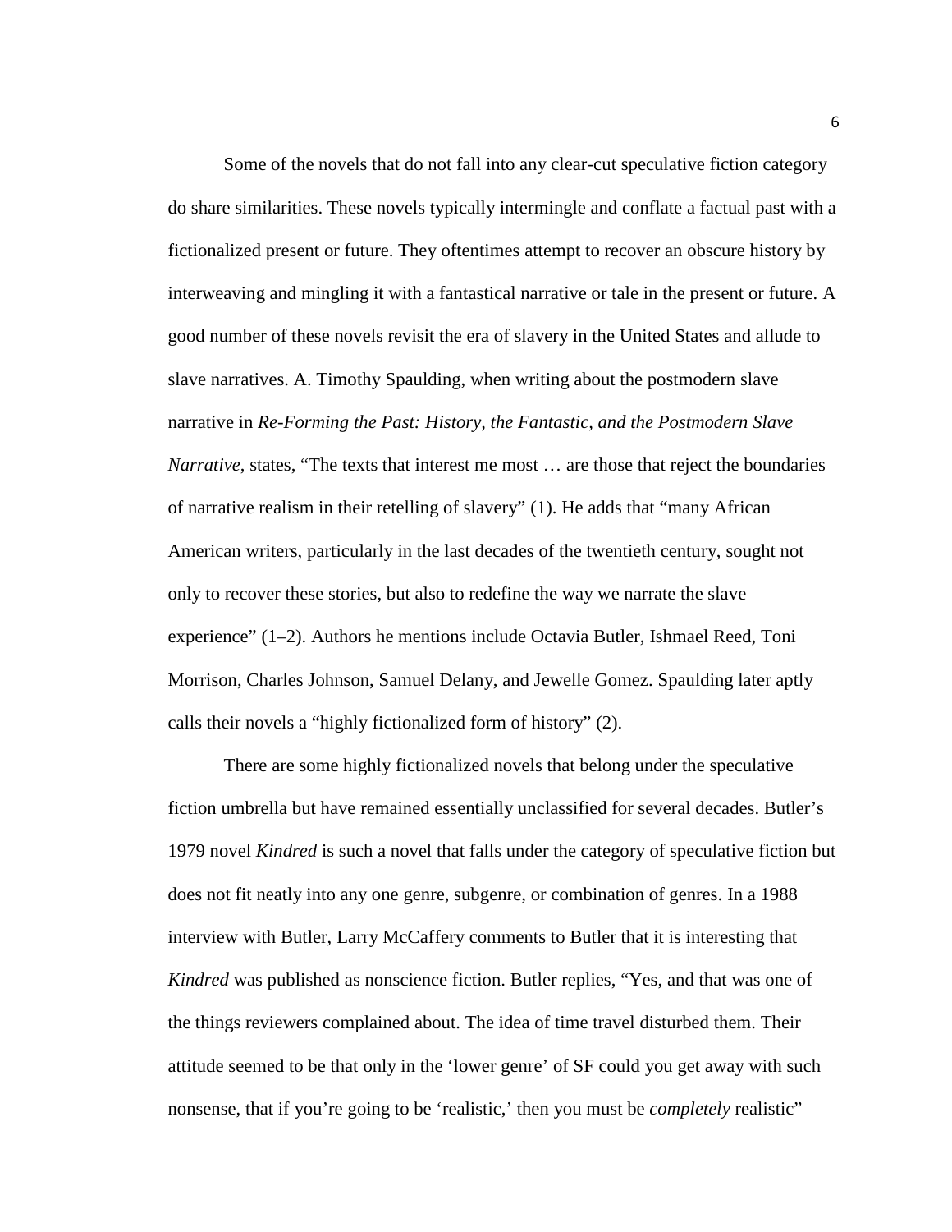Some of the novels that do not fall into any clear-cut speculative fiction category do share similarities. These novels typically intermingle and conflate a factual past with a fictionalized present or future. They oftentimes attempt to recover an obscure history by interweaving and mingling it with a fantastical narrative or tale in the present or future. A good number of these novels revisit the era of slavery in the United States and allude to slave narratives. A. Timothy Spaulding, when writing about the postmodern slave narrative in *Re-Forming the Past: History, the Fantastic, and the Postmodern Slave Narrative*, states, "The texts that interest me most … are those that reject the boundaries of narrative realism in their retelling of slavery" (1). He adds that "many African American writers, particularly in the last decades of the twentieth century, sought not only to recover these stories, but also to redefine the way we narrate the slave experience" (1–2). Authors he mentions include Octavia Butler, Ishmael Reed, Toni Morrison, Charles Johnson, Samuel Delany, and Jewelle Gomez. Spaulding later aptly calls their novels a "highly fictionalized form of history" (2).

There are some highly fictionalized novels that belong under the speculative fiction umbrella but have remained essentially unclassified for several decades. Butler's 1979 novel *Kindred* is such a novel that falls under the category of speculative fiction but does not fit neatly into any one genre, subgenre, or combination of genres. In a 1988 interview with Butler, Larry McCaffery comments to Butler that it is interesting that *Kindred* was published as nonscience fiction. Butler replies, "Yes, and that was one of the things reviewers complained about. The idea of time travel disturbed them. Their attitude seemed to be that only in the 'lower genre' of SF could you get away with such nonsense, that if you're going to be 'realistic,' then you must be *completely* realistic"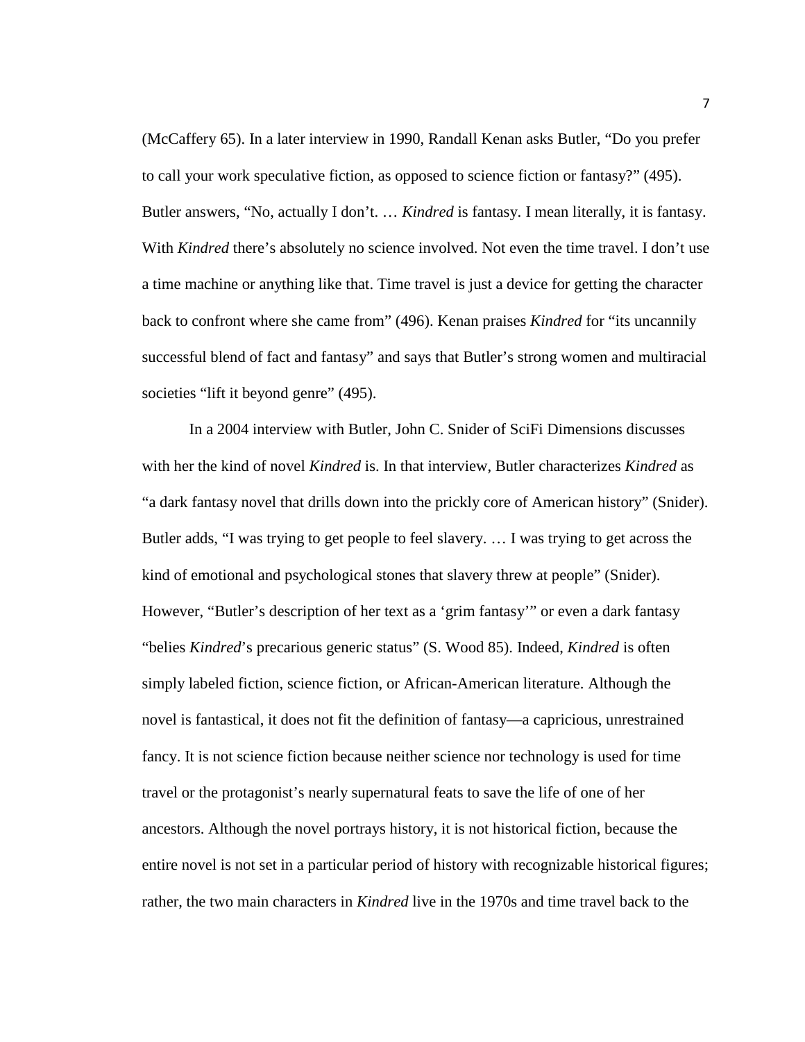(McCaffery 65). In a later interview in 1990, Randall Kenan asks Butler, "Do you prefer to call your work speculative fiction, as opposed to science fiction or fantasy?" (495). Butler answers, "No, actually I don't. … *Kindred* is fantasy. I mean literally, it is fantasy. With *Kindred* there's absolutely no science involved. Not even the time travel. I don't use a time machine or anything like that. Time travel is just a device for getting the character back to confront where she came from" (496). Kenan praises *Kindred* for "its uncannily successful blend of fact and fantasy" and says that Butler's strong women and multiracial societies "lift it beyond genre" (495).

In a 2004 interview with Butler, John C. Snider of SciFi Dimensions discusses with her the kind of novel *Kindred* is. In that interview, Butler characterizes *Kindred* as "a dark fantasy novel that drills down into the prickly core of American history" (Snider). Butler adds, "I was trying to get people to feel slavery. … I was trying to get across the kind of emotional and psychological stones that slavery threw at people" (Snider). However, "Butler's description of her text as a 'grim fantasy'" or even a dark fantasy "belies *Kindred*'s precarious generic status" (S. Wood 85). Indeed, *Kindred* is often simply labeled fiction, science fiction, or African-American literature. Although the novel is fantastical, it does not fit the definition of fantasy—a capricious, unrestrained fancy. It is not science fiction because neither science nor technology is used for time travel or the protagonist's nearly supernatural feats to save the life of one of her ancestors. Although the novel portrays history, it is not historical fiction, because the entire novel is not set in a particular period of history with recognizable historical figures; rather, the two main characters in *Kindred* live in the 1970s and time travel back to the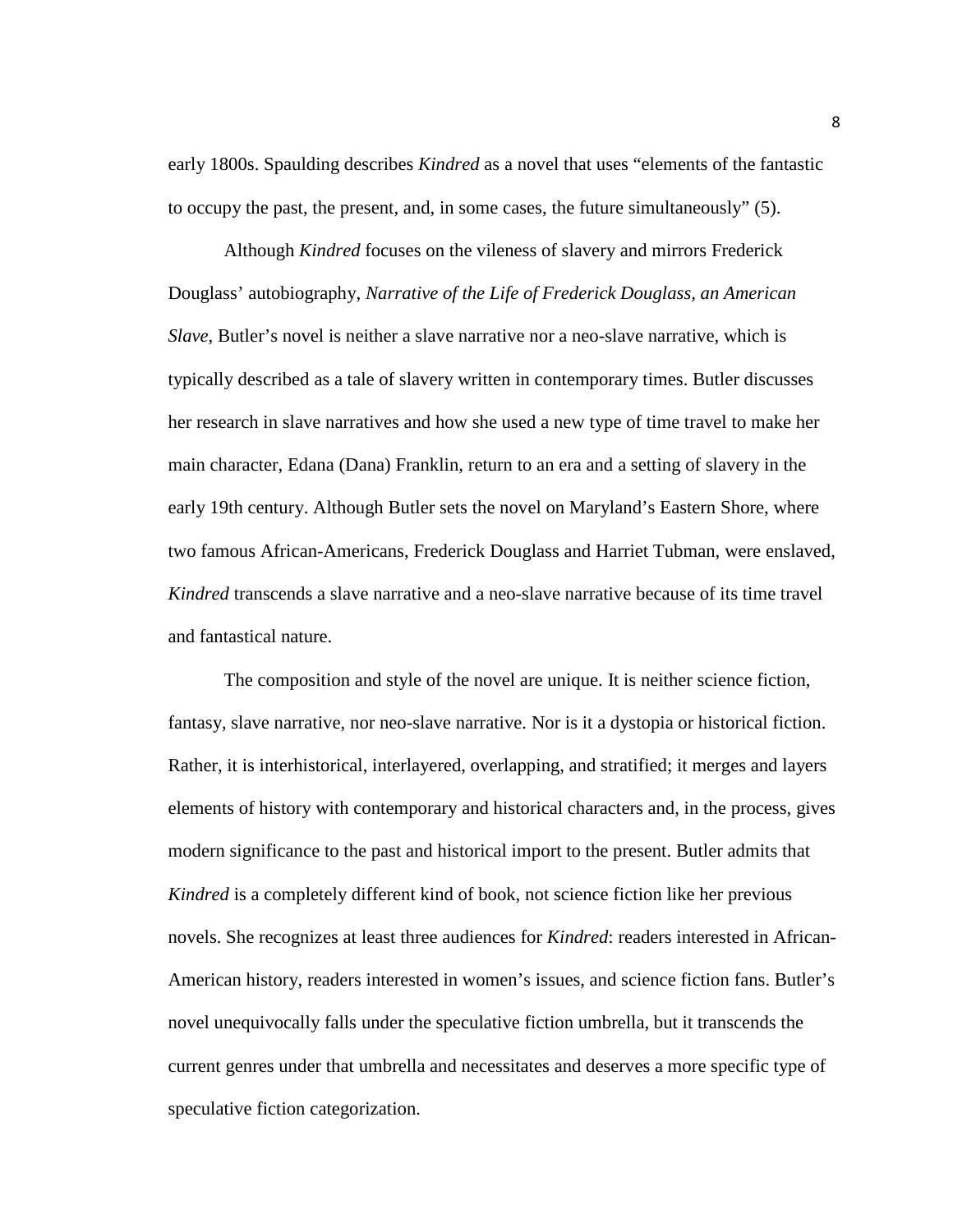early 1800s. Spaulding describes *Kindred* as a novel that uses “elements of the fantastic to occupy the past, the present, and, in some cases, the future simultaneously” (5).

Although *Kindred* focuses on the vileness of slavery and mirrors Frederick Douglass’ autobiography, *Narrative of the Life of Frederick Douglass, an American Slave*, Butler’s novel is neither a slave narrative nor a neo-slave narrative, which is typically described as a tale of slavery written in contemporary times. Butler discusses her research in slave narratives and how she used a new type of time travel to make her main character, Edana (Dana) Franklin, return to an era and a setting of slavery in the early 19th century. Although Butler sets the novel on Maryland’s Eastern Shore, where two famous African-Americans, Frederick Douglass and Harriet Tubman, were enslaved, *Kindred* transcends a slave narrative and a neo-slave narrative because of its time travel and fantastical nature.

The composition and style of the novel are unique. It is neither science fiction, fantasy, slave narrative, nor neo-slave narrative. Nor is it a dystopia or historical fiction. Rather, it is interhistorical, interlayered, overlapping, and stratified; it merges and layers elements of history with contemporary and historical characters and, in the process, gives modern significance to the past and historical import to the present. Butler admits that *Kindred* is a completely different kind of book, not science fiction like her previous novels. She recognizes at least three audiences for *Kindred*: readers interested in African-American history, readers interested in women’s issues, and science fiction fans. Butler’s novel unequivocally falls under the speculative fiction umbrella, but it transcends the current genres under that umbrella and necessitates and deserves a more specific type of speculative fiction categorization.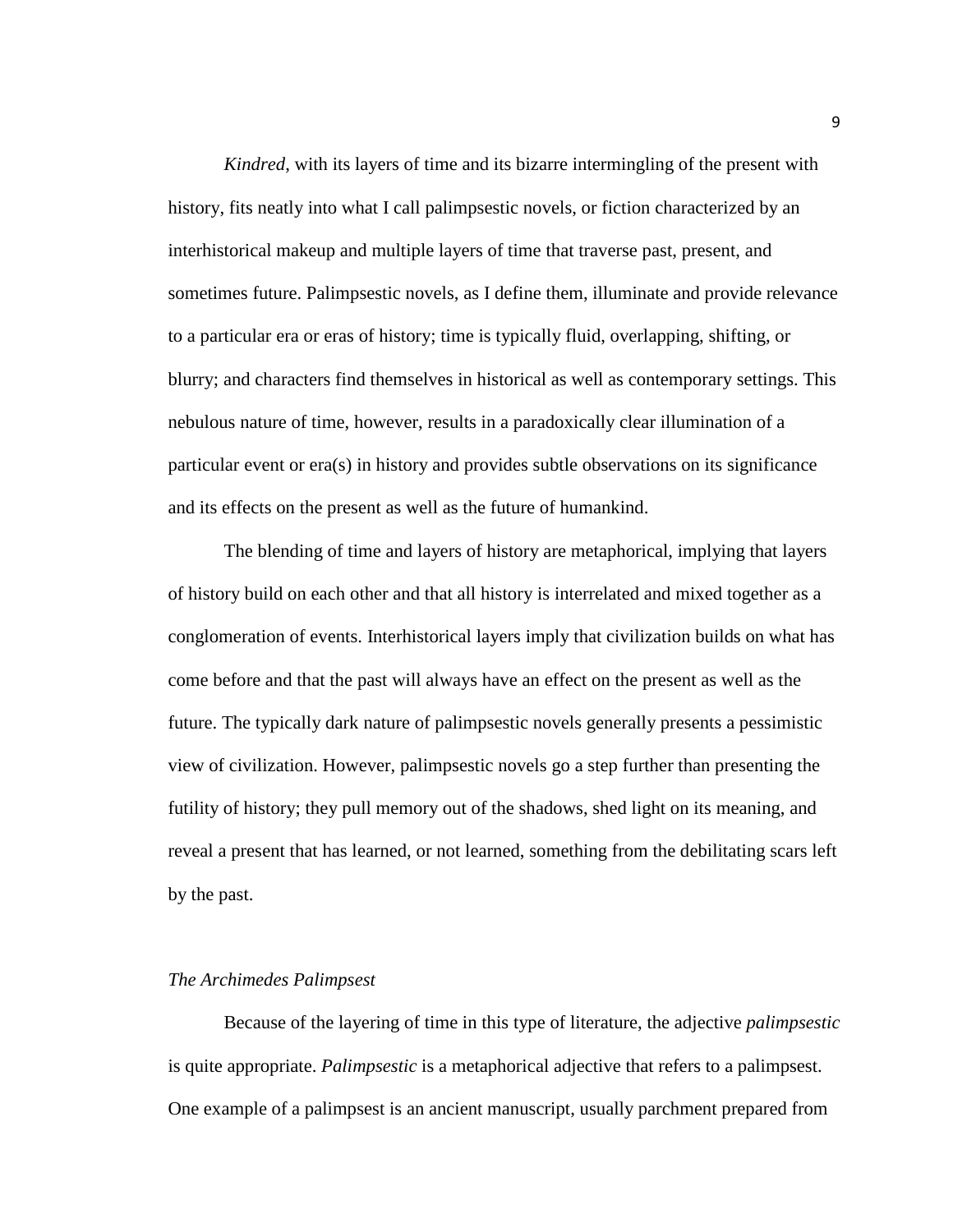*Kindred*, with its layers of time and its bizarre intermingling of the present with history, fits neatly into what I call palimpsestic novels, or fiction characterized by an interhistorical makeup and multiple layers of time that traverse past, present, and sometimes future. Palimpsestic novels, as I define them, illuminate and provide relevance to a particular era or eras of history; time is typically fluid, overlapping, shifting, or blurry; and characters find themselves in historical as well as contemporary settings. This nebulous nature of time, however, results in a paradoxically clear illumination of a particular event or era(s) in history and provides subtle observations on its significance and its effects on the present as well as the future of humankind.

The blending of time and layers of history are metaphorical, implying that layers of history build on each other and that all history is interrelated and mixed together as a conglomeration of events. Interhistorical layers imply that civilization builds on what has come before and that the past will always have an effect on the present as well as the future. The typically dark nature of palimpsestic novels generally presents a pessimistic view of civilization. However, palimpsestic novels go a step further than presenting the futility of history; they pull memory out of the shadows, shed light on its meaning, and reveal a present that has learned, or not learned, something from the debilitating scars left by the past.

### *The Archimedes Palimpsest*

Because of the layering of time in this type of literature, the adjective *palimpsestic* is quite appropriate. *Palimpsestic* is a metaphorical adjective that refers to a palimpsest. One example of a palimpsest is an ancient manuscript, usually parchment prepared from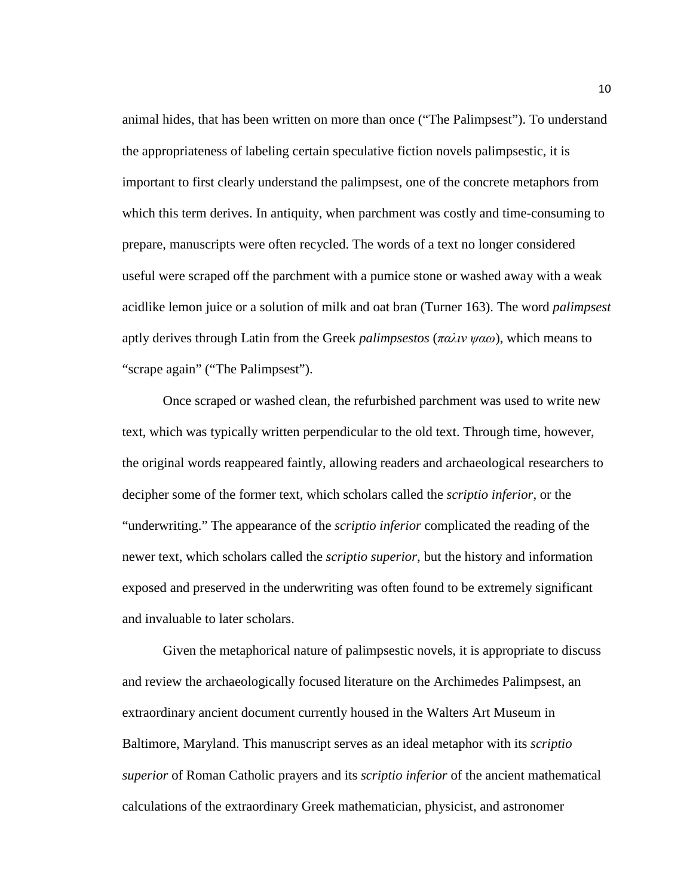animal hides, that has been written on more than once ("The Palimpsest"). To understand the appropriateness of labeling certain speculative fiction novels palimpsestic, it is important to first clearly understand the palimpsest, one of the concrete metaphors from which this term derives. In antiquity, when parchment was costly and time-consuming to prepare, manuscripts were often recycled. The words of a text no longer considered useful were scraped off the parchment with a pumice stone or washed away with a weak acidlike lemon juice or a solution of milk and oat bran (Turner 163). The word *palimpsest* aptly derives through Latin from the Greek *palimpsestos* (*παλιν ψαω*), which means to "scrape again" ("The Palimpsest").

Once scraped or washed clean, the refurbished parchment was used to write new text, which was typically written perpendicular to the old text. Through time, however, the original words reappeared faintly, allowing readers and archaeological researchers to decipher some of the former text, which scholars called the *scriptio inferior*, or the "underwriting." The appearance of the *scriptio inferior* complicated the reading of the newer text, which scholars called the *scriptio superior*, but the history and information exposed and preserved in the underwriting was often found to be extremely significant and invaluable to later scholars.

Given the metaphorical nature of palimpsestic novels, it is appropriate to discuss and review the archaeologically focused literature on the Archimedes Palimpsest, an extraordinary ancient document currently housed in the Walters Art Museum in Baltimore, Maryland. This manuscript serves as an ideal metaphor with its *scriptio superior* of Roman Catholic prayers and its *scriptio inferior* of the ancient mathematical calculations of the extraordinary Greek mathematician, physicist, and astronomer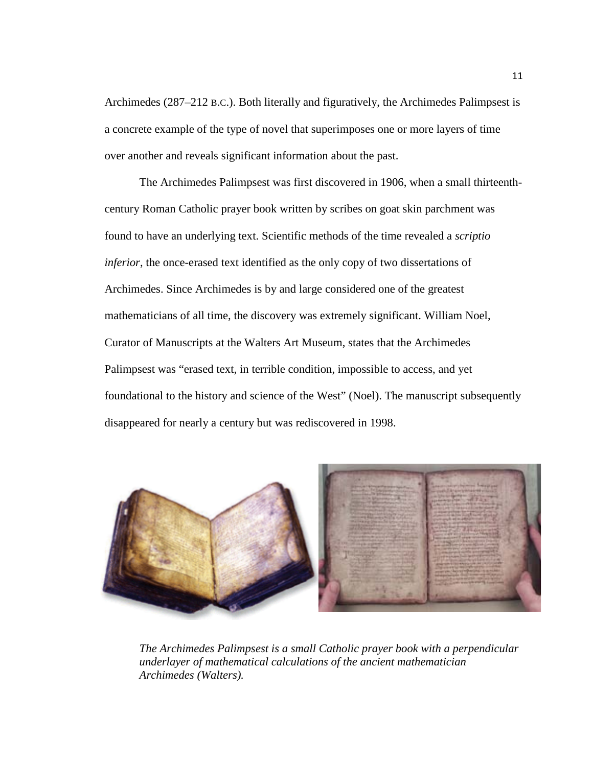Archimedes (287–212 B.C.). Both literally and figuratively, the Archimedes Palimpsest is a concrete example of the type of novel that superimposes one or more layers of time over another and reveals significant information about the past.

The Archimedes Palimpsest was first discovered in 1906, when a small thirteenth-century Roman Catholic prayer book written by scribes on goat skin parchment was found to have an underlying text. Scientific methods of the time revealed a *scriptio inferior*, the once-erased text identified as the only copy of two dissertations of Archimedes. Since Archimedes is by and large considered one of the greatest mathematicians of all time, the discovery was extremely significant. William Noel, Curator of Manuscripts at the Walters Art Museum, states that the Archimedes Palimpsest was "erased text, in terrible condition, impossible to access, and yet foundational to the history and science of the West" (Noel). The manuscript subsequently disappeared for nearly a century but was rediscovered in 1998.

*The Archimedes Palimpsest is a small Catholic prayer book with a perpendicular underlayer of mathematical calculations of the ancient mathematician Archimedes (Walters).*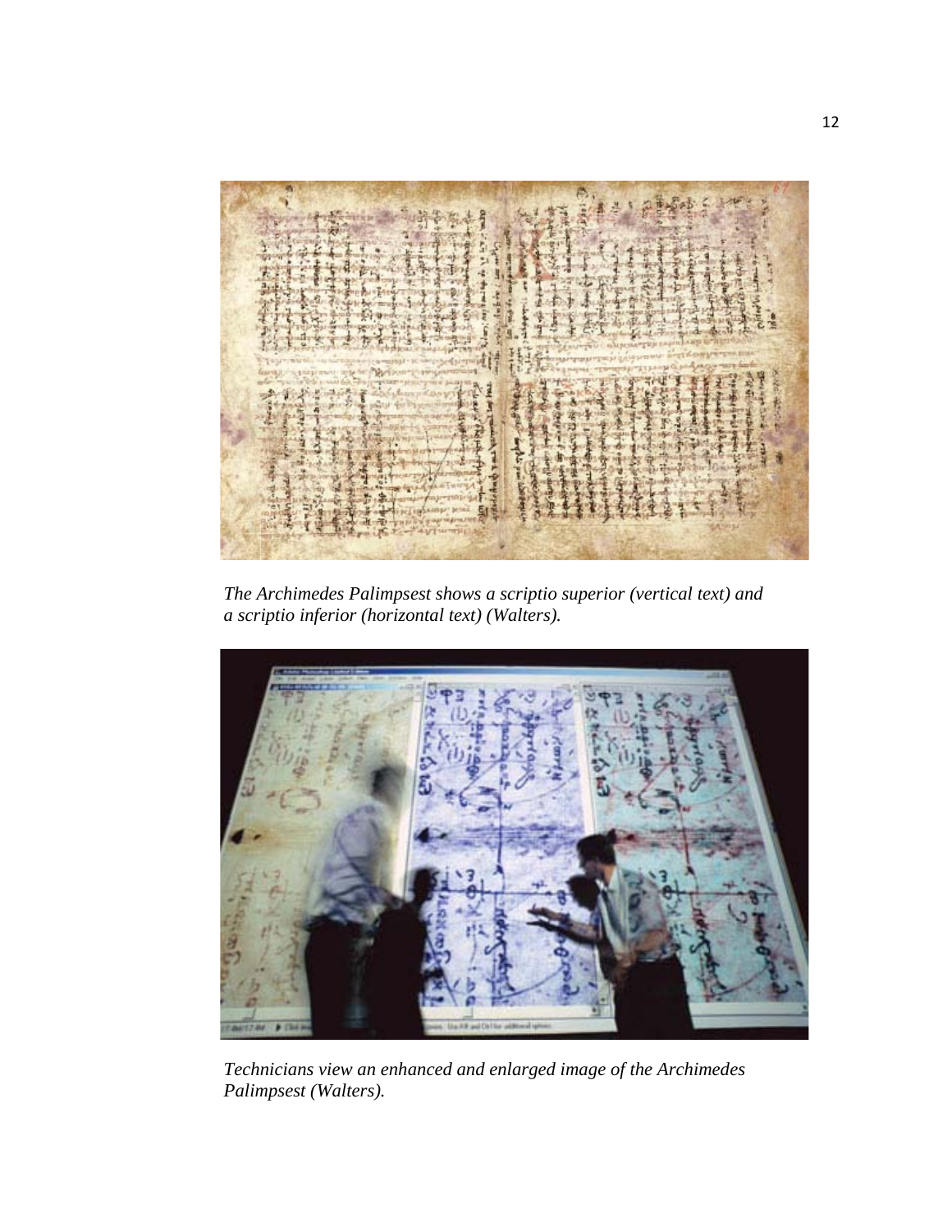*The Archimedes Palimpsest shows a scriptio superior (vertical text) and a scriptio inferior (horizontal text) (Walters).*

*Technicians view an enhanced and enlarged image of the Archimedes Palimpsest (Walters).*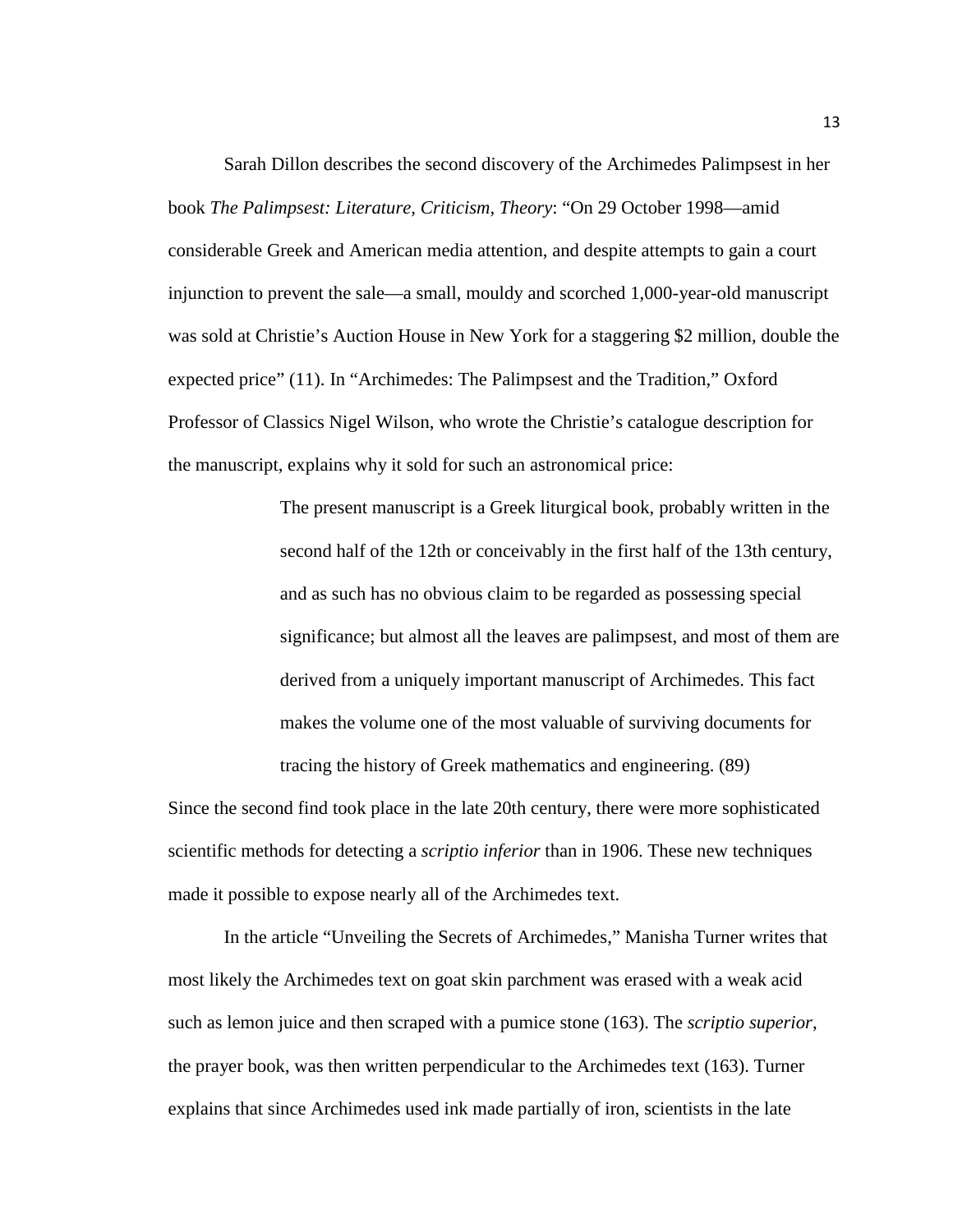Sarah Dillon describes the second discovery of the Archimedes Palimpsest in her book *The Palimpsest: Literature, Criticism, Theory*: "On 29 October 1998—amid considerable Greek and American media attention, and despite attempts to gain a court injunction to prevent the sale—a small, mouldy and scorched 1,000-year-old manuscript was sold at Christie's Auction House in New York for a staggering $2 million, double the expected price" (11). In "Archimedes: The Palimpsest and the Tradition," Oxford Professor of Classics Nigel Wilson, who wrote the Christie's catalogue description for the manuscript, explains why it sold for such an astronomical price:

> The present manuscript is a Greek liturgical book, probably written in the second half of the 12th or conceivably in the first half of the 13th century, and as such has no obvious claim to be regarded as possessing special significance; but almost all the leaves are palimpsest, and most of them are derived from a uniquely important manuscript of Archimedes. This fact makes the volume one of the most valuable of surviving documents for tracing the history of Greek mathematics and engineering. (89)

Since the second find took place in the late 20th century, there were more sophisticated scientific methods for detecting a *scriptio inferior* than in 1906. These new techniques made it possible to expose nearly all of the Archimedes text.

In the article "Unveiling the Secrets of Archimedes," Manisha Turner writes that most likely the Archimedes text on goat skin parchment was erased with a weak acid such as lemon juice and then scraped with a pumice stone (163). The *scriptio superior*, the prayer book, was then written perpendicular to the Archimedes text (163). Turner explains that since Archimedes used ink made partially of iron, scientists in the late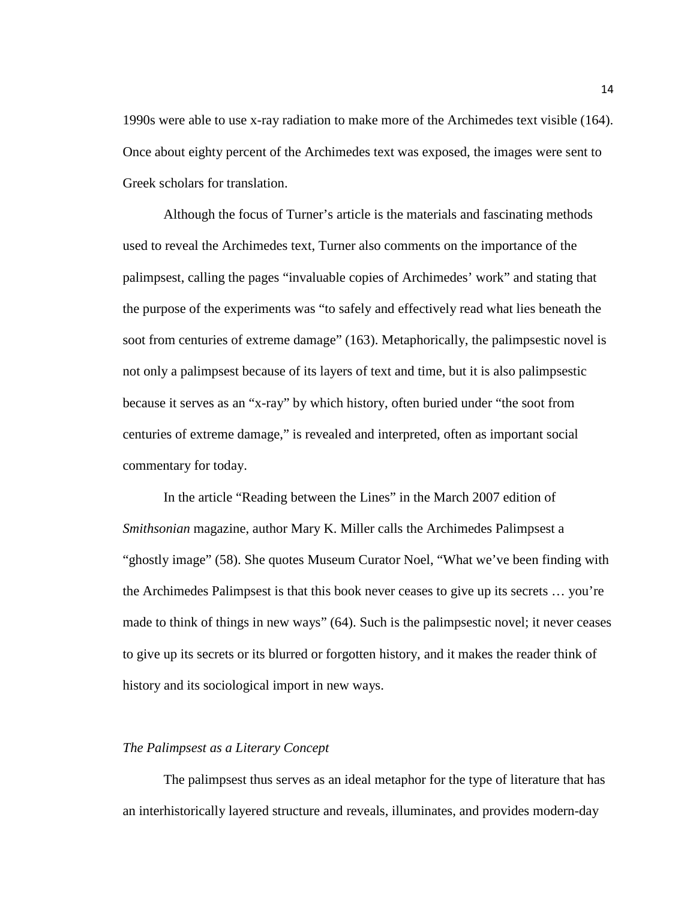1990s were able to use x-ray radiation to make more of the Archimedes text visible (164). Once about eighty percent of the Archimedes text was exposed, the images were sent to Greek scholars for translation.

Although the focus of Turner's article is the materials and fascinating methods used to reveal the Archimedes text, Turner also comments on the importance of the palimpsest, calling the pages "invaluable copies of Archimedes' work" and stating that the purpose of the experiments was "to safely and effectively read what lies beneath the soot from centuries of extreme damage" (163). Metaphorically, the palimpsestic novel is not only a palimpsest because of its layers of text and time, but it is also palimpsestic because it serves as an "x-ray" by which history, often buried under "the soot from centuries of extreme damage," is revealed and interpreted, often as important social commentary for today.

In the article "Reading between the Lines" in the March 2007 edition of *Smithsonian* magazine, author Mary K. Miller calls the Archimedes Palimpsest a "ghostly image" (58). She quotes Museum Curator Noel, "What we've been finding with the Archimedes Palimpsest is that this book never ceases to give up its secrets … you're made to think of things in new ways" (64). Such is the palimpsestic novel; it never ceases to give up its secrets or its blurred or forgotten history, and it makes the reader think of history and its sociological import in new ways.

### *The Palimpsest as a Literary Concept*

The palimpsest thus serves as an ideal metaphor for the type of literature that has an interhistorically layered structure and reveals, illuminates, and provides modern-day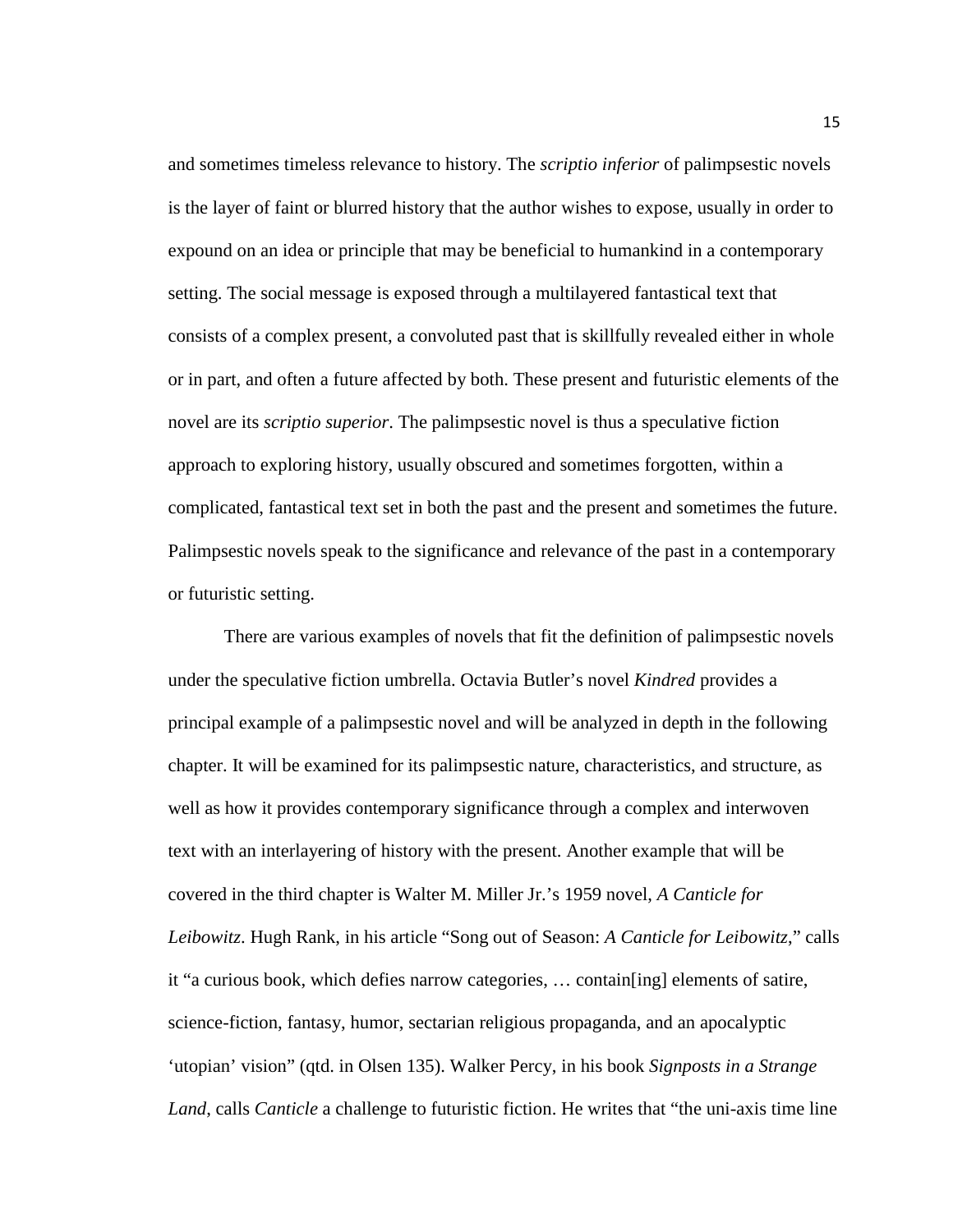and sometimes timeless relevance to history. The *scriptio inferior* of palimpsestic novels is the layer of faint or blurred history that the author wishes to expose, usually in order to expound on an idea or principle that may be beneficial to humankind in a contemporary setting. The social message is exposed through a multilayered fantastical text that consists of a complex present, a convoluted past that is skillfully revealed either in whole or in part, and often a future affected by both. These present and futuristic elements of the novel are its *scriptio superior*. The palimpsestic novel is thus a speculative fiction approach to exploring history, usually obscured and sometimes forgotten, within a complicated, fantastical text set in both the past and the present and sometimes the future. Palimpsestic novels speak to the significance and relevance of the past in a contemporary or futuristic setting.

There are various examples of novels that fit the definition of palimpsestic novels under the speculative fiction umbrella. Octavia Butler's novel *Kindred* provides a principal example of a palimpsestic novel and will be analyzed in depth in the following chapter. It will be examined for its palimpsestic nature, characteristics, and structure, as well as how it provides contemporary significance through a complex and interwoven text with an interlayering of history with the present. Another example that will be covered in the third chapter is Walter M. Miller Jr.'s 1959 novel, *A Canticle for Leibowitz*. Hugh Rank, in his article "Song out of Season: *A Canticle for Leibowitz*," calls it "a curious book, which defies narrow categories, … contain[ing] elements of satire, science-fiction, fantasy, humor, sectarian religious propaganda, and an apocalyptic 'utopian' vision" (qtd. in Olsen 135). Walker Percy, in his book *Signposts in a Strange Land*, calls *Canticle* a challenge to futuristic fiction. He writes that "the uni-axis time line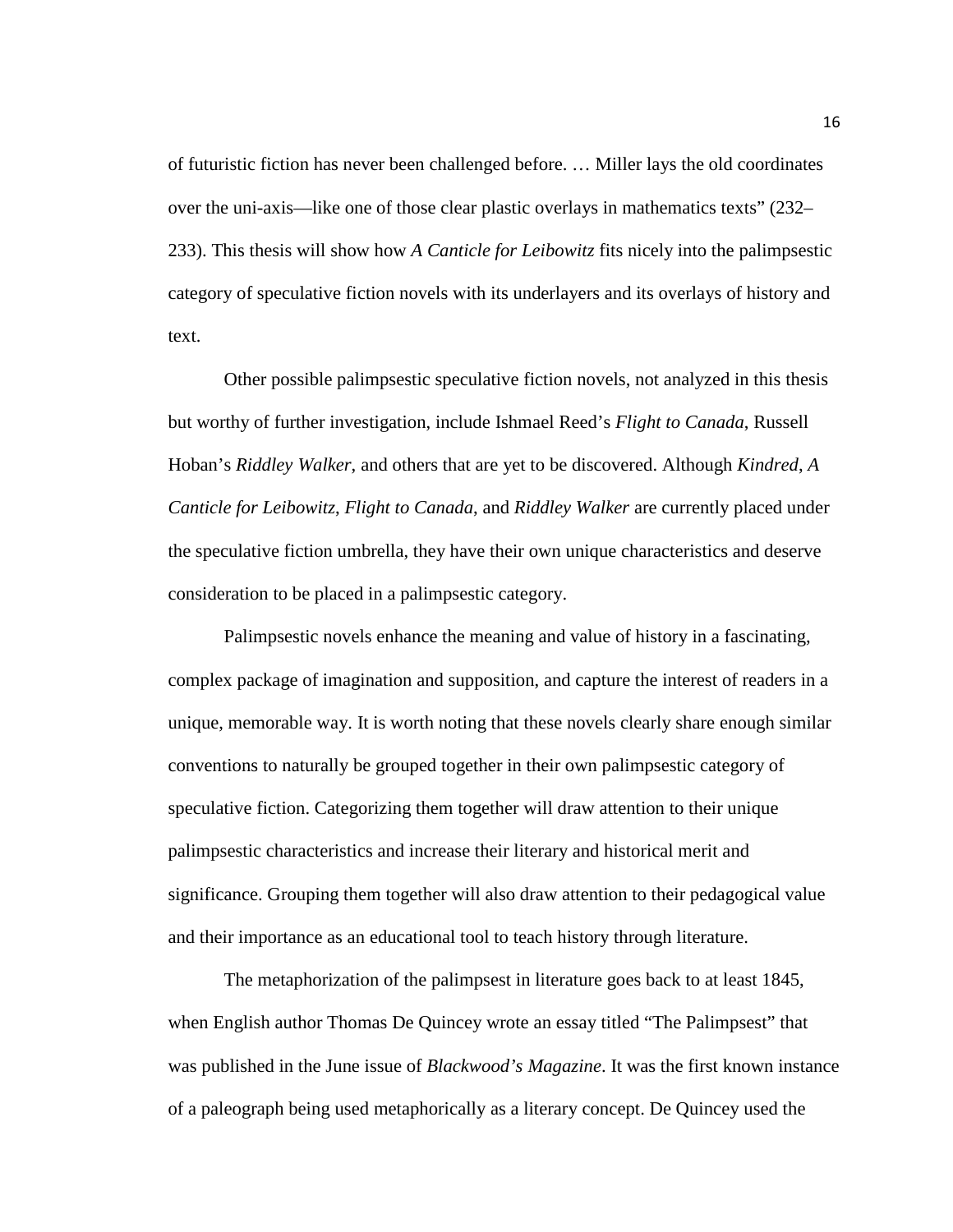of futuristic fiction has never been challenged before. … Miller lays the old coordinates over the uni-axis—like one of those clear plastic overlays in mathematics texts" (232–233). This thesis will show how *A Canticle for Leibowitz* fits nicely into the palimpsestic category of speculative fiction novels with its underlayers and its overlays of history and text.

Other possible palimpsestic speculative fiction novels, not analyzed in this thesis but worthy of further investigation, include Ishmael Reed's *Flight to Canada*, Russell Hoban's *Riddley Walker*, and others that are yet to be discovered. Although *Kindred*, *A Canticle for Leibowitz*, *Flight to Canada*, and *Riddley Walker* are currently placed under the speculative fiction umbrella, they have their own unique characteristics and deserve consideration to be placed in a palimpsestic category.

Palimpsestic novels enhance the meaning and value of history in a fascinating, complex package of imagination and supposition, and capture the interest of readers in a unique, memorable way. It is worth noting that these novels clearly share enough similar conventions to naturally be grouped together in their own palimpsestic category of speculative fiction. Categorizing them together will draw attention to their unique palimpsestic characteristics and increase their literary and historical merit and significance. Grouping them together will also draw attention to their pedagogical value and their importance as an educational tool to teach history through literature.

The metaphorization of the palimpsest in literature goes back to at least 1845, when English author Thomas De Quincey wrote an essay titled "The Palimpsest" that was published in the June issue of *Blackwood's Magazine*. It was the first known instance of a paleograph being used metaphorically as a literary concept. De Quincey used the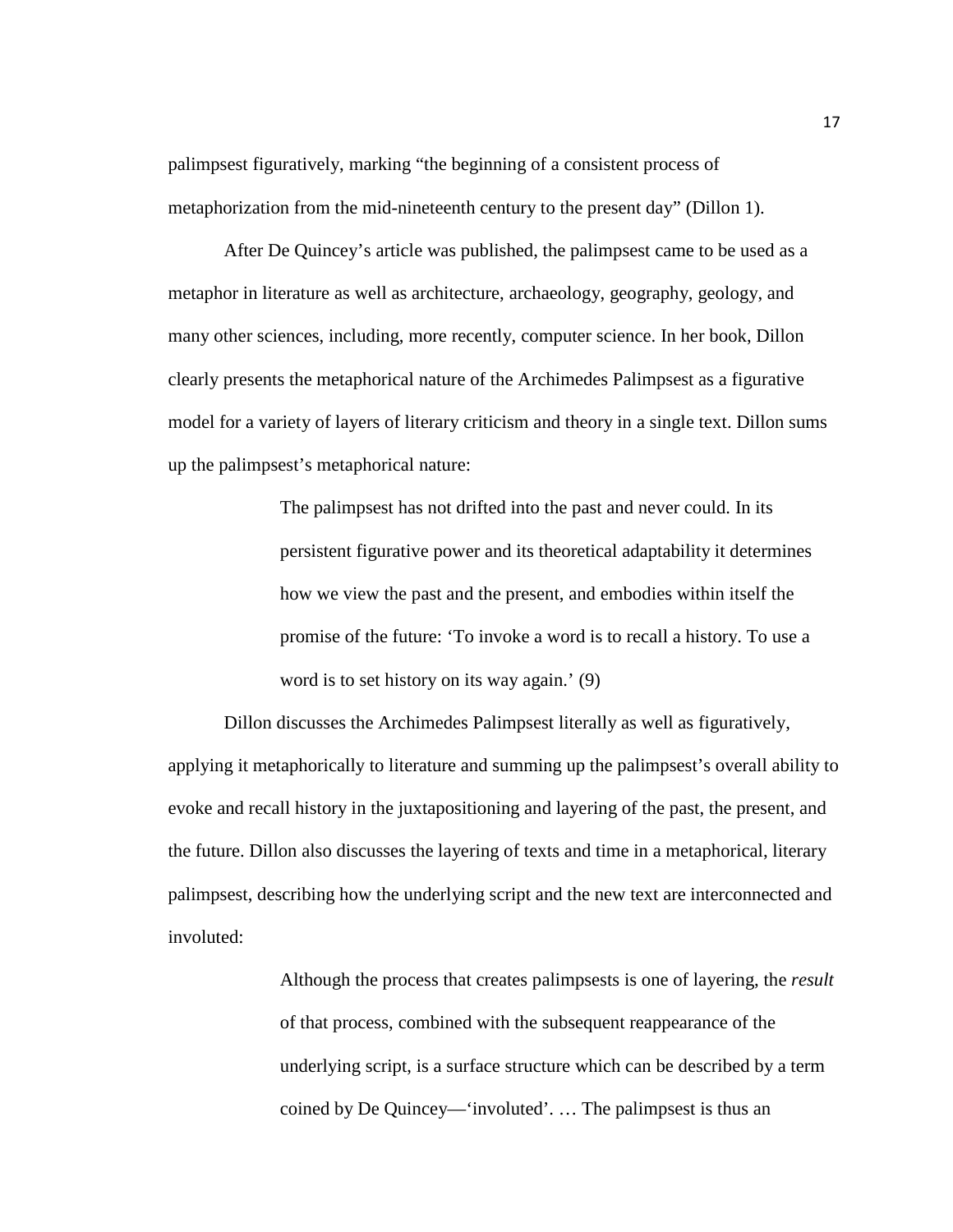palimpsest figuratively, marking "the beginning of a consistent process of metaphorization from the mid-nineteenth century to the present day" (Dillon 1).

After De Quincey's article was published, the palimpsest came to be used as a metaphor in literature as well as architecture, archaeology, geography, geology, and many other sciences, including, more recently, computer science. In her book, Dillon clearly presents the metaphorical nature of the Archimedes Palimpsest as a figurative model for a variety of layers of literary criticism and theory in a single text. Dillon sums up the palimpsest's metaphorical nature:

> The palimpsest has not drifted into the past and never could. In its persistent figurative power and its theoretical adaptability it determines how we view the past and the present, and embodies within itself the promise of the future: 'To invoke a word is to recall a history. To use a word is to set history on its way again.' (9)

Dillon discusses the Archimedes Palimpsest literally as well as figuratively, applying it metaphorically to literature and summing up the palimpsest's overall ability to evoke and recall history in the juxtapositioning and layering of the past, the present, and the future. Dillon also discusses the layering of texts and time in a metaphorical, literary palimpsest, describing how the underlying script and the new text are interconnected and involuted:

> Although the process that creates palimpsests is one of layering, the *result* of that process, combined with the subsequent reappearance of the underlying script, is a surface structure which can be described by a term coined by De Quincey—'involuted'. … The palimpsest is thus an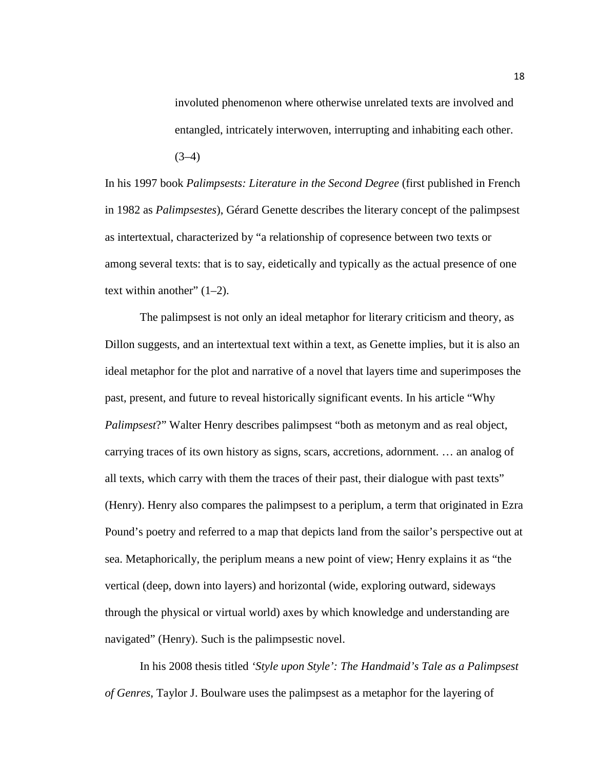> involuted phenomenon where otherwise unrelated texts are involved and entangled, intricately interwoven, interrupting and inhabiting each other. (3–4)

In his 1997 book *Palimpsests: Literature in the Second Degree* (first published in French in 1982 as *Palimpsestes*), Gérard Genette describes the literary concept of the palimpsest as intertextual, characterized by "a relationship of copresence between two texts or among several texts: that is to say, eidetically and typically as the actual presence of one text within another" (1–2).

The palimpsest is not only an ideal metaphor for literary criticism and theory, as Dillon suggests, and an intertextual text within a text, as Genette implies, but it is also an ideal metaphor for the plot and narrative of a novel that layers time and superimposes the past, present, and future to reveal historically significant events. In his article "Why *Palimpsest*?" Walter Henry describes palimpsest "both as metonym and as real object, carrying traces of its own history as signs, scars, accretions, adornment. … an analog of all texts, which carry with them the traces of their past, their dialogue with past texts" (Henry). Henry also compares the palimpsest to a periplum, a term that originated in Ezra Pound's poetry and referred to a map that depicts land from the sailor's perspective out at sea. Metaphorically, the periplum means a new point of view; Henry explains it as "the vertical (deep, down into layers) and horizontal (wide, exploring outward, sideways through the physical or virtual world) axes by which knowledge and understanding are navigated" (Henry). Such is the palimpsestic novel.

In his 2008 thesis titled *'Style upon Style': The Handmaid's Tale as a Palimpsest of Genres*, Taylor J. Boulware uses the palimpsest as a metaphor for the layering of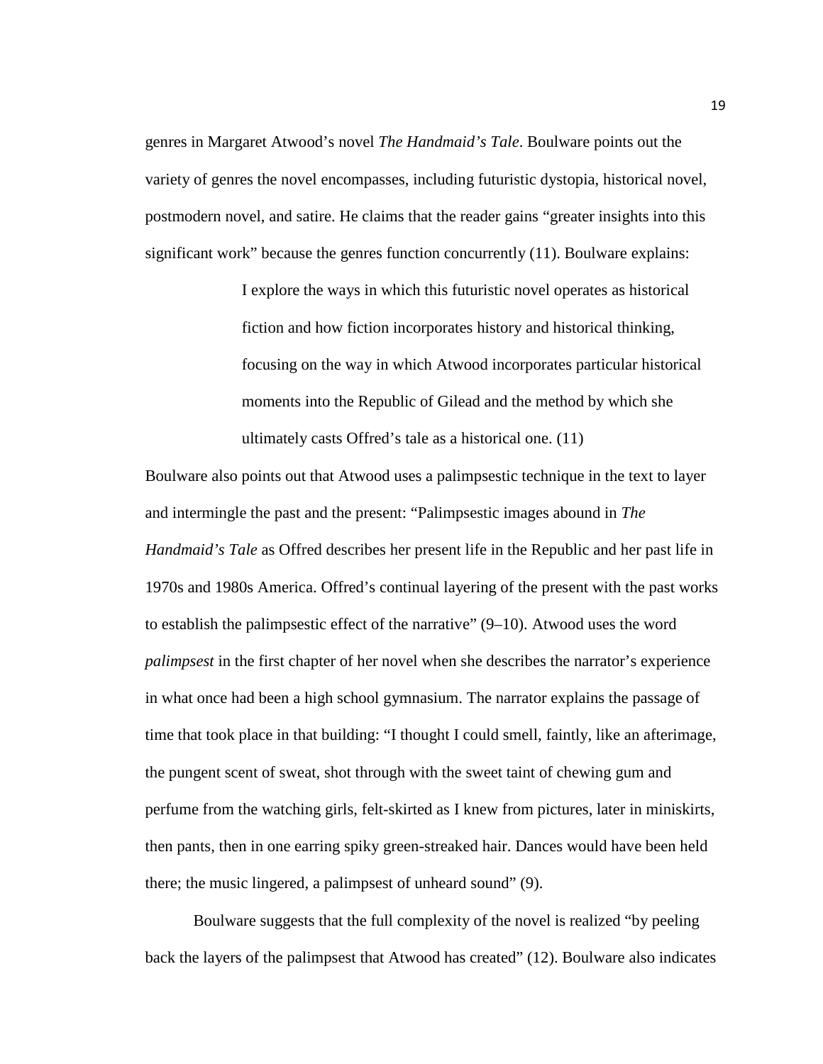genres in Margaret Atwood's novel *The Handmaid's Tale*. Boulware points out the variety of genres the novel encompasses, including futuristic dystopia, historical novel, postmodern novel, and satire. He claims that the reader gains "greater insights into this significant work" because the genres function concurrently (11). Boulware explains:

> I explore the ways in which this futuristic novel operates as historical fiction and how fiction incorporates history and historical thinking, focusing on the way in which Atwood incorporates particular historical moments into the Republic of Gilead and the method by which she ultimately casts Offred's tale as a historical one. (11)

Boulware also points out that Atwood uses a palimpsestic technique in the text to layer and intermingle the past and the present: "Palimpsestic images abound in *The Handmaid's Tale* as Offred describes her present life in the Republic and her past life in 1970s and 1980s America. Offred's continual layering of the present with the past works to establish the palimpsestic effect of the narrative" (9–10). Atwood uses the word *palimpsest* in the first chapter of her novel when she describes the narrator's experience in what once had been a high school gymnasium. The narrator explains the passage of time that took place in that building: "I thought I could smell, faintly, like an afterimage, the pungent scent of sweat, shot through with the sweet taint of chewing gum and perfume from the watching girls, felt-skirted as I knew from pictures, later in miniskirts, then pants, then in one earring spiky green-streaked hair. Dances would have been held there; the music lingered, a palimpsest of unheard sound" (9).

Boulware suggests that the full complexity of the novel is realized "by peeling back the layers of the palimpsest that Atwood has created" (12). Boulware also indicates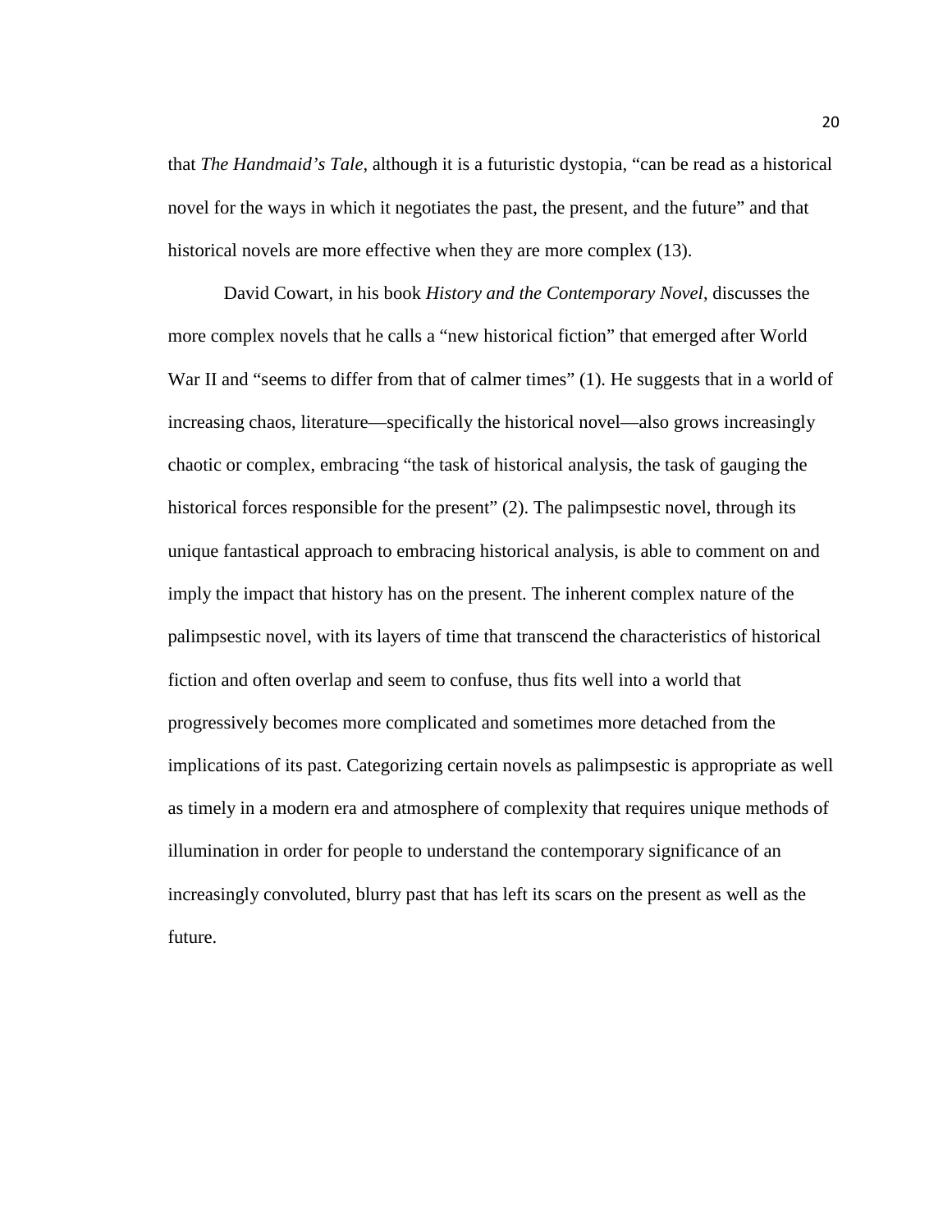that *The Handmaid's Tale*, although it is a futuristic dystopia, "can be read as a historical novel for the ways in which it negotiates the past, the present, and the future" and that historical novels are more effective when they are more complex (13).

David Cowart, in his book *History and the Contemporary Novel*, discusses the more complex novels that he calls a "new historical fiction" that emerged after World War II and "seems to differ from that of calmer times" (1). He suggests that in a world of increasing chaos, literature—specifically the historical novel—also grows increasingly chaotic or complex, embracing "the task of historical analysis, the task of gauging the historical forces responsible for the present" (2). The palimpsestic novel, through its unique fantastical approach to embracing historical analysis, is able to comment on and imply the impact that history has on the present. The inherent complex nature of the palimpsestic novel, with its layers of time that transcend the characteristics of historical fiction and often overlap and seem to confuse, thus fits well into a world that progressively becomes more complicated and sometimes more detached from the implications of its past. Categorizing certain novels as palimpsestic is appropriate as well as timely in a modern era and atmosphere of complexity that requires unique methods of illumination in order for people to understand the contemporary significance of an increasingly convoluted, blurry past that has left its scars on the present as well as the future.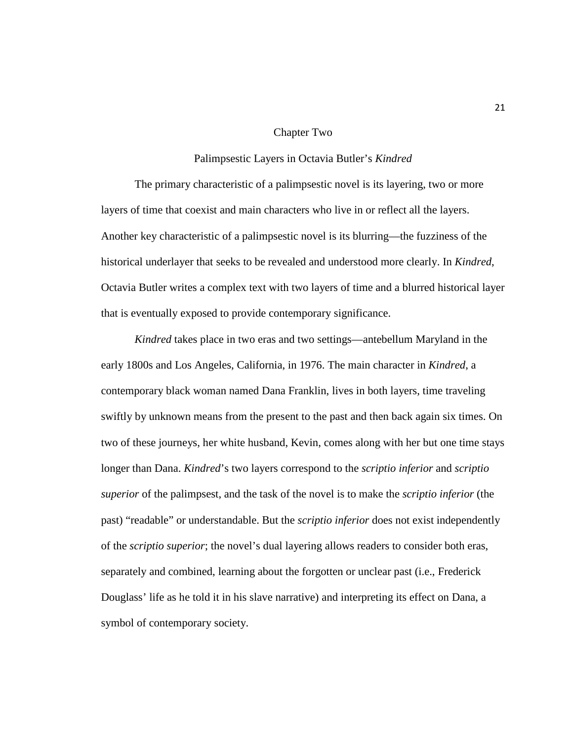# Chapter Two

## Palimpsestic Layers in Octavia Butler's *Kindred*

The primary characteristic of a palimpsestic novel is its layering, two or more layers of time that coexist and main characters who live in or reflect all the layers. Another key characteristic of a palimpsestic novel is its blurring—the fuzziness of the historical underlayer that seeks to be revealed and understood more clearly. In *Kindred*, Octavia Butler writes a complex text with two layers of time and a blurred historical layer that is eventually exposed to provide contemporary significance.

*Kindred* takes place in two eras and two settings—antebellum Maryland in the early 1800s and Los Angeles, California, in 1976. The main character in *Kindred*, a contemporary black woman named Dana Franklin, lives in both layers, time traveling swiftly by unknown means from the present to the past and then back again six times. On two of these journeys, her white husband, Kevin, comes along with her but one time stays longer than Dana. *Kindred*'s two layers correspond to the *scriptio inferior* and *scriptio superior* of the palimpsest, and the task of the novel is to make the *scriptio inferior* (the past) "readable" or understandable. But the *scriptio inferior* does not exist independently of the *scriptio superior*; the novel's dual layering allows readers to consider both eras, separately and combined, learning about the forgotten or unclear past (i.e., Frederick Douglass' life as he told it in his slave narrative) and interpreting its effect on Dana, a symbol of contemporary society.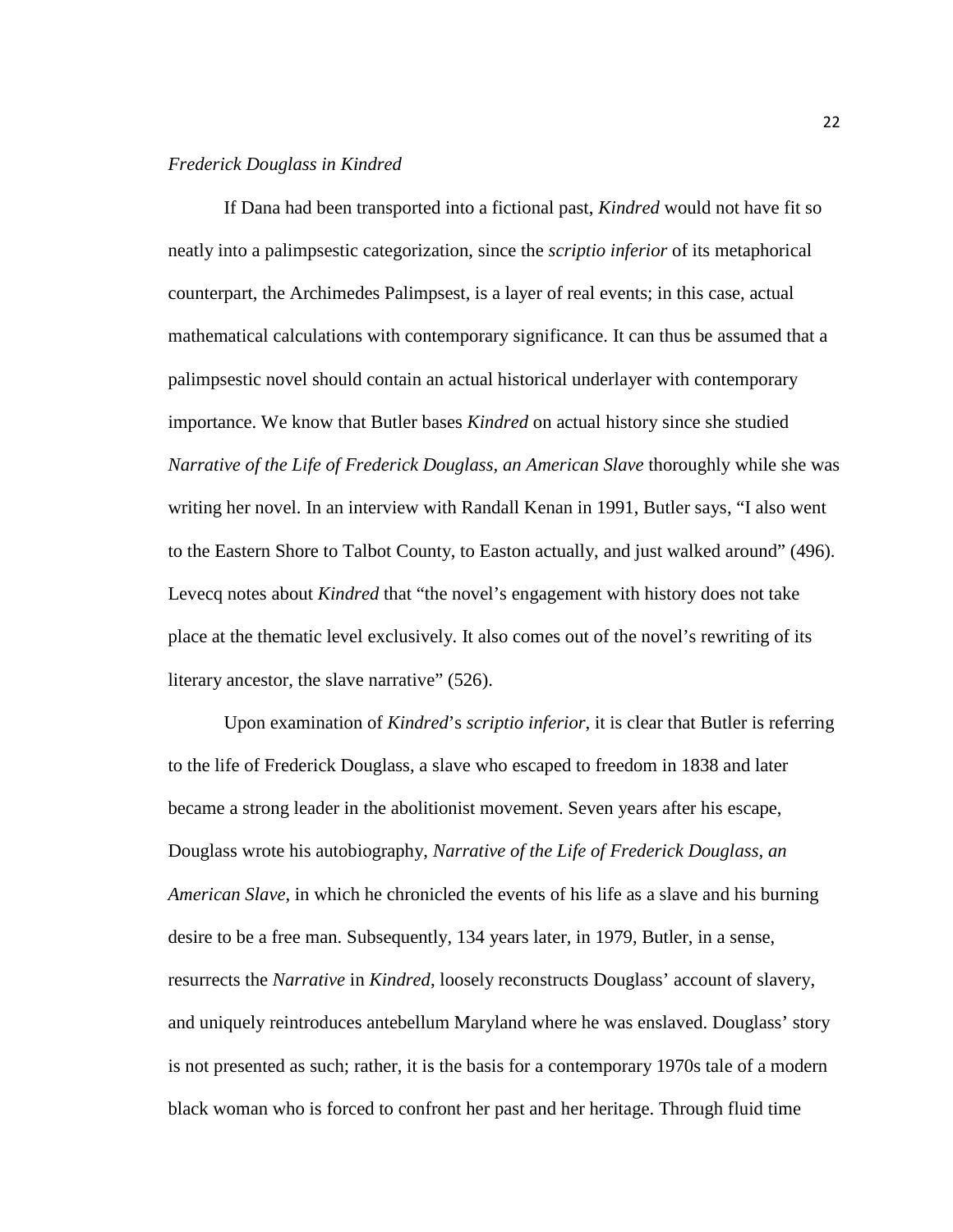*Frederick Douglass in Kindred*

If Dana had been transported into a fictional past, *Kindred* would not have fit so neatly into a palimpsestic categorization, since the *scriptio inferior* of its metaphorical counterpart, the Archimedes Palimpsest, is a layer of real events; in this case, actual mathematical calculations with contemporary significance. It can thus be assumed that a palimpsestic novel should contain an actual historical underlayer with contemporary importance. We know that Butler bases *Kindred* on actual history since she studied *Narrative of the Life of Frederick Douglass, an American Slave* thoroughly while she was writing her novel. In an interview with Randall Kenan in 1991, Butler says, "I also went to the Eastern Shore to Talbot County, to Easton actually, and just walked around" (496). Levecq notes about *Kindred* that "the novel's engagement with history does not take place at the thematic level exclusively. It also comes out of the novel's rewriting of its literary ancestor, the slave narrative" (526).

Upon examination of *Kindred*'s *scriptio inferior*, it is clear that Butler is referring to the life of Frederick Douglass, a slave who escaped to freedom in 1838 and later became a strong leader in the abolitionist movement. Seven years after his escape, Douglass wrote his autobiography, *Narrative of the Life of Frederick Douglass, an American Slave,* in which he chronicled the events of his life as a slave and his burning desire to be a free man. Subsequently, 134 years later, in 1979, Butler, in a sense, resurrects the *Narrative* in *Kindred*, loosely reconstructs Douglass' account of slavery, and uniquely reintroduces antebellum Maryland where he was enslaved. Douglass' story is not presented as such; rather, it is the basis for a contemporary 1970s tale of a modern black woman who is forced to confront her past and her heritage. Through fluid time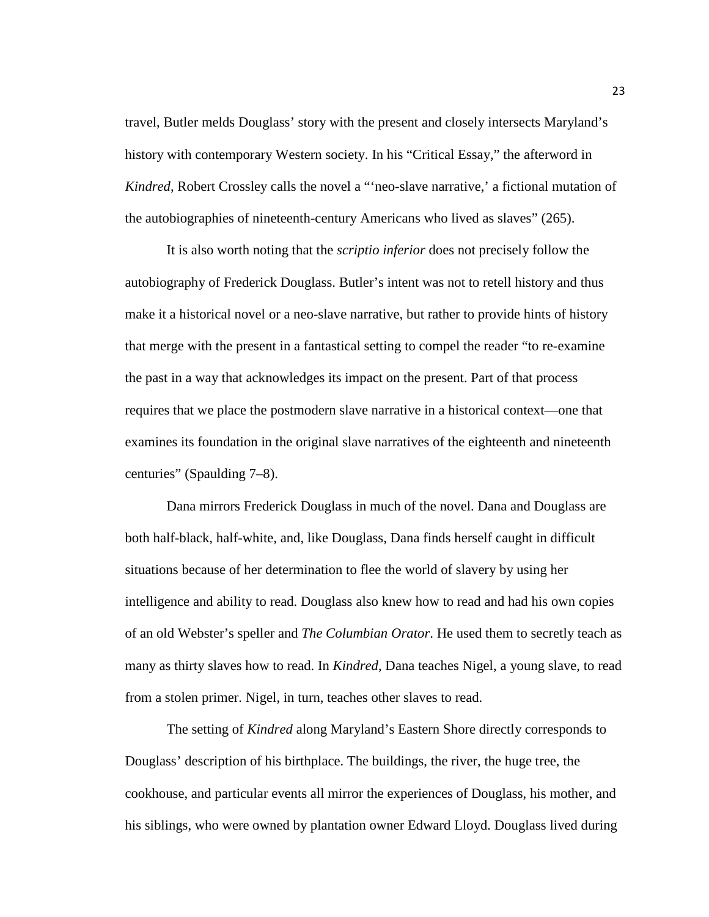travel, Butler melds Douglass' story with the present and closely intersects Maryland's history with contemporary Western society. In his "Critical Essay," the afterword in *Kindred*, Robert Crossley calls the novel a "'neo-slave narrative,' a fictional mutation of the autobiographies of nineteenth-century Americans who lived as slaves" (265).

It is also worth noting that the *scriptio inferior* does not precisely follow the autobiography of Frederick Douglass. Butler's intent was not to retell history and thus make it a historical novel or a neo-slave narrative, but rather to provide hints of history that merge with the present in a fantastical setting to compel the reader "to re-examine the past in a way that acknowledges its impact on the present. Part of that process requires that we place the postmodern slave narrative in a historical context—one that examines its foundation in the original slave narratives of the eighteenth and nineteenth centuries" (Spaulding 7–8).

Dana mirrors Frederick Douglass in much of the novel. Dana and Douglass are both half-black, half-white, and, like Douglass, Dana finds herself caught in difficult situations because of her determination to flee the world of slavery by using her intelligence and ability to read. Douglass also knew how to read and had his own copies of an old Webster's speller and *The Columbian Orator*. He used them to secretly teach as many as thirty slaves how to read. In *Kindred*, Dana teaches Nigel, a young slave, to read from a stolen primer. Nigel, in turn, teaches other slaves to read.

The setting of *Kindred* along Maryland's Eastern Shore directly corresponds to Douglass' description of his birthplace. The buildings, the river, the huge tree, the cookhouse, and particular events all mirror the experiences of Douglass, his mother, and his siblings, who were owned by plantation owner Edward Lloyd. Douglass lived during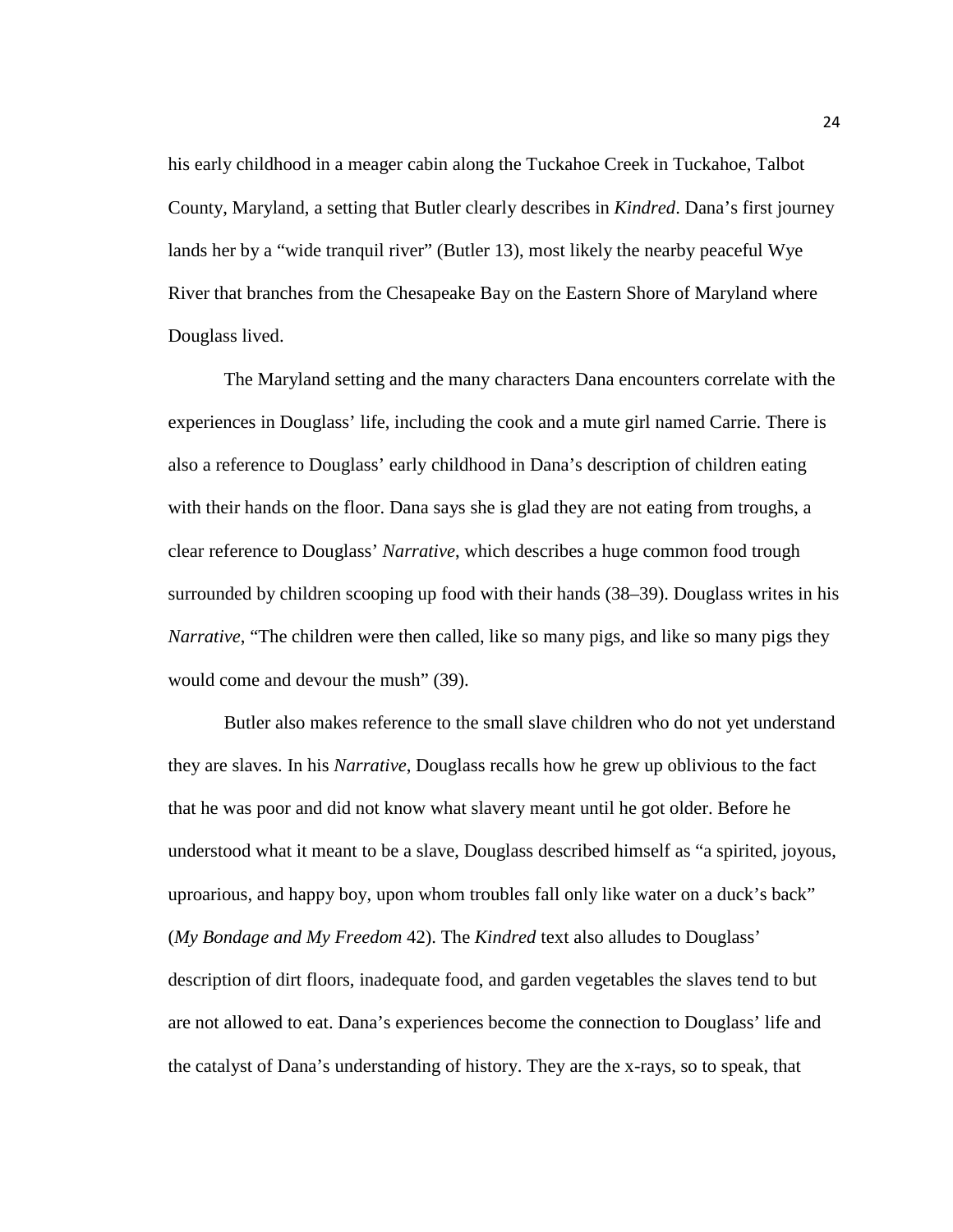his early childhood in a meager cabin along the Tuckahoe Creek in Tuckahoe, Talbot County, Maryland, a setting that Butler clearly describes in *Kindred*. Dana's first journey lands her by a "wide tranquil river" (Butler 13), most likely the nearby peaceful Wye River that branches from the Chesapeake Bay on the Eastern Shore of Maryland where Douglass lived.

The Maryland setting and the many characters Dana encounters correlate with the experiences in Douglass' life, including the cook and a mute girl named Carrie. There is also a reference to Douglass' early childhood in Dana's description of children eating with their hands on the floor. Dana says she is glad they are not eating from troughs, a clear reference to Douglass' *Narrative*, which describes a huge common food trough surrounded by children scooping up food with their hands (38–39). Douglass writes in his *Narrative*, "The children were then called, like so many pigs, and like so many pigs they would come and devour the mush" (39).

Butler also makes reference to the small slave children who do not yet understand they are slaves. In his *Narrative*, Douglass recalls how he grew up oblivious to the fact that he was poor and did not know what slavery meant until he got older. Before he understood what it meant to be a slave, Douglass described himself as "a spirited, joyous, uproarious, and happy boy, upon whom troubles fall only like water on a duck's back" (*My Bondage and My Freedom* 42). The *Kindred* text also alludes to Douglass' description of dirt floors, inadequate food, and garden vegetables the slaves tend to but are not allowed to eat. Dana's experiences become the connection to Douglass' life and the catalyst of Dana's understanding of history. They are the x-rays, so to speak, that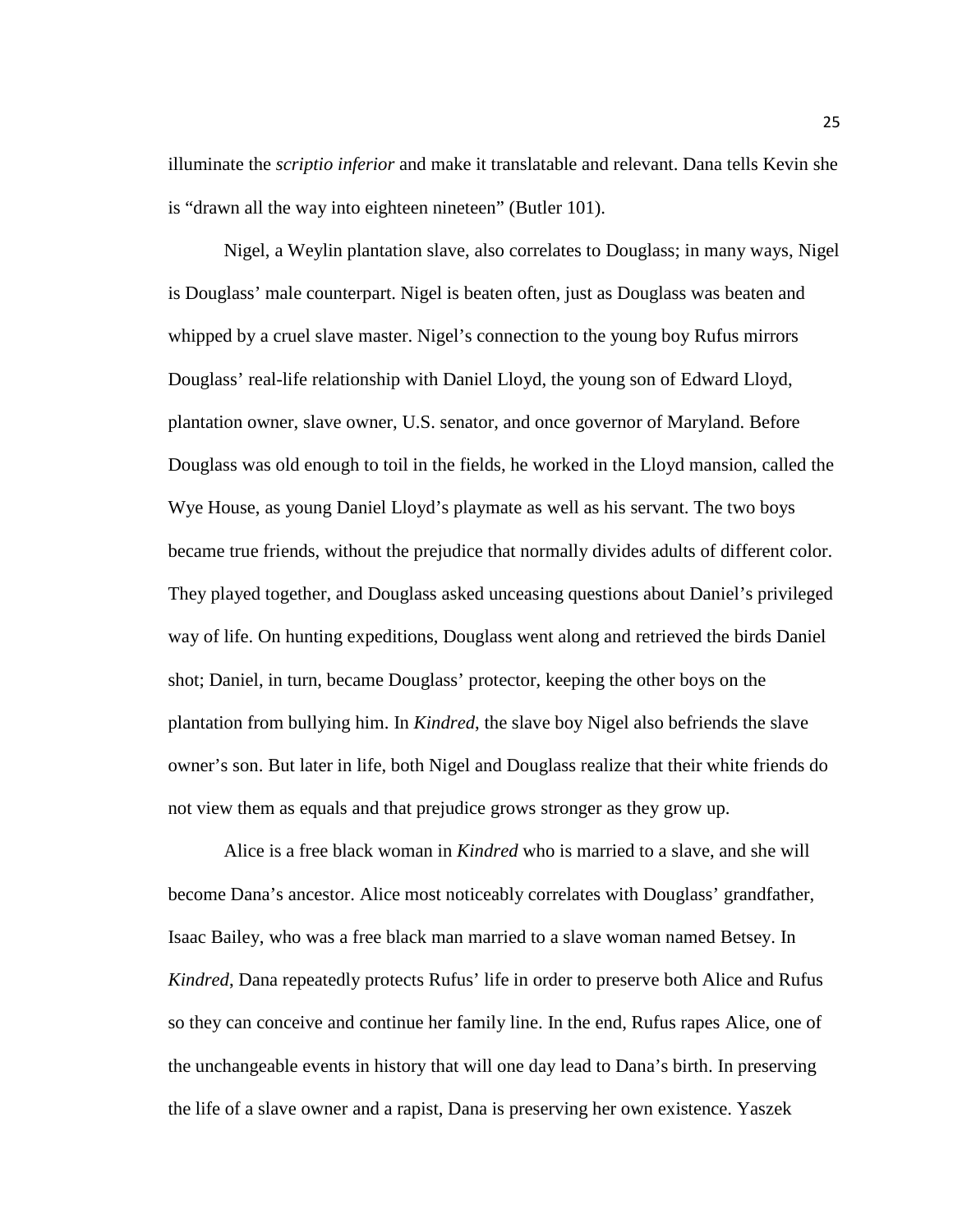illuminate the *scriptio inferior* and make it translatable and relevant. Dana tells Kevin she is "drawn all the way into eighteen nineteen" (Butler 101).

Nigel, a Weylin plantation slave, also correlates to Douglass; in many ways, Nigel is Douglass' male counterpart. Nigel is beaten often, just as Douglass was beaten and whipped by a cruel slave master. Nigel's connection to the young boy Rufus mirrors Douglass' real-life relationship with Daniel Lloyd, the young son of Edward Lloyd, plantation owner, slave owner, U.S. senator, and once governor of Maryland. Before Douglass was old enough to toil in the fields, he worked in the Lloyd mansion, called the Wye House, as young Daniel Lloyd's playmate as well as his servant. The two boys became true friends, without the prejudice that normally divides adults of different color. They played together, and Douglass asked unceasing questions about Daniel's privileged way of life. On hunting expeditions, Douglass went along and retrieved the birds Daniel shot; Daniel, in turn, became Douglass' protector, keeping the other boys on the plantation from bullying him. In *Kindred*, the slave boy Nigel also befriends the slave owner's son. But later in life, both Nigel and Douglass realize that their white friends do not view them as equals and that prejudice grows stronger as they grow up.

Alice is a free black woman in *Kindred* who is married to a slave, and she will become Dana's ancestor. Alice most noticeably correlates with Douglass' grandfather, Isaac Bailey, who was a free black man married to a slave woman named Betsey. In *Kindred*, Dana repeatedly protects Rufus' life in order to preserve both Alice and Rufus so they can conceive and continue her family line. In the end, Rufus rapes Alice, one of the unchangeable events in history that will one day lead to Dana's birth. In preserving the life of a slave owner and a rapist, Dana is preserving her own existence. Yaszek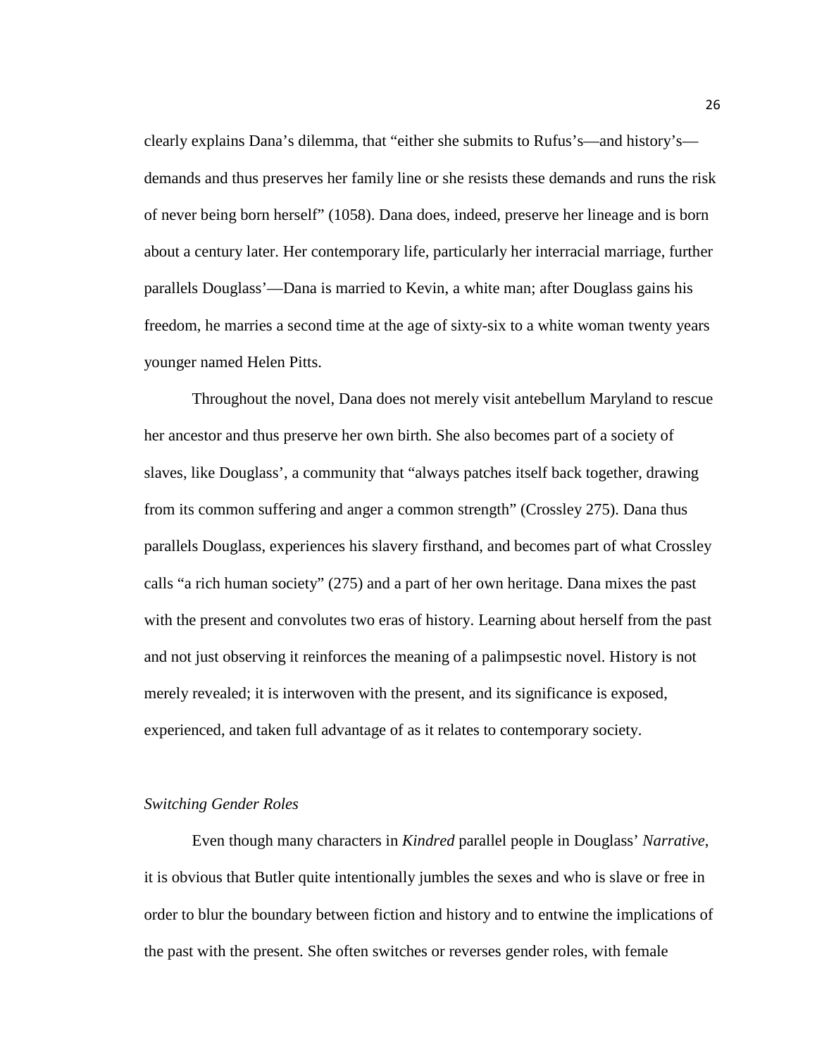clearly explains Dana's dilemma, that "either she submits to Rufus's—and history's—demands and thus preserves her family line or she resists these demands and runs the risk of never being born herself" (1058). Dana does, indeed, preserve her lineage and is born about a century later. Her contemporary life, particularly her interracial marriage, further parallels Douglass'—Dana is married to Kevin, a white man; after Douglass gains his freedom, he marries a second time at the age of sixty-six to a white woman twenty years younger named Helen Pitts.

Throughout the novel, Dana does not merely visit antebellum Maryland to rescue her ancestor and thus preserve her own birth. She also becomes part of a society of slaves, like Douglass', a community that "always patches itself back together, drawing from its common suffering and anger a common strength" (Crossley 275). Dana thus parallels Douglass, experiences his slavery firsthand, and becomes part of what Crossley calls "a rich human society" (275) and a part of her own heritage. Dana mixes the past with the present and convolutes two eras of history. Learning about herself from the past and not just observing it reinforces the meaning of a palimpsestic novel. History is not merely revealed; it is interwoven with the present, and its significance is exposed, experienced, and taken full advantage of as it relates to contemporary society.

*Switching Gender Roles*

Even though many characters in *Kindred* parallel people in Douglass' *Narrative*, it is obvious that Butler quite intentionally jumbles the sexes and who is slave or free in order to blur the boundary between fiction and history and to entwine the implications of the past with the present. She often switches or reverses gender roles, with female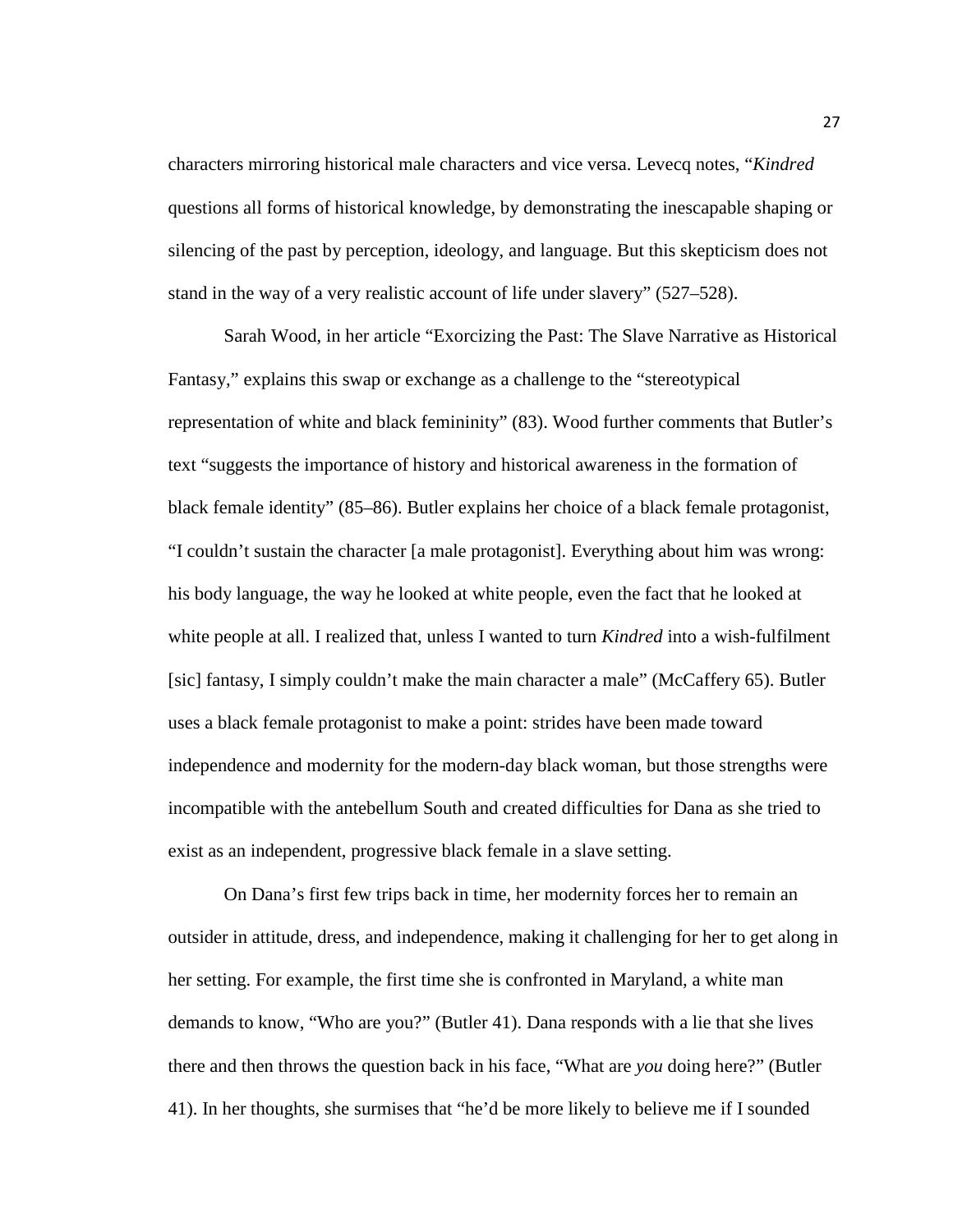characters mirroring historical male characters and vice versa. Levecq notes, "*Kindred* questions all forms of historical knowledge, by demonstrating the inescapable shaping or silencing of the past by perception, ideology, and language. But this skepticism does not stand in the way of a very realistic account of life under slavery" (527–528).

Sarah Wood, in her article "Exorcizing the Past: The Slave Narrative as Historical Fantasy," explains this swap or exchange as a challenge to the "stereotypical representation of white and black femininity" (83). Wood further comments that Butler's text "suggests the importance of history and historical awareness in the formation of black female identity" (85–86). Butler explains her choice of a black female protagonist, "I couldn't sustain the character [a male protagonist]. Everything about him was wrong: his body language, the way he looked at white people, even the fact that he looked at white people at all. I realized that, unless I wanted to turn *Kindred* into a wish-fulfilment [sic] fantasy, I simply couldn't make the main character a male" (McCaffery 65). Butler uses a black female protagonist to make a point: strides have been made toward independence and modernity for the modern-day black woman, but those strengths were incompatible with the antebellum South and created difficulties for Dana as she tried to exist as an independent, progressive black female in a slave setting.

On Dana's first few trips back in time, her modernity forces her to remain an outsider in attitude, dress, and independence, making it challenging for her to get along in her setting. For example, the first time she is confronted in Maryland, a white man demands to know, "Who are you?" (Butler 41). Dana responds with a lie that she lives there and then throws the question back in his face, "What are *you* doing here?" (Butler 41). In her thoughts, she surmises that "he'd be more likely to believe me if I sounded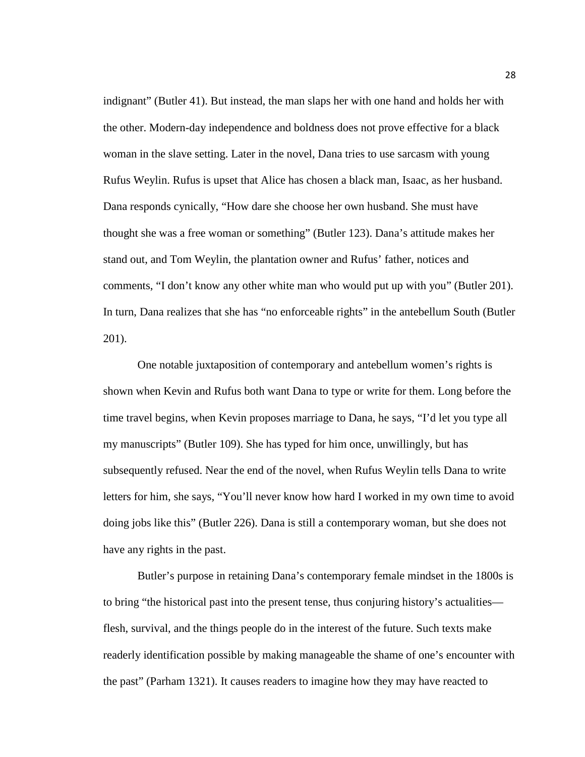indignant" (Butler 41). But instead, the man slaps her with one hand and holds her with the other. Modern-day independence and boldness does not prove effective for a black woman in the slave setting. Later in the novel, Dana tries to use sarcasm with young Rufus Weylin. Rufus is upset that Alice has chosen a black man, Isaac, as her husband. Dana responds cynically, "How dare she choose her own husband. She must have thought she was a free woman or something" (Butler 123). Dana's attitude makes her stand out, and Tom Weylin, the plantation owner and Rufus' father, notices and comments, "I don't know any other white man who would put up with you" (Butler 201). In turn, Dana realizes that she has "no enforceable rights" in the antebellum South (Butler 201).

One notable juxtaposition of contemporary and antebellum women's rights is shown when Kevin and Rufus both want Dana to type or write for them. Long before the time travel begins, when Kevin proposes marriage to Dana, he says, "I'd let you type all my manuscripts" (Butler 109). She has typed for him once, unwillingly, but has subsequently refused. Near the end of the novel, when Rufus Weylin tells Dana to write letters for him, she says, "You'll never know how hard I worked in my own time to avoid doing jobs like this" (Butler 226). Dana is still a contemporary woman, but she does not have any rights in the past.

Butler's purpose in retaining Dana's contemporary female mindset in the 1800s is to bring "the historical past into the present tense, thus conjuring history's actualities—flesh, survival, and the things people do in the interest of the future. Such texts make readerly identification possible by making manageable the shame of one's encounter with the past" (Parham 1321). It causes readers to imagine how they may have reacted to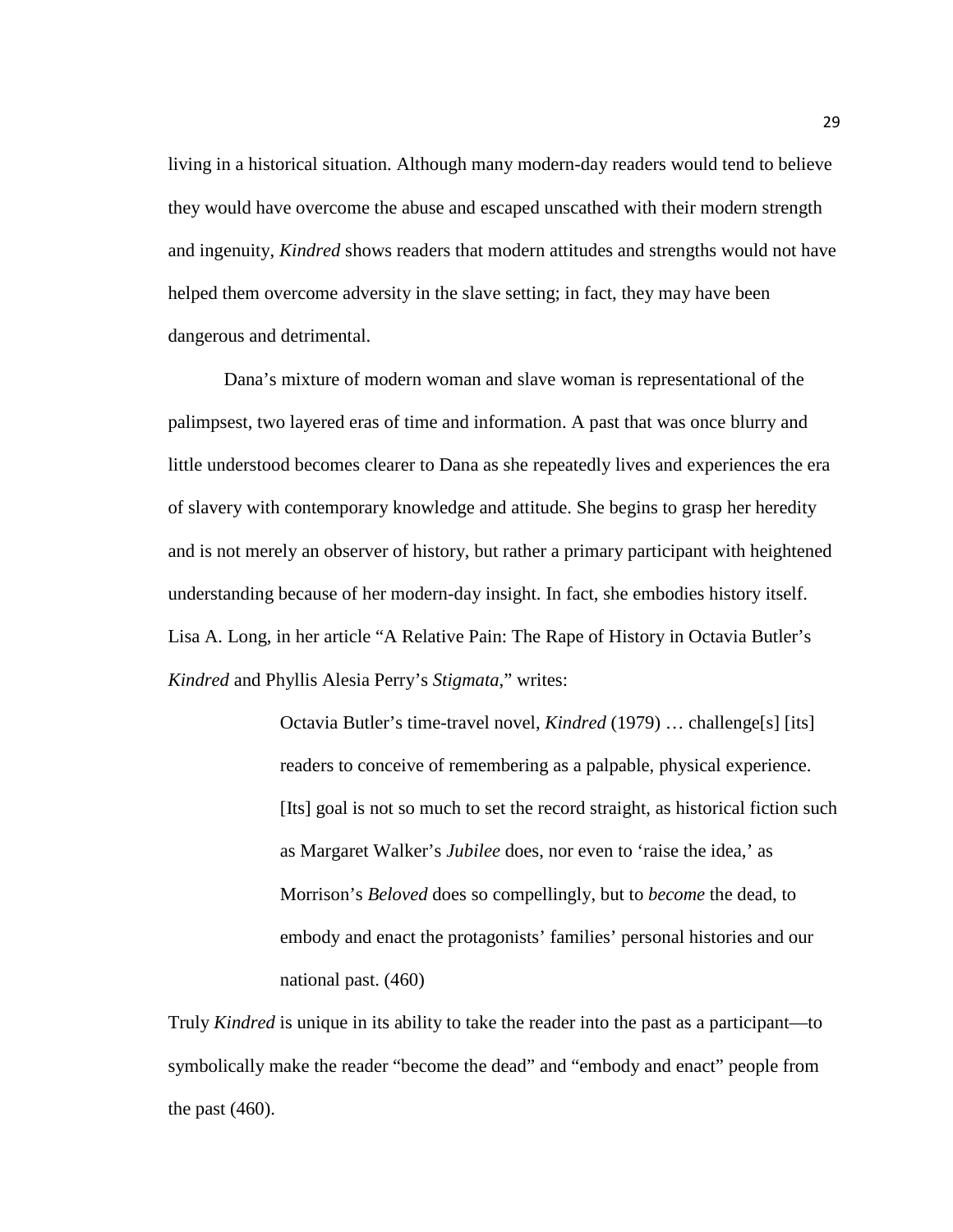living in a historical situation. Although many modern-day readers would tend to believe they would have overcome the abuse and escaped unscathed with their modern strength and ingenuity, *Kindred* shows readers that modern attitudes and strengths would not have helped them overcome adversity in the slave setting; in fact, they may have been dangerous and detrimental.

Dana's mixture of modern woman and slave woman is representational of the palimpsest, two layered eras of time and information. A past that was once blurry and little understood becomes clearer to Dana as she repeatedly lives and experiences the era of slavery with contemporary knowledge and attitude. She begins to grasp her heredity and is not merely an observer of history, but rather a primary participant with heightened understanding because of her modern-day insight. In fact, she embodies history itself. Lisa A. Long, in her article "A Relative Pain: The Rape of History in Octavia Butler's *Kindred* and Phyllis Alesia Perry's *Stigmata*," writes:

> Octavia Butler's time-travel novel, *Kindred* (1979) … challenge[s] [its] readers to conceive of remembering as a palpable, physical experience. [Its] goal is not so much to set the record straight, as historical fiction such as Margaret Walker's *Jubilee* does, nor even to 'raise the idea,' as Morrison's *Beloved* does so compellingly, but to *become* the dead, to embody and enact the protagonists' families' personal histories and our national past. (460)

Truly *Kindred* is unique in its ability to take the reader into the past as a participant—to symbolically make the reader "become the dead" and "embody and enact" people from the past (460).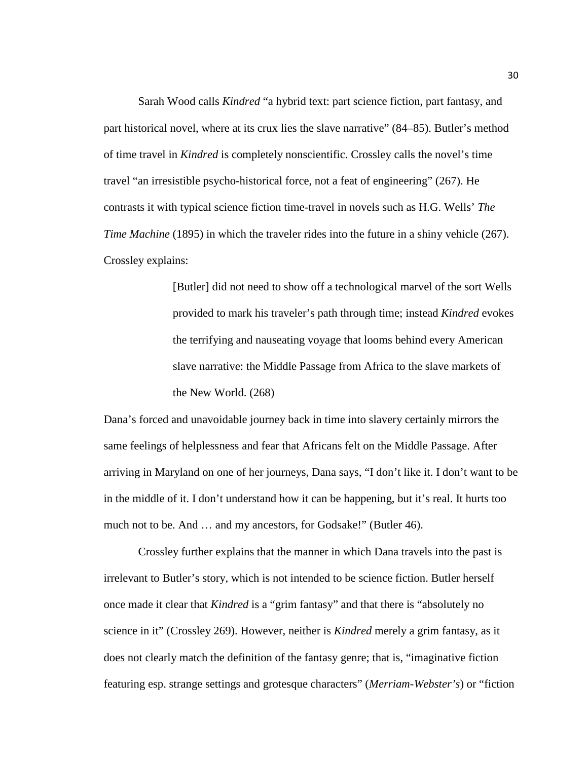Sarah Wood calls *Kindred* "a hybrid text: part science fiction, part fantasy, and part historical novel, where at its crux lies the slave narrative" (84–85). Butler's method of time travel in *Kindred* is completely nonscientific. Crossley calls the novel's time travel "an irresistible psycho-historical force, not a feat of engineering" (267). He contrasts it with typical science fiction time-travel in novels such as H.G. Wells' *The Time Machine* (1895) in which the traveler rides into the future in a shiny vehicle (267). Crossley explains:

> [Butler] did not need to show off a technological marvel of the sort Wells provided to mark his traveler's path through time; instead *Kindred* evokes the terrifying and nauseating voyage that looms behind every American slave narrative: the Middle Passage from Africa to the slave markets of the New World. (268)

Dana's forced and unavoidable journey back in time into slavery certainly mirrors the same feelings of helplessness and fear that Africans felt on the Middle Passage. After arriving in Maryland on one of her journeys, Dana says, "I don't like it. I don't want to be in the middle of it. I don't understand how it can be happening, but it's real. It hurts too much not to be. And … and my ancestors, for Godsake!" (Butler 46).

Crossley further explains that the manner in which Dana travels into the past is irrelevant to Butler's story, which is not intended to be science fiction. Butler herself once made it clear that *Kindred* is a "grim fantasy" and that there is "absolutely no science in it" (Crossley 269). However, neither is *Kindred* merely a grim fantasy, as it does not clearly match the definition of the fantasy genre; that is, "imaginative fiction featuring esp. strange settings and grotesque characters" (*Merriam-Webster's*) or "fiction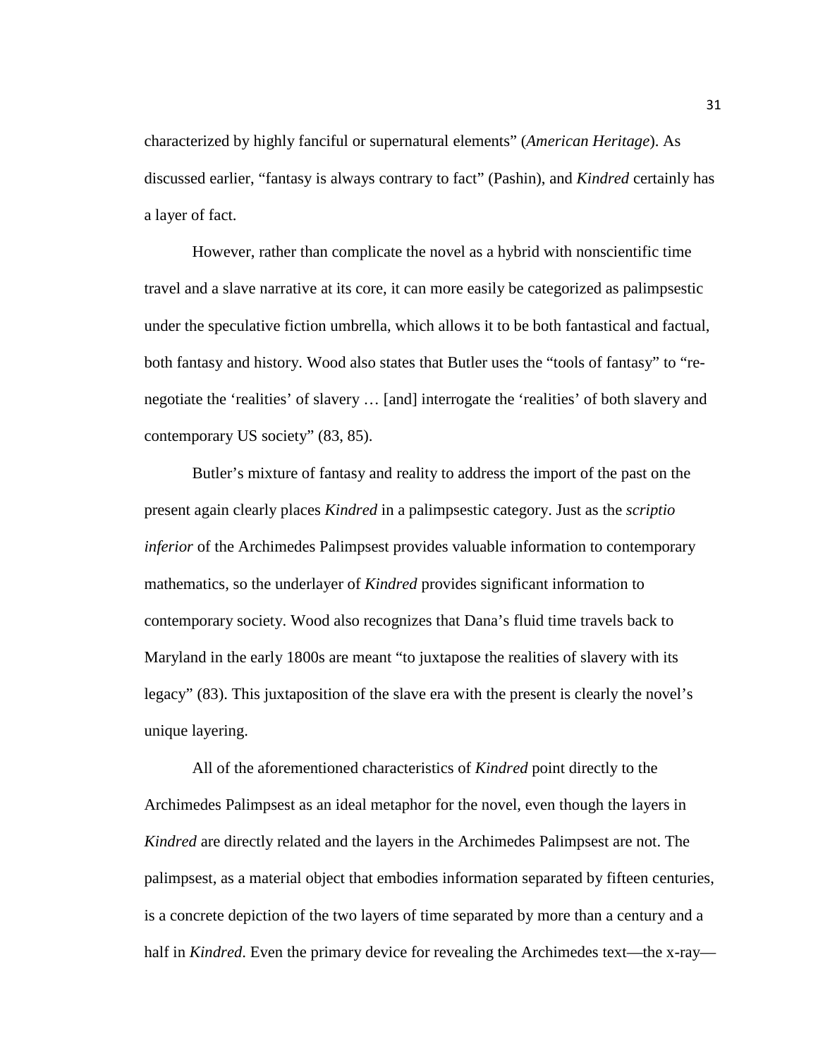characterized by highly fanciful or supernatural elements" (*American Heritage*). As discussed earlier, "fantasy is always contrary to fact" (Pashin), and *Kindred* certainly has a layer of fact.

However, rather than complicate the novel as a hybrid with nonscientific time travel and a slave narrative at its core, it can more easily be categorized as palimpsestic under the speculative fiction umbrella, which allows it to be both fantastical and factual, both fantasy and history. Wood also states that Butler uses the "tools of fantasy" to "re-negotiate the 'realities' of slavery … [and] interrogate the 'realities' of both slavery and contemporary US society" (83, 85).

Butler's mixture of fantasy and reality to address the import of the past on the present again clearly places *Kindred* in a palimpsestic category. Just as the *scriptio inferior* of the Archimedes Palimpsest provides valuable information to contemporary mathematics, so the underlayer of *Kindred* provides significant information to contemporary society. Wood also recognizes that Dana's fluid time travels back to Maryland in the early 1800s are meant "to juxtapose the realities of slavery with its legacy" (83). This juxtaposition of the slave era with the present is clearly the novel's unique layering.

All of the aforementioned characteristics of *Kindred* point directly to the Archimedes Palimpsest as an ideal metaphor for the novel, even though the layers in *Kindred* are directly related and the layers in the Archimedes Palimpsest are not. The palimpsest, as a material object that embodies information separated by fifteen centuries, is a concrete depiction of the two layers of time separated by more than a century and a half in *Kindred*. Even the primary device for revealing the Archimedes text—the x-ray—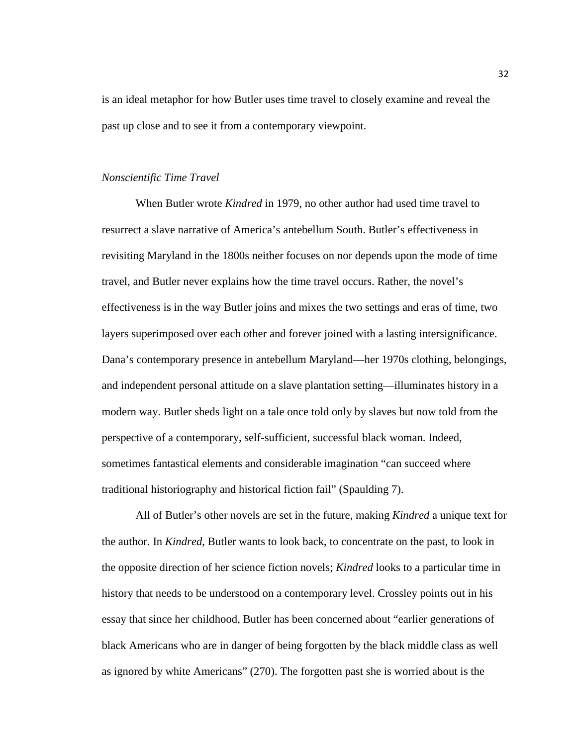is an ideal metaphor for how Butler uses time travel to closely examine and reveal the past up close and to see it from a contemporary viewpoint.

### *Nonscientific Time Travel*

When Butler wrote *Kindred* in 1979, no other author had used time travel to resurrect a slave narrative of America's antebellum South. Butler's effectiveness in revisiting Maryland in the 1800s neither focuses on nor depends upon the mode of time travel, and Butler never explains how the time travel occurs. Rather, the novel's effectiveness is in the way Butler joins and mixes the two settings and eras of time, two layers superimposed over each other and forever joined with a lasting intersignificance. Dana's contemporary presence in antebellum Maryland—her 1970s clothing, belongings, and independent personal attitude on a slave plantation setting—illuminates history in a modern way. Butler sheds light on a tale once told only by slaves but now told from the perspective of a contemporary, self-sufficient, successful black woman. Indeed, sometimes fantastical elements and considerable imagination "can succeed where traditional historiography and historical fiction fail" (Spaulding 7).

All of Butler's other novels are set in the future, making *Kindred* a unique text for the author. In *Kindred*, Butler wants to look back, to concentrate on the past, to look in the opposite direction of her science fiction novels; *Kindred* looks to a particular time in history that needs to be understood on a contemporary level. Crossley points out in his essay that since her childhood, Butler has been concerned about "earlier generations of black Americans who are in danger of being forgotten by the black middle class as well as ignored by white Americans" (270). The forgotten past she is worried about is the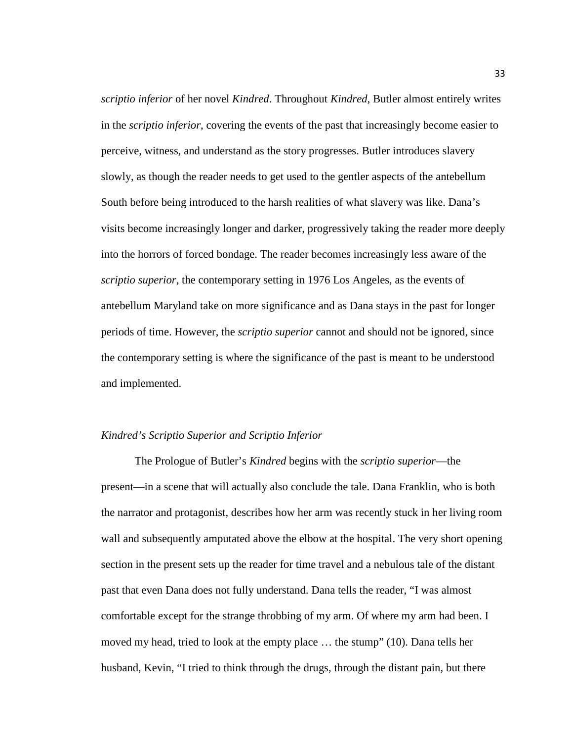*scriptio inferior* of her novel *Kindred*. Throughout *Kindred*, Butler almost entirely writes in the *scriptio inferior*, covering the events of the past that increasingly become easier to perceive, witness, and understand as the story progresses. Butler introduces slavery slowly, as though the reader needs to get used to the gentler aspects of the antebellum South before being introduced to the harsh realities of what slavery was like. Dana's visits become increasingly longer and darker, progressively taking the reader more deeply into the horrors of forced bondage. The reader becomes increasingly less aware of the *scriptio superior*, the contemporary setting in 1976 Los Angeles, as the events of antebellum Maryland take on more significance and as Dana stays in the past for longer periods of time. However, the *scriptio superior* cannot and should not be ignored, since the contemporary setting is where the significance of the past is meant to be understood and implemented.

### *Kindred's Scriptio Superior and Scriptio Inferior*

The Prologue of Butler's *Kindred* begins with the *scriptio superior*—the present—in a scene that will actually also conclude the tale. Dana Franklin, who is both the narrator and protagonist, describes how her arm was recently stuck in her living room wall and subsequently amputated above the elbow at the hospital. The very short opening section in the present sets up the reader for time travel and a nebulous tale of the distant past that even Dana does not fully understand. Dana tells the reader, "I was almost comfortable except for the strange throbbing of my arm. Of where my arm had been. I moved my head, tried to look at the empty place … the stump" (10). Dana tells her husband, Kevin, "I tried to think through the drugs, through the distant pain, but there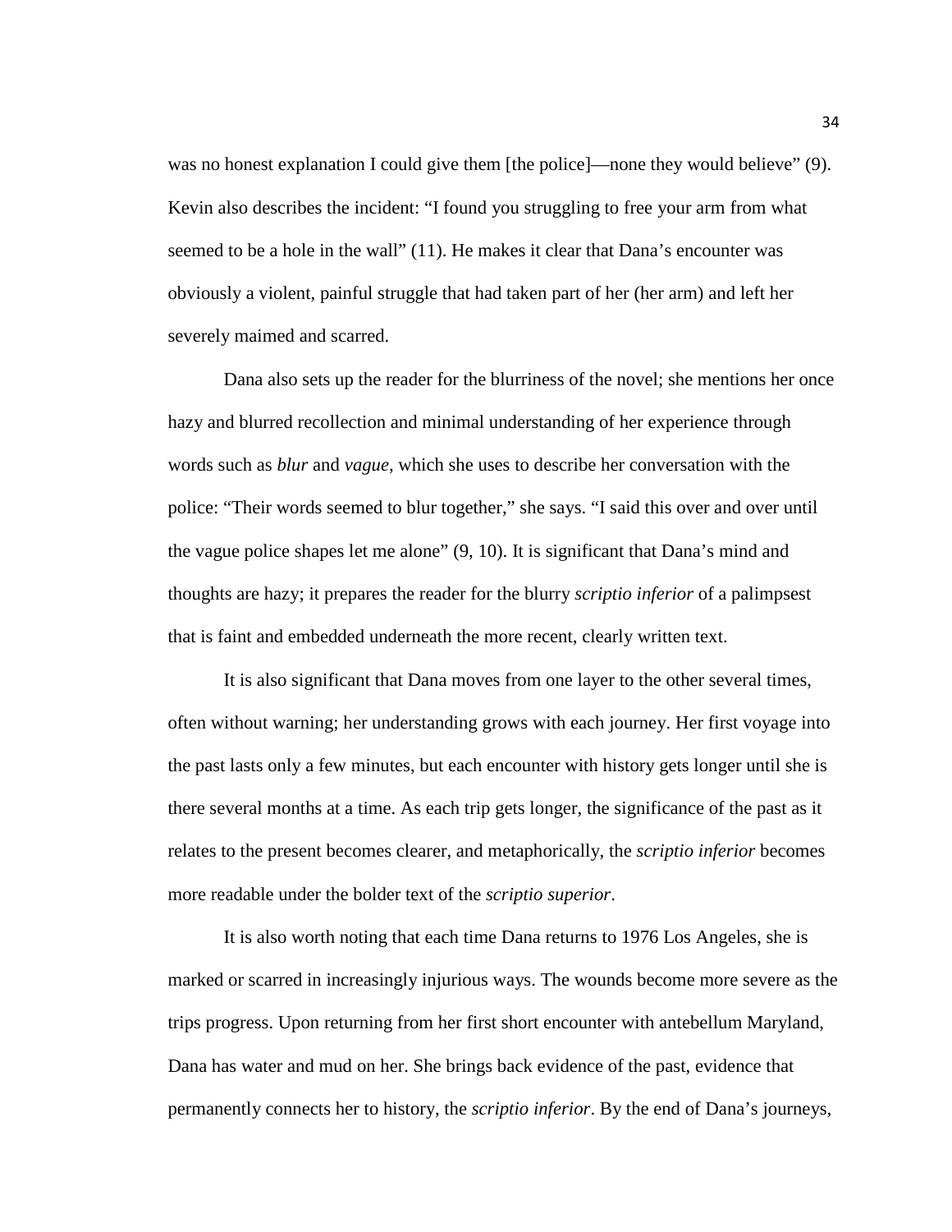was no honest explanation I could give them [the police]—none they would believe" (9). Kevin also describes the incident: "I found you struggling to free your arm from what seemed to be a hole in the wall" (11). He makes it clear that Dana's encounter was obviously a violent, painful struggle that had taken part of her (her arm) and left her severely maimed and scarred.

Dana also sets up the reader for the blurriness of the novel; she mentions her once hazy and blurred recollection and minimal understanding of her experience through words such as *blur* and *vague*, which she uses to describe her conversation with the police: "Their words seemed to blur together," she says. "I said this over and over until the vague police shapes let me alone" (9, 10). It is significant that Dana's mind and thoughts are hazy; it prepares the reader for the blurry *scriptio inferior* of a palimpsest that is faint and embedded underneath the more recent, clearly written text.

It is also significant that Dana moves from one layer to the other several times, often without warning; her understanding grows with each journey. Her first voyage into the past lasts only a few minutes, but each encounter with history gets longer until she is there several months at a time. As each trip gets longer, the significance of the past as it relates to the present becomes clearer, and metaphorically, the *scriptio inferior* becomes more readable under the bolder text of the *scriptio superior*.

It is also worth noting that each time Dana returns to 1976 Los Angeles, she is marked or scarred in increasingly injurious ways. The wounds become more severe as the trips progress. Upon returning from her first short encounter with antebellum Maryland, Dana has water and mud on her. She brings back evidence of the past, evidence that permanently connects her to history, the *scriptio inferior*. By the end of Dana's journeys,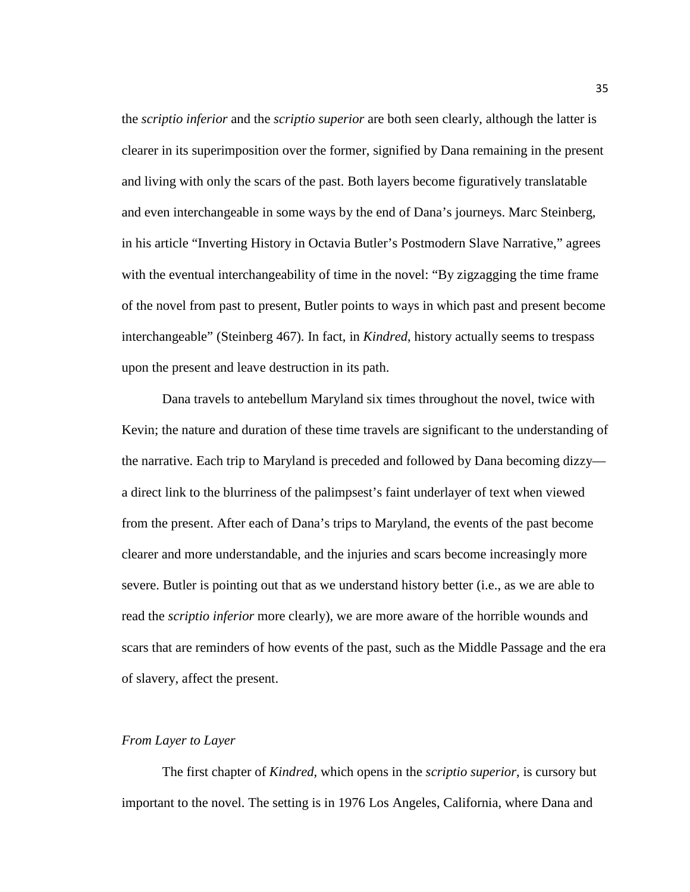the *scriptio inferior* and the *scriptio superior* are both seen clearly, although the latter is clearer in its superimposition over the former, signified by Dana remaining in the present and living with only the scars of the past. Both layers become figuratively translatable and even interchangeable in some ways by the end of Dana's journeys. Marc Steinberg, in his article "Inverting History in Octavia Butler's Postmodern Slave Narrative," agrees with the eventual interchangeability of time in the novel: "By zigzagging the time frame of the novel from past to present, Butler points to ways in which past and present become interchangeable" (Steinberg 467). In fact, in *Kindred*, history actually seems to trespass upon the present and leave destruction in its path.

Dana travels to antebellum Maryland six times throughout the novel, twice with Kevin; the nature and duration of these time travels are significant to the understanding of the narrative. Each trip to Maryland is preceded and followed by Dana becoming dizzy—a direct link to the blurriness of the palimpsest's faint underlayer of text when viewed from the present. After each of Dana's trips to Maryland, the events of the past become clearer and more understandable, and the injuries and scars become increasingly more severe. Butler is pointing out that as we understand history better (i.e., as we are able to read the *scriptio inferior* more clearly), we are more aware of the horrible wounds and scars that are reminders of how events of the past, such as the Middle Passage and the era of slavery, affect the present.

### *From Layer to Layer*

The first chapter of *Kindred*, which opens in the *scriptio superior*, is cursory but important to the novel. The setting is in 1976 Los Angeles, California, where Dana and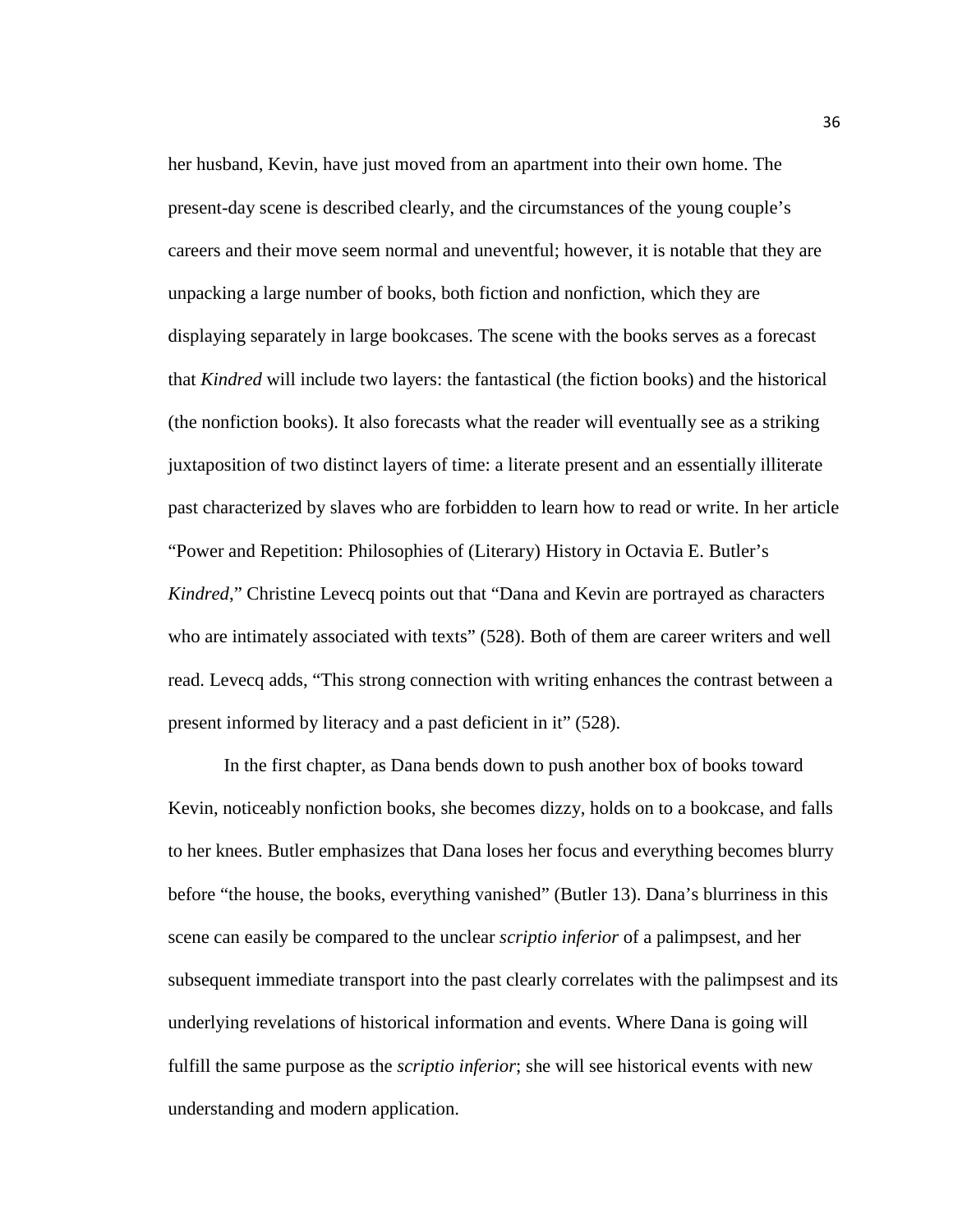her husband, Kevin, have just moved from an apartment into their own home. The present-day scene is described clearly, and the circumstances of the young couple's careers and their move seem normal and uneventful; however, it is notable that they are unpacking a large number of books, both fiction and nonfiction, which they are displaying separately in large bookcases. The scene with the books serves as a forecast that *Kindred* will include two layers: the fantastical (the fiction books) and the historical (the nonfiction books). It also forecasts what the reader will eventually see as a striking juxtaposition of two distinct layers of time: a literate present and an essentially illiterate past characterized by slaves who are forbidden to learn how to read or write. In her article "Power and Repetition: Philosophies of (Literary) History in Octavia E. Butler's *Kindred*," Christine Levecq points out that "Dana and Kevin are portrayed as characters who are intimately associated with texts" (528). Both of them are career writers and well read. Levecq adds, "This strong connection with writing enhances the contrast between a present informed by literacy and a past deficient in it" (528).

In the first chapter, as Dana bends down to push another box of books toward Kevin, noticeably nonfiction books, she becomes dizzy, holds on to a bookcase, and falls to her knees. Butler emphasizes that Dana loses her focus and everything becomes blurry before "the house, the books, everything vanished" (Butler 13). Dana's blurriness in this scene can easily be compared to the unclear *scriptio inferior* of a palimpsest, and her subsequent immediate transport into the past clearly correlates with the palimpsest and its underlying revelations of historical information and events. Where Dana is going will fulfill the same purpose as the *scriptio inferior*; she will see historical events with new understanding and modern application.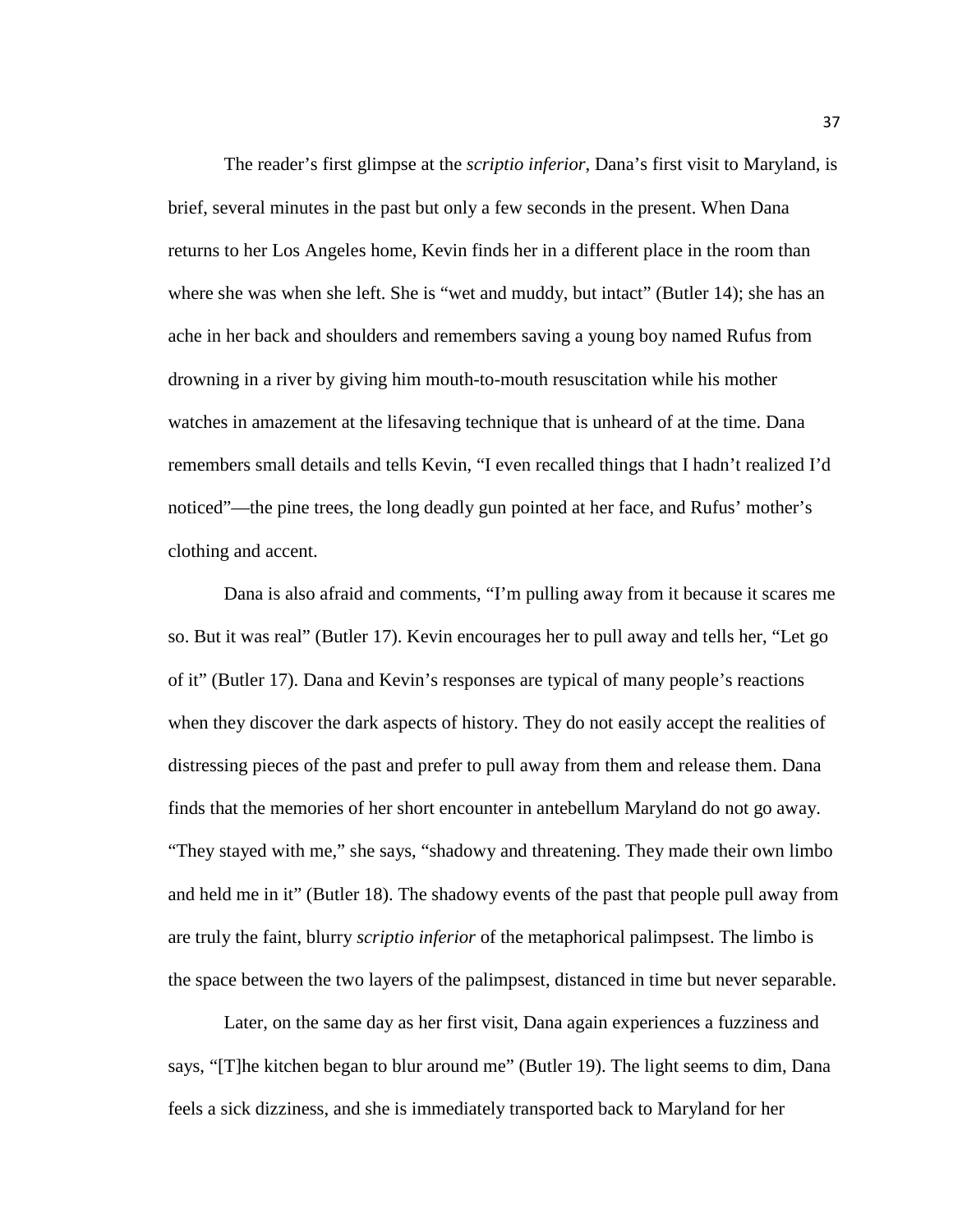The reader's first glimpse at the *scriptio inferior*, Dana's first visit to Maryland, is brief, several minutes in the past but only a few seconds in the present. When Dana returns to her Los Angeles home, Kevin finds her in a different place in the room than where she was when she left. She is "wet and muddy, but intact" (Butler 14); she has an ache in her back and shoulders and remembers saving a young boy named Rufus from drowning in a river by giving him mouth-to-mouth resuscitation while his mother watches in amazement at the lifesaving technique that is unheard of at the time. Dana remembers small details and tells Kevin, "I even recalled things that I hadn't realized I'd noticed"—the pine trees, the long deadly gun pointed at her face, and Rufus' mother's clothing and accent.

Dana is also afraid and comments, "I'm pulling away from it because it scares me so. But it was real" (Butler 17). Kevin encourages her to pull away and tells her, "Let go of it" (Butler 17). Dana and Kevin's responses are typical of many people's reactions when they discover the dark aspects of history. They do not easily accept the realities of distressing pieces of the past and prefer to pull away from them and release them. Dana finds that the memories of her short encounter in antebellum Maryland do not go away. "They stayed with me," she says, "shadowy and threatening. They made their own limbo and held me in it" (Butler 18). The shadowy events of the past that people pull away from are truly the faint, blurry *scriptio inferior* of the metaphorical palimpsest. The limbo is the space between the two layers of the palimpsest, distanced in time but never separable.

Later, on the same day as her first visit, Dana again experiences a fuzziness and says, "[T]he kitchen began to blur around me" (Butler 19). The light seems to dim, Dana feels a sick dizziness, and she is immediately transported back to Maryland for her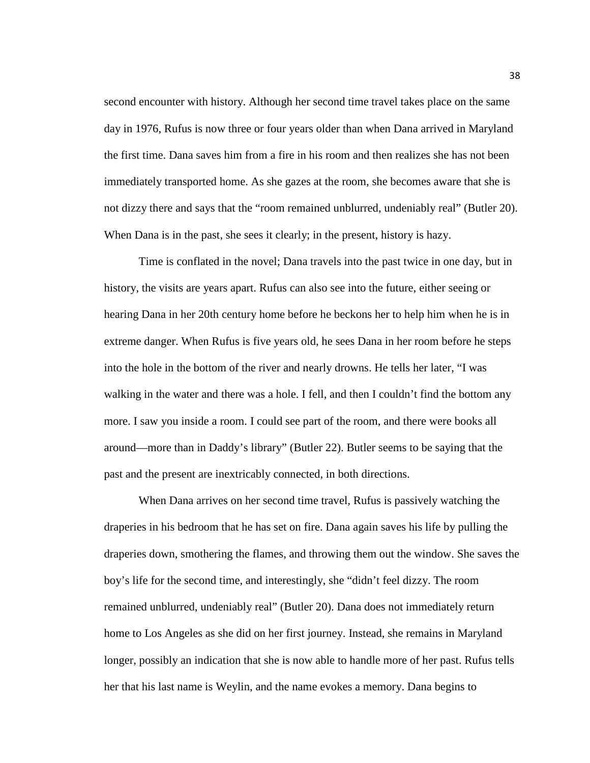second encounter with history. Although her second time travel takes place on the same day in 1976, Rufus is now three or four years older than when Dana arrived in Maryland the first time. Dana saves him from a fire in his room and then realizes she has not been immediately transported home. As she gazes at the room, she becomes aware that she is not dizzy there and says that the "room remained unblurred, undeniably real" (Butler 20). When Dana is in the past, she sees it clearly; in the present, history is hazy.

Time is conflated in the novel; Dana travels into the past twice in one day, but in history, the visits are years apart. Rufus can also see into the future, either seeing or hearing Dana in her 20th century home before he beckons her to help him when he is in extreme danger. When Rufus is five years old, he sees Dana in her room before he steps into the hole in the bottom of the river and nearly drowns. He tells her later, "I was walking in the water and there was a hole. I fell, and then I couldn't find the bottom any more. I saw you inside a room. I could see part of the room, and there were books all around—more than in Daddy's library" (Butler 22). Butler seems to be saying that the past and the present are inextricably connected, in both directions.

When Dana arrives on her second time travel, Rufus is passively watching the draperies in his bedroom that he has set on fire. Dana again saves his life by pulling the draperies down, smothering the flames, and throwing them out the window. She saves the boy's life for the second time, and interestingly, she "didn't feel dizzy. The room remained unblurred, undeniably real" (Butler 20). Dana does not immediately return home to Los Angeles as she did on her first journey. Instead, she remains in Maryland longer, possibly an indication that she is now able to handle more of her past. Rufus tells her that his last name is Weylin, and the name evokes a memory. Dana begins to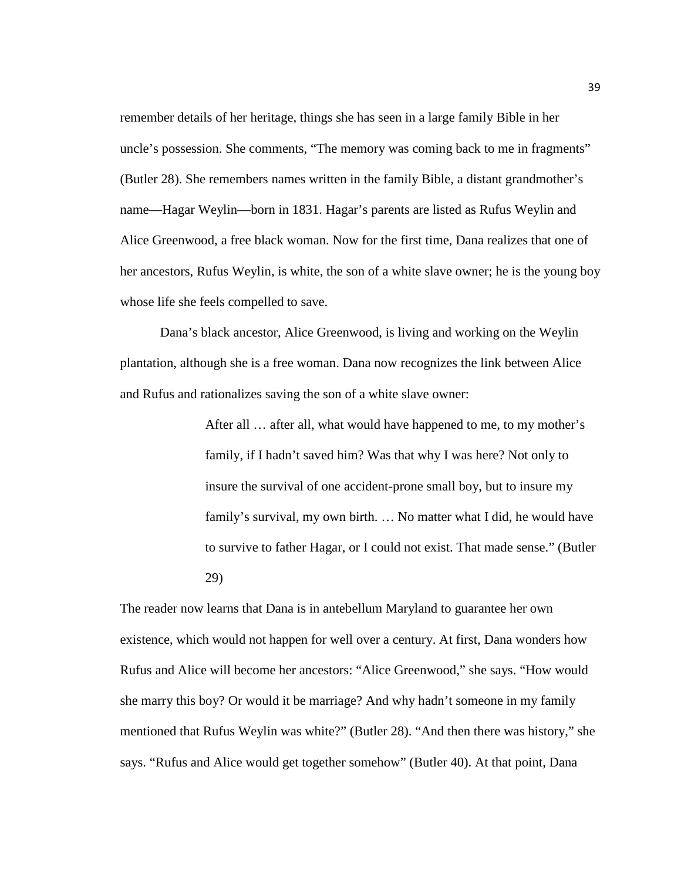remember details of her heritage, things she has seen in a large family Bible in her uncle's possession. She comments, "The memory was coming back to me in fragments" (Butler 28). She remembers names written in the family Bible, a distant grandmother's name—Hagar Weylin—born in 1831. Hagar's parents are listed as Rufus Weylin and Alice Greenwood, a free black woman. Now for the first time, Dana realizes that one of her ancestors, Rufus Weylin, is white, the son of a white slave owner; he is the young boy whose life she feels compelled to save.

Dana's black ancestor, Alice Greenwood, is living and working on the Weylin plantation, although she is a free woman. Dana now recognizes the link between Alice and Rufus and rationalizes saving the son of a white slave owner:

> After all … after all, what would have happened to me, to my mother's family, if I hadn't saved him? Was that why I was here? Not only to insure the survival of one accident-prone small boy, but to insure my family's survival, my own birth. … No matter what I did, he would have to survive to father Hagar, or I could not exist. That made sense." (Butler 29)

The reader now learns that Dana is in antebellum Maryland to guarantee her own existence, which would not happen for well over a century. At first, Dana wonders how Rufus and Alice will become her ancestors: "Alice Greenwood," she says. "How would she marry this boy? Or would it be marriage? And why hadn't someone in my family mentioned that Rufus Weylin was white?" (Butler 28). "And then there was history," she says. "Rufus and Alice would get together somehow" (Butler 40). At that point, Dana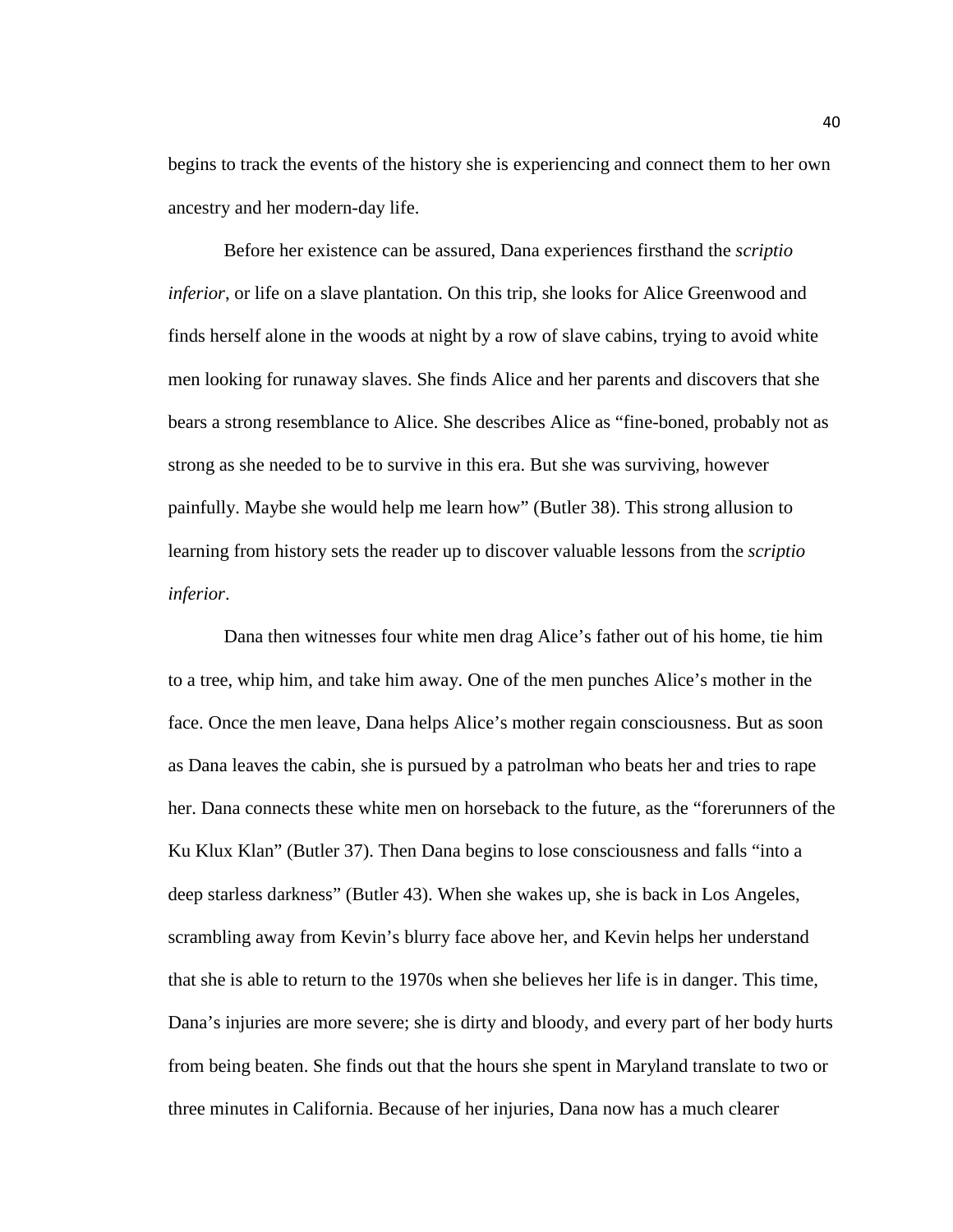begins to track the events of the history she is experiencing and connect them to her own ancestry and her modern-day life.

Before her existence can be assured, Dana experiences firsthand the *scriptio inferior*, or life on a slave plantation. On this trip, she looks for Alice Greenwood and finds herself alone in the woods at night by a row of slave cabins, trying to avoid white men looking for runaway slaves. She finds Alice and her parents and discovers that she bears a strong resemblance to Alice. She describes Alice as "fine-boned, probably not as strong as she needed to be to survive in this era. But she was surviving, however painfully. Maybe she would help me learn how" (Butler 38). This strong allusion to learning from history sets the reader up to discover valuable lessons from the *scriptio inferior*.

Dana then witnesses four white men drag Alice's father out of his home, tie him to a tree, whip him, and take him away. One of the men punches Alice's mother in the face. Once the men leave, Dana helps Alice's mother regain consciousness. But as soon as Dana leaves the cabin, she is pursued by a patrolman who beats her and tries to rape her. Dana connects these white men on horseback to the future, as the "forerunners of the Ku Klux Klan" (Butler 37). Then Dana begins to lose consciousness and falls "into a deep starless darkness" (Butler 43). When she wakes up, she is back in Los Angeles, scrambling away from Kevin's blurry face above her, and Kevin helps her understand that she is able to return to the 1970s when she believes her life is in danger. This time, Dana's injuries are more severe; she is dirty and bloody, and every part of her body hurts from being beaten. She finds out that the hours she spent in Maryland translate to two or three minutes in California. Because of her injuries, Dana now has a much clearer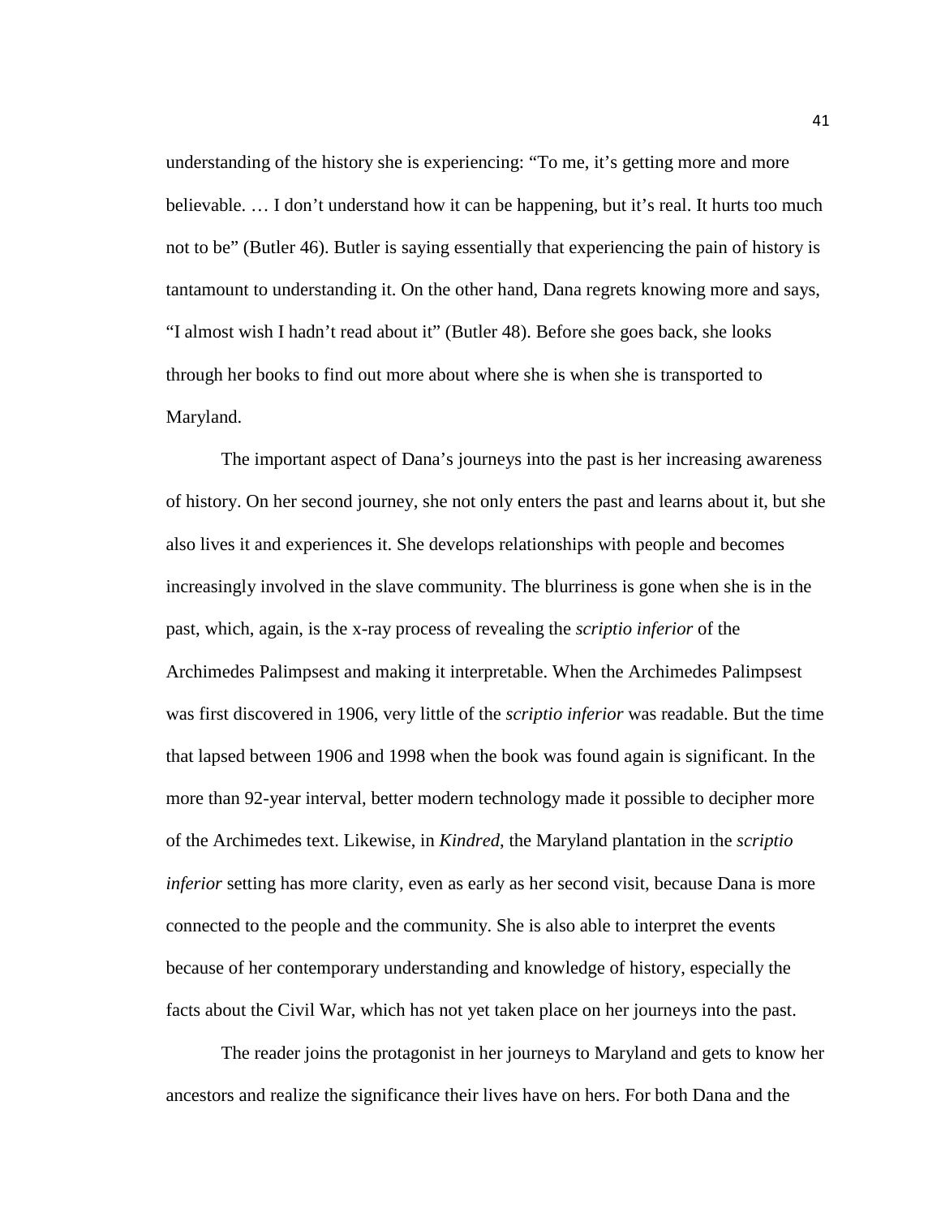understanding of the history she is experiencing: "To me, it's getting more and more believable. … I don't understand how it can be happening, but it's real. It hurts too much not to be" (Butler 46). Butler is saying essentially that experiencing the pain of history is tantamount to understanding it. On the other hand, Dana regrets knowing more and says, "I almost wish I hadn't read about it" (Butler 48). Before she goes back, she looks through her books to find out more about where she is when she is transported to Maryland.

The important aspect of Dana's journeys into the past is her increasing awareness of history. On her second journey, she not only enters the past and learns about it, but she also lives it and experiences it. She develops relationships with people and becomes increasingly involved in the slave community. The blurriness is gone when she is in the past, which, again, is the x-ray process of revealing the *scriptio inferior* of the Archimedes Palimpsest and making it interpretable. When the Archimedes Palimpsest was first discovered in 1906, very little of the *scriptio inferior* was readable. But the time that lapsed between 1906 and 1998 when the book was found again is significant. In the more than 92-year interval, better modern technology made it possible to decipher more of the Archimedes text. Likewise, in *Kindred*, the Maryland plantation in the *scriptio inferior* setting has more clarity, even as early as her second visit, because Dana is more connected to the people and the community. She is also able to interpret the events because of her contemporary understanding and knowledge of history, especially the facts about the Civil War, which has not yet taken place on her journeys into the past.

The reader joins the protagonist in her journeys to Maryland and gets to know her ancestors and realize the significance their lives have on hers. For both Dana and the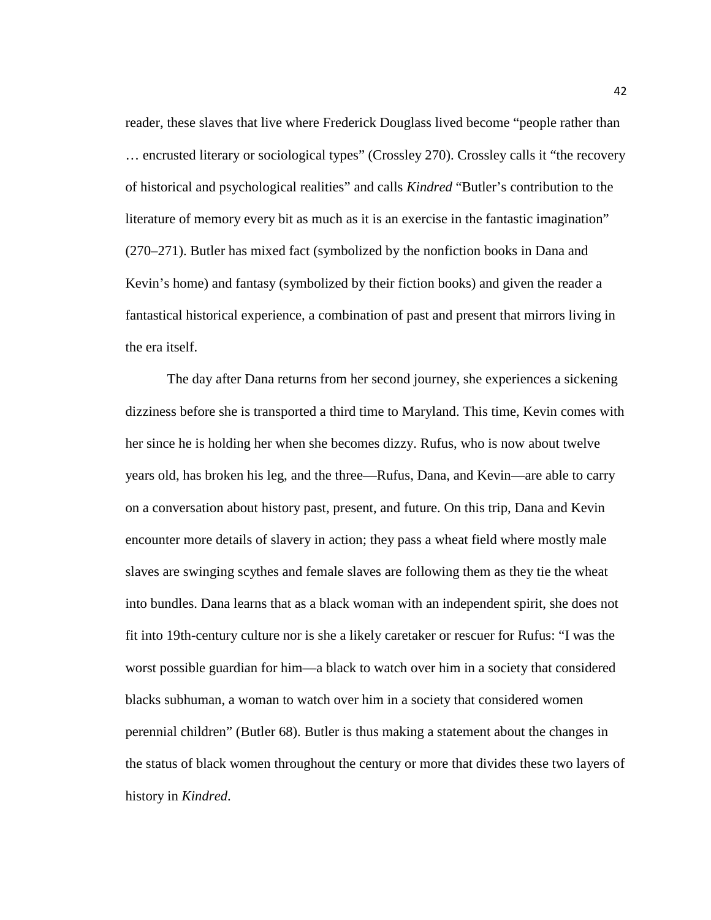reader, these slaves that live where Frederick Douglass lived become “people rather than … encrusted literary or sociological types” (Crossley 270). Crossley calls it “the recovery of historical and psychological realities” and calls *Kindred* “Butler’s contribution to the literature of memory every bit as much as it is an exercise in the fantastic imagination” (270–271). Butler has mixed fact (symbolized by the nonfiction books in Dana and Kevin’s home) and fantasy (symbolized by their fiction books) and given the reader a fantastical historical experience, a combination of past and present that mirrors living in the era itself.

The day after Dana returns from her second journey, she experiences a sickening dizziness before she is transported a third time to Maryland. This time, Kevin comes with her since he is holding her when she becomes dizzy. Rufus, who is now about twelve years old, has broken his leg, and the three—Rufus, Dana, and Kevin—are able to carry on a conversation about history past, present, and future. On this trip, Dana and Kevin encounter more details of slavery in action; they pass a wheat field where mostly male slaves are swinging scythes and female slaves are following them as they tie the wheat into bundles. Dana learns that as a black woman with an independent spirit, she does not fit into 19th-century culture nor is she a likely caretaker or rescuer for Rufus: “I was the worst possible guardian for him—a black to watch over him in a society that considered blacks subhuman, a woman to watch over him in a society that considered women perennial children” (Butler 68). Butler is thus making a statement about the changes in the status of black women throughout the century or more that divides these two layers of history in *Kindred*.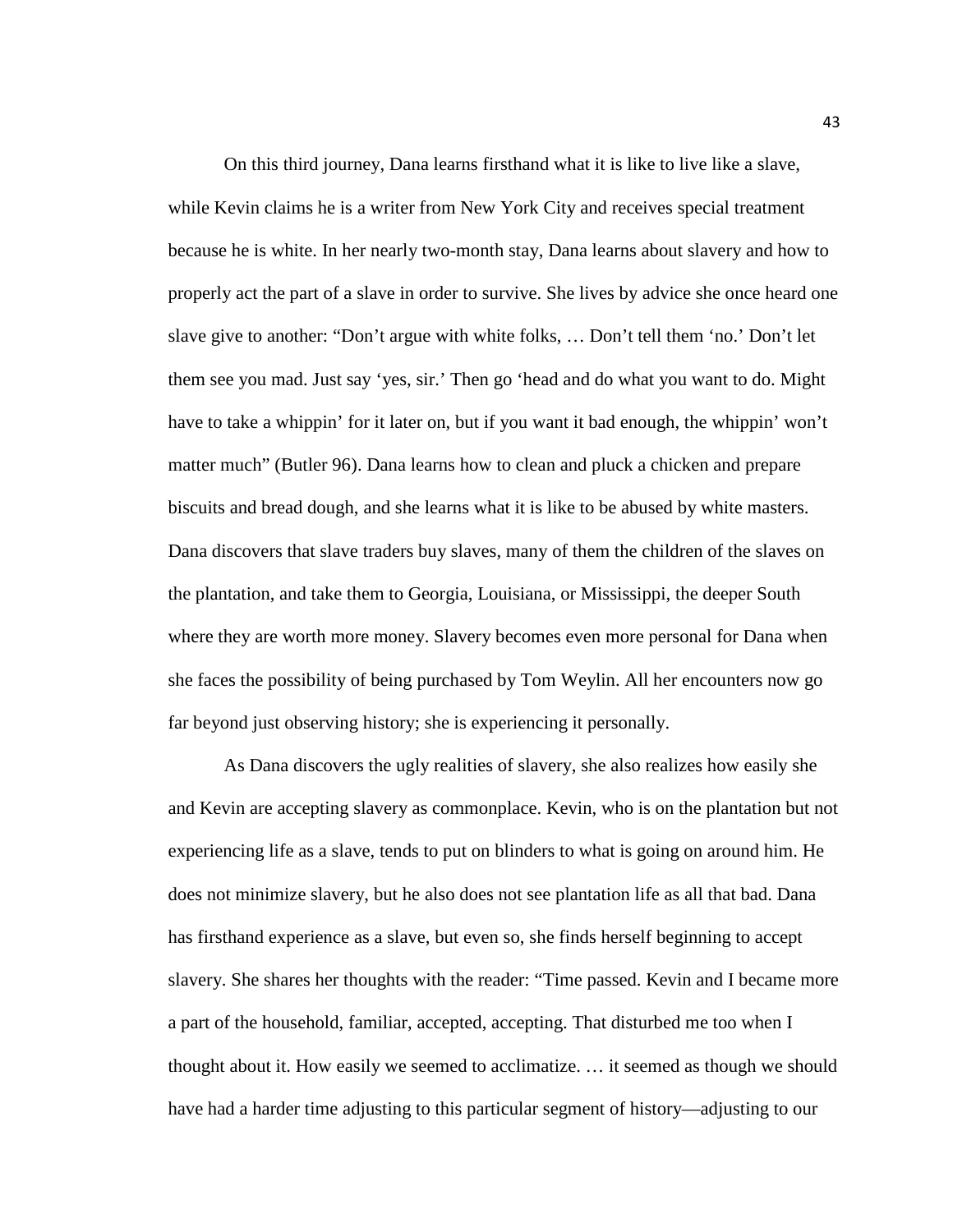On this third journey, Dana learns firsthand what it is like to live like a slave, while Kevin claims he is a writer from New York City and receives special treatment because he is white. In her nearly two-month stay, Dana learns about slavery and how to properly act the part of a slave in order to survive. She lives by advice she once heard one slave give to another: "Don't argue with white folks, … Don't tell them 'no.' Don't let them see you mad. Just say 'yes, sir.' Then go 'head and do what you want to do. Might have to take a whippin' for it later on, but if you want it bad enough, the whippin' won't matter much" (Butler 96). Dana learns how to clean and pluck a chicken and prepare biscuits and bread dough, and she learns what it is like to be abused by white masters. Dana discovers that slave traders buy slaves, many of them the children of the slaves on the plantation, and take them to Georgia, Louisiana, or Mississippi, the deeper South where they are worth more money. Slavery becomes even more personal for Dana when she faces the possibility of being purchased by Tom Weylin. All her encounters now go far beyond just observing history; she is experiencing it personally.

As Dana discovers the ugly realities of slavery, she also realizes how easily she and Kevin are accepting slavery as commonplace. Kevin, who is on the plantation but not experiencing life as a slave, tends to put on blinders to what is going on around him. He does not minimize slavery, but he also does not see plantation life as all that bad. Dana has firsthand experience as a slave, but even so, she finds herself beginning to accept slavery. She shares her thoughts with the reader: "Time passed. Kevin and I became more a part of the household, familiar, accepted, accepting. That disturbed me too when I thought about it. How easily we seemed to acclimatize. … it seemed as though we should have had a harder time adjusting to this particular segment of history—adjusting to our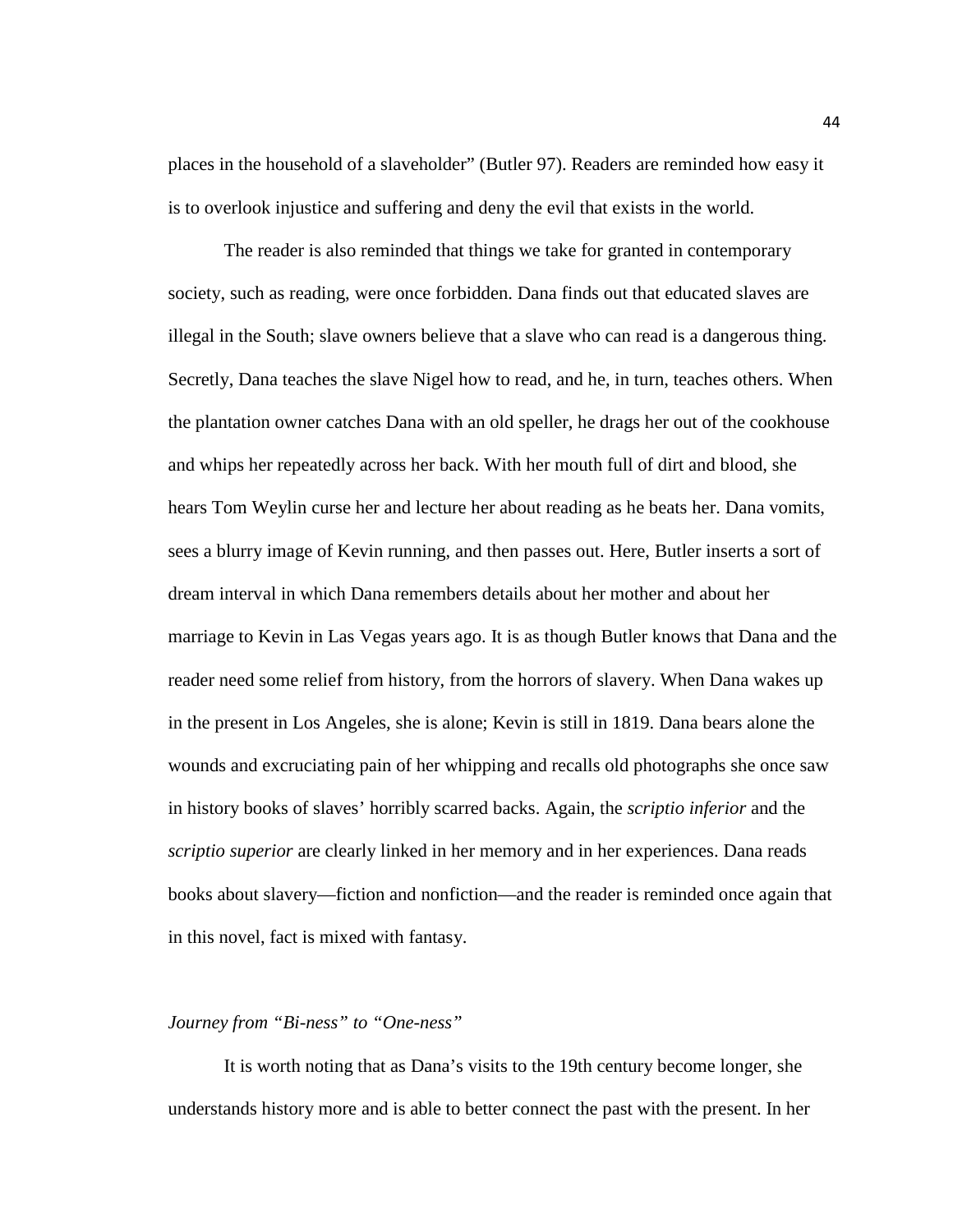places in the household of a slaveholder" (Butler 97). Readers are reminded how easy it is to overlook injustice and suffering and deny the evil that exists in the world.

The reader is also reminded that things we take for granted in contemporary society, such as reading, were once forbidden. Dana finds out that educated slaves are illegal in the South; slave owners believe that a slave who can read is a dangerous thing. Secretly, Dana teaches the slave Nigel how to read, and he, in turn, teaches others. When the plantation owner catches Dana with an old speller, he drags her out of the cookhouse and whips her repeatedly across her back. With her mouth full of dirt and blood, she hears Tom Weylin curse her and lecture her about reading as he beats her. Dana vomits, sees a blurry image of Kevin running, and then passes out. Here, Butler inserts a sort of dream interval in which Dana remembers details about her mother and about her marriage to Kevin in Las Vegas years ago. It is as though Butler knows that Dana and the reader need some relief from history, from the horrors of slavery. When Dana wakes up in the present in Los Angeles, she is alone; Kevin is still in 1819. Dana bears alone the wounds and excruciating pain of her whipping and recalls old photographs she once saw in history books of slaves' horribly scarred backs. Again, the *scriptio inferior* and the *scriptio superior* are clearly linked in her memory and in her experiences. Dana reads books about slavery—fiction and nonfiction—and the reader is reminded once again that in this novel, fact is mixed with fantasy.

*Journey from "Bi-ness" to "One-ness"*

It is worth noting that as Dana's visits to the 19th century become longer, she understands history more and is able to better connect the past with the present. In her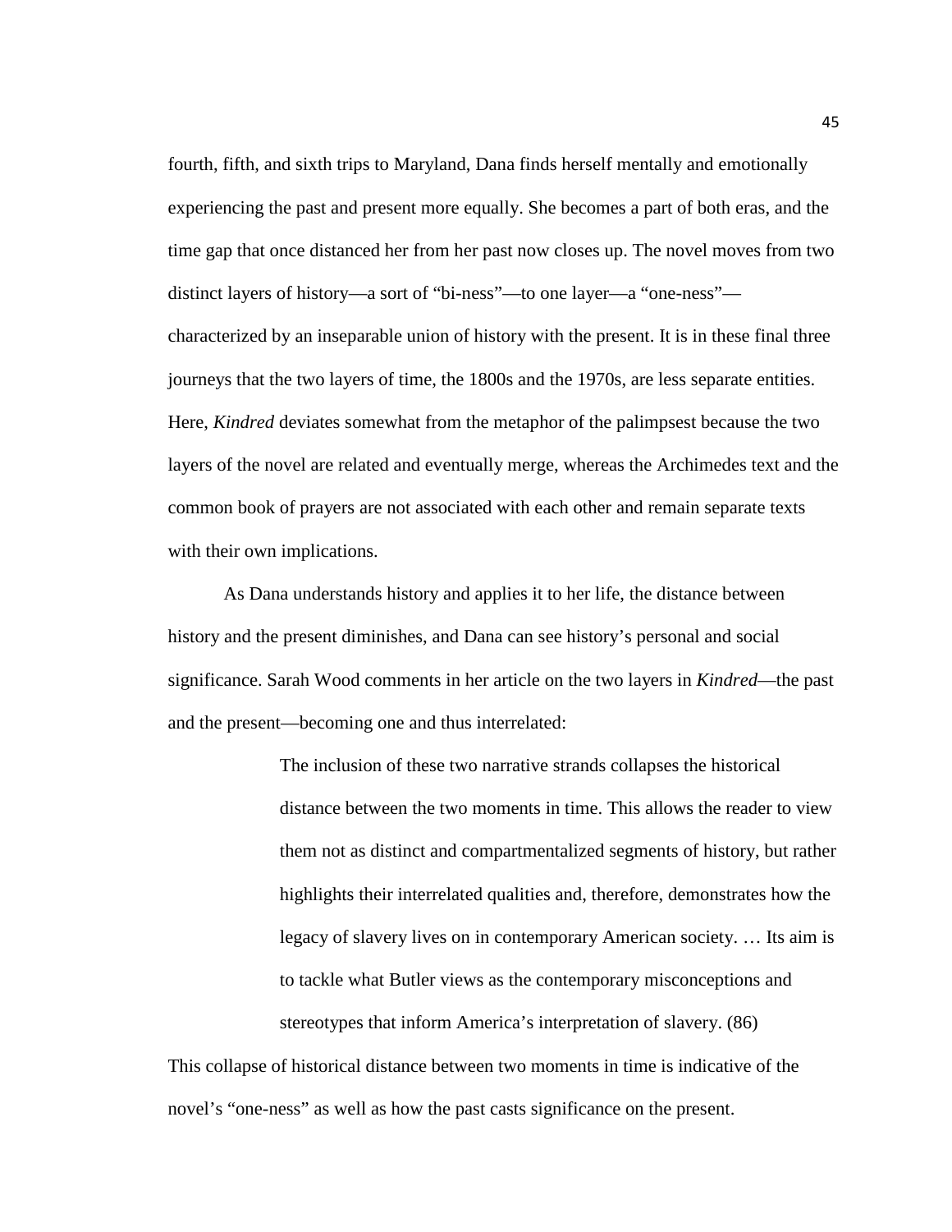fourth, fifth, and sixth trips to Maryland, Dana finds herself mentally and emotionally experiencing the past and present more equally. She becomes a part of both eras, and the time gap that once distanced her from her past now closes up. The novel moves from two distinct layers of history—a sort of "bi-ness"—to one layer—a "one-ness"—characterized by an inseparable union of history with the present. It is in these final three journeys that the two layers of time, the 1800s and the 1970s, are less separate entities. Here, *Kindred* deviates somewhat from the metaphor of the palimpsest because the two layers of the novel are related and eventually merge, whereas the Archimedes text and the common book of prayers are not associated with each other and remain separate texts with their own implications.

As Dana understands history and applies it to her life, the distance between history and the present diminishes, and Dana can see history's personal and social significance. Sarah Wood comments in her article on the two layers in *Kindred*—the past and the present—becoming one and thus interrelated:

> The inclusion of these two narrative strands collapses the historical distance between the two moments in time. This allows the reader to view them not as distinct and compartmentalized segments of history, but rather highlights their interrelated qualities and, therefore, demonstrates how the legacy of slavery lives on in contemporary American society. … Its aim is to tackle what Butler views as the contemporary misconceptions and stereotypes that inform America's interpretation of slavery. (86)

This collapse of historical distance between two moments in time is indicative of the novel's "one-ness" as well as how the past casts significance on the present.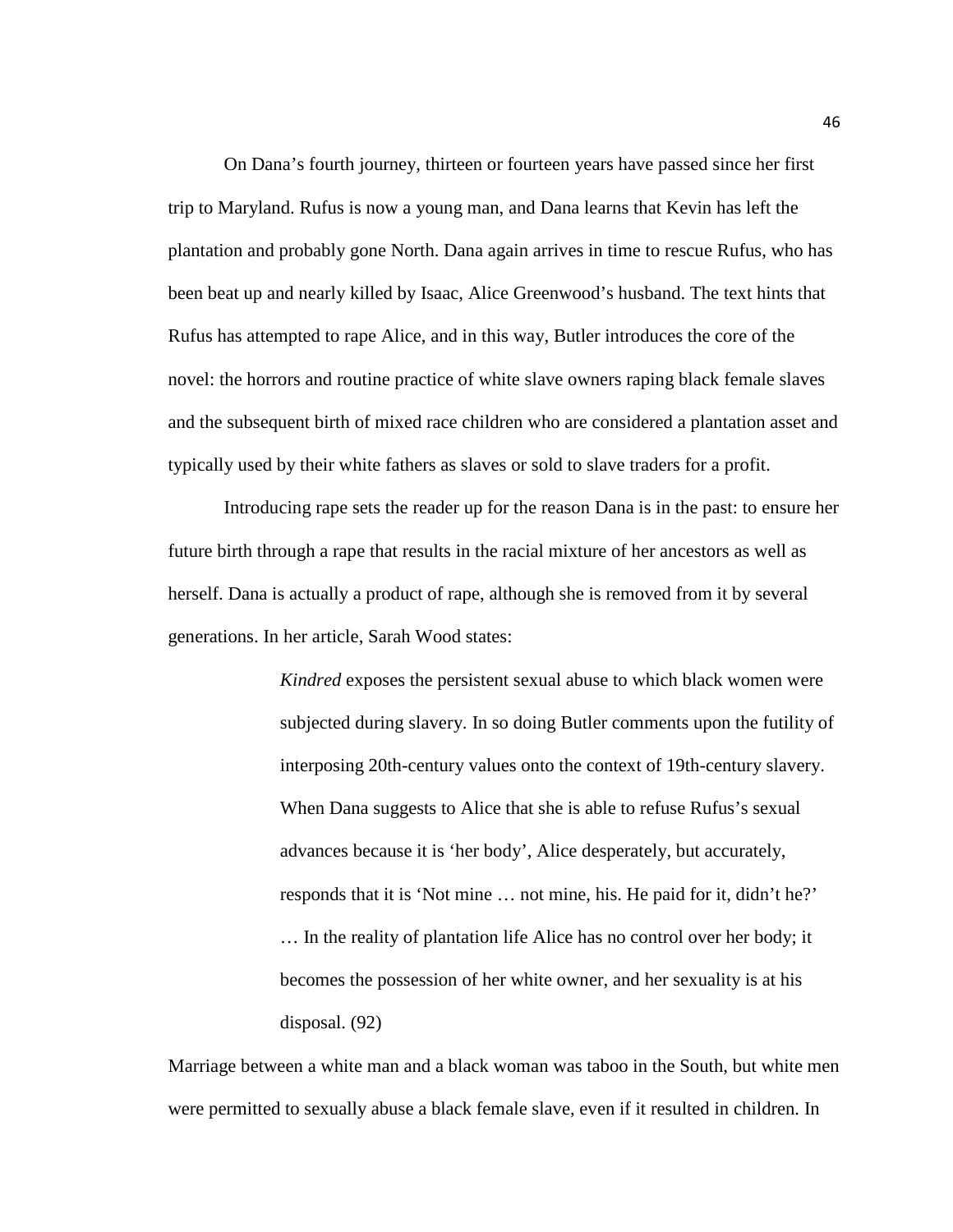On Dana's fourth journey, thirteen or fourteen years have passed since her first trip to Maryland. Rufus is now a young man, and Dana learns that Kevin has left the plantation and probably gone North. Dana again arrives in time to rescue Rufus, who has been beat up and nearly killed by Isaac, Alice Greenwood's husband. The text hints that Rufus has attempted to rape Alice, and in this way, Butler introduces the core of the novel: the horrors and routine practice of white slave owners raping black female slaves and the subsequent birth of mixed race children who are considered a plantation asset and typically used by their white fathers as slaves or sold to slave traders for a profit.

Introducing rape sets the reader up for the reason Dana is in the past: to ensure her future birth through a rape that results in the racial mixture of her ancestors as well as herself. Dana is actually a product of rape, although she is removed from it by several generations. In her article, Sarah Wood states:

> *Kindred* exposes the persistent sexual abuse to which black women were subjected during slavery. In so doing Butler comments upon the futility of interposing 20th-century values onto the context of 19th-century slavery. When Dana suggests to Alice that she is able to refuse Rufus's sexual advances because it is 'her body', Alice desperately, but accurately, responds that it is 'Not mine … not mine, his. He paid for it, didn't he?' … In the reality of plantation life Alice has no control over her body; it becomes the possession of her white owner, and her sexuality is at his disposal. (92)

Marriage between a white man and a black woman was taboo in the South, but white men were permitted to sexually abuse a black female slave, even if it resulted in children. In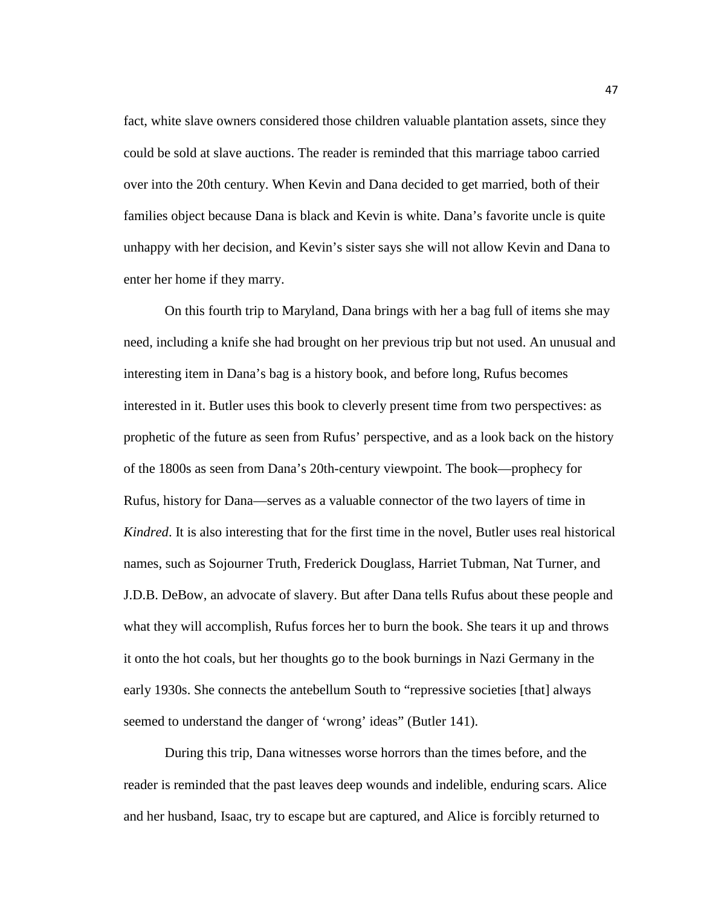fact, white slave owners considered those children valuable plantation assets, since they could be sold at slave auctions. The reader is reminded that this marriage taboo carried over into the 20th century. When Kevin and Dana decided to get married, both of their families object because Dana is black and Kevin is white. Dana's favorite uncle is quite unhappy with her decision, and Kevin's sister says she will not allow Kevin and Dana to enter her home if they marry.

On this fourth trip to Maryland, Dana brings with her a bag full of items she may need, including a knife she had brought on her previous trip but not used. An unusual and interesting item in Dana's bag is a history book, and before long, Rufus becomes interested in it. Butler uses this book to cleverly present time from two perspectives: as prophetic of the future as seen from Rufus' perspective, and as a look back on the history of the 1800s as seen from Dana's 20th-century viewpoint. The book—prophecy for Rufus, history for Dana—serves as a valuable connector of the two layers of time in *Kindred*. It is also interesting that for the first time in the novel, Butler uses real historical names, such as Sojourner Truth, Frederick Douglass, Harriet Tubman, Nat Turner, and J.D.B. DeBow, an advocate of slavery. But after Dana tells Rufus about these people and what they will accomplish, Rufus forces her to burn the book. She tears it up and throws it onto the hot coals, but her thoughts go to the book burnings in Nazi Germany in the early 1930s. She connects the antebellum South to "repressive societies [that] always seemed to understand the danger of 'wrong' ideas" (Butler 141).

During this trip, Dana witnesses worse horrors than the times before, and the reader is reminded that the past leaves deep wounds and indelible, enduring scars. Alice and her husband, Isaac, try to escape but are captured, and Alice is forcibly returned to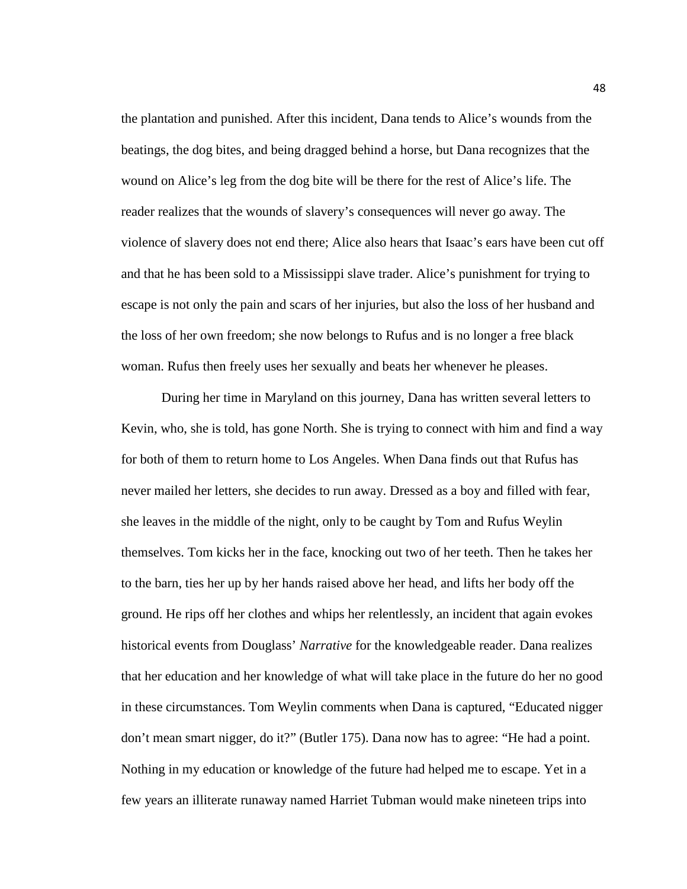the plantation and punished. After this incident, Dana tends to Alice's wounds from the beatings, the dog bites, and being dragged behind a horse, but Dana recognizes that the wound on Alice's leg from the dog bite will be there for the rest of Alice's life. The reader realizes that the wounds of slavery's consequences will never go away. The violence of slavery does not end there; Alice also hears that Isaac's ears have been cut off and that he has been sold to a Mississippi slave trader. Alice's punishment for trying to escape is not only the pain and scars of her injuries, but also the loss of her husband and the loss of her own freedom; she now belongs to Rufus and is no longer a free black woman. Rufus then freely uses her sexually and beats her whenever he pleases.

During her time in Maryland on this journey, Dana has written several letters to Kevin, who, she is told, has gone North. She is trying to connect with him and find a way for both of them to return home to Los Angeles. When Dana finds out that Rufus has never mailed her letters, she decides to run away. Dressed as a boy and filled with fear, she leaves in the middle of the night, only to be caught by Tom and Rufus Weylin themselves. Tom kicks her in the face, knocking out two of her teeth. Then he takes her to the barn, ties her up by her hands raised above her head, and lifts her body off the ground. He rips off her clothes and whips her relentlessly, an incident that again evokes historical events from Douglass' *Narrative* for the knowledgeable reader. Dana realizes that her education and her knowledge of what will take place in the future do her no good in these circumstances. Tom Weylin comments when Dana is captured, "Educated nigger don't mean smart nigger, do it?" (Butler 175). Dana now has to agree: "He had a point. Nothing in my education or knowledge of the future had helped me to escape. Yet in a few years an illiterate runaway named Harriet Tubman would make nineteen trips into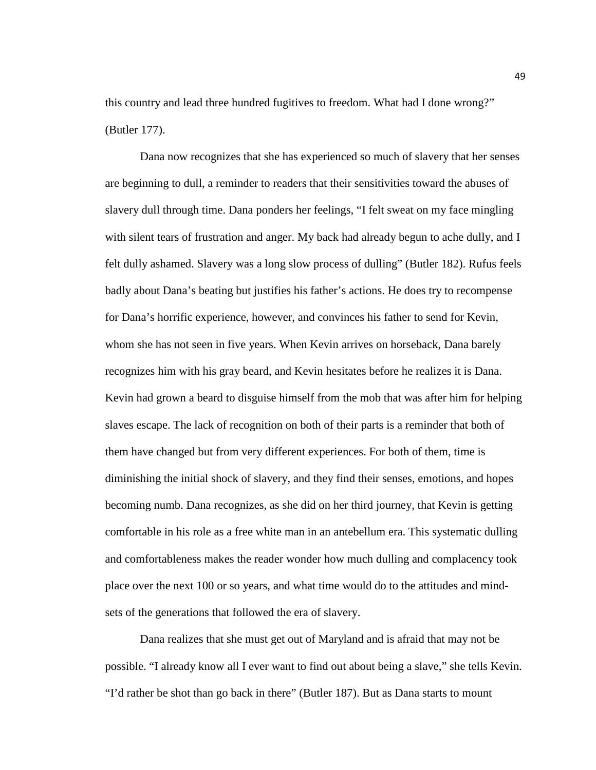this country and lead three hundred fugitives to freedom. What had I done wrong?" (Butler 177).

Dana now recognizes that she has experienced so much of slavery that her senses are beginning to dull, a reminder to readers that their sensitivities toward the abuses of slavery dull through time. Dana ponders her feelings, "I felt sweat on my face mingling with silent tears of frustration and anger. My back had already begun to ache dully, and I felt dully ashamed. Slavery was a long slow process of dulling" (Butler 182). Rufus feels badly about Dana's beating but justifies his father's actions. He does try to recompense for Dana's horrific experience, however, and convinces his father to send for Kevin, whom she has not seen in five years. When Kevin arrives on horseback, Dana barely recognizes him with his gray beard, and Kevin hesitates before he realizes it is Dana. Kevin had grown a beard to disguise himself from the mob that was after him for helping slaves escape. The lack of recognition on both of their parts is a reminder that both of them have changed but from very different experiences. For both of them, time is diminishing the initial shock of slavery, and they find their senses, emotions, and hopes becoming numb. Dana recognizes, as she did on her third journey, that Kevin is getting comfortable in his role as a free white man in an antebellum era. This systematic dulling and comfortableness makes the reader wonder how much dulling and complacency took place over the next 100 or so years, and what time would do to the attitudes and mind-sets of the generations that followed the era of slavery.

Dana realizes that she must get out of Maryland and is afraid that may not be possible. "I already know all I ever want to find out about being a slave," she tells Kevin. "I'd rather be shot than go back in there" (Butler 187). But as Dana starts to mount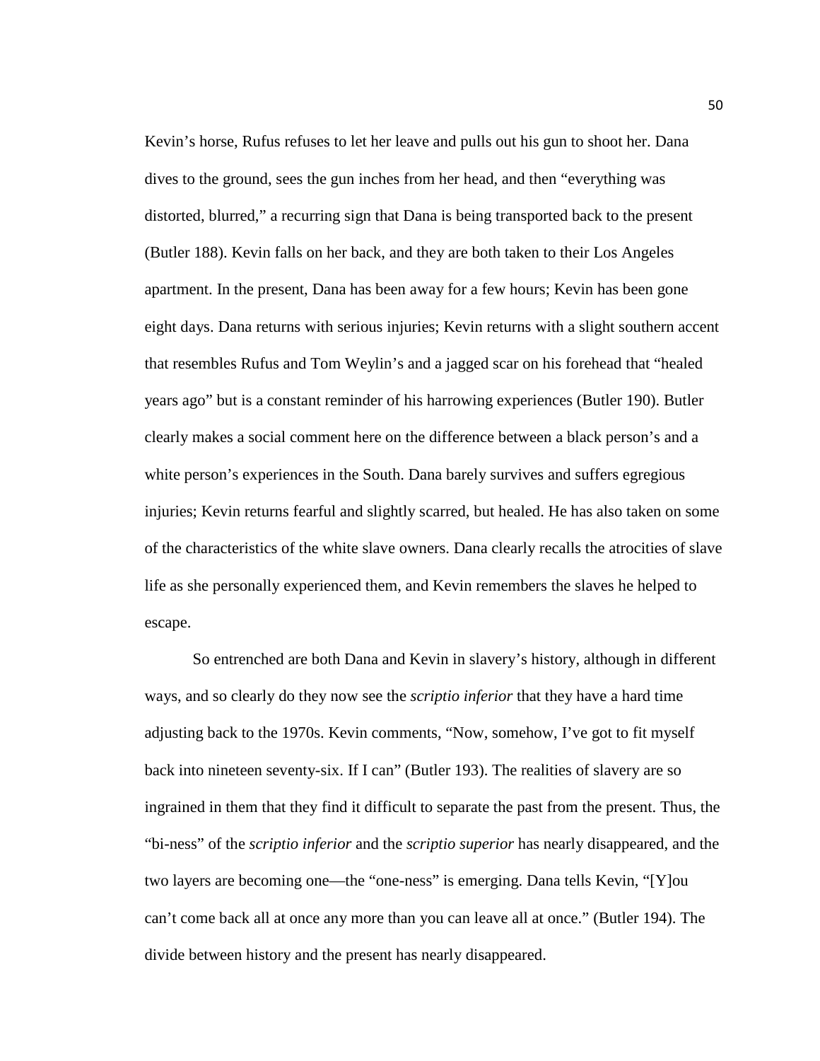Kevin's horse, Rufus refuses to let her leave and pulls out his gun to shoot her. Dana dives to the ground, sees the gun inches from her head, and then "everything was distorted, blurred," a recurring sign that Dana is being transported back to the present (Butler 188). Kevin falls on her back, and they are both taken to their Los Angeles apartment. In the present, Dana has been away for a few hours; Kevin has been gone eight days. Dana returns with serious injuries; Kevin returns with a slight southern accent that resembles Rufus and Tom Weylin's and a jagged scar on his forehead that "healed years ago" but is a constant reminder of his harrowing experiences (Butler 190). Butler clearly makes a social comment here on the difference between a black person's and a white person's experiences in the South. Dana barely survives and suffers egregious injuries; Kevin returns fearful and slightly scarred, but healed. He has also taken on some of the characteristics of the white slave owners. Dana clearly recalls the atrocities of slave life as she personally experienced them, and Kevin remembers the slaves he helped to escape.

So entrenched are both Dana and Kevin in slavery's history, although in different ways, and so clearly do they now see the *scriptio inferior* that they have a hard time adjusting back to the 1970s. Kevin comments, "Now, somehow, I've got to fit myself back into nineteen seventy-six. If I can" (Butler 193). The realities of slavery are so ingrained in them that they find it difficult to separate the past from the present. Thus, the "bi-ness" of the *scriptio inferior* and the *scriptio superior* has nearly disappeared, and the two layers are becoming one—the "one-ness" is emerging. Dana tells Kevin, "[Y]ou can't come back all at once any more than you can leave all at once." (Butler 194). The divide between history and the present has nearly disappeared.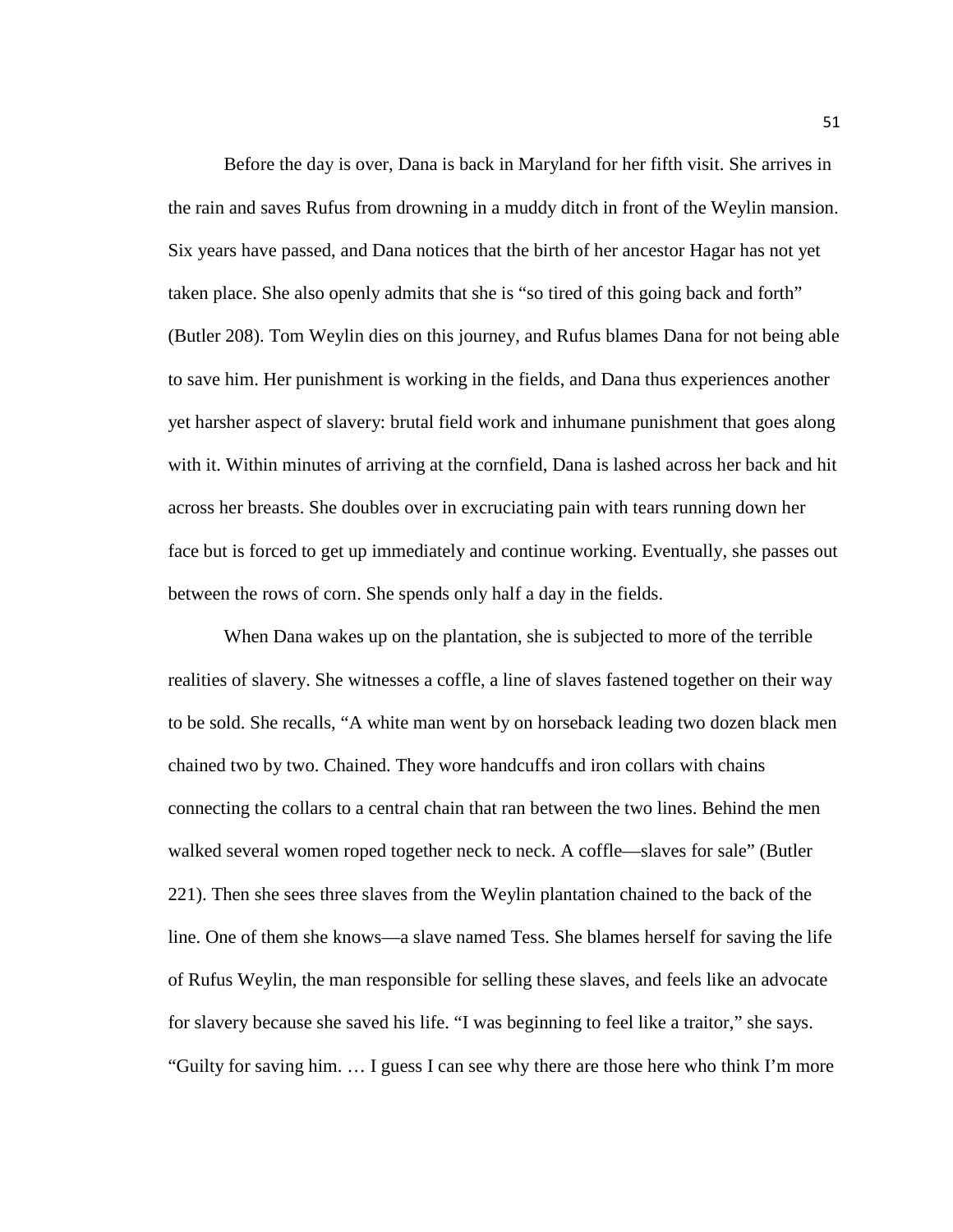Before the day is over, Dana is back in Maryland for her fifth visit. She arrives in the rain and saves Rufus from drowning in a muddy ditch in front of the Weylin mansion. Six years have passed, and Dana notices that the birth of her ancestor Hagar has not yet taken place. She also openly admits that she is "so tired of this going back and forth" (Butler 208). Tom Weylin dies on this journey, and Rufus blames Dana for not being able to save him. Her punishment is working in the fields, and Dana thus experiences another yet harsher aspect of slavery: brutal field work and inhumane punishment that goes along with it. Within minutes of arriving at the cornfield, Dana is lashed across her back and hit across her breasts. She doubles over in excruciating pain with tears running down her face but is forced to get up immediately and continue working. Eventually, she passes out between the rows of corn. She spends only half a day in the fields.

When Dana wakes up on the plantation, she is subjected to more of the terrible realities of slavery. She witnesses a coffle, a line of slaves fastened together on their way to be sold. She recalls, "A white man went by on horseback leading two dozen black men chained two by two. Chained. They wore handcuffs and iron collars with chains connecting the collars to a central chain that ran between the two lines. Behind the men walked several women roped together neck to neck. A coffle—slaves for sale" (Butler 221). Then she sees three slaves from the Weylin plantation chained to the back of the line. One of them she knows—a slave named Tess. She blames herself for saving the life of Rufus Weylin, the man responsible for selling these slaves, and feels like an advocate for slavery because she saved his life. "I was beginning to feel like a traitor," she says. "Guilty for saving him. … I guess I can see why there are those here who think I'm more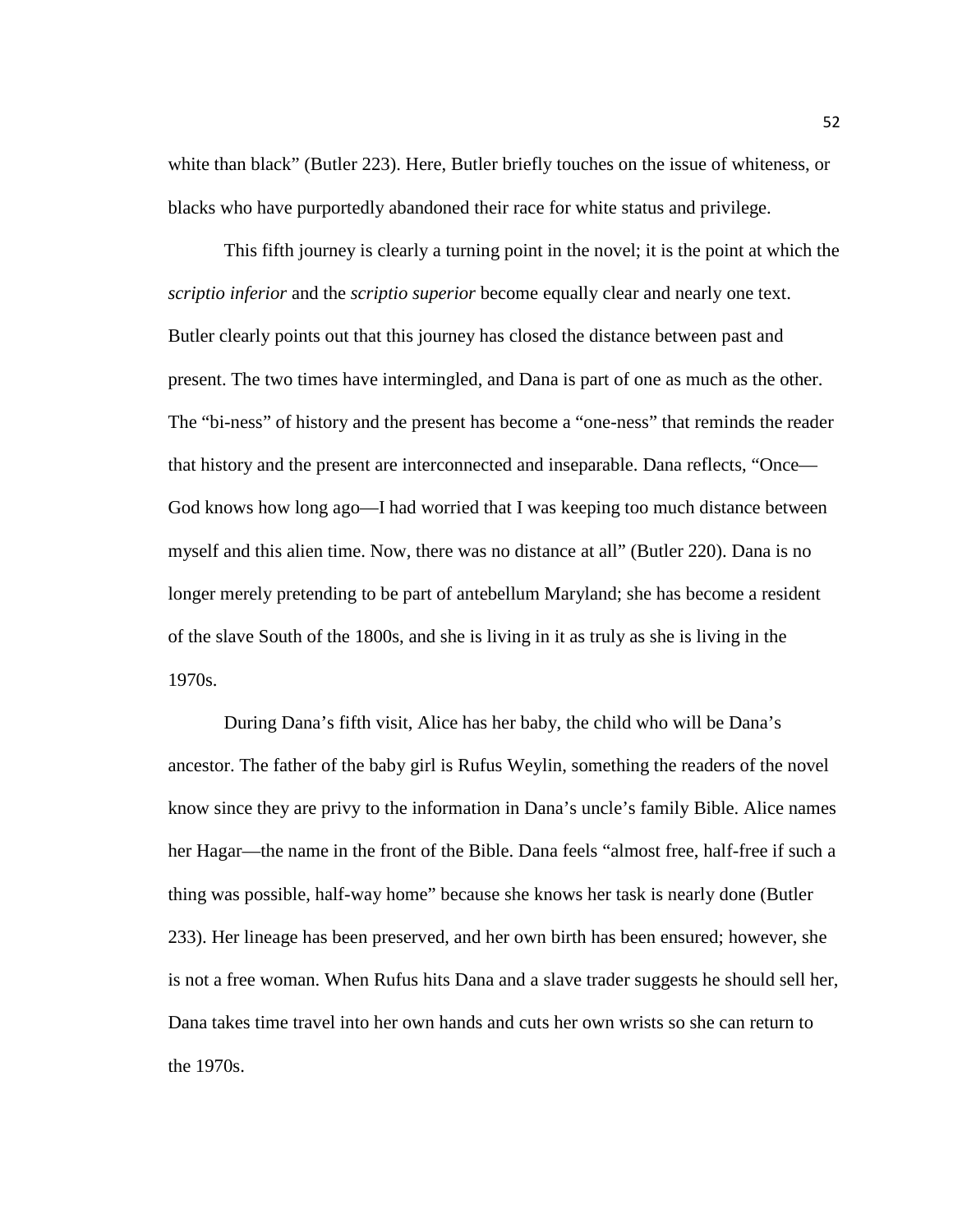white than black" (Butler 223). Here, Butler briefly touches on the issue of whiteness, or blacks who have purportedly abandoned their race for white status and privilege.

This fifth journey is clearly a turning point in the novel; it is the point at which the *scriptio inferior* and the *scriptio superior* become equally clear and nearly one text. Butler clearly points out that this journey has closed the distance between past and present. The two times have intermingled, and Dana is part of one as much as the other. The "bi-ness" of history and the present has become a "one-ness" that reminds the reader that history and the present are interconnected and inseparable. Dana reflects, "Once—God knows how long ago—I had worried that I was keeping too much distance between myself and this alien time. Now, there was no distance at all" (Butler 220). Dana is no longer merely pretending to be part of antebellum Maryland; she has become a resident of the slave South of the 1800s, and she is living in it as truly as she is living in the 1970s.

During Dana's fifth visit, Alice has her baby, the child who will be Dana's ancestor. The father of the baby girl is Rufus Weylin, something the readers of the novel know since they are privy to the information in Dana's uncle's family Bible. Alice names her Hagar—the name in the front of the Bible. Dana feels "almost free, half-free if such a thing was possible, half-way home" because she knows her task is nearly done (Butler 233). Her lineage has been preserved, and her own birth has been ensured; however, she is not a free woman. When Rufus hits Dana and a slave trader suggests he should sell her, Dana takes time travel into her own hands and cuts her own wrists so she can return to the 1970s.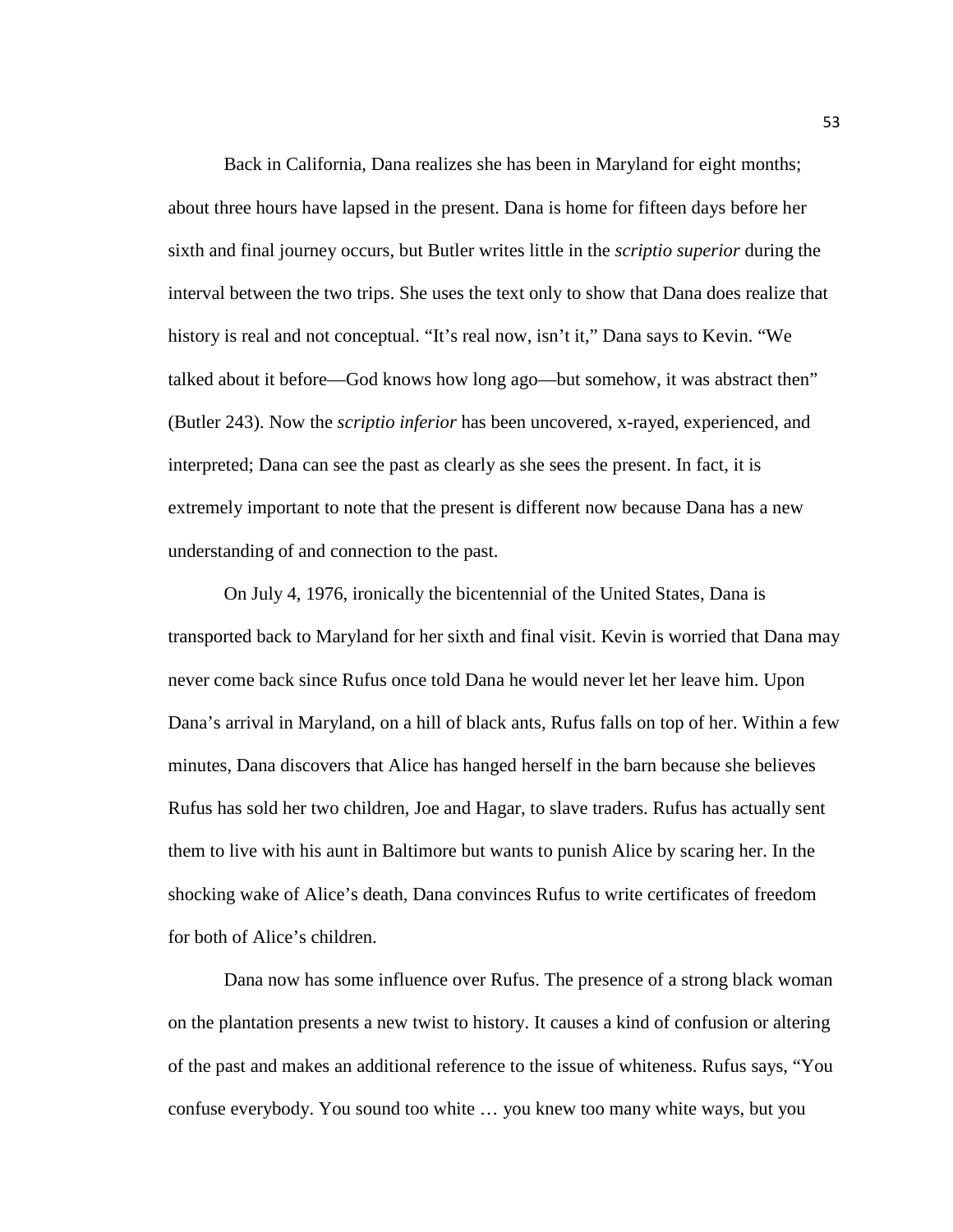Back in California, Dana realizes she has been in Maryland for eight months; about three hours have lapsed in the present. Dana is home for fifteen days before her sixth and final journey occurs, but Butler writes little in the *scriptio superior* during the interval between the two trips. She uses the text only to show that Dana does realize that history is real and not conceptual. "It's real now, isn't it," Dana says to Kevin. "We talked about it before—God knows how long ago—but somehow, it was abstract then" (Butler 243). Now the *scriptio inferior* has been uncovered, x-rayed, experienced, and interpreted; Dana can see the past as clearly as she sees the present. In fact, it is extremely important to note that the present is different now because Dana has a new understanding of and connection to the past.

On July 4, 1976, ironically the bicentennial of the United States, Dana is transported back to Maryland for her sixth and final visit. Kevin is worried that Dana may never come back since Rufus once told Dana he would never let her leave him. Upon Dana's arrival in Maryland, on a hill of black ants, Rufus falls on top of her. Within a few minutes, Dana discovers that Alice has hanged herself in the barn because she believes Rufus has sold her two children, Joe and Hagar, to slave traders. Rufus has actually sent them to live with his aunt in Baltimore but wants to punish Alice by scaring her. In the shocking wake of Alice's death, Dana convinces Rufus to write certificates of freedom for both of Alice's children.

Dana now has some influence over Rufus. The presence of a strong black woman on the plantation presents a new twist to history. It causes a kind of confusion or altering of the past and makes an additional reference to the issue of whiteness. Rufus says, "You confuse everybody. You sound too white … you knew too many white ways, but you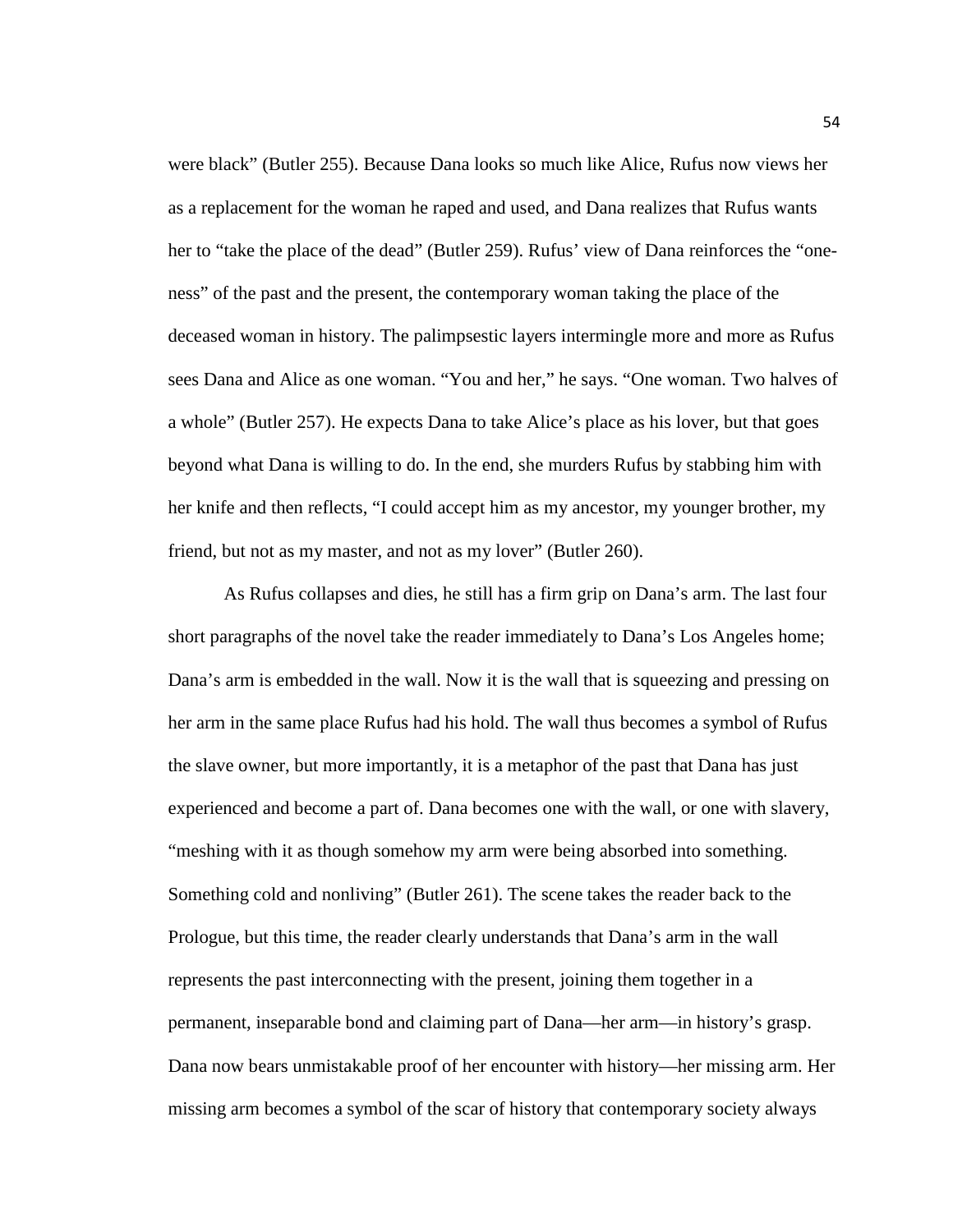were black" (Butler 255). Because Dana looks so much like Alice, Rufus now views her as a replacement for the woman he raped and used, and Dana realizes that Rufus wants her to "take the place of the dead" (Butler 259). Rufus' view of Dana reinforces the "one-ness" of the past and the present, the contemporary woman taking the place of the deceased woman in history. The palimpsestic layers intermingle more and more as Rufus sees Dana and Alice as one woman. "You and her," he says. "One woman. Two halves of a whole" (Butler 257). He expects Dana to take Alice's place as his lover, but that goes beyond what Dana is willing to do. In the end, she murders Rufus by stabbing him with her knife and then reflects, "I could accept him as my ancestor, my younger brother, my friend, but not as my master, and not as my lover" (Butler 260).

As Rufus collapses and dies, he still has a firm grip on Dana's arm. The last four short paragraphs of the novel take the reader immediately to Dana's Los Angeles home; Dana's arm is embedded in the wall. Now it is the wall that is squeezing and pressing on her arm in the same place Rufus had his hold. The wall thus becomes a symbol of Rufus the slave owner, but more importantly, it is a metaphor of the past that Dana has just experienced and become a part of. Dana becomes one with the wall, or one with slavery, "meshing with it as though somehow my arm were being absorbed into something. Something cold and nonliving" (Butler 261). The scene takes the reader back to the Prologue, but this time, the reader clearly understands that Dana's arm in the wall represents the past interconnecting with the present, joining them together in a permanent, inseparable bond and claiming part of Dana—her arm—in history's grasp. Dana now bears unmistakable proof of her encounter with history—her missing arm. Her missing arm becomes a symbol of the scar of history that contemporary society always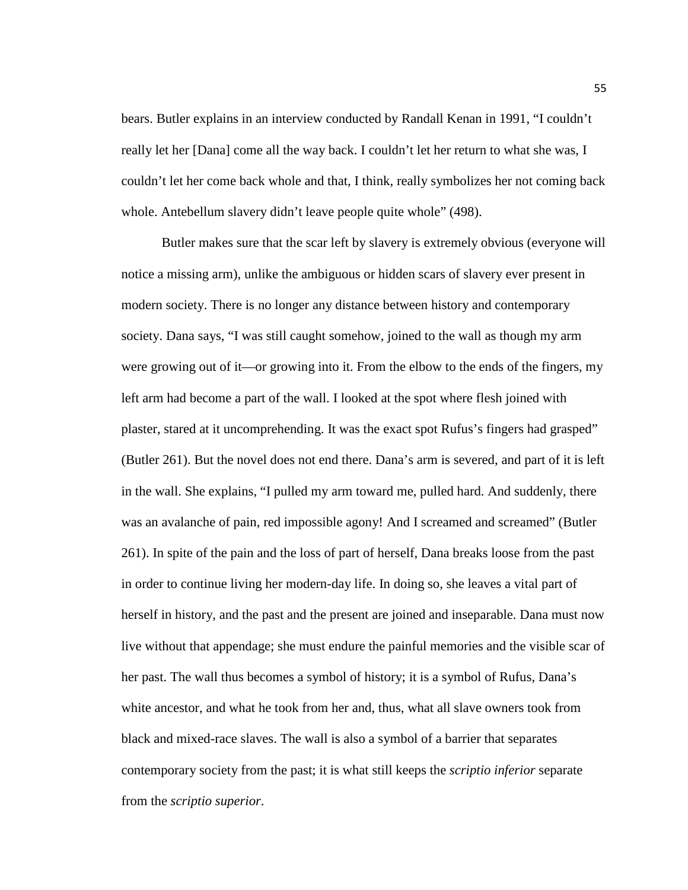bears. Butler explains in an interview conducted by Randall Kenan in 1991, "I couldn't really let her [Dana] come all the way back. I couldn't let her return to what she was, I couldn't let her come back whole and that, I think, really symbolizes her not coming back whole. Antebellum slavery didn't leave people quite whole" (498).

Butler makes sure that the scar left by slavery is extremely obvious (everyone will notice a missing arm), unlike the ambiguous or hidden scars of slavery ever present in modern society. There is no longer any distance between history and contemporary society. Dana says, "I was still caught somehow, joined to the wall as though my arm were growing out of it—or growing into it. From the elbow to the ends of the fingers, my left arm had become a part of the wall. I looked at the spot where flesh joined with plaster, stared at it uncomprehending. It was the exact spot Rufus's fingers had grasped" (Butler 261). But the novel does not end there. Dana's arm is severed, and part of it is left in the wall. She explains, "I pulled my arm toward me, pulled hard. And suddenly, there was an avalanche of pain, red impossible agony! And I screamed and screamed" (Butler 261). In spite of the pain and the loss of part of herself, Dana breaks loose from the past in order to continue living her modern-day life. In doing so, she leaves a vital part of herself in history, and the past and the present are joined and inseparable. Dana must now live without that appendage; she must endure the painful memories and the visible scar of her past. The wall thus becomes a symbol of history; it is a symbol of Rufus, Dana's white ancestor, and what he took from her and, thus, what all slave owners took from black and mixed-race slaves. The wall is also a symbol of a barrier that separates contemporary society from the past; it is what still keeps the *scriptio inferior* separate from the *scriptio superior*.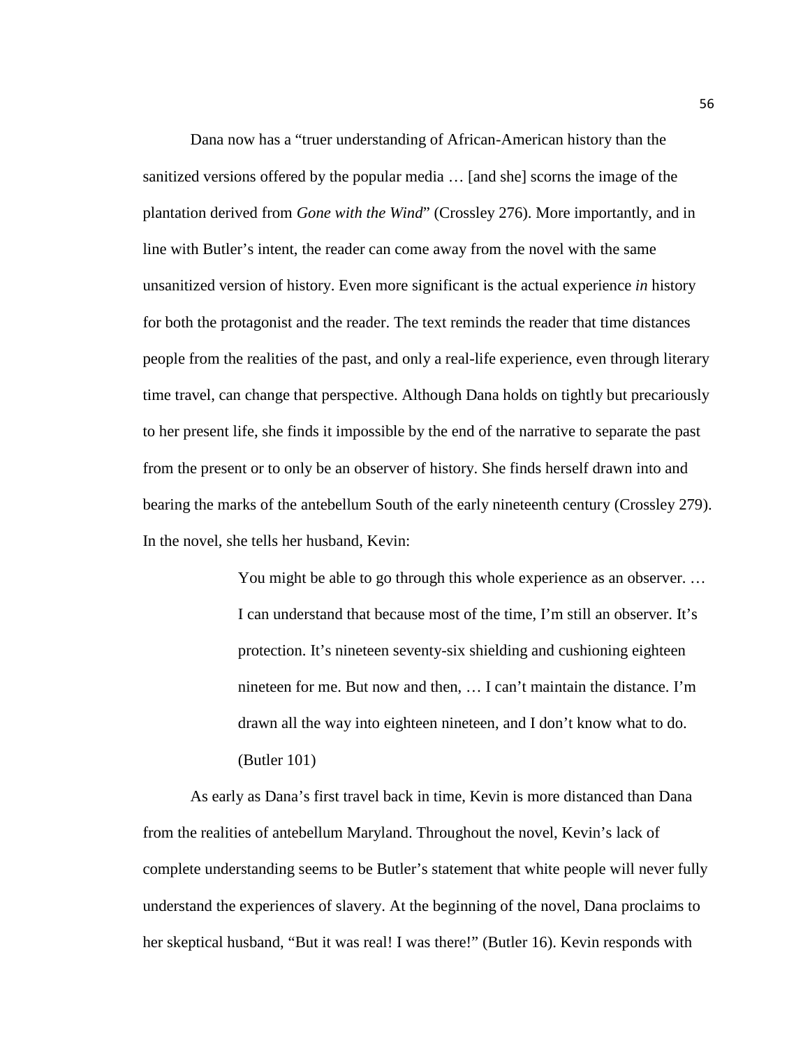Dana now has a "truer understanding of African-American history than the sanitized versions offered by the popular media … [and she] scorns the image of the plantation derived from *Gone with the Wind*" (Crossley 276). More importantly, and in line with Butler's intent, the reader can come away from the novel with the same unsanitized version of history. Even more significant is the actual experience *in* history for both the protagonist and the reader. The text reminds the reader that time distances people from the realities of the past, and only a real-life experience, even through literary time travel, can change that perspective. Although Dana holds on tightly but precariously to her present life, she finds it impossible by the end of the narrative to separate the past from the present or to only be an observer of history. She finds herself drawn into and bearing the marks of the antebellum South of the early nineteenth century (Crossley 279). In the novel, she tells her husband, Kevin:

> You might be able to go through this whole experience as an observer. … I can understand that because most of the time, I'm still an observer. It's protection. It's nineteen seventy-six shielding and cushioning eighteen nineteen for me. But now and then, … I can't maintain the distance. I'm drawn all the way into eighteen nineteen, and I don't know what to do. (Butler 101)

As early as Dana's first travel back in time, Kevin is more distanced than Dana from the realities of antebellum Maryland. Throughout the novel, Kevin's lack of complete understanding seems to be Butler's statement that white people will never fully understand the experiences of slavery. At the beginning of the novel, Dana proclaims to her skeptical husband, "But it was real! I was there!" (Butler 16). Kevin responds with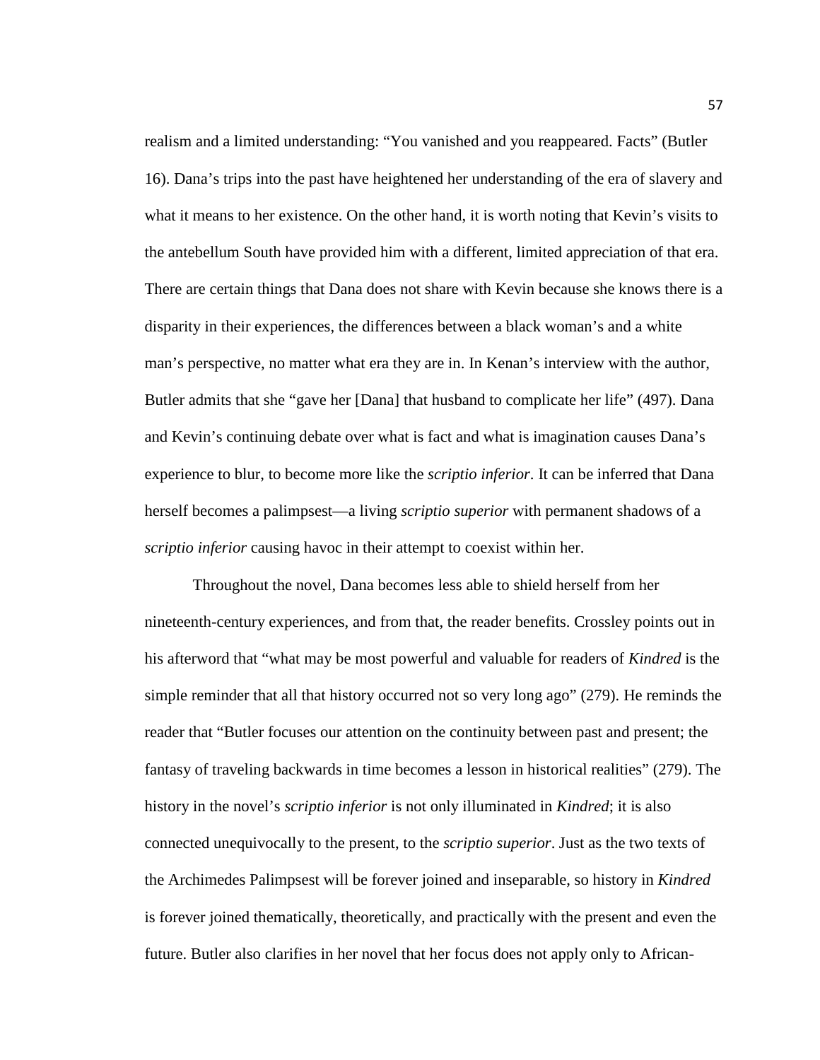realism and a limited understanding: "You vanished and you reappeared. Facts" (Butler 16). Dana's trips into the past have heightened her understanding of the era of slavery and what it means to her existence. On the other hand, it is worth noting that Kevin's visits to the antebellum South have provided him with a different, limited appreciation of that era. There are certain things that Dana does not share with Kevin because she knows there is a disparity in their experiences, the differences between a black woman's and a white man's perspective, no matter what era they are in. In Kenan's interview with the author, Butler admits that she "gave her [Dana] that husband to complicate her life" (497). Dana and Kevin's continuing debate over what is fact and what is imagination causes Dana's experience to blur, to become more like the *scriptio inferior*. It can be inferred that Dana herself becomes a palimpsest—a living *scriptio superior* with permanent shadows of a *scriptio inferior* causing havoc in their attempt to coexist within her.

Throughout the novel, Dana becomes less able to shield herself from her nineteenth-century experiences, and from that, the reader benefits. Crossley points out in his afterword that "what may be most powerful and valuable for readers of *Kindred* is the simple reminder that all that history occurred not so very long ago" (279). He reminds the reader that "Butler focuses our attention on the continuity between past and present; the fantasy of traveling backwards in time becomes a lesson in historical realities" (279). The history in the novel's *scriptio inferior* is not only illuminated in *Kindred*; it is also connected unequivocally to the present, to the *scriptio superior*. Just as the two texts of the Archimedes Palimpsest will be forever joined and inseparable, so history in *Kindred* is forever joined thematically, theoretically, and practically with the present and even the future. Butler also clarifies in her novel that her focus does not apply only to African-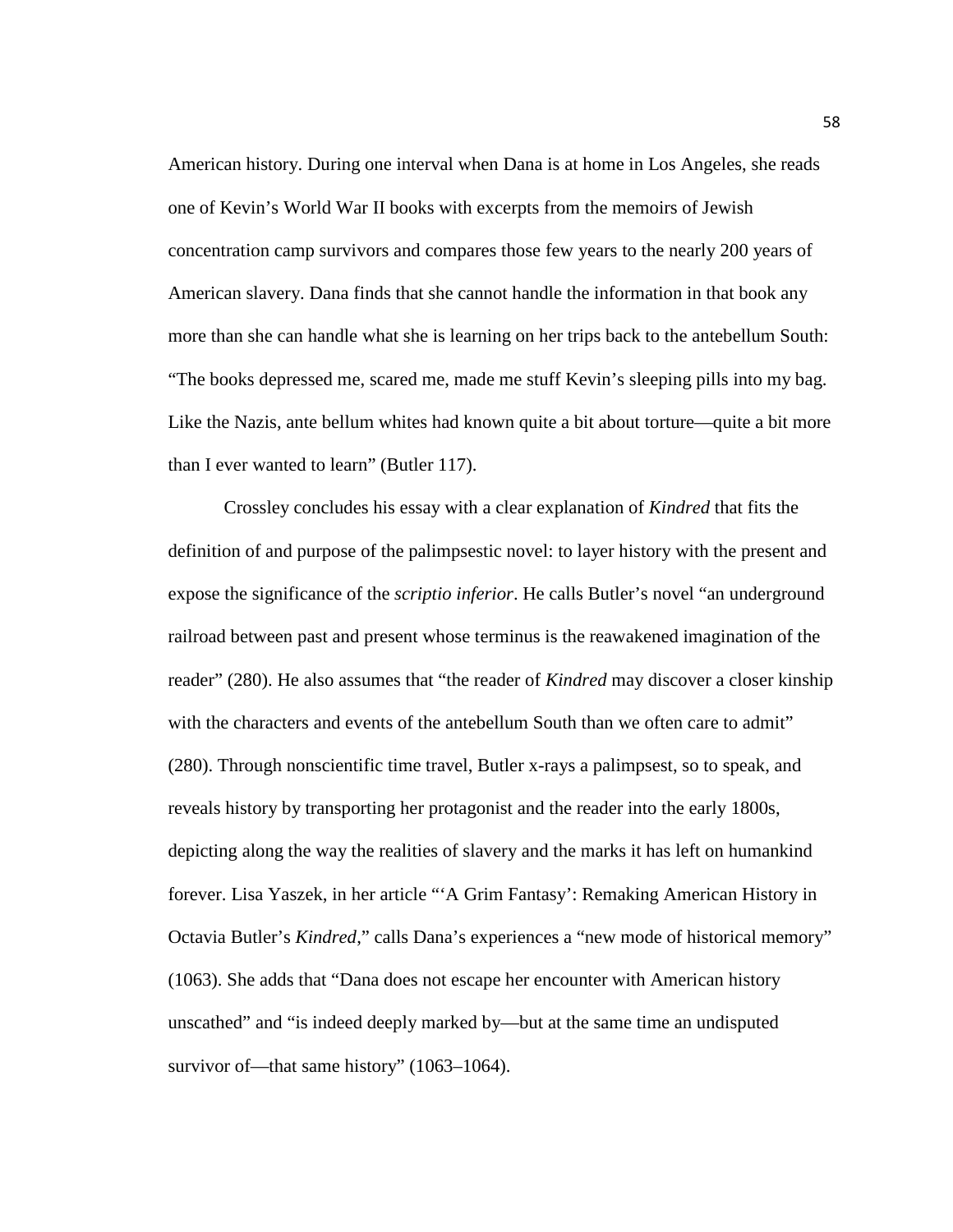American history. During one interval when Dana is at home in Los Angeles, she reads one of Kevin's World War II books with excerpts from the memoirs of Jewish concentration camp survivors and compares those few years to the nearly 200 years of American slavery. Dana finds that she cannot handle the information in that book any more than she can handle what she is learning on her trips back to the antebellum South: "The books depressed me, scared me, made me stuff Kevin's sleeping pills into my bag. Like the Nazis, ante bellum whites had known quite a bit about torture—quite a bit more than I ever wanted to learn" (Butler 117).

Crossley concludes his essay with a clear explanation of *Kindred* that fits the definition of and purpose of the palimpsestic novel: to layer history with the present and expose the significance of the *scriptio inferior*. He calls Butler's novel "an underground railroad between past and present whose terminus is the reawakened imagination of the reader" (280). He also assumes that "the reader of *Kindred* may discover a closer kinship with the characters and events of the antebellum South than we often care to admit" (280). Through nonscientific time travel, Butler x-rays a palimpsest, so to speak, and reveals history by transporting her protagonist and the reader into the early 1800s, depicting along the way the realities of slavery and the marks it has left on humankind forever. Lisa Yaszek, in her article "'A Grim Fantasy': Remaking American History in Octavia Butler's *Kindred*," calls Dana's experiences a "new mode of historical memory" (1063). She adds that "Dana does not escape her encounter with American history unscathed" and "is indeed deeply marked by—but at the same time an undisputed survivor of—that same history" (1063–1064).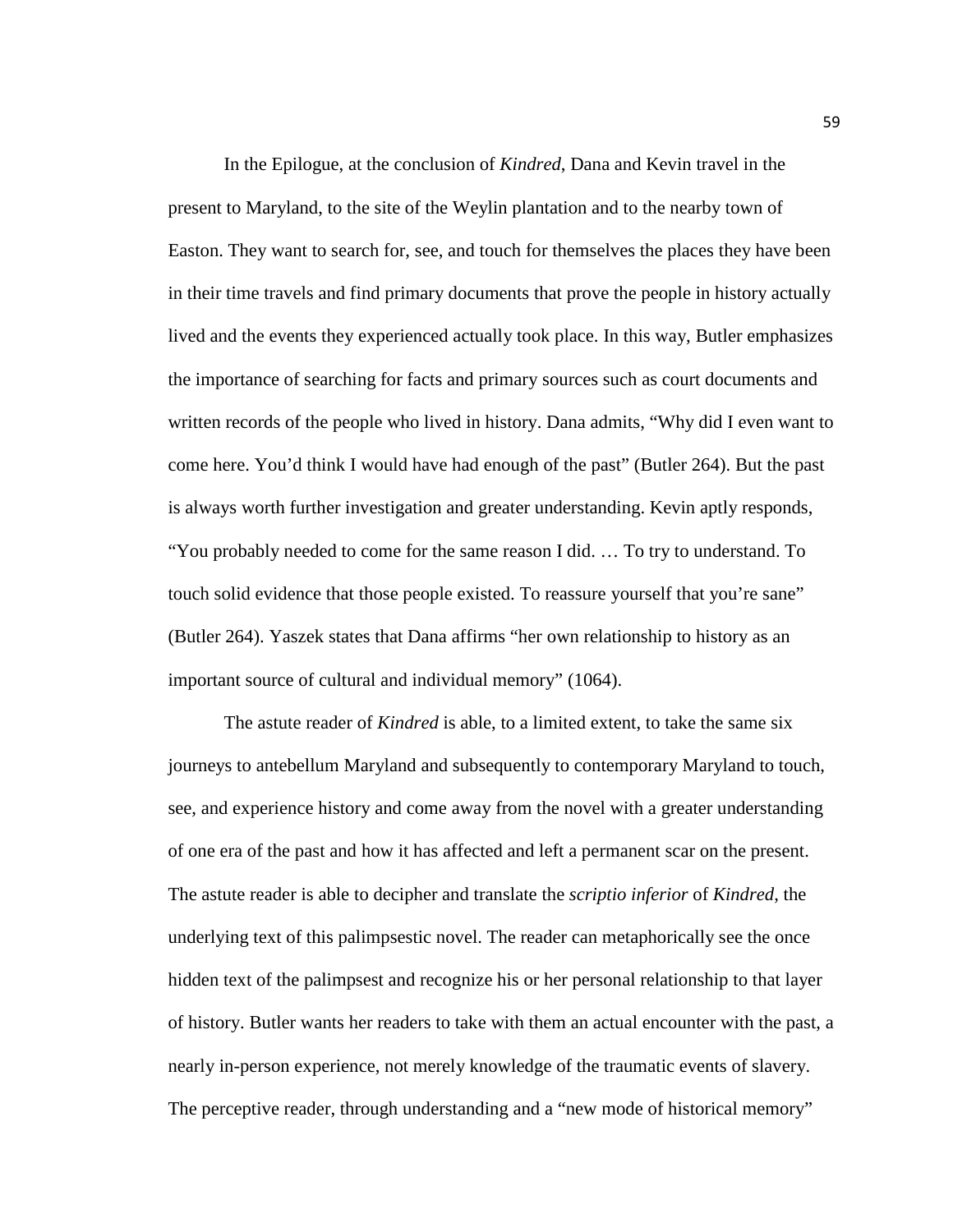In the Epilogue, at the conclusion of *Kindred*, Dana and Kevin travel in the present to Maryland, to the site of the Weylin plantation and to the nearby town of Easton. They want to search for, see, and touch for themselves the places they have been in their time travels and find primary documents that prove the people in history actually lived and the events they experienced actually took place. In this way, Butler emphasizes the importance of searching for facts and primary sources such as court documents and written records of the people who lived in history. Dana admits, "Why did I even want to come here. You'd think I would have had enough of the past" (Butler 264). But the past is always worth further investigation and greater understanding. Kevin aptly responds, "You probably needed to come for the same reason I did. … To try to understand. To touch solid evidence that those people existed. To reassure yourself that you're sane" (Butler 264). Yaszek states that Dana affirms "her own relationship to history as an important source of cultural and individual memory" (1064).

The astute reader of *Kindred* is able, to a limited extent, to take the same six journeys to antebellum Maryland and subsequently to contemporary Maryland to touch, see, and experience history and come away from the novel with a greater understanding of one era of the past and how it has affected and left a permanent scar on the present. The astute reader is able to decipher and translate the *scriptio inferior* of *Kindred*, the underlying text of this palimpsestic novel. The reader can metaphorically see the once hidden text of the palimpsest and recognize his or her personal relationship to that layer of history. Butler wants her readers to take with them an actual encounter with the past, a nearly in-person experience, not merely knowledge of the traumatic events of slavery. The perceptive reader, through understanding and a "new mode of historical memory"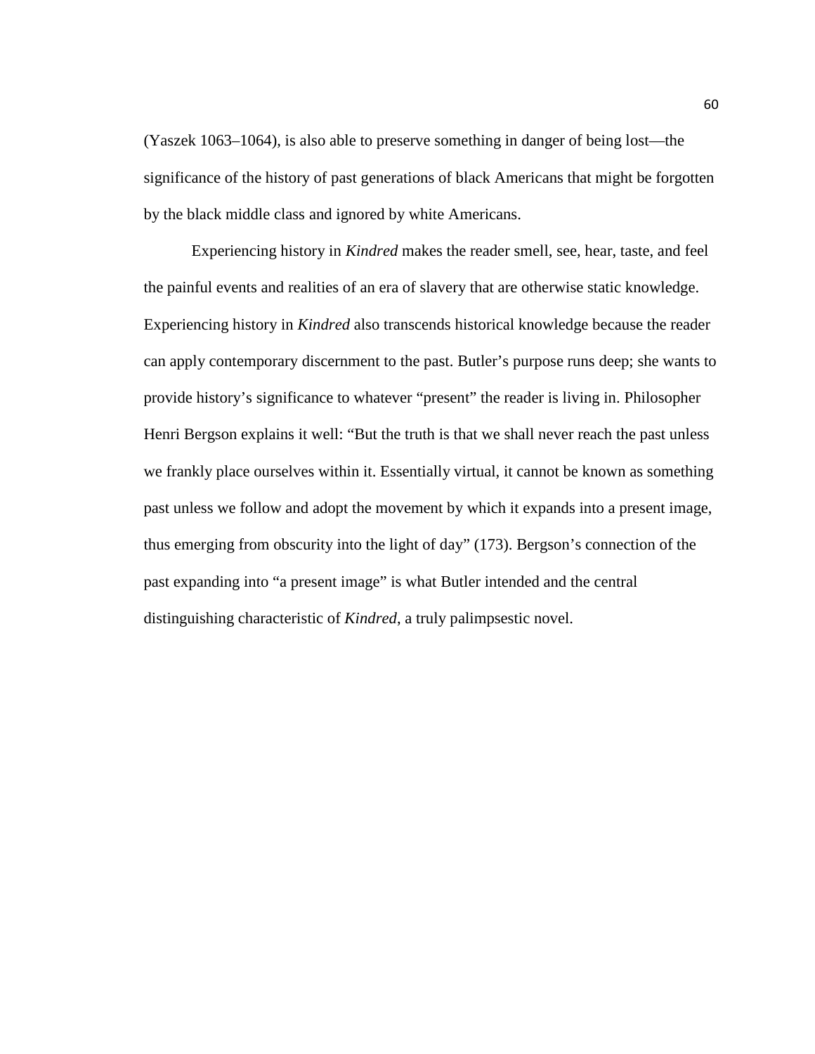(Yaszek 1063–1064), is also able to preserve something in danger of being lost—the significance of the history of past generations of black Americans that might be forgotten by the black middle class and ignored by white Americans.

Experiencing history in *Kindred* makes the reader smell, see, hear, taste, and feel the painful events and realities of an era of slavery that are otherwise static knowledge. Experiencing history in *Kindred* also transcends historical knowledge because the reader can apply contemporary discernment to the past. Butler's purpose runs deep; she wants to provide history's significance to whatever "present" the reader is living in. Philosopher Henri Bergson explains it well: "But the truth is that we shall never reach the past unless we frankly place ourselves within it. Essentially virtual, it cannot be known as something past unless we follow and adopt the movement by which it expands into a present image, thus emerging from obscurity into the light of day" (173). Bergson's connection of the past expanding into "a present image" is what Butler intended and the central distinguishing characteristic of *Kindred*, a truly palimpsestic novel.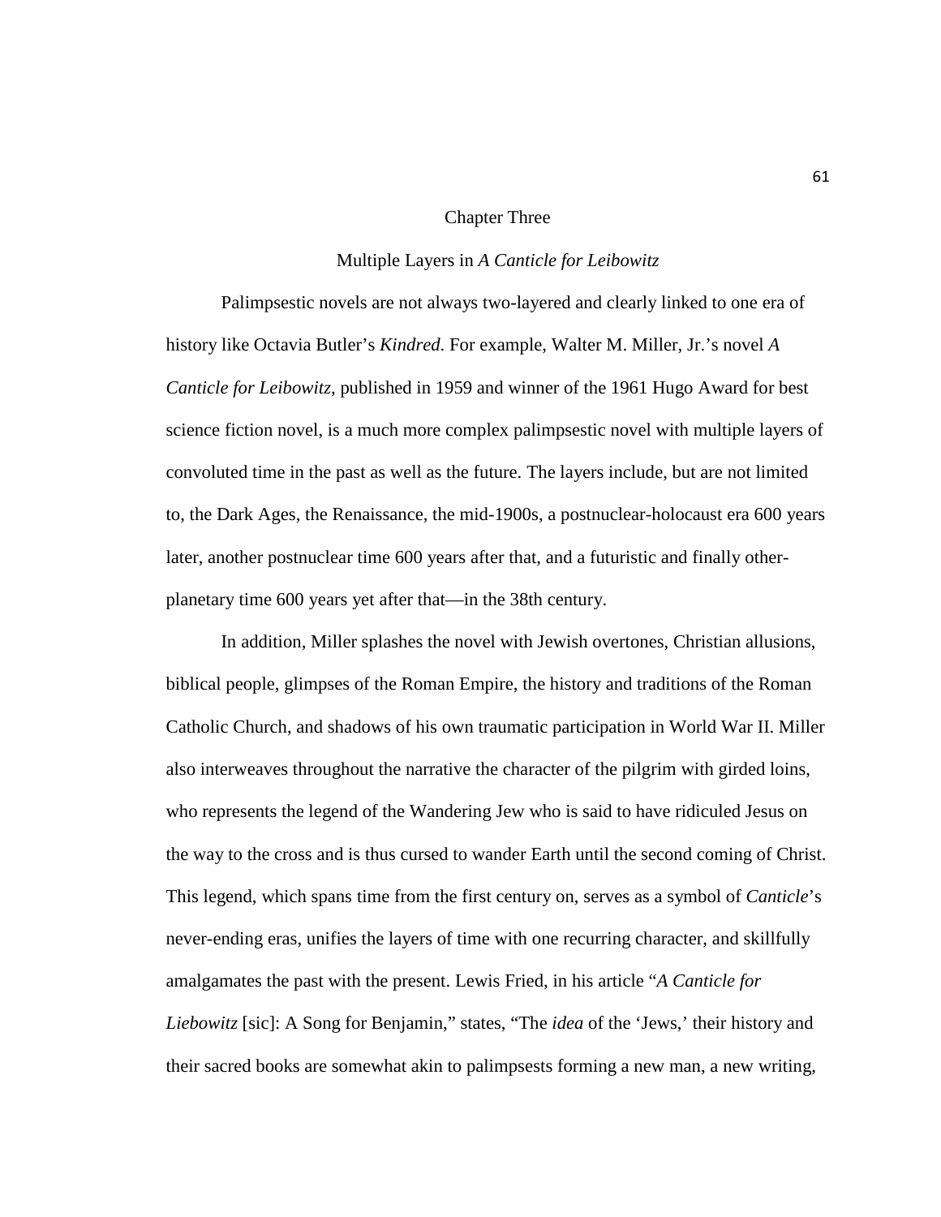# Chapter Three

## Multiple Layers in *A Canticle for Leibowitz*

Palimpsestic novels are not always two-layered and clearly linked to one era of history like Octavia Butler's *Kindred*. For example, Walter M. Miller, Jr.'s novel *A Canticle for Leibowitz*, published in 1959 and winner of the 1961 Hugo Award for best science fiction novel, is a much more complex palimpsestic novel with multiple layers of convoluted time in the past as well as the future. The layers include, but are not limited to, the Dark Ages, the Renaissance, the mid-1900s, a postnuclear-holocaust era 600 years later, another postnuclear time 600 years after that, and a futuristic and finally other-planetary time 600 years yet after that—in the 38th century.

In addition, Miller splashes the novel with Jewish overtones, Christian allusions, biblical people, glimpses of the Roman Empire, the history and traditions of the Roman Catholic Church, and shadows of his own traumatic participation in World War II. Miller also interweaves throughout the narrative the character of the pilgrim with girded loins, who represents the legend of the Wandering Jew who is said to have ridiculed Jesus on the way to the cross and is thus cursed to wander Earth until the second coming of Christ. This legend, which spans time from the first century on, serves as a symbol of *Canticle*'s never-ending eras, unifies the layers of time with one recurring character, and skillfully amalgamates the past with the present. Lewis Fried, in his article "*A Canticle for Liebowitz* [sic]: A Song for Benjamin," states, "The *idea* of the 'Jews,' their history and their sacred books are somewhat akin to palimpsests forming a new man, a new writing,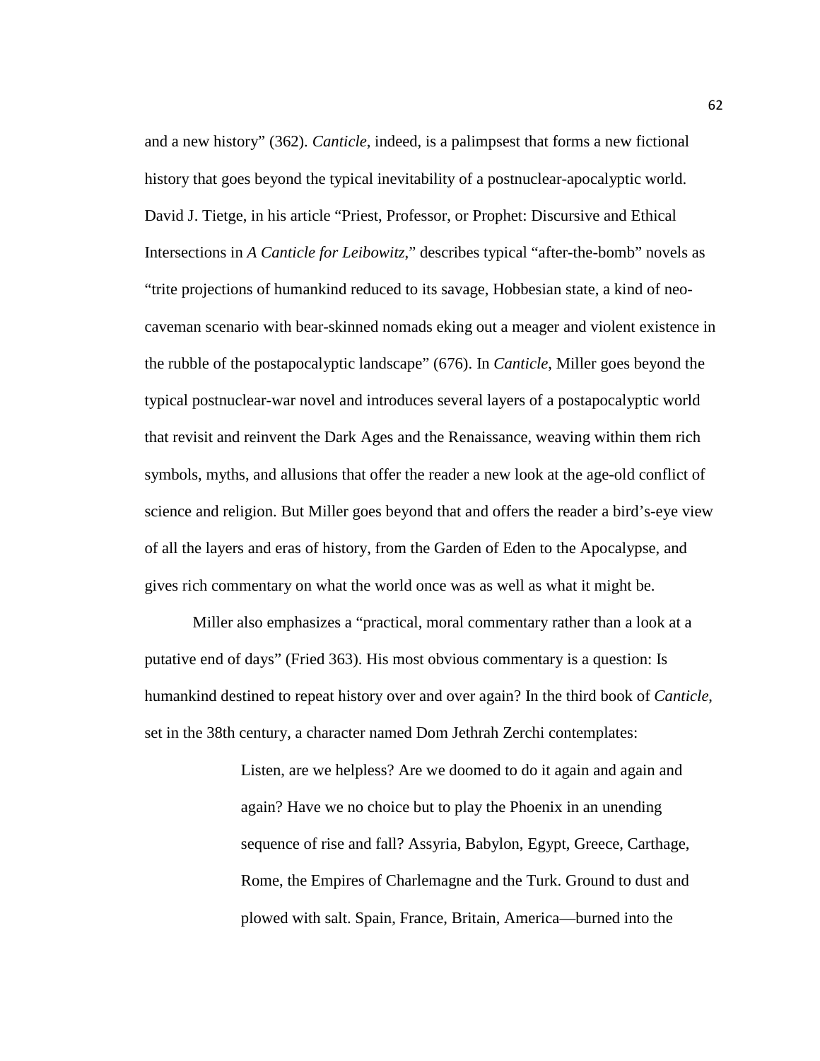and a new history" (362). *Canticle*, indeed, is a palimpsest that forms a new fictional history that goes beyond the typical inevitability of a postnuclear-apocalyptic world. David J. Tietge, in his article "Priest, Professor, or Prophet: Discursive and Ethical Intersections in *A Canticle for Leibowitz*," describes typical "after-the-bomb" novels as "trite projections of humankind reduced to its savage, Hobbesian state, a kind of neo-caveman scenario with bear-skinned nomads eking out a meager and violent existence in the rubble of the postapocalyptic landscape" (676). In *Canticle*, Miller goes beyond the typical postnuclear-war novel and introduces several layers of a postapocalyptic world that revisit and reinvent the Dark Ages and the Renaissance, weaving within them rich symbols, myths, and allusions that offer the reader a new look at the age-old conflict of science and religion. But Miller goes beyond that and offers the reader a bird's-eye view of all the layers and eras of history, from the Garden of Eden to the Apocalypse, and gives rich commentary on what the world once was as well as what it might be.

Miller also emphasizes a "practical, moral commentary rather than a look at a putative end of days" (Fried 363). His most obvious commentary is a question: Is humankind destined to repeat history over and over again? In the third book of *Canticle*, set in the 38th century, a character named Dom Jethrah Zerchi contemplates:

> Listen, are we helpless? Are we doomed to do it again and again and again? Have we no choice but to play the Phoenix in an unending sequence of rise and fall? Assyria, Babylon, Egypt, Greece, Carthage, Rome, the Empires of Charlemagne and the Turk. Ground to dust and plowed with salt. Spain, France, Britain, America—burned into the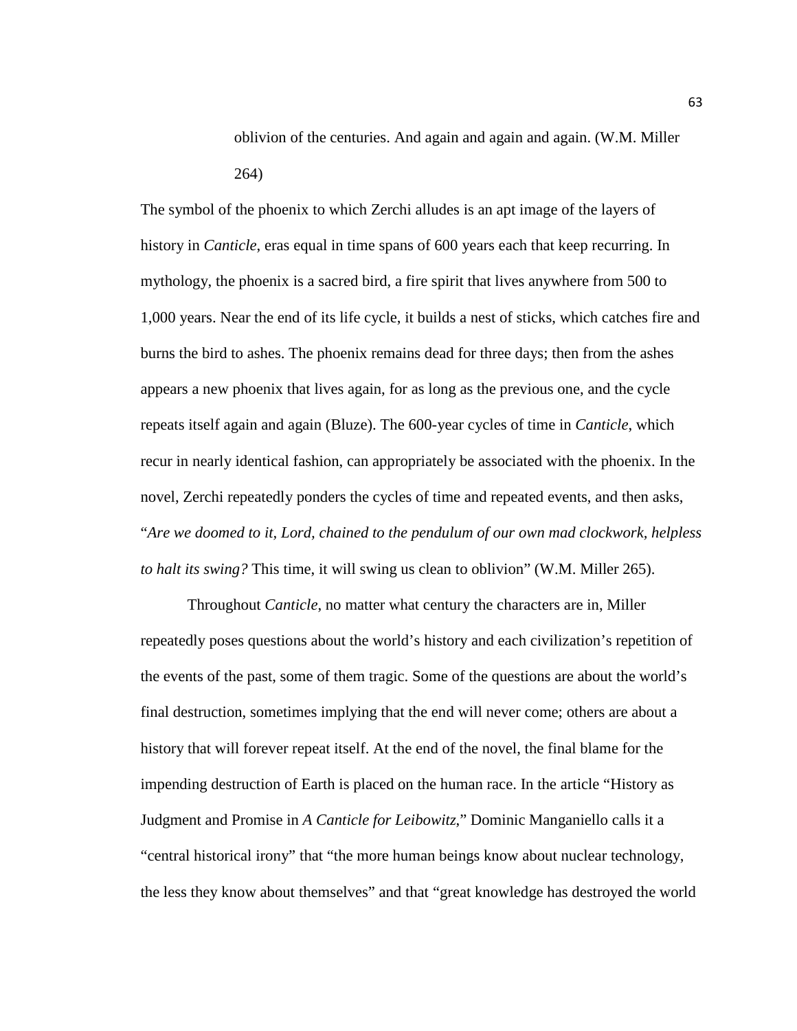> oblivion of the centuries. And again and again and again. (W.M. Miller 264)

The symbol of the phoenix to which Zerchi alludes is an apt image of the layers of history in *Canticle*, eras equal in time spans of 600 years each that keep recurring. In mythology, the phoenix is a sacred bird, a fire spirit that lives anywhere from 500 to 1,000 years. Near the end of its life cycle, it builds a nest of sticks, which catches fire and burns the bird to ashes. The phoenix remains dead for three days; then from the ashes appears a new phoenix that lives again, for as long as the previous one, and the cycle repeats itself again and again (Bluze). The 600-year cycles of time in *Canticle*, which recur in nearly identical fashion, can appropriately be associated with the phoenix. In the novel, Zerchi repeatedly ponders the cycles of time and repeated events, and then asks, "*Are we doomed to it, Lord, chained to the pendulum of our own mad clockwork, helpless to halt its swing?* This time, it will swing us clean to oblivion" (W.M. Miller 265).

Throughout *Canticle*, no matter what century the characters are in, Miller repeatedly poses questions about the world's history and each civilization's repetition of the events of the past, some of them tragic. Some of the questions are about the world's final destruction, sometimes implying that the end will never come; others are about a history that will forever repeat itself. At the end of the novel, the final blame for the impending destruction of Earth is placed on the human race. In the article "History as Judgment and Promise in *A Canticle for Leibowitz*," Dominic Manganiello calls it a "central historical irony" that "the more human beings know about nuclear technology, the less they know about themselves" and that "great knowledge has destroyed the world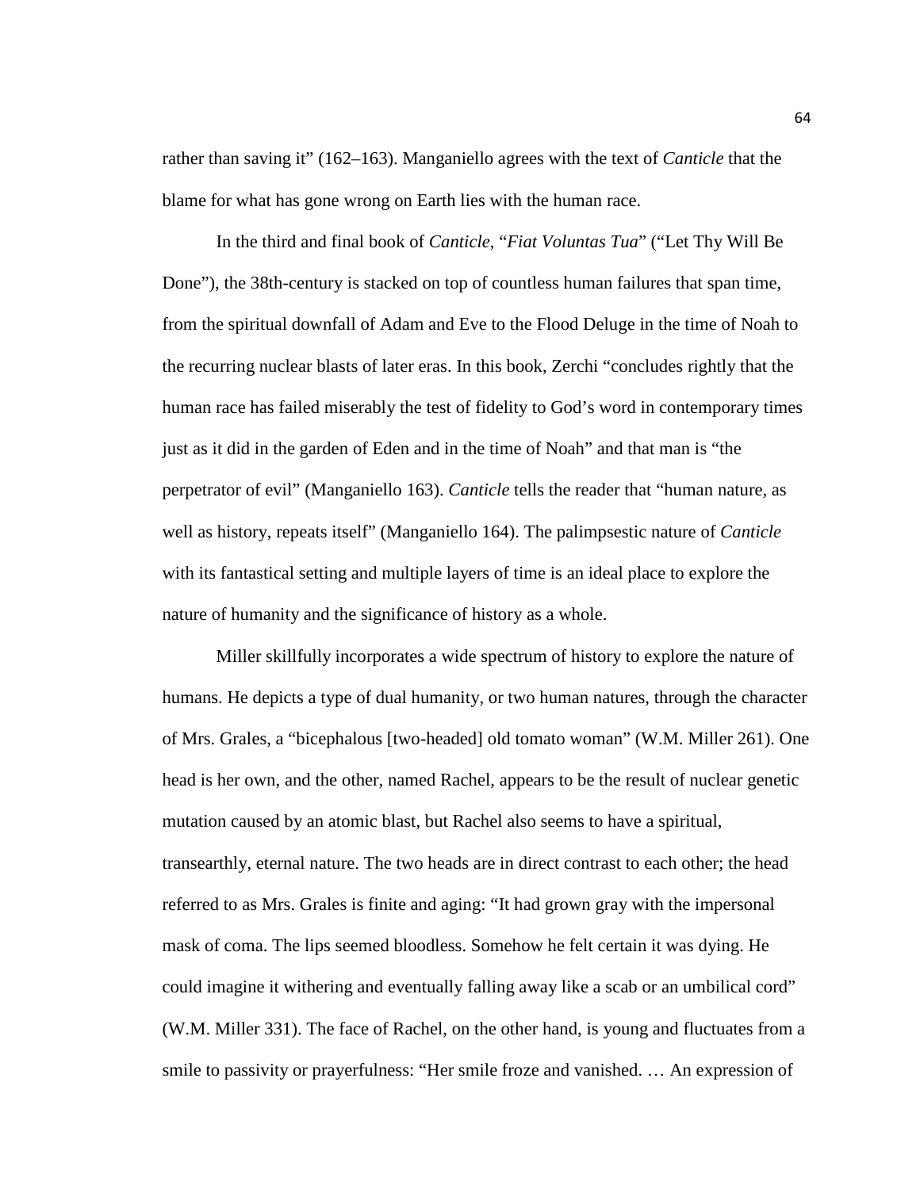rather than saving it" (162–163). Manganiello agrees with the text of *Canticle* that the blame for what has gone wrong on Earth lies with the human race.

In the third and final book of *Canticle*, "*Fiat Voluntas Tua*" ("Let Thy Will Be Done"), the 38th-century is stacked on top of countless human failures that span time, from the spiritual downfall of Adam and Eve to the Flood Deluge in the time of Noah to the recurring nuclear blasts of later eras. In this book, Zerchi "concludes rightly that the human race has failed miserably the test of fidelity to God's word in contemporary times just as it did in the garden of Eden and in the time of Noah" and that man is "the perpetrator of evil" (Manganiello 163). *Canticle* tells the reader that "human nature, as well as history, repeats itself" (Manganiello 164). The palimpsestic nature of *Canticle* with its fantastical setting and multiple layers of time is an ideal place to explore the nature of humanity and the significance of history as a whole.

Miller skillfully incorporates a wide spectrum of history to explore the nature of humans. He depicts a type of dual humanity, or two human natures, through the character of Mrs. Grales, a "bicephalous [two-headed] old tomato woman" (W.M. Miller 261). One head is her own, and the other, named Rachel, appears to be the result of nuclear genetic mutation caused by an atomic blast, but Rachel also seems to have a spiritual, transearthly, eternal nature. The two heads are in direct contrast to each other; the head referred to as Mrs. Grales is finite and aging: "It had grown gray with the impersonal mask of coma. The lips seemed bloodless. Somehow he felt certain it was dying. He could imagine it withering and eventually falling away like a scab or an umbilical cord" (W.M. Miller 331). The face of Rachel, on the other hand, is young and fluctuates from a smile to passivity or prayerfulness: "Her smile froze and vanished. … An expression of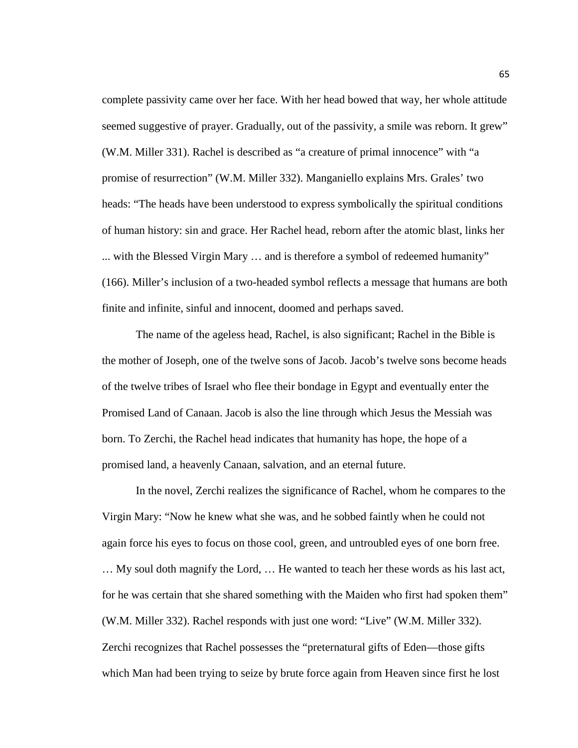complete passivity came over her face. With her head bowed that way, her whole attitude seemed suggestive of prayer. Gradually, out of the passivity, a smile was reborn. It grew" (W.M. Miller 331). Rachel is described as "a creature of primal innocence" with "a promise of resurrection" (W.M. Miller 332). Manganiello explains Mrs. Grales' two heads: "The heads have been understood to express symbolically the spiritual conditions of human history: sin and grace. Her Rachel head, reborn after the atomic blast, links her ... with the Blessed Virgin Mary … and is therefore a symbol of redeemed humanity" (166). Miller's inclusion of a two-headed symbol reflects a message that humans are both finite and infinite, sinful and innocent, doomed and perhaps saved.

The name of the ageless head, Rachel, is also significant; Rachel in the Bible is the mother of Joseph, one of the twelve sons of Jacob. Jacob's twelve sons become heads of the twelve tribes of Israel who flee their bondage in Egypt and eventually enter the Promised Land of Canaan. Jacob is also the line through which Jesus the Messiah was born. To Zerchi, the Rachel head indicates that humanity has hope, the hope of a promised land, a heavenly Canaan, salvation, and an eternal future.

In the novel, Zerchi realizes the significance of Rachel, whom he compares to the Virgin Mary: "Now he knew what she was, and he sobbed faintly when he could not again force his eyes to focus on those cool, green, and untroubled eyes of one born free. … My soul doth magnify the Lord, … He wanted to teach her these words as his last act, for he was certain that she shared something with the Maiden who first had spoken them" (W.M. Miller 332). Rachel responds with just one word: "Live" (W.M. Miller 332). Zerchi recognizes that Rachel possesses the "preternatural gifts of Eden—those gifts which Man had been trying to seize by brute force again from Heaven since first he lost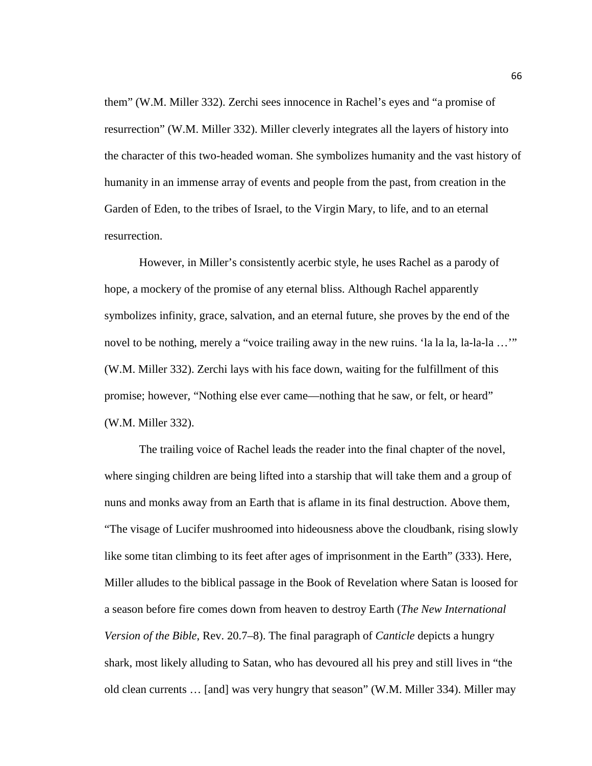them" (W.M. Miller 332). Zerchi sees innocence in Rachel's eyes and "a promise of resurrection" (W.M. Miller 332). Miller cleverly integrates all the layers of history into the character of this two-headed woman. She symbolizes humanity and the vast history of humanity in an immense array of events and people from the past, from creation in the Garden of Eden, to the tribes of Israel, to the Virgin Mary, to life, and to an eternal resurrection.

However, in Miller's consistently acerbic style, he uses Rachel as a parody of hope, a mockery of the promise of any eternal bliss. Although Rachel apparently symbolizes infinity, grace, salvation, and an eternal future, she proves by the end of the novel to be nothing, merely a "voice trailing away in the new ruins. 'la la la, la-la-la …'" (W.M. Miller 332). Zerchi lays with his face down, waiting for the fulfillment of this promise; however, "Nothing else ever came—nothing that he saw, or felt, or heard" (W.M. Miller 332).

The trailing voice of Rachel leads the reader into the final chapter of the novel, where singing children are being lifted into a starship that will take them and a group of nuns and monks away from an Earth that is aflame in its final destruction. Above them, "The visage of Lucifer mushroomed into hideousness above the cloudbank, rising slowly like some titan climbing to its feet after ages of imprisonment in the Earth" (333). Here, Miller alludes to the biblical passage in the Book of Revelation where Satan is loosed for a season before fire comes down from heaven to destroy Earth (*The New International Version of the Bible*, Rev. 20.7–8). The final paragraph of *Canticle* depicts a hungry shark, most likely alluding to Satan, who has devoured all his prey and still lives in "the old clean currents … [and] was very hungry that season" (W.M. Miller 334). Miller may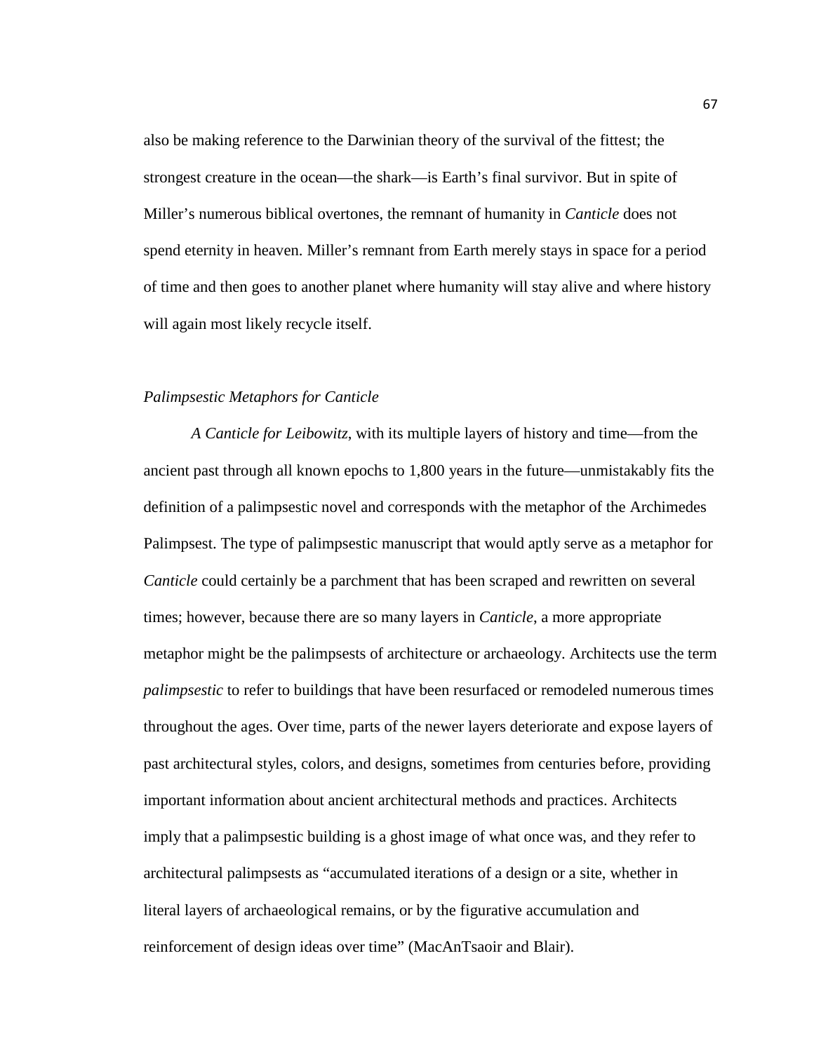also be making reference to the Darwinian theory of the survival of the fittest; the strongest creature in the ocean—the shark—is Earth's final survivor. But in spite of Miller's numerous biblical overtones, the remnant of humanity in *Canticle* does not spend eternity in heaven. Miller's remnant from Earth merely stays in space for a period of time and then goes to another planet where humanity will stay alive and where history will again most likely recycle itself.

### *Palimpsestic Metaphors for Canticle*

*A Canticle for Leibowitz*, with its multiple layers of history and time—from the ancient past through all known epochs to 1,800 years in the future—unmistakably fits the definition of a palimpsestic novel and corresponds with the metaphor of the Archimedes Palimpsest. The type of palimpsestic manuscript that would aptly serve as a metaphor for *Canticle* could certainly be a parchment that has been scraped and rewritten on several times; however, because there are so many layers in *Canticle*, a more appropriate metaphor might be the palimpsests of architecture or archaeology. Architects use the term *palimpsestic* to refer to buildings that have been resurfaced or remodeled numerous times throughout the ages. Over time, parts of the newer layers deteriorate and expose layers of past architectural styles, colors, and designs, sometimes from centuries before, providing important information about ancient architectural methods and practices. Architects imply that a palimpsestic building is a ghost image of what once was, and they refer to architectural palimpsests as "accumulated iterations of a design or a site, whether in literal layers of archaeological remains, or by the figurative accumulation and reinforcement of design ideas over time" (MacAnTsaoir and Blair).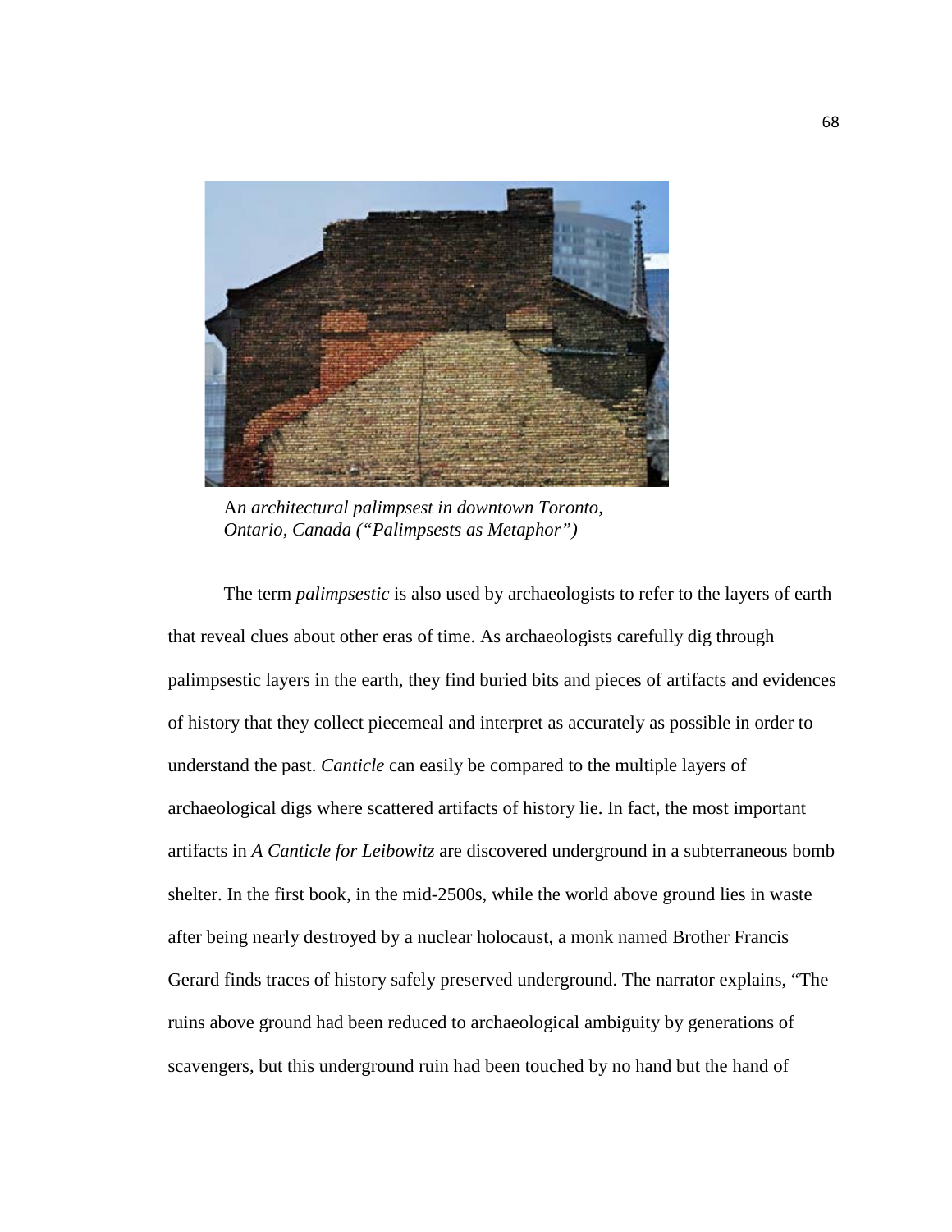A*n architectural palimpsest in downtown Toronto, Ontario, Canada ("Palimpsests as Metaphor")*

The term *palimpsestic* is also used by archaeologists to refer to the layers of earth that reveal clues about other eras of time. As archaeologists carefully dig through palimpsestic layers in the earth, they find buried bits and pieces of artifacts and evidences of history that they collect piecemeal and interpret as accurately as possible in order to understand the past. *Canticle* can easily be compared to the multiple layers of archaeological digs where scattered artifacts of history lie. In fact, the most important artifacts in *A Canticle for Leibowitz* are discovered underground in a subterraneous bomb shelter. In the first book, in the mid-2500s, while the world above ground lies in waste after being nearly destroyed by a nuclear holocaust, a monk named Brother Francis Gerard finds traces of history safely preserved underground. The narrator explains, "The ruins above ground had been reduced to archaeological ambiguity by generations of scavengers, but this underground ruin had been touched by no hand but the hand of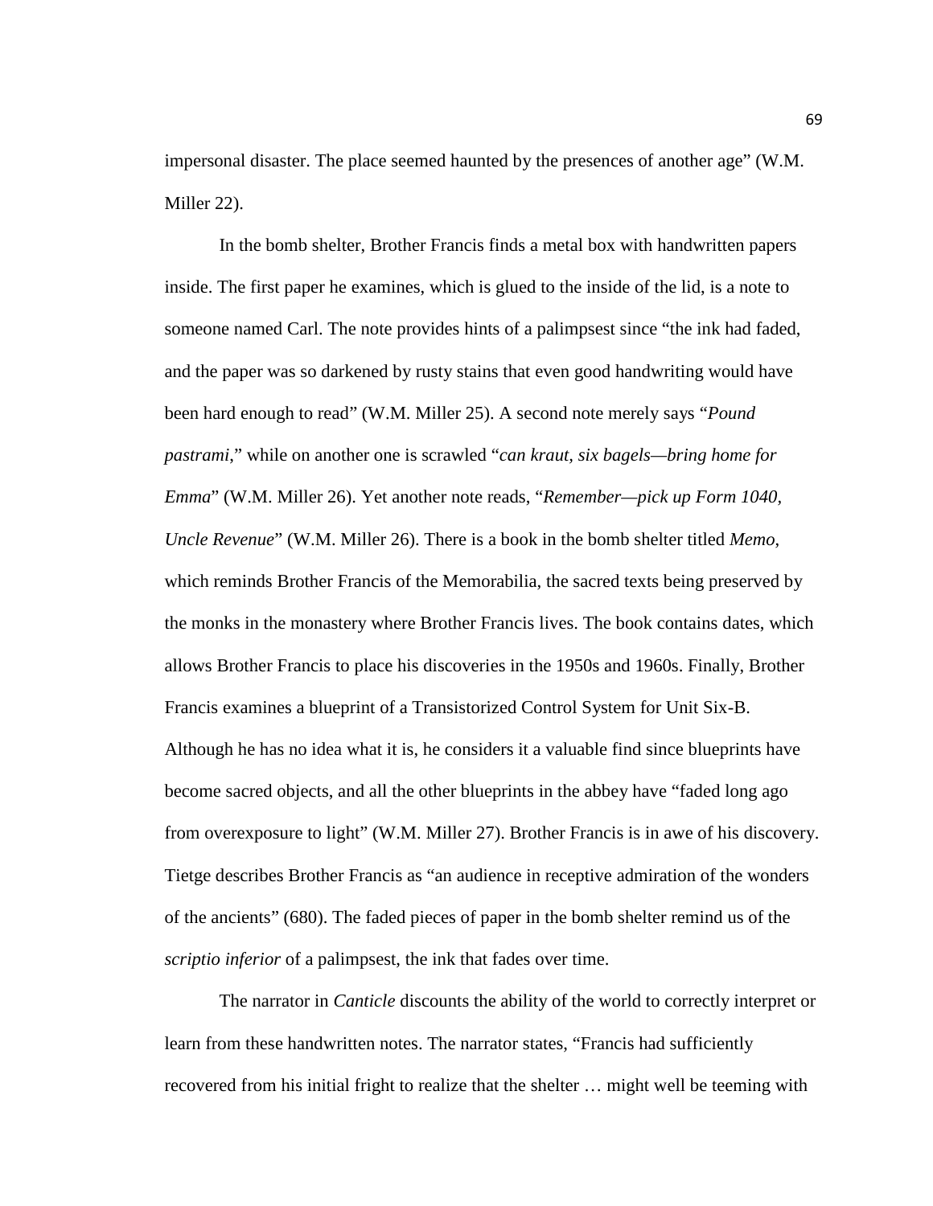impersonal disaster. The place seemed haunted by the presences of another age" (W.M. Miller 22).

In the bomb shelter, Brother Francis finds a metal box with handwritten papers inside. The first paper he examines, which is glued to the inside of the lid, is a note to someone named Carl. The note provides hints of a palimpsest since "the ink had faded, and the paper was so darkened by rusty stains that even good handwriting would have been hard enough to read" (W.M. Miller 25). A second note merely says "*Pound pastrami*," while on another one is scrawled "*can kraut, six bagels—bring home for Emma*" (W.M. Miller 26). Yet another note reads, "*Remember—pick up Form 1040, Uncle Revenue*" (W.M. Miller 26). There is a book in the bomb shelter titled *Memo*, which reminds Brother Francis of the Memorabilia, the sacred texts being preserved by the monks in the monastery where Brother Francis lives. The book contains dates, which allows Brother Francis to place his discoveries in the 1950s and 1960s. Finally, Brother Francis examines a blueprint of a Transistorized Control System for Unit Six-B. Although he has no idea what it is, he considers it a valuable find since blueprints have become sacred objects, and all the other blueprints in the abbey have "faded long ago from overexposure to light" (W.M. Miller 27). Brother Francis is in awe of his discovery. Tietge describes Brother Francis as "an audience in receptive admiration of the wonders of the ancients" (680). The faded pieces of paper in the bomb shelter remind us of the *scriptio inferior* of a palimpsest, the ink that fades over time.

The narrator in *Canticle* discounts the ability of the world to correctly interpret or learn from these handwritten notes. The narrator states, "Francis had sufficiently recovered from his initial fright to realize that the shelter … might well be teeming with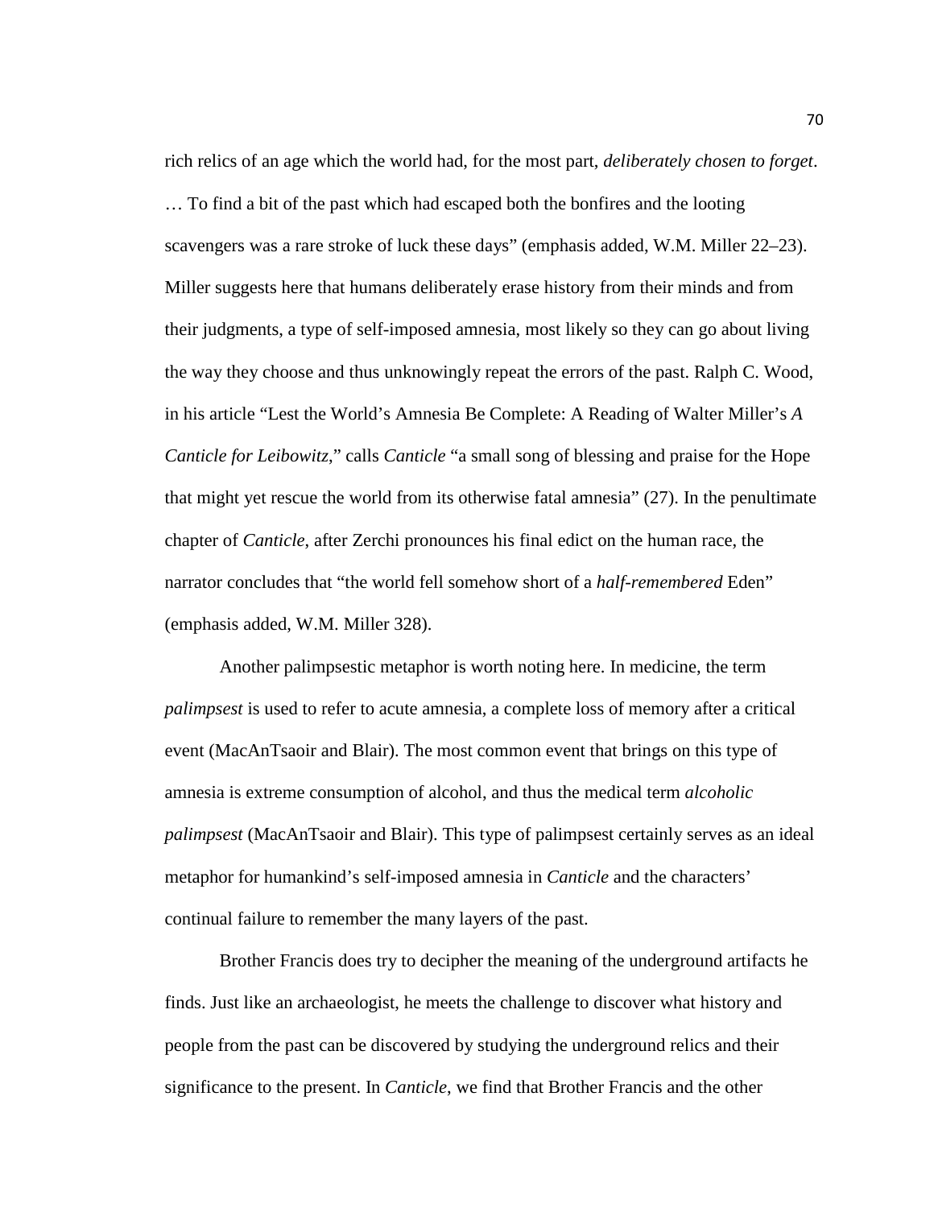rich relics of an age which the world had, for the most part, *deliberately chosen to forget*. … To find a bit of the past which had escaped both the bonfires and the looting scavengers was a rare stroke of luck these days" (emphasis added, W.M. Miller 22–23). Miller suggests here that humans deliberately erase history from their minds and from their judgments, a type of self-imposed amnesia, most likely so they can go about living the way they choose and thus unknowingly repeat the errors of the past. Ralph C. Wood, in his article "Lest the World's Amnesia Be Complete: A Reading of Walter Miller's *A Canticle for Leibowitz*," calls *Canticle* "a small song of blessing and praise for the Hope that might yet rescue the world from its otherwise fatal amnesia" (27). In the penultimate chapter of *Canticle*, after Zerchi pronounces his final edict on the human race, the narrator concludes that "the world fell somehow short of a *half-remembered* Eden" (emphasis added, W.M. Miller 328).

Another palimpsestic metaphor is worth noting here. In medicine, the term *palimpsest* is used to refer to acute amnesia, a complete loss of memory after a critical event (MacAnTsaoir and Blair). The most common event that brings on this type of amnesia is extreme consumption of alcohol, and thus the medical term *alcoholic palimpsest* (MacAnTsaoir and Blair). This type of palimpsest certainly serves as an ideal metaphor for humankind's self-imposed amnesia in *Canticle* and the characters' continual failure to remember the many layers of the past.

Brother Francis does try to decipher the meaning of the underground artifacts he finds. Just like an archaeologist, he meets the challenge to discover what history and people from the past can be discovered by studying the underground relics and their significance to the present. In *Canticle*, we find that Brother Francis and the other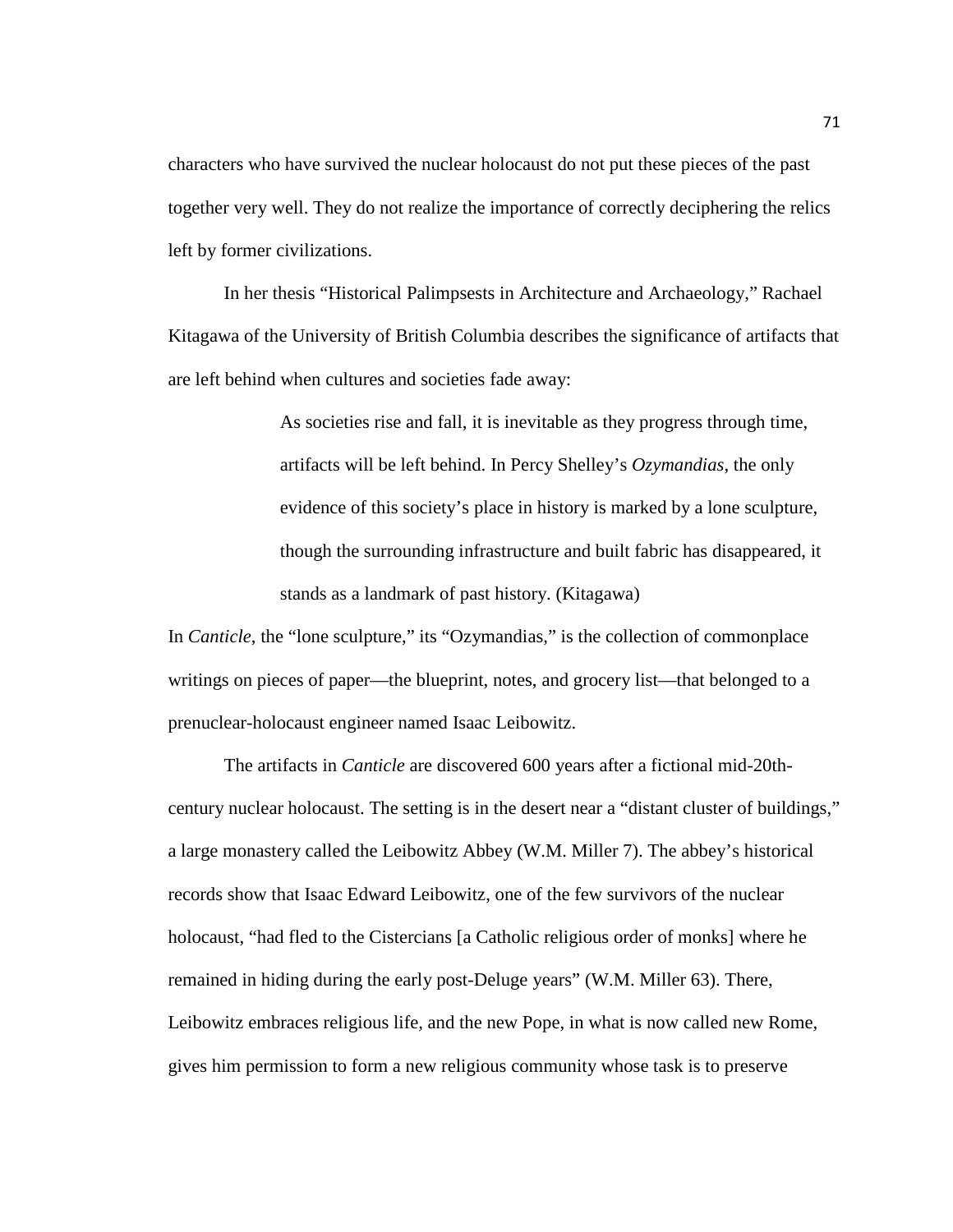characters who have survived the nuclear holocaust do not put these pieces of the past together very well. They do not realize the importance of correctly deciphering the relics left by former civilizations.

In her thesis "Historical Palimpsests in Architecture and Archaeology," Rachael Kitagawa of the University of British Columbia describes the significance of artifacts that are left behind when cultures and societies fade away:

> As societies rise and fall, it is inevitable as they progress through time, artifacts will be left behind. In Percy Shelley's *Ozymandias*, the only evidence of this society's place in history is marked by a lone sculpture, though the surrounding infrastructure and built fabric has disappeared, it stands as a landmark of past history. (Kitagawa)

In *Canticle*, the "lone sculpture," its "Ozymandias," is the collection of commonplace writings on pieces of paper—the blueprint, notes, and grocery list—that belonged to a prenuclear-holocaust engineer named Isaac Leibowitz.

The artifacts in *Canticle* are discovered 600 years after a fictional mid-20th-century nuclear holocaust. The setting is in the desert near a "distant cluster of buildings," a large monastery called the Leibowitz Abbey (W.M. Miller 7). The abbey's historical records show that Isaac Edward Leibowitz, one of the few survivors of the nuclear holocaust, "had fled to the Cistercians [a Catholic religious order of monks] where he remained in hiding during the early post-Deluge years" (W.M. Miller 63). There, Leibowitz embraces religious life, and the new Pope, in what is now called new Rome, gives him permission to form a new religious community whose task is to preserve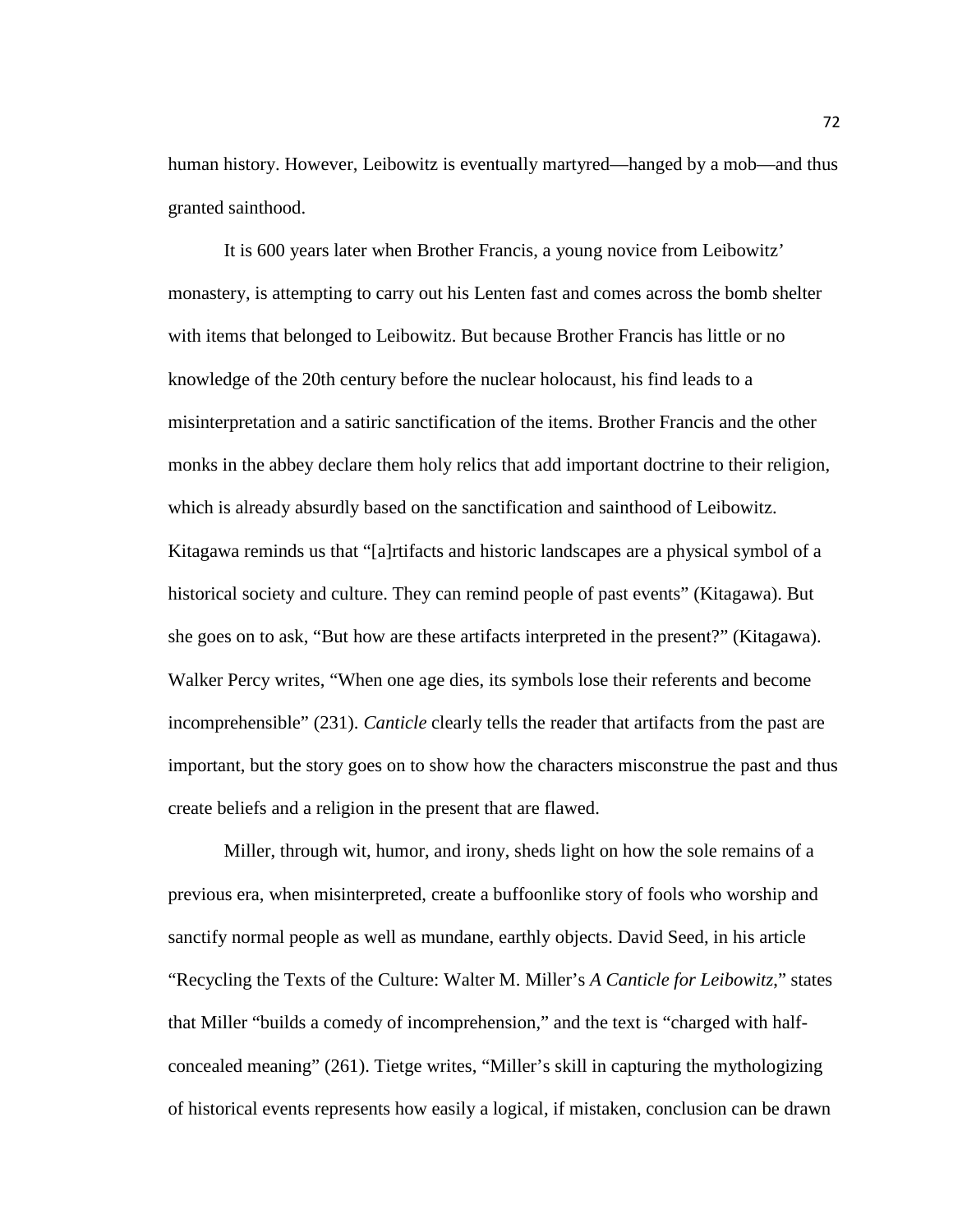human history. However, Leibowitz is eventually martyred—hanged by a mob—and thus granted sainthood.

It is 600 years later when Brother Francis, a young novice from Leibowitz' monastery, is attempting to carry out his Lenten fast and comes across the bomb shelter with items that belonged to Leibowitz. But because Brother Francis has little or no knowledge of the 20th century before the nuclear holocaust, his find leads to a misinterpretation and a satiric sanctification of the items. Brother Francis and the other monks in the abbey declare them holy relics that add important doctrine to their religion, which is already absurdly based on the sanctification and sainthood of Leibowitz. Kitagawa reminds us that "[a]rtifacts and historic landscapes are a physical symbol of a historical society and culture. They can remind people of past events" (Kitagawa). But she goes on to ask, "But how are these artifacts interpreted in the present?" (Kitagawa). Walker Percy writes, "When one age dies, its symbols lose their referents and become incomprehensible" (231). *Canticle* clearly tells the reader that artifacts from the past are important, but the story goes on to show how the characters misconstrue the past and thus create beliefs and a religion in the present that are flawed.

Miller, through wit, humor, and irony, sheds light on how the sole remains of a previous era, when misinterpreted, create a buffoonlike story of fools who worship and sanctify normal people as well as mundane, earthly objects. David Seed, in his article "Recycling the Texts of the Culture: Walter M. Miller's *A Canticle for Leibowitz*," states that Miller "builds a comedy of incomprehension," and the text is "charged with half-concealed meaning" (261). Tietge writes, "Miller's skill in capturing the mythologizing of historical events represents how easily a logical, if mistaken, conclusion can be drawn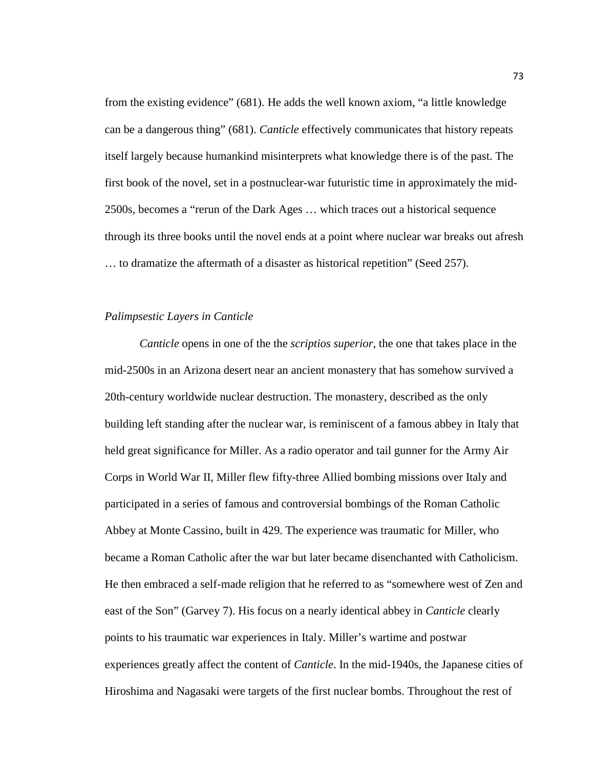from the existing evidence" (681). He adds the well known axiom, "a little knowledge can be a dangerous thing" (681). *Canticle* effectively communicates that history repeats itself largely because humankind misinterprets what knowledge there is of the past. The first book of the novel, set in a postnuclear-war futuristic time in approximately the mid-2500s, becomes a "rerun of the Dark Ages … which traces out a historical sequence through its three books until the novel ends at a point where nuclear war breaks out afresh … to dramatize the aftermath of a disaster as historical repetition" (Seed 257).

### *Palimpsestic Layers in Canticle*

*Canticle* opens in one of the the *scriptios superior*, the one that takes place in the mid-2500s in an Arizona desert near an ancient monastery that has somehow survived a 20th-century worldwide nuclear destruction. The monastery, described as the only building left standing after the nuclear war, is reminiscent of a famous abbey in Italy that held great significance for Miller. As a radio operator and tail gunner for the Army Air Corps in World War II, Miller flew fifty-three Allied bombing missions over Italy and participated in a series of famous and controversial bombings of the Roman Catholic Abbey at Monte Cassino, built in 429. The experience was traumatic for Miller, who became a Roman Catholic after the war but later became disenchanted with Catholicism. He then embraced a self-made religion that he referred to as "somewhere west of Zen and east of the Son" (Garvey 7). His focus on a nearly identical abbey in *Canticle* clearly points to his traumatic war experiences in Italy. Miller's wartime and postwar experiences greatly affect the content of *Canticle*. In the mid-1940s, the Japanese cities of Hiroshima and Nagasaki were targets of the first nuclear bombs. Throughout the rest of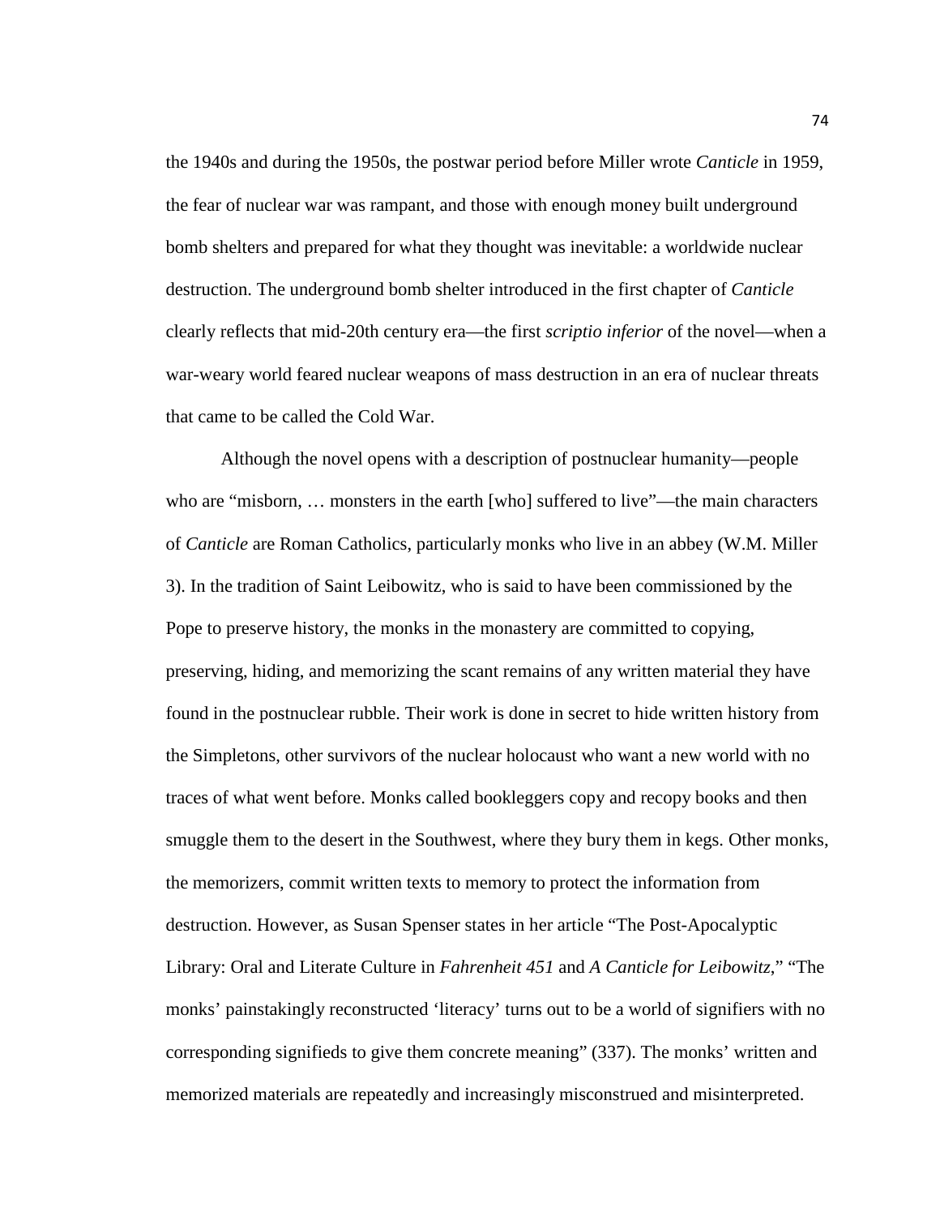the 1940s and during the 1950s, the postwar period before Miller wrote *Canticle* in 1959, the fear of nuclear war was rampant, and those with enough money built underground bomb shelters and prepared for what they thought was inevitable: a worldwide nuclear destruction. The underground bomb shelter introduced in the first chapter of *Canticle* clearly reflects that mid-20th century era—the first *scriptio inferior* of the novel—when a war-weary world feared nuclear weapons of mass destruction in an era of nuclear threats that came to be called the Cold War.

Although the novel opens with a description of postnuclear humanity—people who are "misborn, … monsters in the earth [who] suffered to live"—the main characters of *Canticle* are Roman Catholics, particularly monks who live in an abbey (W.M. Miller 3). In the tradition of Saint Leibowitz, who is said to have been commissioned by the Pope to preserve history, the monks in the monastery are committed to copying, preserving, hiding, and memorizing the scant remains of any written material they have found in the postnuclear rubble. Their work is done in secret to hide written history from the Simpletons, other survivors of the nuclear holocaust who want a new world with no traces of what went before. Monks called bookleggers copy and recopy books and then smuggle them to the desert in the Southwest, where they bury them in kegs. Other monks, the memorizers, commit written texts to memory to protect the information from destruction. However, as Susan Spenser states in her article "The Post-Apocalyptic Library: Oral and Literate Culture in *Fahrenheit 451* and *A Canticle for Leibowitz*," "The monks' painstakingly reconstructed 'literacy' turns out to be a world of signifiers with no corresponding signifieds to give them concrete meaning" (337). The monks' written and memorized materials are repeatedly and increasingly misconstrued and misinterpreted.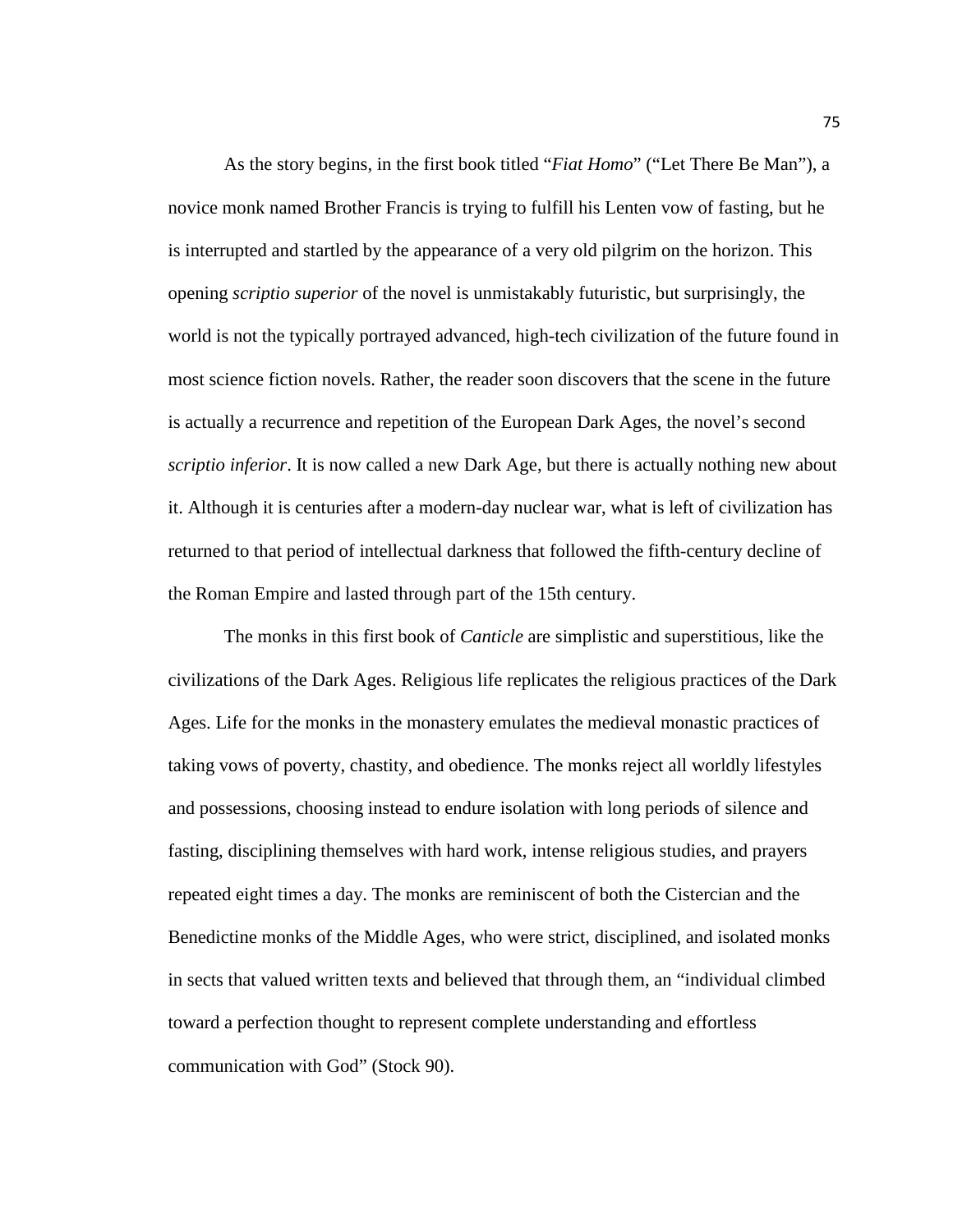As the story begins, in the first book titled "*Fiat Homo*" ("Let There Be Man"), a novice monk named Brother Francis is trying to fulfill his Lenten vow of fasting, but he is interrupted and startled by the appearance of a very old pilgrim on the horizon. This opening *scriptio superior* of the novel is unmistakably futuristic, but surprisingly, the world is not the typically portrayed advanced, high-tech civilization of the future found in most science fiction novels. Rather, the reader soon discovers that the scene in the future is actually a recurrence and repetition of the European Dark Ages, the novel's second *scriptio inferior*. It is now called a new Dark Age, but there is actually nothing new about it. Although it is centuries after a modern-day nuclear war, what is left of civilization has returned to that period of intellectual darkness that followed the fifth-century decline of the Roman Empire and lasted through part of the 15th century.

The monks in this first book of *Canticle* are simplistic and superstitious, like the civilizations of the Dark Ages. Religious life replicates the religious practices of the Dark Ages. Life for the monks in the monastery emulates the medieval monastic practices of taking vows of poverty, chastity, and obedience. The monks reject all worldly lifestyles and possessions, choosing instead to endure isolation with long periods of silence and fasting, disciplining themselves with hard work, intense religious studies, and prayers repeated eight times a day. The monks are reminiscent of both the Cistercian and the Benedictine monks of the Middle Ages, who were strict, disciplined, and isolated monks in sects that valued written texts and believed that through them, an "individual climbed toward a perfection thought to represent complete understanding and effortless communication with God" (Stock 90).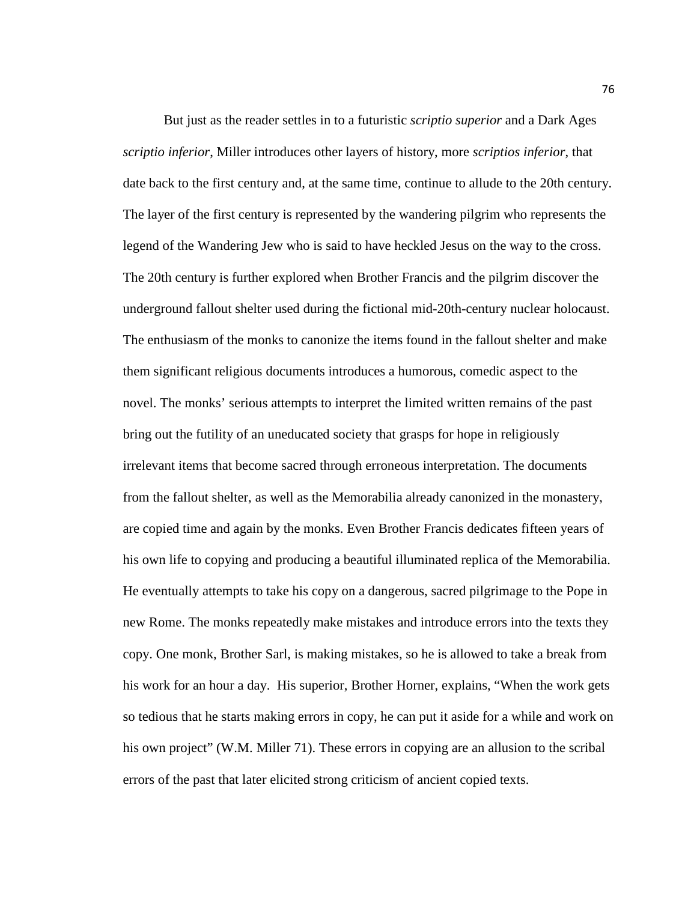But just as the reader settles in to a futuristic *scriptio superior* and a Dark Ages *scriptio inferior*, Miller introduces other layers of history, more *scriptios inferior*, that date back to the first century and, at the same time, continue to allude to the 20th century. The layer of the first century is represented by the wandering pilgrim who represents the legend of the Wandering Jew who is said to have heckled Jesus on the way to the cross. The 20th century is further explored when Brother Francis and the pilgrim discover the underground fallout shelter used during the fictional mid-20th-century nuclear holocaust. The enthusiasm of the monks to canonize the items found in the fallout shelter and make them significant religious documents introduces a humorous, comedic aspect to the novel. The monks' serious attempts to interpret the limited written remains of the past bring out the futility of an uneducated society that grasps for hope in religiously irrelevant items that become sacred through erroneous interpretation. The documents from the fallout shelter, as well as the Memorabilia already canonized in the monastery, are copied time and again by the monks. Even Brother Francis dedicates fifteen years of his own life to copying and producing a beautiful illuminated replica of the Memorabilia. He eventually attempts to take his copy on a dangerous, sacred pilgrimage to the Pope in new Rome. The monks repeatedly make mistakes and introduce errors into the texts they copy. One monk, Brother Sarl, is making mistakes, so he is allowed to take a break from his work for an hour a day. His superior, Brother Horner, explains, "When the work gets so tedious that he starts making errors in copy, he can put it aside for a while and work on his own project" (W.M. Miller 71). These errors in copying are an allusion to the scribal errors of the past that later elicited strong criticism of ancient copied texts.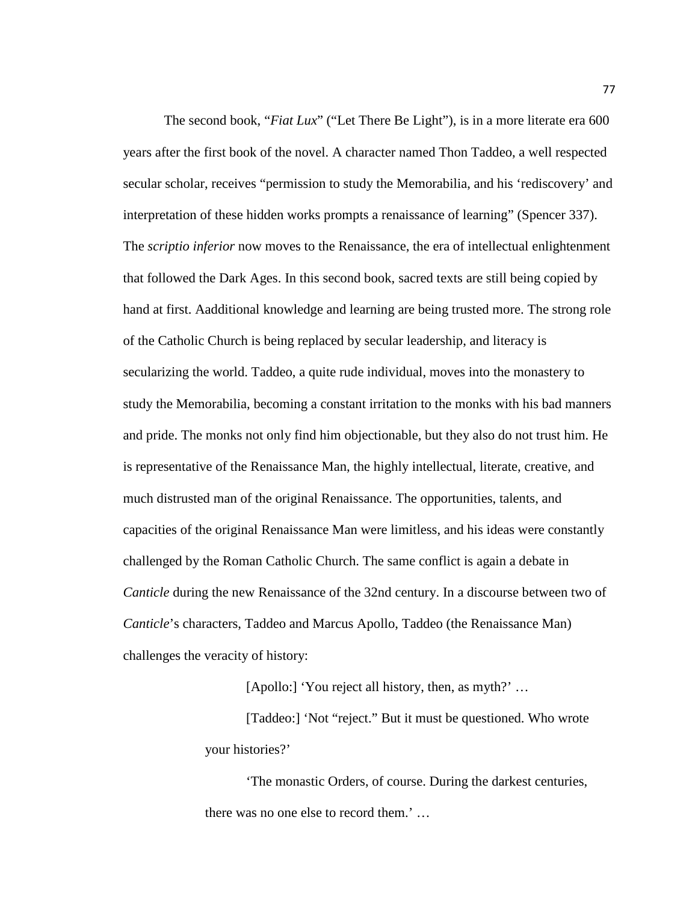The second book, "*Fiat Lux*" ("Let There Be Light"), is in a more literate era 600 years after the first book of the novel. A character named Thon Taddeo, a well respected secular scholar, receives "permission to study the Memorabilia, and his 'rediscovery' and interpretation of these hidden works prompts a renaissance of learning" (Spencer 337). The *scriptio inferior* now moves to the Renaissance, the era of intellectual enlightenment that followed the Dark Ages. In this second book, sacred texts are still being copied by hand at first. Aadditional knowledge and learning are being trusted more. The strong role of the Catholic Church is being replaced by secular leadership, and literacy is secularizing the world. Taddeo, a quite rude individual, moves into the monastery to study the Memorabilia, becoming a constant irritation to the monks with his bad manners and pride. The monks not only find him objectionable, but they also do not trust him. He is representative of the Renaissance Man, the highly intellectual, literate, creative, and much distrusted man of the original Renaissance. The opportunities, talents, and capacities of the original Renaissance Man were limitless, and his ideas were constantly challenged by the Roman Catholic Church. The same conflict is again a debate in *Canticle* during the new Renaissance of the 32nd century. In a discourse between two of *Canticle*'s characters, Taddeo and Marcus Apollo, Taddeo (the Renaissance Man) challenges the veracity of history:

> [Apollo:] 'You reject all history, then, as myth?' …
>
> [Taddeo:] 'Not "reject." But it must be questioned. Who wrote your histories?'
>
> 'The monastic Orders, of course. During the darkest centuries, there was no one else to record them.' …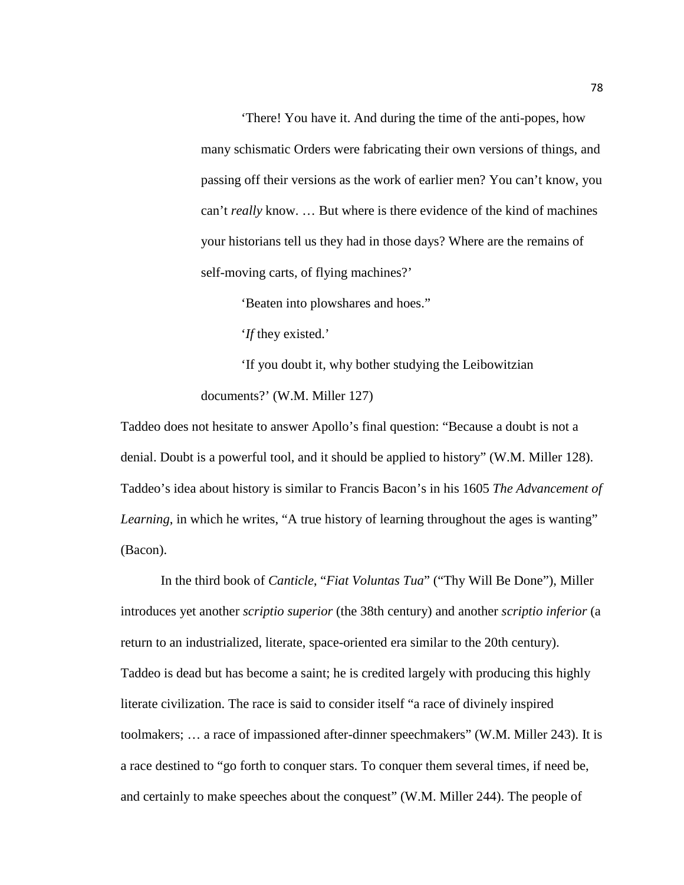> 'There! You have it. And during the time of the anti-popes, how many schismatic Orders were fabricating their own versions of things, and passing off their versions as the work of earlier men? You can't know, you can't *really* know. … But where is there evidence of the kind of machines your historians tell us they had in those days? Where are the remains of self-moving carts, of flying machines?'
>
> 'Beaten into plowshares and hoes."
>
> '*If* they existed.'
>
> 'If you doubt it, why bother studying the Leibowitzian documents?' (W.M. Miller 127)

Taddeo does not hesitate to answer Apollo's final question: "Because a doubt is not a denial. Doubt is a powerful tool, and it should be applied to history" (W.M. Miller 128). Taddeo's idea about history is similar to Francis Bacon's in his 1605 *The Advancement of Learning*, in which he writes, "A true history of learning throughout the ages is wanting" (Bacon).

In the third book of *Canticle*, "*Fiat Voluntas Tua*" ("Thy Will Be Done"), Miller introduces yet another *scriptio superior* (the 38th century) and another *scriptio inferior* (a return to an industrialized, literate, space-oriented era similar to the 20th century). Taddeo is dead but has become a saint; he is credited largely with producing this highly literate civilization. The race is said to consider itself "a race of divinely inspired toolmakers; … a race of impassioned after-dinner speechmakers" (W.M. Miller 243). It is a race destined to "go forth to conquer stars. To conquer them several times, if need be, and certainly to make speeches about the conquest" (W.M. Miller 244). The people of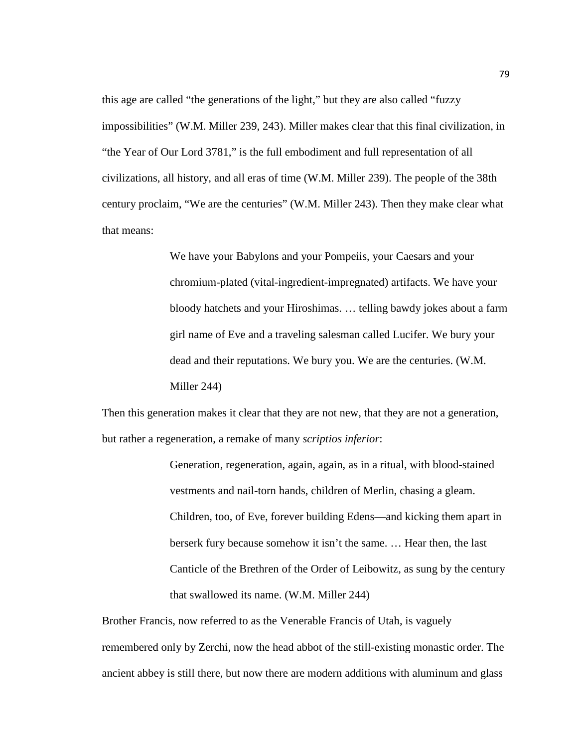this age are called "the generations of the light," but they are also called "fuzzy impossibilities" (W.M. Miller 239, 243). Miller makes clear that this final civilization, in "the Year of Our Lord 3781," is the full embodiment and full representation of all civilizations, all history, and all eras of time (W.M. Miller 239). The people of the 38th century proclaim, "We are the centuries" (W.M. Miller 243). Then they make clear what that means:

> We have your Babylons and your Pompeiis, your Caesars and your chromium-plated (vital-ingredient-impregnated) artifacts. We have your bloody hatchets and your Hiroshimas. … telling bawdy jokes about a farm girl name of Eve and a traveling salesman called Lucifer. We bury your dead and their reputations. We bury you. We are the centuries. (W.M. Miller 244)

Then this generation makes it clear that they are not new, that they are not a generation, but rather a regeneration, a remake of many *scriptios inferior*:

> Generation, regeneration, again, again, as in a ritual, with blood-stained vestments and nail-torn hands, children of Merlin, chasing a gleam. Children, too, of Eve, forever building Edens—and kicking them apart in berserk fury because somehow it isn't the same. … Hear then, the last Canticle of the Brethren of the Order of Leibowitz, as sung by the century that swallowed its name. (W.M. Miller 244)

Brother Francis, now referred to as the Venerable Francis of Utah, is vaguely remembered only by Zerchi, now the head abbot of the still-existing monastic order. The ancient abbey is still there, but now there are modern additions with aluminum and glass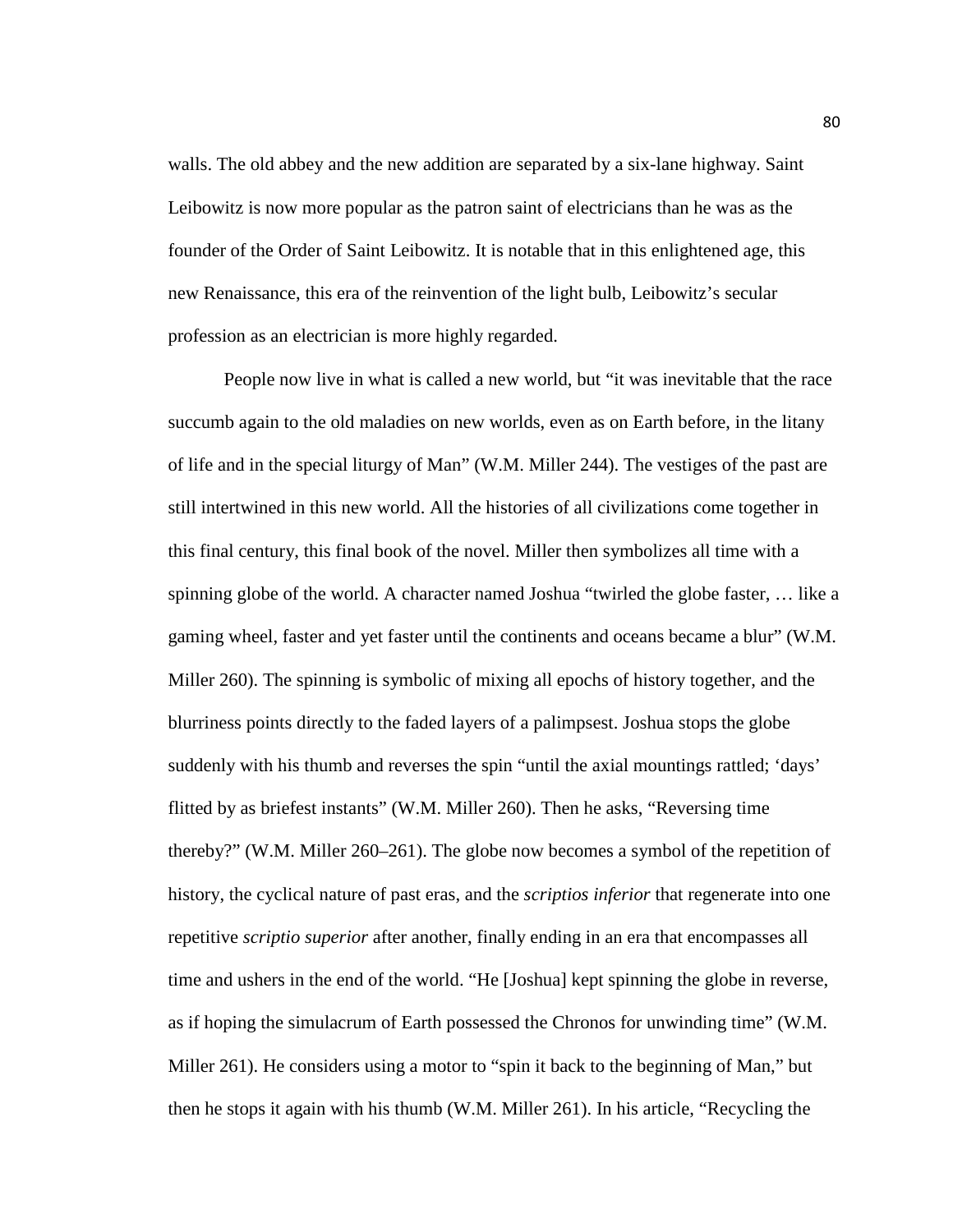walls. The old abbey and the new addition are separated by a six-lane highway. Saint Leibowitz is now more popular as the patron saint of electricians than he was as the founder of the Order of Saint Leibowitz. It is notable that in this enlightened age, this new Renaissance, this era of the reinvention of the light bulb, Leibowitz's secular profession as an electrician is more highly regarded.

People now live in what is called a new world, but "it was inevitable that the race succumb again to the old maladies on new worlds, even as on Earth before, in the litany of life and in the special liturgy of Man" (W.M. Miller 244). The vestiges of the past are still intertwined in this new world. All the histories of all civilizations come together in this final century, this final book of the novel. Miller then symbolizes all time with a spinning globe of the world. A character named Joshua "twirled the globe faster, … like a gaming wheel, faster and yet faster until the continents and oceans became a blur" (W.M. Miller 260). The spinning is symbolic of mixing all epochs of history together, and the blurriness points directly to the faded layers of a palimpsest. Joshua stops the globe suddenly with his thumb and reverses the spin "until the axial mountings rattled; 'days' flitted by as briefest instants" (W.M. Miller 260). Then he asks, "Reversing time thereby?" (W.M. Miller 260–261). The globe now becomes a symbol of the repetition of history, the cyclical nature of past eras, and the *scriptios inferior* that regenerate into one repetitive *scriptio superior* after another, finally ending in an era that encompasses all time and ushers in the end of the world. "He [Joshua] kept spinning the globe in reverse, as if hoping the simulacrum of Earth possessed the Chronos for unwinding time" (W.M. Miller 261). He considers using a motor to "spin it back to the beginning of Man," but then he stops it again with his thumb (W.M. Miller 261). In his article, "Recycling the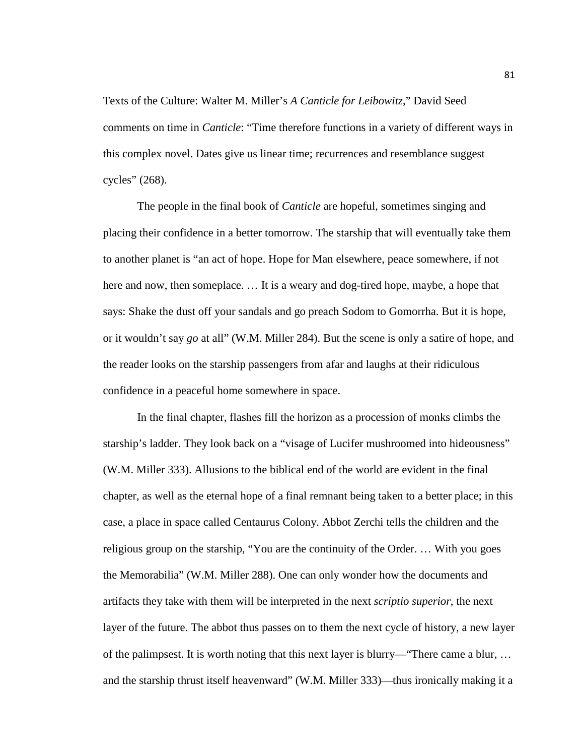Texts of the Culture: Walter M. Miller's *A Canticle for Leibowitz*," David Seed comments on time in *Canticle*: "Time therefore functions in a variety of different ways in this complex novel. Dates give us linear time; recurrences and resemblance suggest cycles" (268).

The people in the final book of *Canticle* are hopeful, sometimes singing and placing their confidence in a better tomorrow. The starship that will eventually take them to another planet is "an act of hope. Hope for Man elsewhere, peace somewhere, if not here and now, then someplace. … It is a weary and dog-tired hope, maybe, a hope that says: Shake the dust off your sandals and go preach Sodom to Gomorrha. But it is hope, or it wouldn't say *go* at all" (W.M. Miller 284). But the scene is only a satire of hope, and the reader looks on the starship passengers from afar and laughs at their ridiculous confidence in a peaceful home somewhere in space.

In the final chapter, flashes fill the horizon as a procession of monks climbs the starship's ladder. They look back on a "visage of Lucifer mushroomed into hideousness" (W.M. Miller 333). Allusions to the biblical end of the world are evident in the final chapter, as well as the eternal hope of a final remnant being taken to a better place; in this case, a place in space called Centaurus Colony. Abbot Zerchi tells the children and the religious group on the starship, "You are the continuity of the Order. … With you goes the Memorabilia" (W.M. Miller 288). One can only wonder how the documents and artifacts they take with them will be interpreted in the next *scriptio superior*, the next layer of the future. The abbot thus passes on to them the next cycle of history, a new layer of the palimpsest. It is worth noting that this next layer is blurry—"There came a blur, … and the starship thrust itself heavenward" (W.M. Miller 333)—thus ironically making it a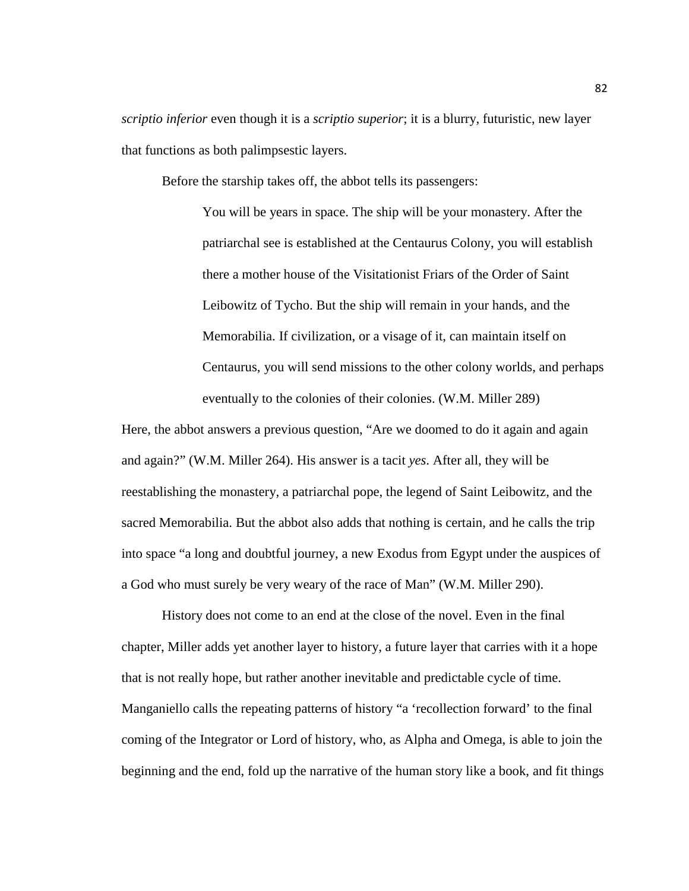*scriptio inferior* even though it is a *scriptio superior*; it is a blurry, futuristic, new layer that functions as both palimpsestic layers.

Before the starship takes off, the abbot tells its passengers:

> You will be years in space. The ship will be your monastery. After the patriarchal see is established at the Centaurus Colony, you will establish there a mother house of the Visitationist Friars of the Order of Saint Leibowitz of Tycho. But the ship will remain in your hands, and the Memorabilia. If civilization, or a visage of it, can maintain itself on Centaurus, you will send missions to the other colony worlds, and perhaps eventually to the colonies of their colonies. (W.M. Miller 289)

Here, the abbot answers a previous question, "Are we doomed to do it again and again and again?" (W.M. Miller 264). His answer is a tacit *yes*. After all, they will be reestablishing the monastery, a patriarchal pope, the legend of Saint Leibowitz, and the sacred Memorabilia. But the abbot also adds that nothing is certain, and he calls the trip into space "a long and doubtful journey, a new Exodus from Egypt under the auspices of a God who must surely be very weary of the race of Man" (W.M. Miller 290).

History does not come to an end at the close of the novel. Even in the final chapter, Miller adds yet another layer to history, a future layer that carries with it a hope that is not really hope, but rather another inevitable and predictable cycle of time. Manganiello calls the repeating patterns of history "a 'recollection forward' to the final coming of the Integrator or Lord of history, who, as Alpha and Omega, is able to join the beginning and the end, fold up the narrative of the human story like a book, and fit things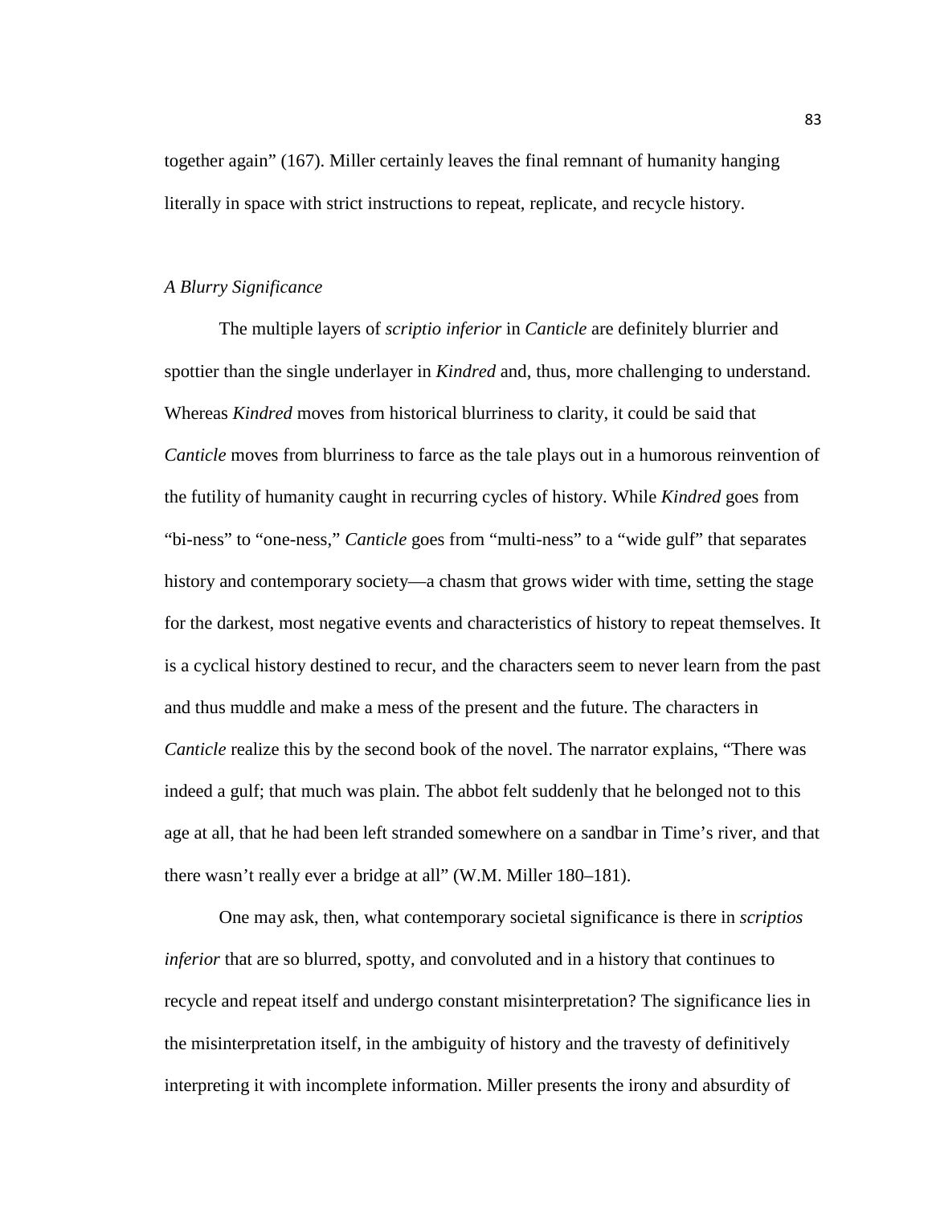together again" (167). Miller certainly leaves the final remnant of humanity hanging literally in space with strict instructions to repeat, replicate, and recycle history.

*A Blurry Significance*

The multiple layers of *scriptio inferior* in *Canticle* are definitely blurrier and spottier than the single underlayer in *Kindred* and, thus, more challenging to understand. Whereas *Kindred* moves from historical blurriness to clarity, it could be said that *Canticle* moves from blurriness to farce as the tale plays out in a humorous reinvention of the futility of humanity caught in recurring cycles of history. While *Kindred* goes from "bi-ness" to "one-ness," *Canticle* goes from "multi-ness" to a "wide gulf" that separates history and contemporary society—a chasm that grows wider with time, setting the stage for the darkest, most negative events and characteristics of history to repeat themselves. It is a cyclical history destined to recur, and the characters seem to never learn from the past and thus muddle and make a mess of the present and the future. The characters in *Canticle* realize this by the second book of the novel. The narrator explains, "There was indeed a gulf; that much was plain. The abbot felt suddenly that he belonged not to this age at all, that he had been left stranded somewhere on a sandbar in Time's river, and that there wasn't really ever a bridge at all" (W.M. Miller 180–181).

One may ask, then, what contemporary societal significance is there in *scriptios inferior* that are so blurred, spotty, and convoluted and in a history that continues to recycle and repeat itself and undergo constant misinterpretation? The significance lies in the misinterpretation itself, in the ambiguity of history and the travesty of definitively interpreting it with incomplete information. Miller presents the irony and absurdity of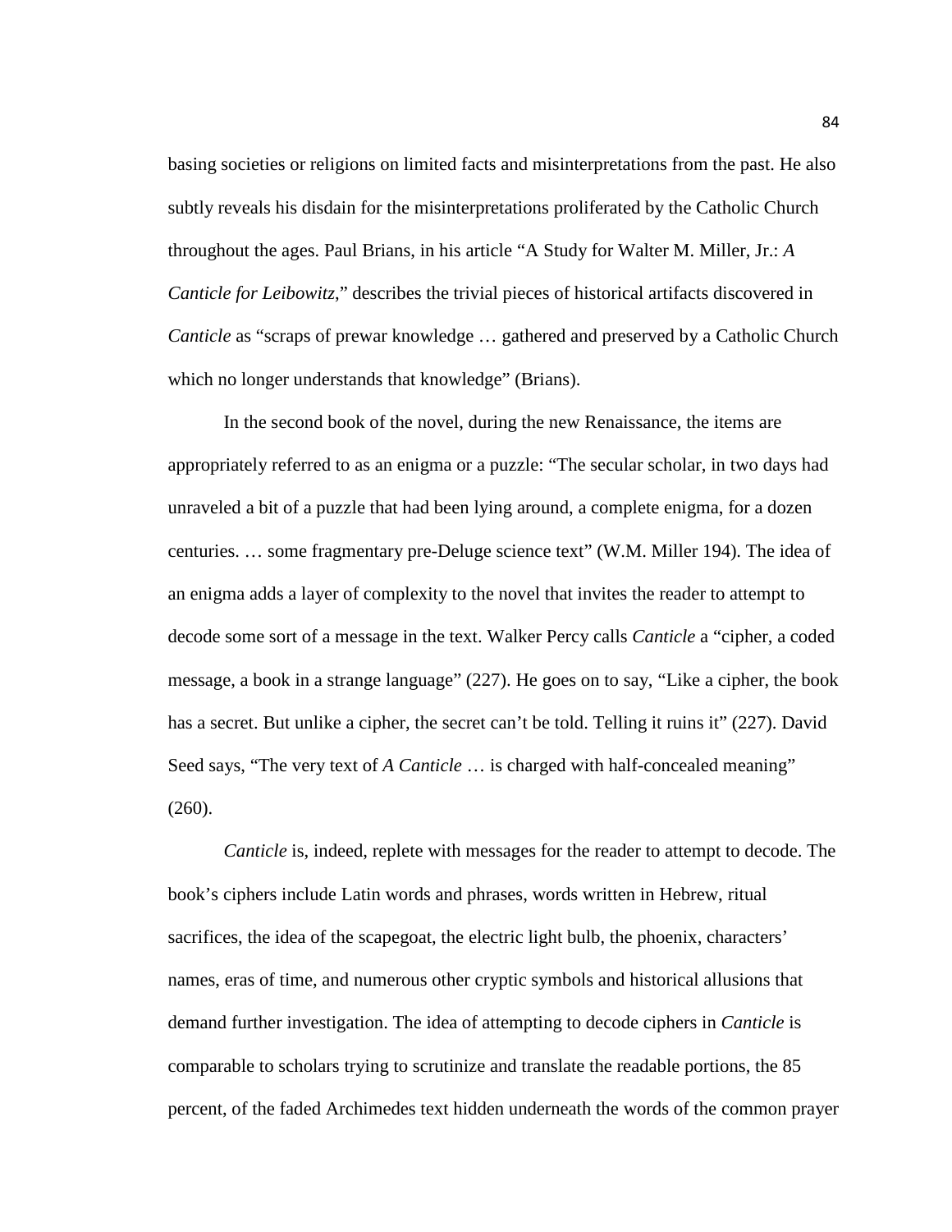basing societies or religions on limited facts and misinterpretations from the past. He also subtly reveals his disdain for the misinterpretations proliferated by the Catholic Church throughout the ages. Paul Brians, in his article "A Study for Walter M. Miller, Jr.: *A Canticle for Leibowitz*," describes the trivial pieces of historical artifacts discovered in *Canticle* as "scraps of prewar knowledge … gathered and preserved by a Catholic Church which no longer understands that knowledge" (Brians).

In the second book of the novel, during the new Renaissance, the items are appropriately referred to as an enigma or a puzzle: "The secular scholar, in two days had unraveled a bit of a puzzle that had been lying around, a complete enigma, for a dozen centuries. … some fragmentary pre-Deluge science text" (W.M. Miller 194). The idea of an enigma adds a layer of complexity to the novel that invites the reader to attempt to decode some sort of a message in the text. Walker Percy calls *Canticle* a "cipher, a coded message, a book in a strange language" (227). He goes on to say, "Like a cipher, the book has a secret. But unlike a cipher, the secret can't be told. Telling it ruins it" (227). David Seed says, "The very text of *A Canticle* … is charged with half-concealed meaning" (260).

*Canticle* is, indeed, replete with messages for the reader to attempt to decode. The book's ciphers include Latin words and phrases, words written in Hebrew, ritual sacrifices, the idea of the scapegoat, the electric light bulb, the phoenix, characters' names, eras of time, and numerous other cryptic symbols and historical allusions that demand further investigation. The idea of attempting to decode ciphers in *Canticle* is comparable to scholars trying to scrutinize and translate the readable portions, the 85 percent, of the faded Archimedes text hidden underneath the words of the common prayer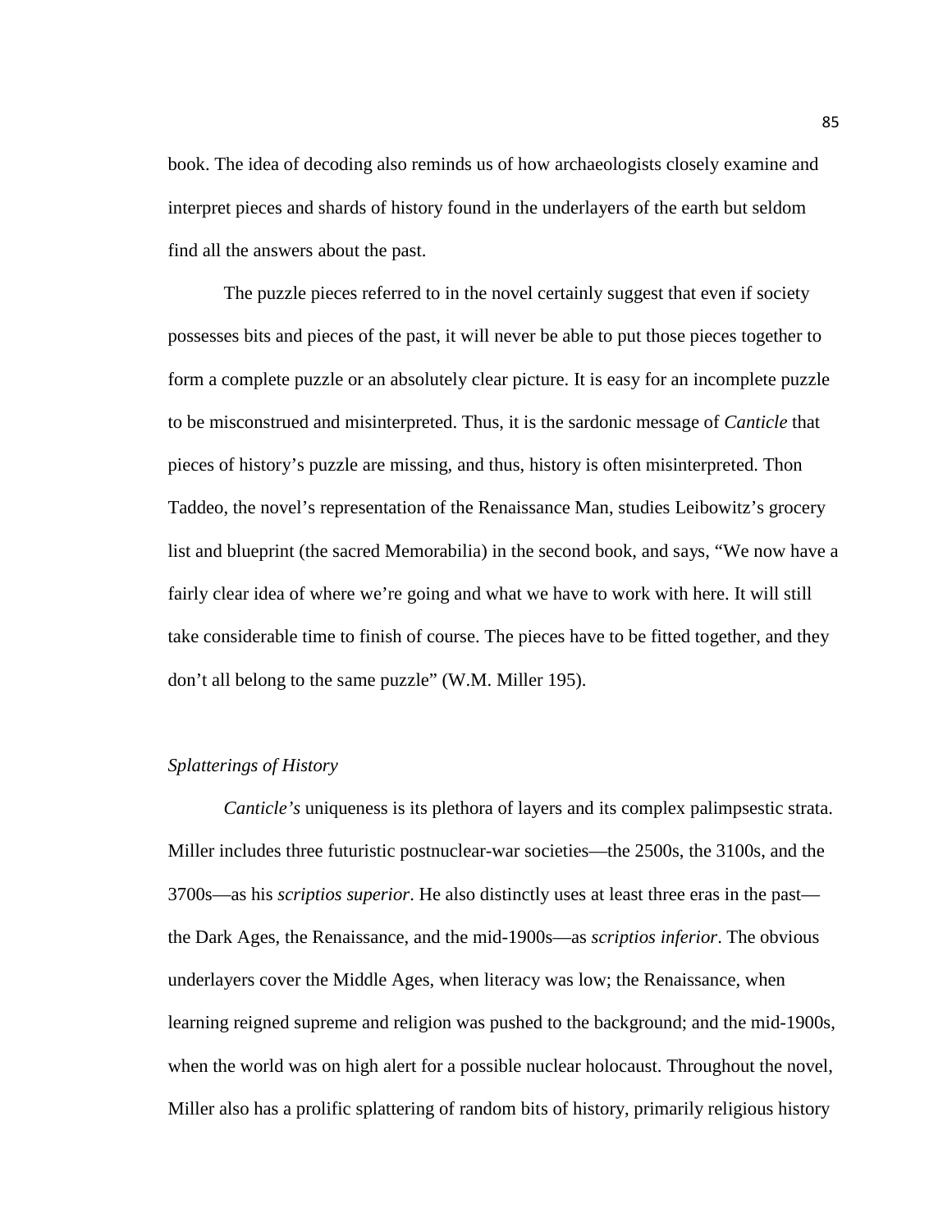book. The idea of decoding also reminds us of how archaeologists closely examine and interpret pieces and shards of history found in the underlayers of the earth but seldom find all the answers about the past.

The puzzle pieces referred to in the novel certainly suggest that even if society possesses bits and pieces of the past, it will never be able to put those pieces together to form a complete puzzle or an absolutely clear picture. It is easy for an incomplete puzzle to be misconstrued and misinterpreted. Thus, it is the sardonic message of *Canticle* that pieces of history's puzzle are missing, and thus, history is often misinterpreted. Thon Taddeo, the novel's representation of the Renaissance Man, studies Leibowitz's grocery list and blueprint (the sacred Memorabilia) in the second book, and says, "We now have a fairly clear idea of where we're going and what we have to work with here. It will still take considerable time to finish of course. The pieces have to be fitted together, and they don't all belong to the same puzzle" (W.M. Miller 195).

### *Splatterings of History*

*Canticle's* uniqueness is its plethora of layers and its complex palimpsestic strata. Miller includes three futuristic postnuclear-war societies—the 2500s, the 3100s, and the 3700s—as his *scriptios superior*. He also distinctly uses at least three eras in the past—the Dark Ages, the Renaissance, and the mid-1900s—as *scriptios inferior*. The obvious underlayers cover the Middle Ages, when literacy was low; the Renaissance, when learning reigned supreme and religion was pushed to the background; and the mid-1900s, when the world was on high alert for a possible nuclear holocaust. Throughout the novel, Miller also has a prolific splattering of random bits of history, primarily religious history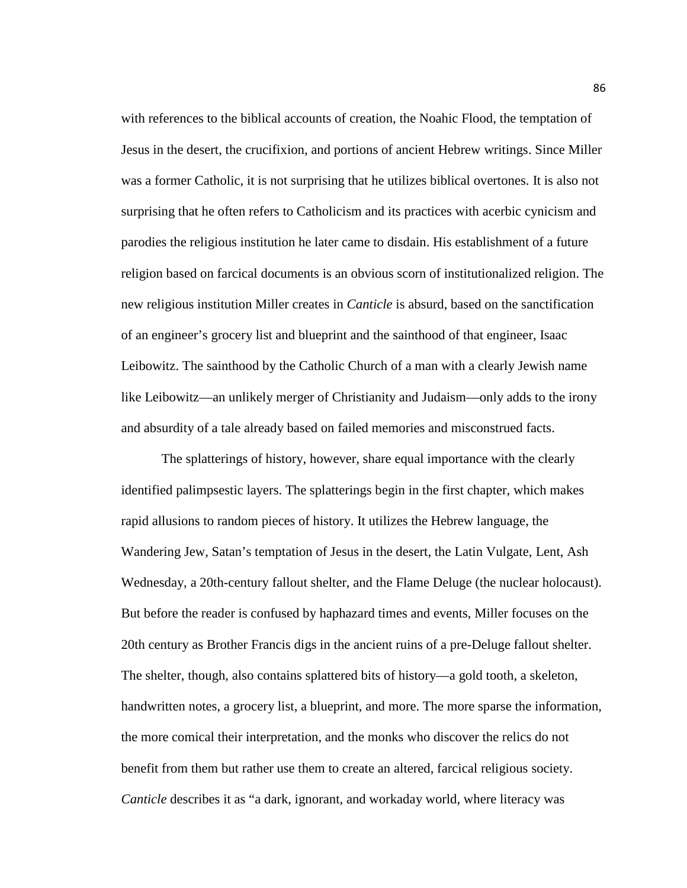with references to the biblical accounts of creation, the Noahic Flood, the temptation of Jesus in the desert, the crucifixion, and portions of ancient Hebrew writings. Since Miller was a former Catholic, it is not surprising that he utilizes biblical overtones. It is also not surprising that he often refers to Catholicism and its practices with acerbic cynicism and parodies the religious institution he later came to disdain. His establishment of a future religion based on farcical documents is an obvious scorn of institutionalized religion. The new religious institution Miller creates in *Canticle* is absurd, based on the sanctification of an engineer's grocery list and blueprint and the sainthood of that engineer, Isaac Leibowitz. The sainthood by the Catholic Church of a man with a clearly Jewish name like Leibowitz—an unlikely merger of Christianity and Judaism—only adds to the irony and absurdity of a tale already based on failed memories and misconstrued facts.

The splatterings of history, however, share equal importance with the clearly identified palimpsestic layers. The splatterings begin in the first chapter, which makes rapid allusions to random pieces of history. It utilizes the Hebrew language, the Wandering Jew, Satan's temptation of Jesus in the desert, the Latin Vulgate, Lent, Ash Wednesday, a 20th-century fallout shelter, and the Flame Deluge (the nuclear holocaust). But before the reader is confused by haphazard times and events, Miller focuses on the 20th century as Brother Francis digs in the ancient ruins of a pre-Deluge fallout shelter. The shelter, though, also contains splattered bits of history—a gold tooth, a skeleton, handwritten notes, a grocery list, a blueprint, and more. The more sparse the information, the more comical their interpretation, and the monks who discover the relics do not benefit from them but rather use them to create an altered, farcical religious society. *Canticle* describes it as "a dark, ignorant, and workaday world, where literacy was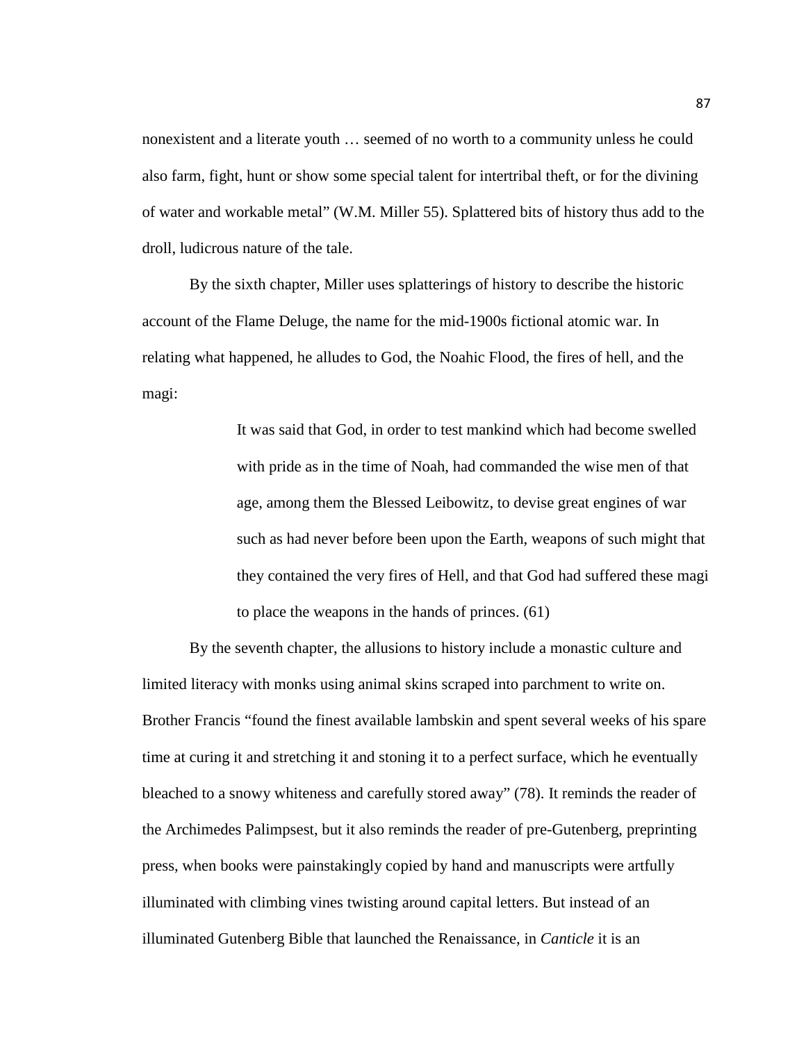nonexistent and a literate youth … seemed of no worth to a community unless he could also farm, fight, hunt or show some special talent for intertribal theft, or for the divining of water and workable metal" (W.M. Miller 55). Splattered bits of history thus add to the droll, ludicrous nature of the tale.

By the sixth chapter, Miller uses splatterings of history to describe the historic account of the Flame Deluge, the name for the mid-1900s fictional atomic war. In relating what happened, he alludes to God, the Noahic Flood, the fires of hell, and the magi:

> It was said that God, in order to test mankind which had become swelled with pride as in the time of Noah, had commanded the wise men of that age, among them the Blessed Leibowitz, to devise great engines of war such as had never before been upon the Earth, weapons of such might that they contained the very fires of Hell, and that God had suffered these magi to place the weapons in the hands of princes. (61)

By the seventh chapter, the allusions to history include a monastic culture and limited literacy with monks using animal skins scraped into parchment to write on. Brother Francis "found the finest available lambskin and spent several weeks of his spare time at curing it and stretching it and stoning it to a perfect surface, which he eventually bleached to a snowy whiteness and carefully stored away" (78). It reminds the reader of the Archimedes Palimpsest, but it also reminds the reader of pre-Gutenberg, preprinting press, when books were painstakingly copied by hand and manuscripts were artfully illuminated with climbing vines twisting around capital letters. But instead of an illuminated Gutenberg Bible that launched the Renaissance, in *Canticle* it is an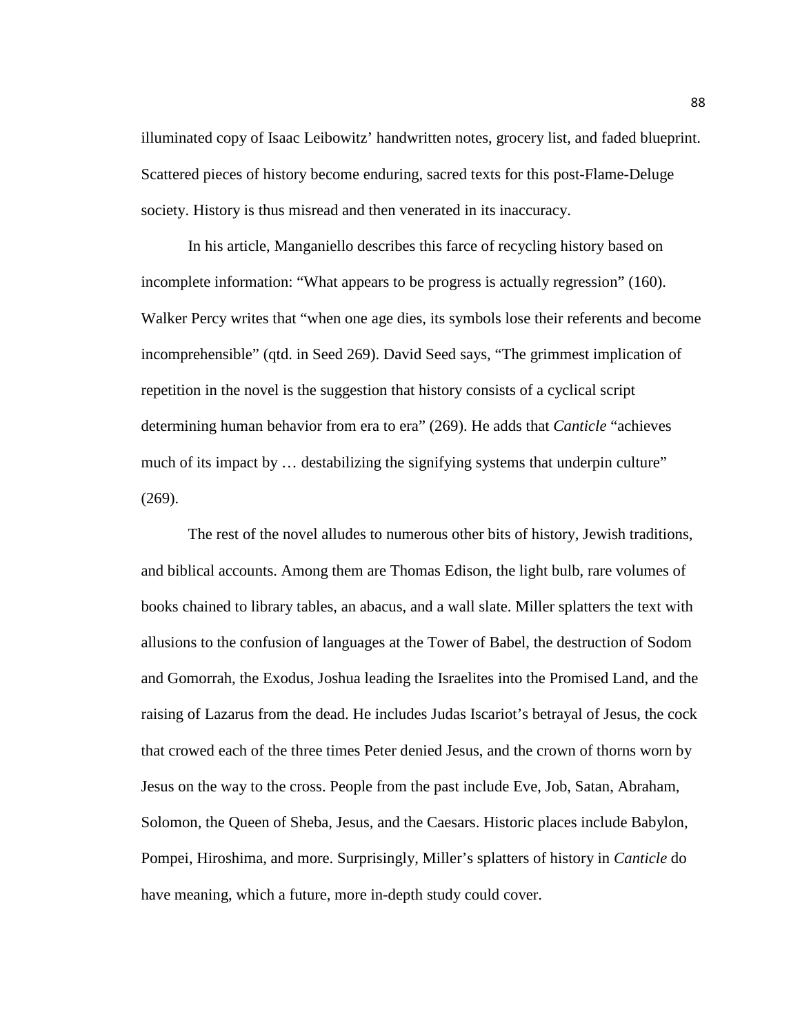illuminated copy of Isaac Leibowitz' handwritten notes, grocery list, and faded blueprint. Scattered pieces of history become enduring, sacred texts for this post-Flame-Deluge society. History is thus misread and then venerated in its inaccuracy.

In his article, Manganiello describes this farce of recycling history based on incomplete information: "What appears to be progress is actually regression" (160). Walker Percy writes that "when one age dies, its symbols lose their referents and become incomprehensible" (qtd. in Seed 269). David Seed says, "The grimmest implication of repetition in the novel is the suggestion that history consists of a cyclical script determining human behavior from era to era" (269). He adds that *Canticle* "achieves much of its impact by … destabilizing the signifying systems that underpin culture" (269).

The rest of the novel alludes to numerous other bits of history, Jewish traditions, and biblical accounts. Among them are Thomas Edison, the light bulb, rare volumes of books chained to library tables, an abacus, and a wall slate. Miller splatters the text with allusions to the confusion of languages at the Tower of Babel, the destruction of Sodom and Gomorrah, the Exodus, Joshua leading the Israelites into the Promised Land, and the raising of Lazarus from the dead. He includes Judas Iscariot's betrayal of Jesus, the cock that crowed each of the three times Peter denied Jesus, and the crown of thorns worn by Jesus on the way to the cross. People from the past include Eve, Job, Satan, Abraham, Solomon, the Queen of Sheba, Jesus, and the Caesars. Historic places include Babylon, Pompei, Hiroshima, and more. Surprisingly, Miller's splatters of history in *Canticle* do have meaning, which a future, more in-depth study could cover.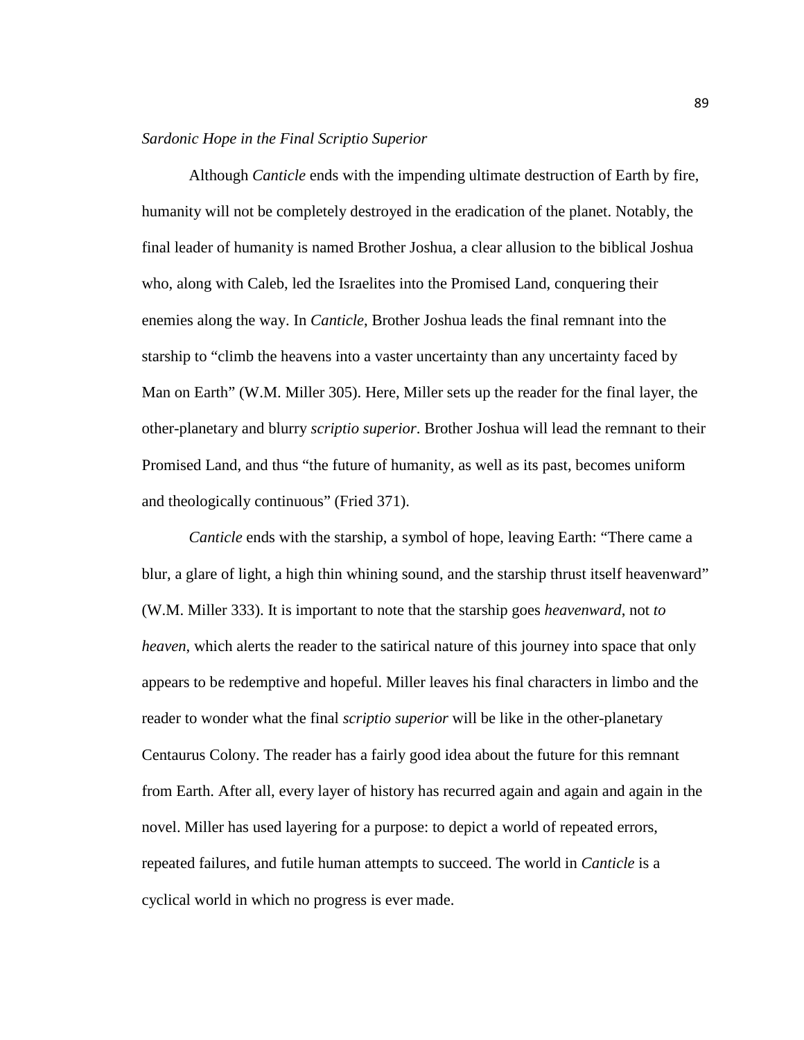*Sardonic Hope in the Final Scriptio Superior*

Although *Canticle* ends with the impending ultimate destruction of Earth by fire, humanity will not be completely destroyed in the eradication of the planet. Notably, the final leader of humanity is named Brother Joshua, a clear allusion to the biblical Joshua who, along with Caleb, led the Israelites into the Promised Land, conquering their enemies along the way. In *Canticle*, Brother Joshua leads the final remnant into the starship to "climb the heavens into a vaster uncertainty than any uncertainty faced by Man on Earth" (W.M. Miller 305). Here, Miller sets up the reader for the final layer, the other-planetary and blurry *scriptio superior*. Brother Joshua will lead the remnant to their Promised Land, and thus "the future of humanity, as well as its past, becomes uniform and theologically continuous" (Fried 371).

*Canticle* ends with the starship, a symbol of hope, leaving Earth: "There came a blur, a glare of light, a high thin whining sound, and the starship thrust itself heavenward" (W.M. Miller 333). It is important to note that the starship goes *heavenward*, not *to heaven*, which alerts the reader to the satirical nature of this journey into space that only appears to be redemptive and hopeful. Miller leaves his final characters in limbo and the reader to wonder what the final *scriptio superior* will be like in the other-planetary Centaurus Colony. The reader has a fairly good idea about the future for this remnant from Earth. After all, every layer of history has recurred again and again and again in the novel. Miller has used layering for a purpose: to depict a world of repeated errors, repeated failures, and futile human attempts to succeed. The world in *Canticle* is a cyclical world in which no progress is ever made.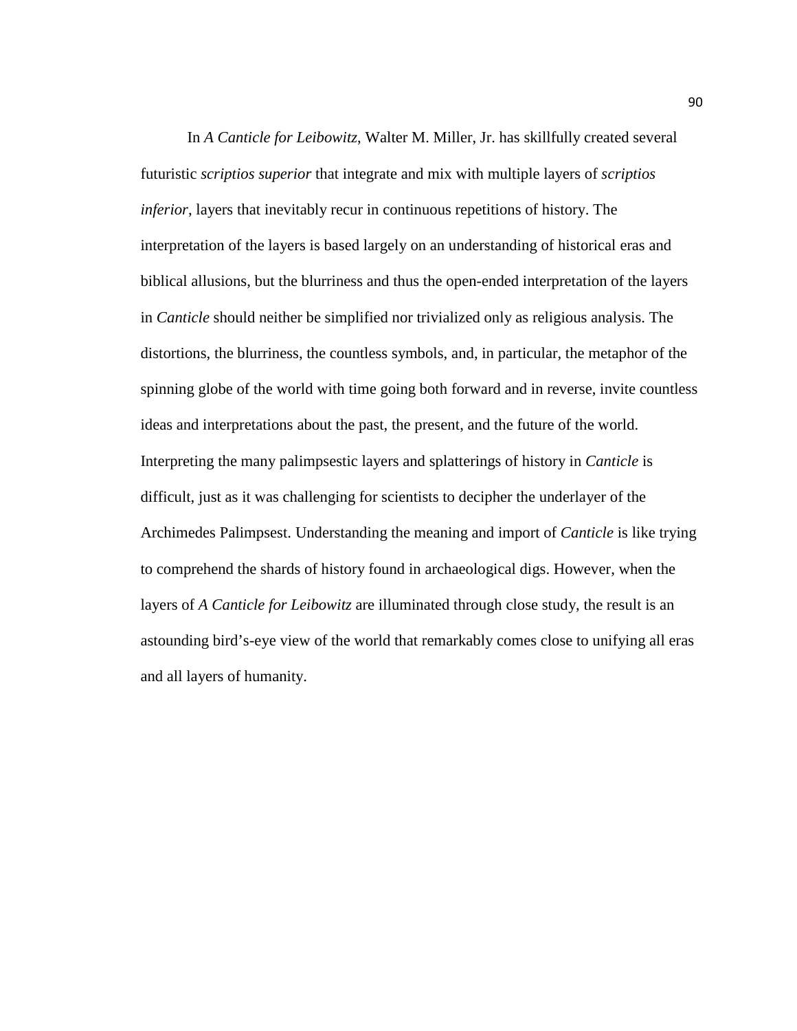In *A Canticle for Leibowitz*, Walter M. Miller, Jr. has skillfully created several futuristic *scriptios superior* that integrate and mix with multiple layers of *scriptios inferior*, layers that inevitably recur in continuous repetitions of history. The interpretation of the layers is based largely on an understanding of historical eras and biblical allusions, but the blurriness and thus the open-ended interpretation of the layers in *Canticle* should neither be simplified nor trivialized only as religious analysis. The distortions, the blurriness, the countless symbols, and, in particular, the metaphor of the spinning globe of the world with time going both forward and in reverse, invite countless ideas and interpretations about the past, the present, and the future of the world. Interpreting the many palimpsestic layers and splatterings of history in *Canticle* is difficult, just as it was challenging for scientists to decipher the underlayer of the Archimedes Palimpsest. Understanding the meaning and import of *Canticle* is like trying to comprehend the shards of history found in archaeological digs. However, when the layers of *A Canticle for Leibowitz* are illuminated through close study, the result is an astounding bird's-eye view of the world that remarkably comes close to unifying all eras and all layers of humanity.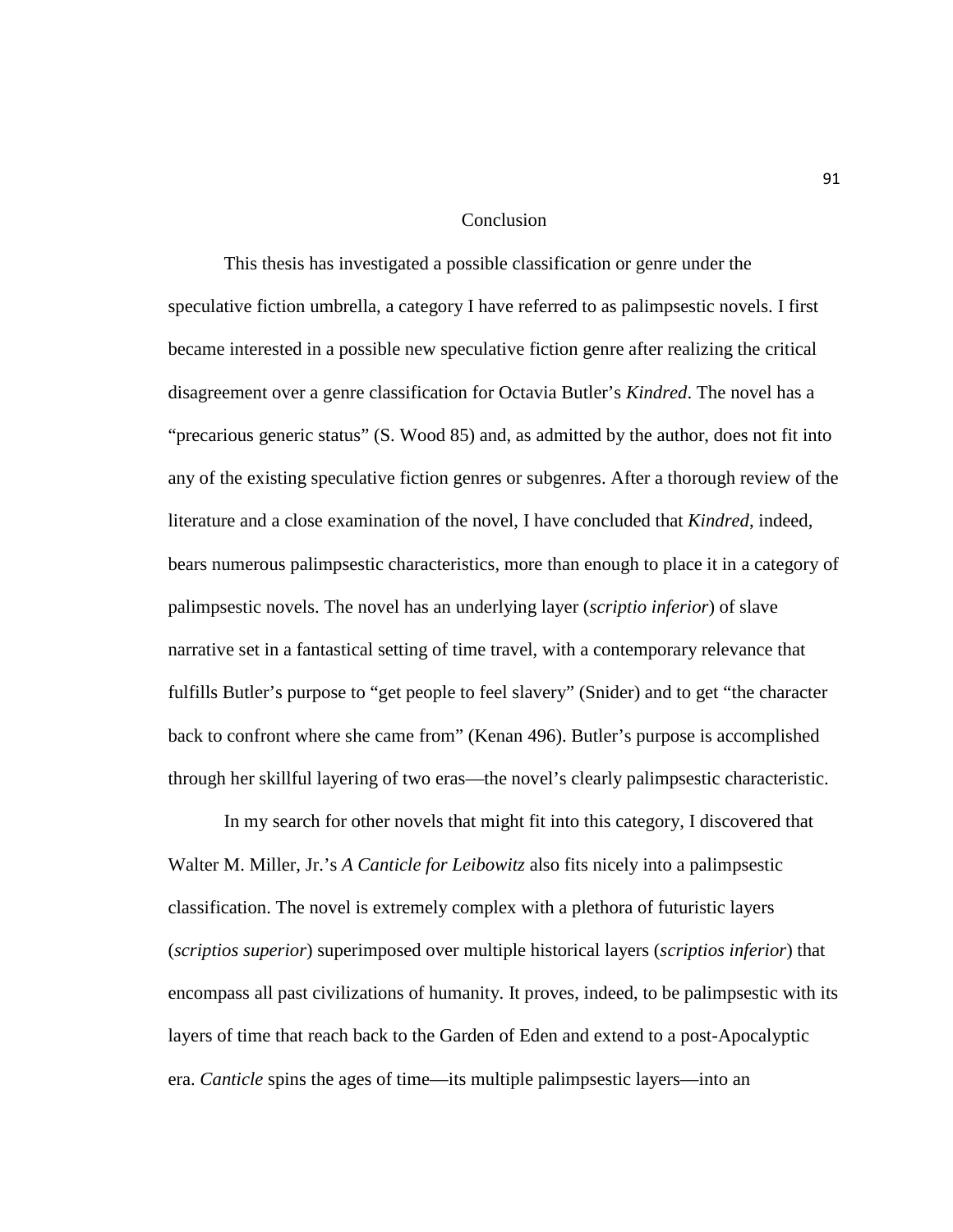# Conclusion

This thesis has investigated a possible classification or genre under the speculative fiction umbrella, a category I have referred to as palimpsestic novels. I first became interested in a possible new speculative fiction genre after realizing the critical disagreement over a genre classification for Octavia Butler's *Kindred*. The novel has a "precarious generic status" (S. Wood 85) and, as admitted by the author, does not fit into any of the existing speculative fiction genres or subgenres. After a thorough review of the literature and a close examination of the novel, I have concluded that *Kindred*, indeed, bears numerous palimpsestic characteristics, more than enough to place it in a category of palimpsestic novels. The novel has an underlying layer (*scriptio inferior*) of slave narrative set in a fantastical setting of time travel, with a contemporary relevance that fulfills Butler's purpose to "get people to feel slavery" (Snider) and to get "the character back to confront where she came from" (Kenan 496). Butler's purpose is accomplished through her skillful layering of two eras—the novel's clearly palimpsestic characteristic.

In my search for other novels that might fit into this category, I discovered that Walter M. Miller, Jr.'s *A Canticle for Leibowitz* also fits nicely into a palimpsestic classification. The novel is extremely complex with a plethora of futuristic layers (*scriptios superior*) superimposed over multiple historical layers (*scriptios inferior*) that encompass all past civilizations of humanity. It proves, indeed, to be palimpsestic with its layers of time that reach back to the Garden of Eden and extend to a post-Apocalyptic era. *Canticle* spins the ages of time—its multiple palimpsestic layers—into an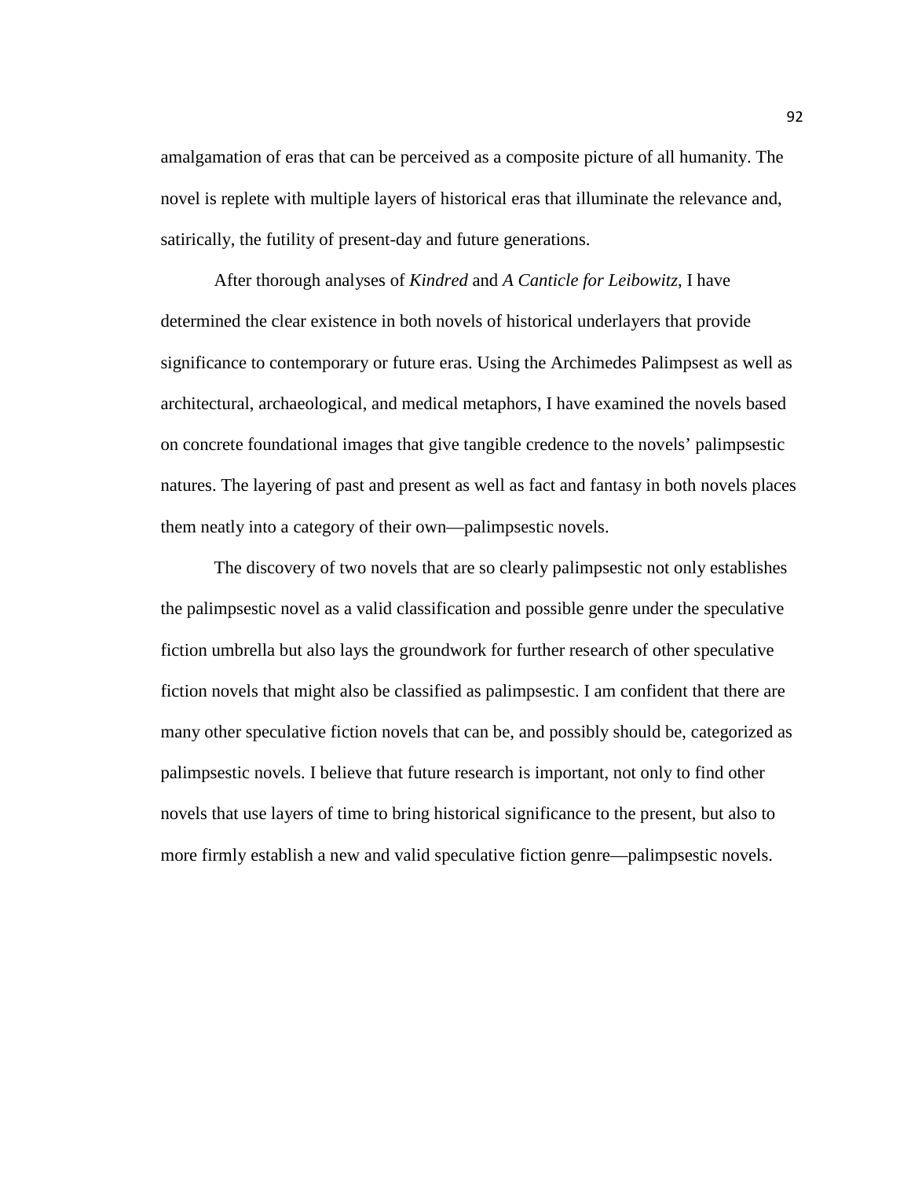amalgamation of eras that can be perceived as a composite picture of all humanity. The novel is replete with multiple layers of historical eras that illuminate the relevance and, satirically, the futility of present-day and future generations.

After thorough analyses of *Kindred* and *A Canticle for Leibowitz*, I have determined the clear existence in both novels of historical underlayers that provide significance to contemporary or future eras. Using the Archimedes Palimpsest as well as architectural, archaeological, and medical metaphors, I have examined the novels based on concrete foundational images that give tangible credence to the novels' palimpsestic natures. The layering of past and present as well as fact and fantasy in both novels places them neatly into a category of their own—palimpsestic novels.

The discovery of two novels that are so clearly palimpsestic not only establishes the palimpsestic novel as a valid classification and possible genre under the speculative fiction umbrella but also lays the groundwork for further research of other speculative fiction novels that might also be classified as palimpsestic. I am confident that there are many other speculative fiction novels that can be, and possibly should be, categorized as palimpsestic novels. I believe that future research is important, not only to find other novels that use layers of time to bring historical significance to the present, but also to more firmly establish a new and valid speculative fiction genre—palimpsestic novels.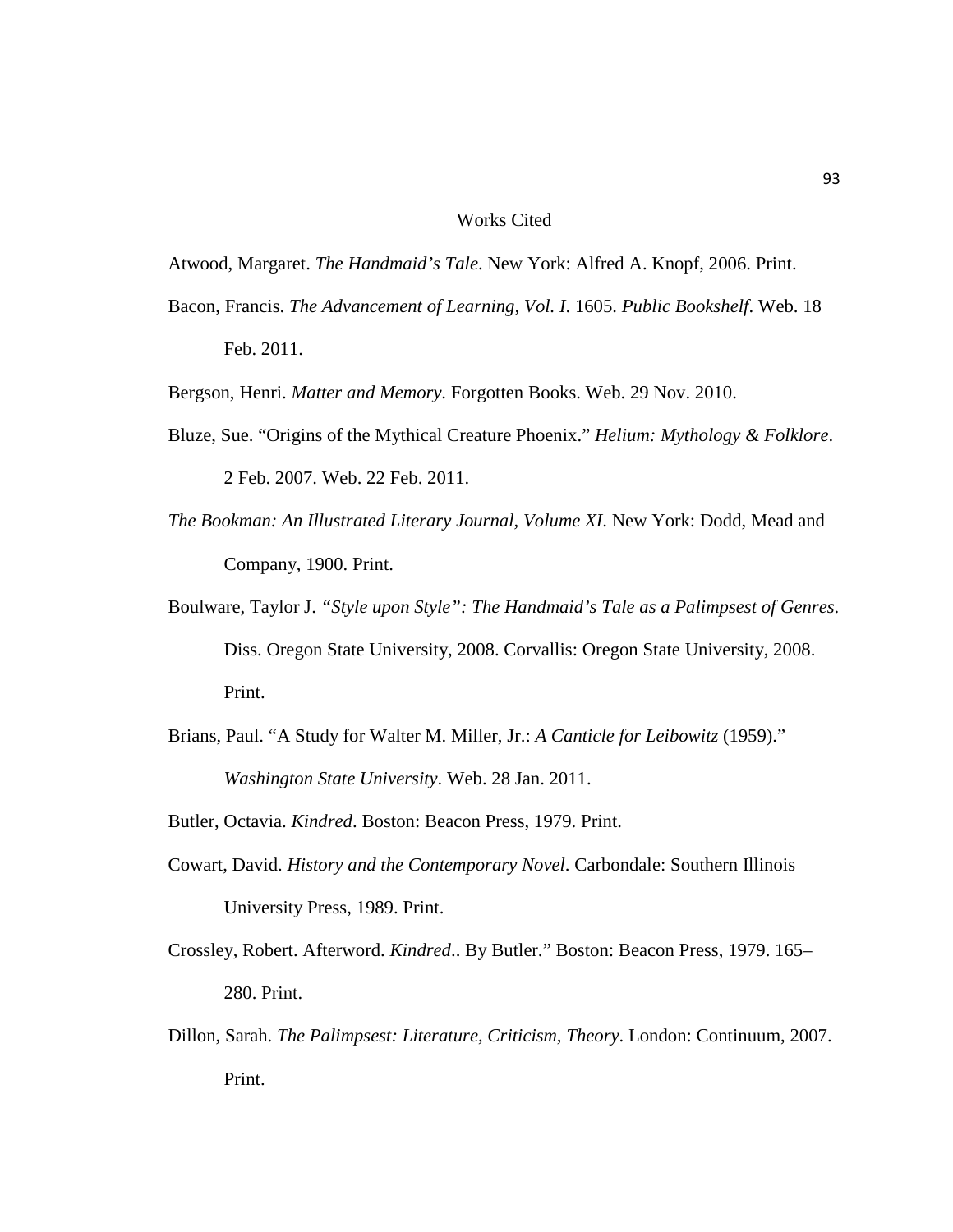# Works Cited

Atwood, Margaret. *The Handmaid's Tale*. New York: Alfred A. Knopf, 2006. Print.

Bacon, Francis. *The Advancement of Learning, Vol. I*. 1605. *Public Bookshelf*. Web. 18 Feb. 2011.

Bergson, Henri. *Matter and Memory*. Forgotten Books. Web. 29 Nov. 2010.

Bluze, Sue. "Origins of the Mythical Creature Phoenix." *Helium: Mythology & Folklore*. 2 Feb. 2007. Web. 22 Feb. 2011.

*The Bookman: An Illustrated Literary Journal, Volume XI*. New York: Dodd, Mead and Company, 1900. Print.

Boulware, Taylor J. *"Style upon Style": The Handmaid's Tale as a Palimpsest of Genres*. Diss. Oregon State University, 2008. Corvallis: Oregon State University, 2008. Print.

Brians, Paul. "A Study for Walter M. Miller, Jr.: *A Canticle for Leibowitz* (1959)." *Washington State University*. Web. 28 Jan. 2011.

Butler, Octavia. *Kindred*. Boston: Beacon Press, 1979. Print.

Cowart, David. *History and the Contemporary Novel*. Carbondale: Southern Illinois University Press, 1989. Print.

Crossley, Robert. Afterword. *Kindred*.. By Butler." Boston: Beacon Press, 1979. 165–280. Print.

Dillon, Sarah. *The Palimpsest: Literature, Criticism, Theory*. London: Continuum, 2007. Print.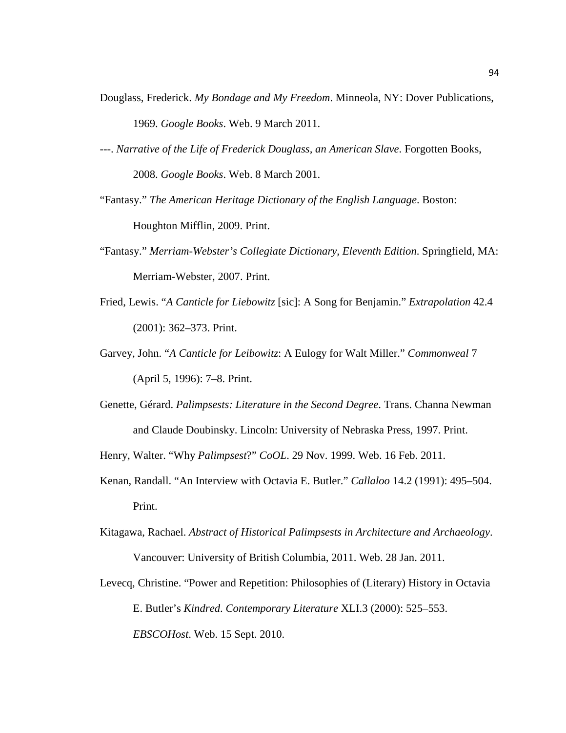Douglass, Frederick. *My Bondage and My Freedom*. Minneola, NY: Dover Publications, 1969. *Google Books*. Web. 9 March 2011.

---. *Narrative of the Life of Frederick Douglass, an American Slave*. Forgotten Books, 2008. *Google Books*. Web. 8 March 2001.

"Fantasy." *The American Heritage Dictionary of the English Language*. Boston: Houghton Mifflin, 2009. Print.

"Fantasy." *Merriam-Webster's Collegiate Dictionary, Eleventh Edition*. Springfield, MA: Merriam-Webster, 2007. Print.

Fried, Lewis. "*A Canticle for Liebowitz* [sic]: A Song for Benjamin." *Extrapolation* 42.4 (2001): 362–373. Print.

Garvey, John. "*A Canticle for Leibowitz*: A Eulogy for Walt Miller." *Commonweal* 7 (April 5, 1996): 7–8. Print.

Genette, Gérard. *Palimpsests: Literature in the Second Degree*. Trans. Channa Newman and Claude Doubinsky. Lincoln: University of Nebraska Press, 1997. Print.

Henry, Walter. "Why *Palimpsest*?" *CoOL*. 29 Nov. 1999. Web. 16 Feb. 2011.

Kenan, Randall. "An Interview with Octavia E. Butler." *Callaloo* 14.2 (1991): 495–504. Print.

Kitagawa, Rachael. *Abstract of Historical Palimpsests in Architecture and Archaeology*. Vancouver: University of British Columbia, 2011. Web. 28 Jan. 2011.

Levecq, Christine. "Power and Repetition: Philosophies of (Literary) History in Octavia E. Butler's *Kindred*. *Contemporary Literature* XLI.3 (2000): 525–553. *EBSCOHost*. Web. 15 Sept. 2010.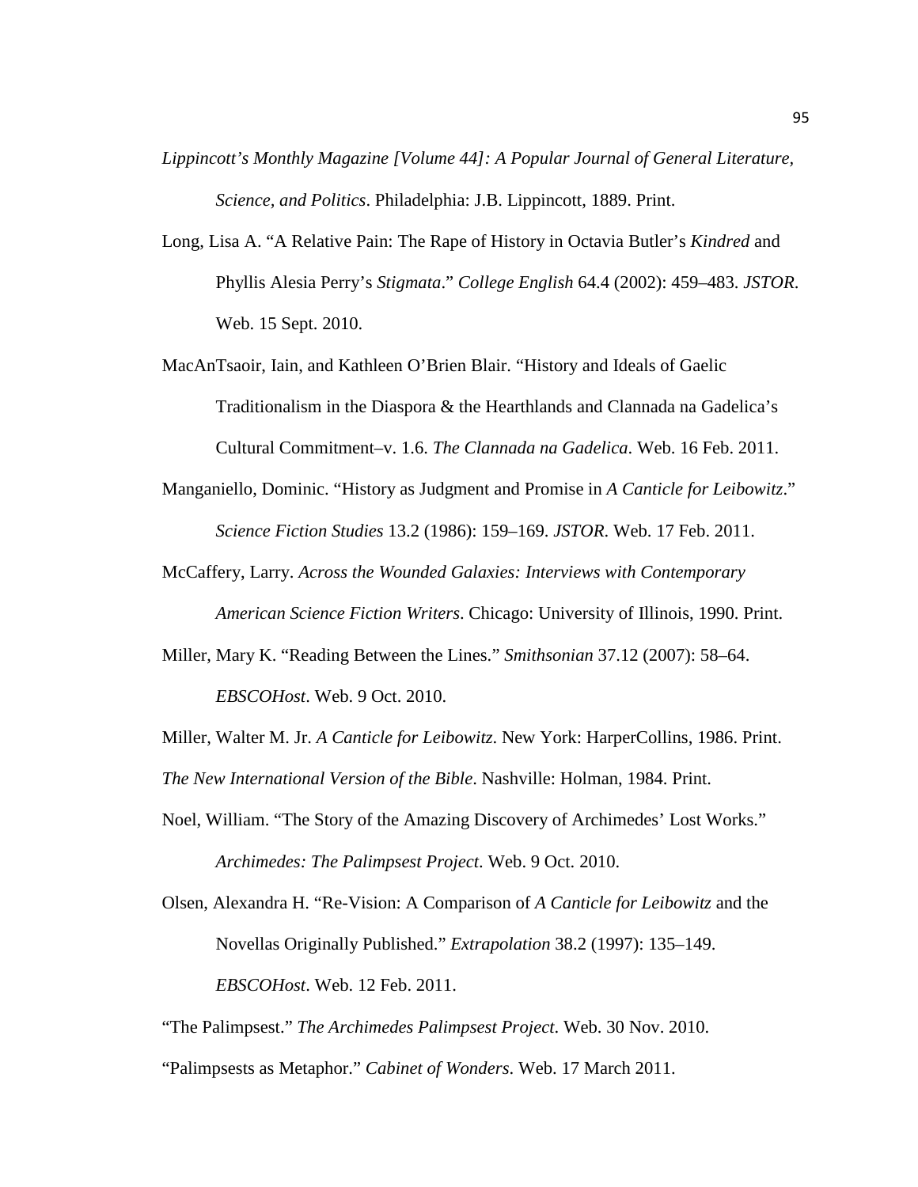*Lippincott's Monthly Magazine [Volume 44]: A Popular Journal of General Literature, Science, and Politics*. Philadelphia: J.B. Lippincott, 1889. Print.

Long, Lisa A. "A Relative Pain: The Rape of History in Octavia Butler's *Kindred* and Phyllis Alesia Perry's *Stigmata*." *College English* 64.4 (2002): 459–483. *JSTOR*. Web. 15 Sept. 2010.

MacAnTsaoir, Iain, and Kathleen O'Brien Blair. "History and Ideals of Gaelic Traditionalism in the Diaspora & the Hearthlands and Clannada na Gadelica's Cultural Commitment–v. 1.6. *The Clannada na Gadelica*. Web. 16 Feb. 2011.

Manganiello, Dominic. "History as Judgment and Promise in *A Canticle for Leibowitz*." *Science Fiction Studies* 13.2 (1986): 159–169. *JSTOR*. Web. 17 Feb. 2011.

McCaffery, Larry. *Across the Wounded Galaxies: Interviews with Contemporary American Science Fiction Writers*. Chicago: University of Illinois, 1990. Print.

Miller, Mary K. "Reading Between the Lines." *Smithsonian* 37.12 (2007): 58–64. *EBSCOHost*. Web. 9 Oct. 2010.

Miller, Walter M. Jr. *A Canticle for Leibowitz*. New York: HarperCollins, 1986. Print.

*The New International Version of the Bible*. Nashville: Holman, 1984. Print.

Noel, William. "The Story of the Amazing Discovery of Archimedes' Lost Works." *Archimedes: The Palimpsest Project*. Web. 9 Oct. 2010.

Olsen, Alexandra H. "Re-Vision: A Comparison of *A Canticle for Leibowitz* and the Novellas Originally Published." *Extrapolation* 38.2 (1997): 135–149. *EBSCOHost*. Web. 12 Feb. 2011.

"The Palimpsest." *The Archimedes Palimpsest Project*. Web. 30 Nov. 2010.

"Palimpsests as Metaphor." *Cabinet of Wonders*. Web. 17 March 2011.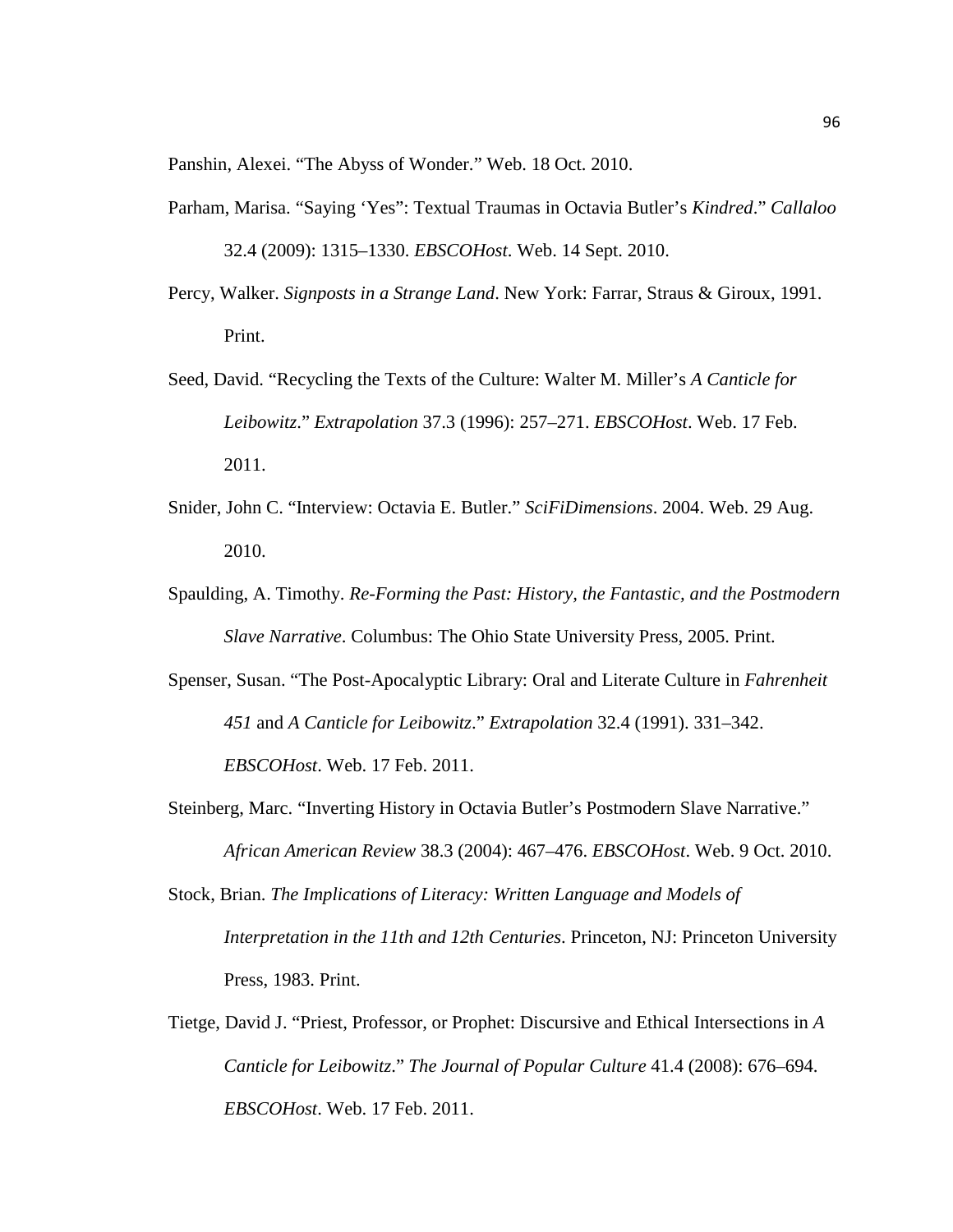Panshin, Alexei. "The Abyss of Wonder." Web. 18 Oct. 2010.

Parham, Marisa. "Saying 'Yes'": Textual Traumas in Octavia Butler's *Kindred*." *Callaloo* 32.4 (2009): 1315–1330. *EBSCOHost*. Web. 14 Sept. 2010.

Percy, Walker. *Signposts in a Strange Land*. New York: Farrar, Straus & Giroux, 1991. Print.

Seed, David. "Recycling the Texts of the Culture: Walter M. Miller's *A Canticle for Leibowitz*." *Extrapolation* 37.3 (1996): 257–271. *EBSCOHost*. Web. 17 Feb. 2011.

Snider, John C. "Interview: Octavia E. Butler." *SciFiDimensions*. 2004. Web. 29 Aug. 2010.

Spaulding, A. Timothy. *Re-Forming the Past: History, the Fantastic, and the Postmodern Slave Narrative*. Columbus: The Ohio State University Press, 2005. Print.

Spenser, Susan. "The Post-Apocalyptic Library: Oral and Literate Culture in *Fahrenheit 451* and *A Canticle for Leibowitz*." *Extrapolation* 32.4 (1991). 331–342. *EBSCOHost*. Web. 17 Feb. 2011.

Steinberg, Marc. "Inverting History in Octavia Butler's Postmodern Slave Narrative." *African American Review* 38.3 (2004): 467–476. *EBSCOHost*. Web. 9 Oct. 2010.

Stock, Brian. *The Implications of Literacy: Written Language and Models of Interpretation in the 11th and 12th Centuries*. Princeton, NJ: Princeton University Press, 1983. Print.

Tietge, David J. "Priest, Professor, or Prophet: Discursive and Ethical Intersections in *A Canticle for Leibowitz*." *The Journal of Popular Culture* 41.4 (2008): 676–694. *EBSCOHost*. Web. 17 Feb. 2011.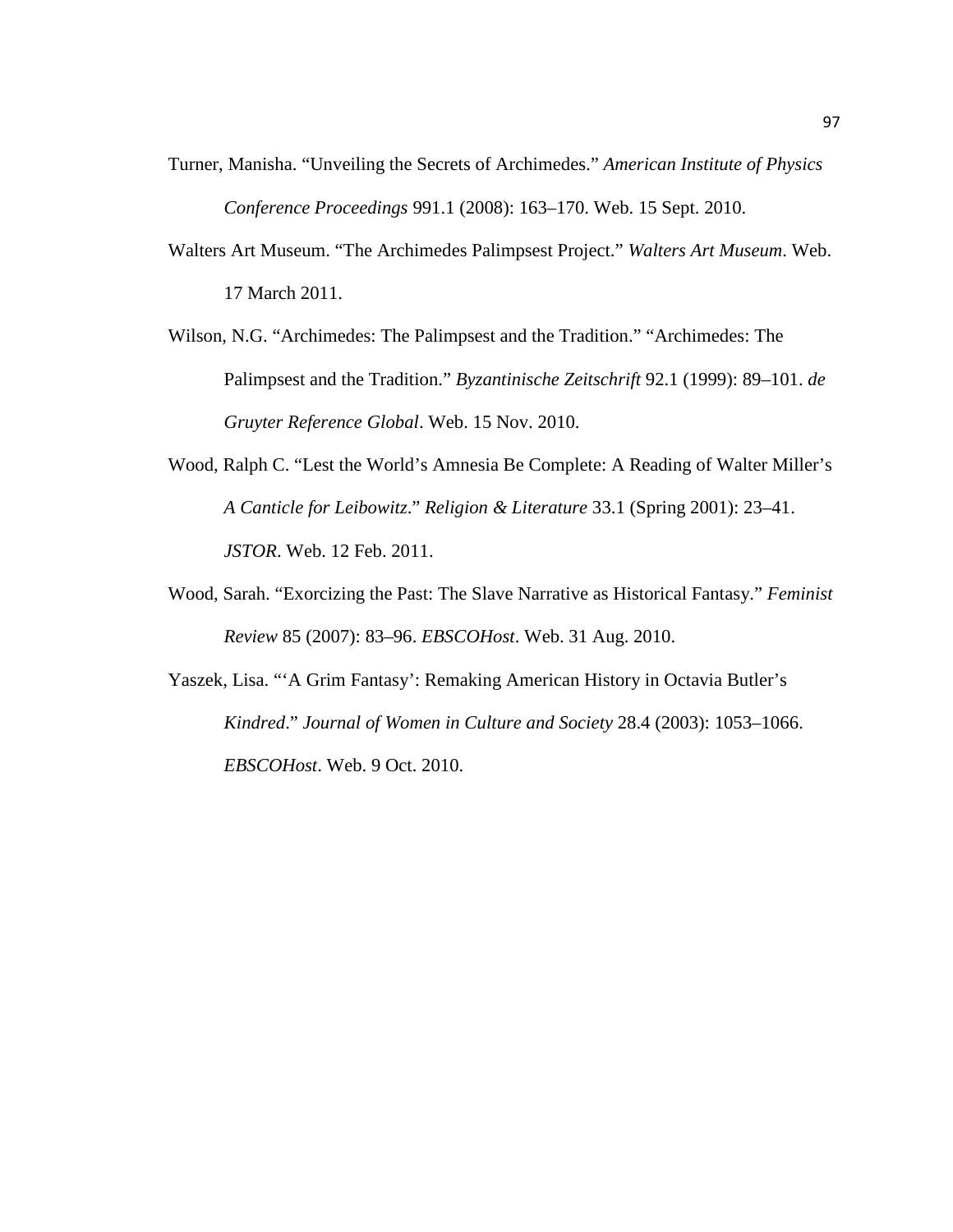Turner, Manisha. “Unveiling the Secrets of Archimedes.” *American Institute of Physics Conference Proceedings* 991.1 (2008): 163–170. Web. 15 Sept. 2010.

Walters Art Museum. “The Archimedes Palimpsest Project.” *Walters Art Museum*. Web. 17 March 2011.

Wilson, N.G. “Archimedes: The Palimpsest and the Tradition.” “Archimedes: The Palimpsest and the Tradition.” *Byzantinische Zeitschrift* 92.1 (1999): 89–101. *de Gruyter Reference Global*. Web. 15 Nov. 2010.

Wood, Ralph C. “Lest the World’s Amnesia Be Complete: A Reading of Walter Miller’s *A Canticle for Leibowitz*.” *Religion & Literature* 33.1 (Spring 2001): 23–41. *JSTOR*. Web. 12 Feb. 2011.

Wood, Sarah. “Exorcizing the Past: The Slave Narrative as Historical Fantasy.” *Feminist Review* 85 (2007): 83–96. *EBSCOHost*. Web. 31 Aug. 2010.

Yaszek, Lisa. “‘A Grim Fantasy’: Remaking American History in Octavia Butler’s *Kindred*.” *Journal of Women in Culture and Society* 28.4 (2003): 1053–1066. *EBSCOHost*. Web. 9 Oct. 2010.